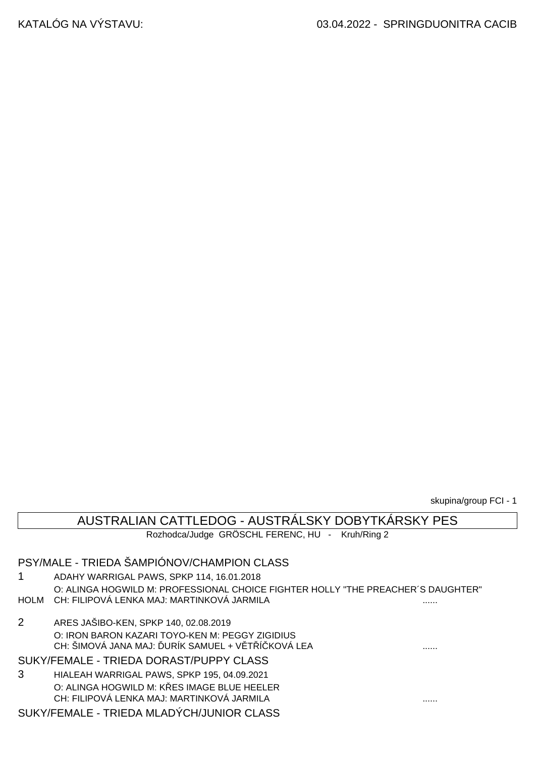skupina/group FCI - 1

## AUSTRALIAN CATTLEDOG - AUSTRÁLSKY DOBYTKÁRSKY PES

Rozhodca/Judge GRÖSCHL FERENC, HU - Kruh/Ring 2

### PSY/MALE - TRIEDA ŠAMPIÓNOV/CHAMPION CLASS

1 ADAHY WARRIGAL PAWS, SPKP 114, 16.01.2018
O: ALINGA HOGWILD M: PROFESSIONAL CHOICE FIGHTER HOLLY "THE PREACHER´S DAUGHTER"
HOLM CH: FILIPOVÁ LENKA MAJ: MARTINKOVÁ JARMILA ......

2 ARES JAŠIBO-KEN, SPKP 140, 02.08.2019
O: IRON BARON KAZARI TOYO-KEN M: PEGGY ZIGIDIUS
CH: ŠIMOVÁ JANA MAJ: ĎURÍK SAMUEL + VĚTŘÍČKOVÁ LEA ......

### SUKY/FEMALE - TRIEDA DORAST/PUPPY CLASS

3 HIALEAH WARRIGAL PAWS, SPKP 195, 04.09.2021
O: ALINGA HOGWILD M: KŘES IMAGE BLUE HEELER
CH: FILIPOVÁ LENKA MAJ: MARTINKOVÁ JARMILA ......

### SUKY/FEMALE - TRIEDA MLADÝCH/JUNIOR CLASS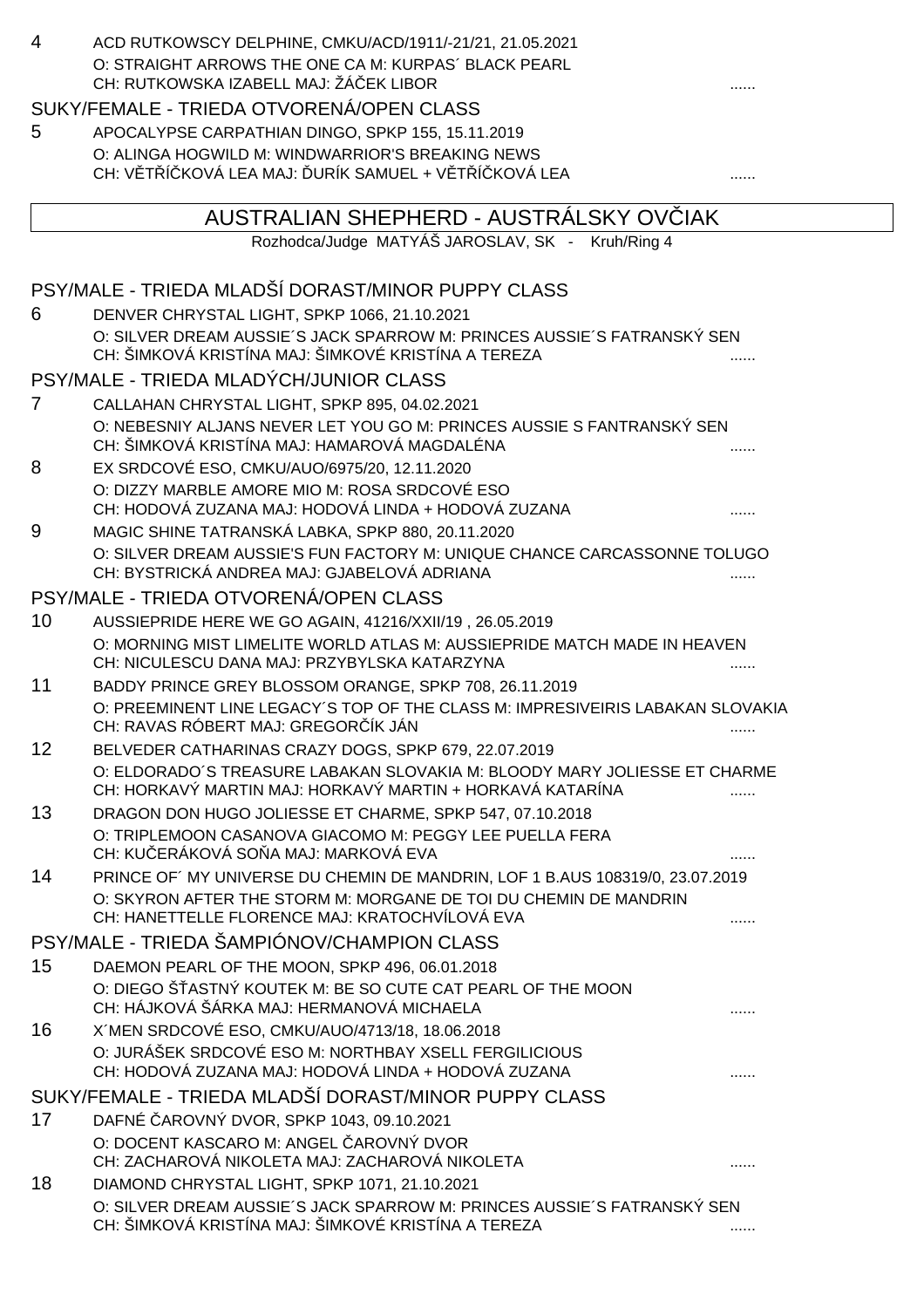4 ACD RUTKOWSCY DELPHINE, CMKU/ACD/1911/-21/21, 21.05.2021
O: STRAIGHT ARROWS THE ONE CA M: KURPAS´ BLACK PEARL
CH: RUTKOWSKA IZABELL MAJ: ŽÁČEK LIBOR ......

### SUKY/FEMALE - TRIEDA OTVORENÁ/OPEN CLASS

5 APOCALYPSE CARPATHIAN DINGO, SPKP 155, 15.11.2019
O: ALINGA HOGWILD M: WINDWARRIOR'S BREAKING NEWS
CH: VĚTŘÍČKOVÁ LEA MAJ: ĎURÍK SAMUEL + VĚTŘÍČKOVÁ LEA ......

## AUSTRALIAN SHEPHERD - AUSTRÁLSKY OVČIAK

Rozhodca/Judge MATYÁŠ JAROSLAV, SK - Kruh/Ring 4

### PSY/MALE - TRIEDA MLADŠÍ DORAST/MINOR PUPPY CLASS

6 DENVER CHRYSTAL LIGHT, SPKP 1066, 21.10.2021
O: SILVER DREAM AUSSIE´S JACK SPARROW M: PRINCES AUSSIE´S FATRANSKÝ SEN
CH: ŠIMKOVÁ KRISTÍNA MAJ: ŠIMKOVÉ KRISTÍNA A TEREZA ......

### PSY/MALE - TRIEDA MLADÝCH/JUNIOR CLASS

7 CALLAHAN CHRYSTAL LIGHT, SPKP 895, 04.02.2021
O: NEBESNIY ALJANS NEVER LET YOU GO M: PRINCES AUSSIE S FANTRANSKÝ SEN
CH: ŠIMKOVÁ KRISTÍNA MAJ: HAMAROVÁ MAGDALÉNA ......

8 EX SRDCOVÉ ESO, CMKU/AUO/6975/20, 12.11.2020
O: DIZZY MARBLE AMORE MIO M: ROSA SRDCOVÉ ESO
CH: HODOVÁ ZUZANA MAJ: HODOVÁ LINDA + HODOVÁ ZUZANA ......

9 MAGIC SHINE TATRANSKÁ LABKA, SPKP 880, 20.11.2020
O: SILVER DREAM AUSSIE'S FUN FACTORY M: UNIQUE CHANCE CARCASSONNE TOLUGO
CH: BYSTRICKÁ ANDREA MAJ: GJABELOVÁ ADRIANA ......

### PSY/MALE - TRIEDA OTVORENÁ/OPEN CLASS

10 AUSSIEPRIDE HERE WE GO AGAIN, 41216/XXII/19 , 26.05.2019
O: MORNING MIST LIMELITE WORLD ATLAS M: AUSSIEPRIDE MATCH MADE IN HEAVEN
CH: NICULESCU DANA MAJ: PRZYBYLSKA KATARZYNA ......

11 BADDY PRINCE GREY BLOSSOM ORANGE, SPKP 708, 26.11.2019
O: PREEMINENT LINE LEGACY´S TOP OF THE CLASS M: IMPRESIVEIRIS LABAKAN SLOVAKIA
CH: RAVAS RÓBERT MAJ: GREGORČÍK JÁN ......

12 BELVEDER CATHARINAS CRAZY DOGS, SPKP 679, 22.07.2019
O: ELDORADO´S TREASURE LABAKAN SLOVAKIA M: BLOODY MARY JOLIESSE ET CHARME
CH: HORKAVÝ MARTIN MAJ: HORKAVÝ MARTIN + HORKAVÁ KATARÍNA ......

13 DRAGON DON HUGO JOLIESSE ET CHARME, SPKP 547, 07.10.2018
O: TRIPLEMOON CASANOVA GIACOMO M: PEGGY LEE PUELLA FERA
CH: KUČERÁKOVÁ SOŇA MAJ: MARKOVÁ EVA ......

14 PRINCE OF´ MY UNIVERSE DU CHEMIN DE MANDRIN, LOF 1 B.AUS 108319/0, 23.07.2019
O: SKYRON AFTER THE STORM M: MORGANE DE TOI DU CHEMIN DE MANDRIN
CH: HANETTELLE FLORENCE MAJ: KRATOCHVÍLOVÁ EVA ......

### PSY/MALE - TRIEDA ŠAMPIÓNOV/CHAMPION CLASS

15 DAEMON PEARL OF THE MOON, SPKP 496, 06.01.2018
O: DIEGO ŠŤASTNÝ KOUTEK M: BE SO CUTE CAT PEARL OF THE MOON
CH: HÁJKOVÁ ŠÁRKA MAJ: HERMANOVÁ MICHAELA ......

16 X´MEN SRDCOVÉ ESO, CMKU/AUO/4713/18, 18.06.2018
O: JURÁŠEK SRDCOVÉ ESO M: NORTHBAY XSELL FERGILICIOUS
CH: HODOVÁ ZUZANA MAJ: HODOVÁ LINDA + HODOVÁ ZUZANA ......

### SUKY/FEMALE - TRIEDA MLADŠÍ DORAST/MINOR PUPPY CLASS

17 DAFNÉ ČAROVNÝ DVOR, SPKP 1043, 09.10.2021
O: DOCENT KASCARO M: ANGEL ČAROVNÝ DVOR
CH: ZACHAROVÁ NIKOLETA MAJ: ZACHAROVÁ NIKOLETA ......

18 DIAMOND CHRYSTAL LIGHT, SPKP 1071, 21.10.2021
O: SILVER DREAM AUSSIE´S JACK SPARROW M: PRINCES AUSSIE´S FATRANSKÝ SEN
CH: ŠIMKOVÁ KRISTÍNA MAJ: ŠIMKOVÉ KRISTÍNA A TEREZA ......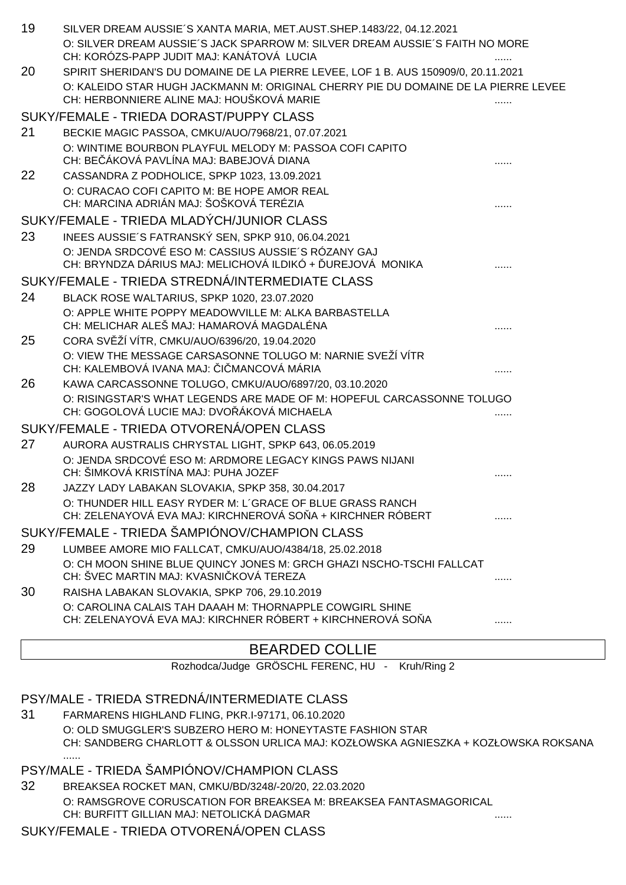19 SILVER DREAM AUSSIE´S XANTA MARIA, MET.AUST.SHEP.1483/22, 04.12.2021
O: SILVER DREAM AUSSIE´S JACK SPARROW M: SILVER DREAM AUSSIE´S FAITH NO MORE
CH: KORÓZS-PAPP JUDIT MAJ: KANÁTOVÁ LUCIA ......

20 SPIRIT SHERIDAN'S DU DOMAINE DE LA PIERRE LEVEE, LOF 1 B. AUS 150909/0, 20.11.2021
O: KALEIDO STAR HUGH JACKMANN M: ORIGINAL CHERRY PIE DU DOMAINE DE LA PIERRE LEVEE
CH: HERBONNIERE ALINE MAJ: HOUŠKOVÁ MARIE ......

## SUKY/FEMALE - TRIEDA DORAST/PUPPY CLASS

21 BECKIE MAGIC PASSOA, CMKU/AUO/7968/21, 07.07.2021
O: WINTIME BOURBON PLAYFUL MELODY M: PASSOA COFI CAPITO
CH: BEČÁKOVÁ PAVLÍNA MAJ: BABEJOVÁ DIANA ......

22 CASSANDRA Z PODHOLICE, SPKP 1023, 13.09.2021
O: CURACAO COFI CAPITO M: BE HOPE AMOR REAL
CH: MARCINA ADRIÁN MAJ: ŠOŠKOVÁ TERÉZIA ......

## SUKY/FEMALE - TRIEDA MLADÝCH/JUNIOR CLASS

23 INEES AUSSIE´S FATRANSKÝ SEN, SPKP 910, 06.04.2021
O: JENDA SRDCOVÉ ESO M: CASSIUS AUSSIE´S RÓZANY GAJ
CH: BRYNDZA DÁRIUS MAJ: MELICHOVÁ ILDIKÓ + ĎUREJOVÁ MONIKA ......

## SUKY/FEMALE - TRIEDA STREDNÁ/INTERMEDIATE CLASS

24 BLACK ROSE WALTARIUS, SPKP 1020, 23.07.2020
O: APPLE WHITE POPPY MEADOWVILLE M: ALKA BARBASTELLA
CH: MELICHAR ALEŠ MAJ: HAMAROVÁ MAGDALÉNA ......

25 CORA SVĚŽÍ VÍTR, CMKU/AUO/6396/20, 19.04.2020
O: VIEW THE MESSAGE CARSASONNE TOLUGO M: NARNIE SVEŽÍ VÍTR
CH: KALEMBOVÁ IVANA MAJ: ČIČMANCOVÁ MÁRIA ......

26 KAWA CARCASSONNE TOLUGO, CMKU/AUO/6897/20, 03.10.2020
O: RISINGSTAR'S WHAT LEGENDS ARE MADE OF M: HOPEFUL CARCASSONNE TOLUGO
CH: GOGOLOVÁ LUCIE MAJ: DVOŘÁKOVÁ MICHAELA ......

## SUKY/FEMALE - TRIEDA OTVORENÁ/OPEN CLASS

27 AURORA AUSTRALIS CHRYSTAL LIGHT, SPKP 643, 06.05.2019
O: JENDA SRDCOVÉ ESO M: ARDMORE LEGACY KINGS PAWS NIJANI
CH: ŠIMKOVÁ KRISTÍNA MAJ: PUHA JOZEF ......

28 JAZZY LADY LABAKAN SLOVAKIA, SPKP 358, 30.04.2017
O: THUNDER HILL EASY RYDER M: L´GRACE OF BLUE GRASS RANCH
CH: ZELENAYOVÁ EVA MAJ: KIRCHNEROVÁ SOŇA + KIRCHNER RÓBERT ......

## SUKY/FEMALE - TRIEDA ŠAMPIÓNOV/CHAMPION CLASS

29 LUMBEE AMORE MIO FALLCAT, CMKU/AUO/4384/18, 25.02.2018
O: CH MOON SHINE BLUE QUINCY JONES M: GRCH GHAZI NSCHO-TSCHI FALLCAT
CH: ŠVEC MARTIN MAJ: KVASNIČKOVÁ TEREZA ......

30 RAISHA LABAKAN SLOVAKIA, SPKP 706, 29.10.2019
O: CAROLINA CALAIS TAH DAAAH M: THORNAPPLE COWGIRL SHINE
CH: ZELENAYOVÁ EVA MAJ: KIRCHNER RÓBERT + KIRCHNEROVÁ SOŇA ......

# BEARDED COLLIE

Rozhodca/Judge GRÖSCHL FERENC, HU - Kruh/Ring 2

## PSY/MALE - TRIEDA STREDNÁ/INTERMEDIATE CLASS

31 FARMARENS HIGHLAND FLING, PKR.I-97171, 06.10.2020
O: OLD SMUGGLER'S SUBZERO HERO M: HONEYTASTE FASHION STAR
CH: SANDBERG CHARLOTT & OLSSON URLICA MAJ: KOZŁOWSKA AGNIESZKA + KOZŁOWSKA ROKSANA ......

## PSY/MALE - TRIEDA ŠAMPIÓNOV/CHAMPION CLASS

32 BREAKSEA ROCKET MAN, CMKU/BD/3248/-20/20, 22.03.2020
O: RAMSGROVE CORUSCATION FOR BREAKSEA M: BREAKSEA FANTASMAGORICAL
CH: BURFITT GILLIAN MAJ: NETOLICKÁ DAGMAR ......

## SUKY/FEMALE - TRIEDA OTVORENÁ/OPEN CLASS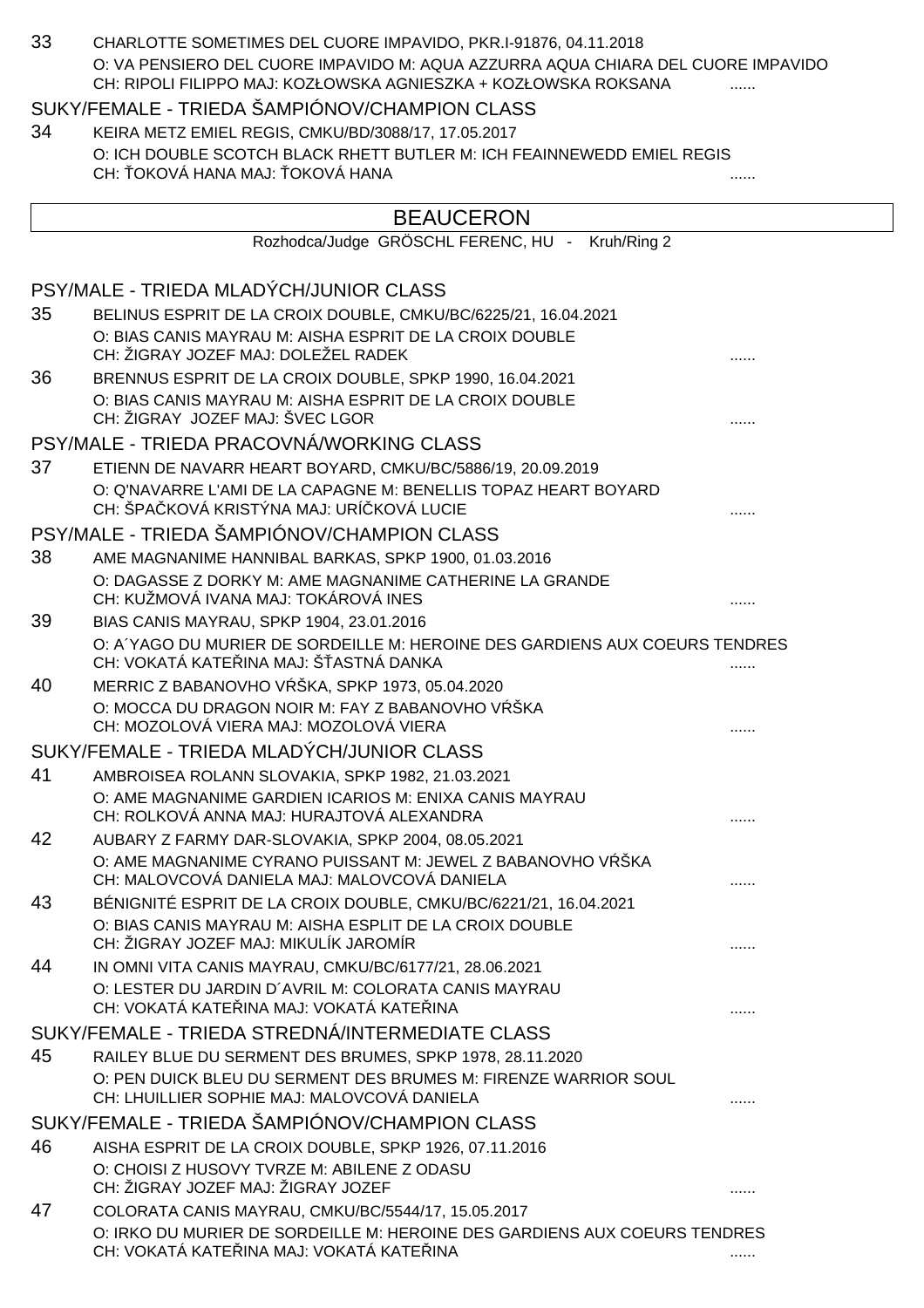33 CHARLOTTE SOMETIMES DEL CUORE IMPAVIDO, PKR.I-91876, 04.11.2018
O: VA PENSIERO DEL CUORE IMPAVIDO M: AQUA AZZURRA AQUA CHIARA DEL CUORE IMPAVIDO
CH: RIPOLI FILIPPO MAJ: KOZŁOWSKA AGNIESZKA + KOZŁOWSKA ROKSANA ......

SUKY/FEMALE - TRIEDA ŠAMPIÓNOV/CHAMPION CLASS

34 KEIRA METZ EMIEL REGIS, CMKU/BD/3088/17, 17.05.2017
O: ICH DOUBLE SCOTCH BLACK RHETT BUTLER M: ICH FEAINNEWEDD EMIEL REGIS
CH: ŤOKOVÁ HANA MAJ: ŤOKOVÁ HANA ......

## BEAUCERON

Rozhodca/Judge GRÖSCHL FERENC, HU - Kruh/Ring 2

PSY/MALE - TRIEDA MLADÝCH/JUNIOR CLASS

35 BELINUS ESPRIT DE LA CROIX DOUBLE, CMKU/BC/6225/21, 16.04.2021
O: BIAS CANIS MAYRAU M: AISHA ESPRIT DE LA CROIX DOUBLE
CH: ŽIGRAY JOZEF MAJ: DOLEŽEL RADEK ......

36 BRENNUS ESPRIT DE LA CROIX DOUBLE, SPKP 1990, 16.04.2021
O: BIAS CANIS MAYRAU M: AISHA ESPRIT DE LA CROIX DOUBLE
CH: ŽIGRAY JOZEF MAJ: ŠVEC LGOR ......

PSY/MALE - TRIEDA PRACOVNÁ/WORKING CLASS

37 ETIENN DE NAVARR HEART BOYARD, CMKU/BC/5886/19, 20.09.2019
O: Q'NAVARRE L'AMI DE LA CAPAGNE M: BENELLIS TOPAZ HEART BOYARD
CH: ŠPAČKOVÁ KRISTÝNA MAJ: URÍČKOVÁ LUCIE ......

PSY/MALE - TRIEDA ŠAMPIÓNOV/CHAMPION CLASS

38 AME MAGNANIME HANNIBAL BARKAS, SPKP 1900, 01.03.2016
O: DAGASSE Z DORKY M: AME MAGNANIME CATHERINE LA GRANDE
CH: KUŽMOVÁ IVANA MAJ: TOKÁROVÁ INES ......

39 BIAS CANIS MAYRAU, SPKP 1904, 23.01.2016
O: A´YAGO DU MURIER DE SORDEILLE M: HEROINE DES GARDIENS AUX COEURS TENDRES
CH: VOKATÁ KATEŘINA MAJ: ŠŤASTNÁ DANKA ......

40 MERRIC Z BABANOVHO VŔŠKA, SPKP 1973, 05.04.2020
O: MOCCA DU DRAGON NOIR M: FAY Z BABANOVHO VŔŠKA
CH: MOZOLOVÁ VIERA MAJ: MOZOLOVÁ VIERA ......

SUKY/FEMALE - TRIEDA MLADÝCH/JUNIOR CLASS

41 AMBROISEA ROLANN SLOVAKIA, SPKP 1982, 21.03.2021
O: AME MAGNANIME GARDIEN ICARIOS M: ENIXA CANIS MAYRAU
CH: ROLKOVÁ ANNA MAJ: HURAJTOVÁ ALEXANDRA ......

42 AUBARY Z FARMY DAR-SLOVAKIA, SPKP 2004, 08.05.2021
O: AME MAGNANIME CYRANO PUISSANT M: JEWEL Z BABANOVHO VŔŠKA
CH: MALOVCOVÁ DANIELA MAJ: MALOVCOVÁ DANIELA ......

43 BÉNIGNITÉ ESPRIT DE LA CROIX DOUBLE, CMKU/BC/6221/21, 16.04.2021
O: BIAS CANIS MAYRAU M: AISHA ESPLIT DE LA CROIX DOUBLE
CH: ŽIGRAY JOZEF MAJ: MIKULÍK JAROMÍR ......

44 IN OMNI VITA CANIS MAYRAU, CMKU/BC/6177/21, 28.06.2021
O: LESTER DU JARDIN D´AVRIL M: COLORATA CANIS MAYRAU
CH: VOKATÁ KATEŘINA MAJ: VOKATÁ KATEŘINA ......

SUKY/FEMALE - TRIEDA STREDNÁ/INTERMEDIATE CLASS

45 RAILEY BLUE DU SERMENT DES BRUMES, SPKP 1978, 28.11.2020
O: PEN DUICK BLEU DU SERMENT DES BRUMES M: FIRENZE WARRIOR SOUL
CH: LHUILLIER SOPHIE MAJ: MALOVCOVÁ DANIELA ......

SUKY/FEMALE - TRIEDA ŠAMPIÓNOV/CHAMPION CLASS

46 AISHA ESPRIT DE LA CROIX DOUBLE, SPKP 1926, 07.11.2016
O: CHOISI Z HUSOVY TVRZE M: ABILENE Z ODASU
CH: ŽIGRAY JOZEF MAJ: ŽIGRAY JOZEF ......

47 COLORATA CANIS MAYRAU, CMKU/BC/5544/17, 15.05.2017
O: IRKO DU MURIER DE SORDEILLE M: HEROINE DES GARDIENS AUX COEURS TENDRES
CH: VOKATÁ KATEŘINA MAJ: VOKATÁ KATEŘINA ......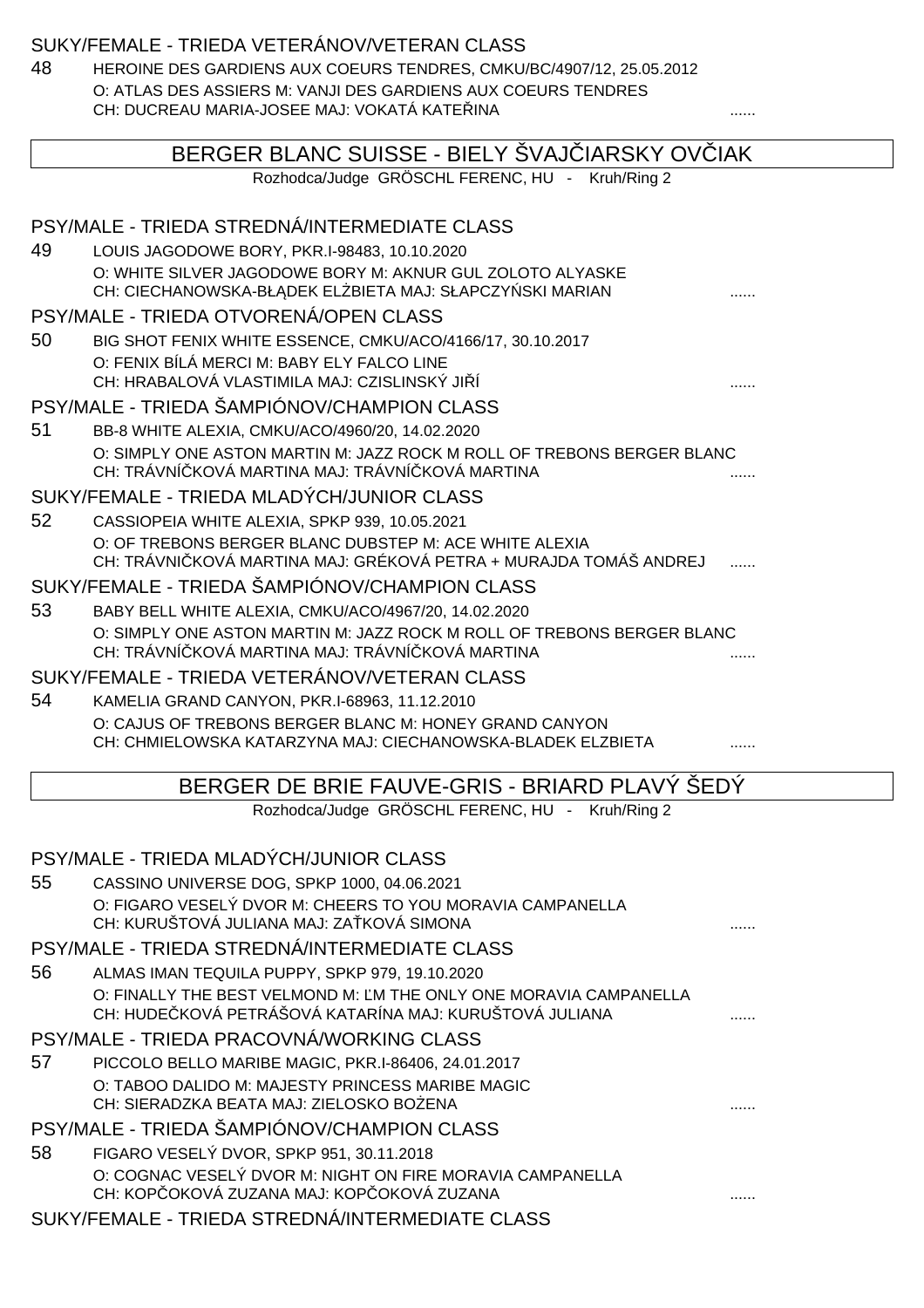### SUKY/FEMALE - TRIEDA VETERÁNOV/VETERAN CLASS

48 HEROINE DES GARDIENS AUX COEURS TENDRES, CMKU/BC/4907/12, 25.05.2012
O: ATLAS DES ASSIERS M: VANJI DES GARDIENS AUX COEURS TENDRES
CH: DUCREAU MARIA-JOSEE MAJ: VOKATÁ KATEŘINA ......

## BERGER BLANC SUISSE - BIELY ŠVAJČIARSKY OVČIAK

Rozhodca/Judge GRÖSCHL FERENC, HU - Kruh/Ring 2

### PSY/MALE - TRIEDA STREDNÁ/INTERMEDIATE CLASS

49 LOUIS JAGODOWE BORY, PKR.I-98483, 10.10.2020
O: WHITE SILVER JAGODOWE BORY M: AKNUR GUL ZOLOTO ALYASKE
CH: CIECHANOWSKA-BŁĄDEK ELŻBIETA MAJ: SŁAPCZYŃSKI MARIAN ......

### PSY/MALE - TRIEDA OTVORENÁ/OPEN CLASS

50 BIG SHOT FENIX WHITE ESSENCE, CMKU/ACO/4166/17, 30.10.2017
O: FENIX BÍLÁ MERCI M: BABY ELY FALCO LINE
CH: HRABALOVÁ VLASTIMILA MAJ: CZISLINSKÝ JIŘÍ ......

### PSY/MALE - TRIEDA ŠAMPIÓNOV/CHAMPION CLASS

51 BB-8 WHITE ALEXIA, CMKU/ACO/4960/20, 14.02.2020
O: SIMPLY ONE ASTON MARTIN M: JAZZ ROCK M ROLL OF TREBONS BERGER BLANC
CH: TRÁVNÍČKOVÁ MARTINA MAJ: TRÁVNÍČKOVÁ MARTINA ......

### SUKY/FEMALE - TRIEDA MLADÝCH/JUNIOR CLASS

52 CASSIOPEIA WHITE ALEXIA, SPKP 939, 10.05.2021
O: OF TREBONS BERGER BLANC DUBSTEP M: ACE WHITE ALEXIA
CH: TRÁVNIČKOVÁ MARTINA MAJ: GRÉKOVÁ PETRA + MURAJDA TOMÁŠ ANDREJ ......

### SUKY/FEMALE - TRIEDA ŠAMPIÓNOV/CHAMPION CLASS

53 BABY BELL WHITE ALEXIA, CMKU/ACO/4967/20, 14.02.2020
O: SIMPLY ONE ASTON MARTIN M: JAZZ ROCK M ROLL OF TREBONS BERGER BLANC
CH: TRÁVNÍČKOVÁ MARTINA MAJ: TRÁVNÍČKOVÁ MARTINA ......

### SUKY/FEMALE - TRIEDA VETERÁNOV/VETERAN CLASS

54 KAMELIA GRAND CANYON, PKR.I-68963, 11.12.2010
O: CAJUS OF TREBONS BERGER BLANC M: HONEY GRAND CANYON
CH: CHMIELOWSKA KATARZYNA MAJ: CIECHANOWSKA-BLADEK ELZBIETA ......

## BERGER DE BRIE FAUVE-GRIS - BRIARD PLAVÝ ŠEDÝ

Rozhodca/Judge GRÖSCHL FERENC, HU - Kruh/Ring 2

### PSY/MALE - TRIEDA MLADÝCH/JUNIOR CLASS

55 CASSINO UNIVERSE DOG, SPKP 1000, 04.06.2021
O: FIGARO VESELÝ DVOR M: CHEERS TO YOU MORAVIA CAMPANELLA
CH: KURUŠTOVÁ JULIANA MAJ: ZAŤKOVÁ SIMONA ......

### PSY/MALE - TRIEDA STREDNÁ/INTERMEDIATE CLASS

56 ALMAS IMAN TEQUILA PUPPY, SPKP 979, 19.10.2020
O: FINALLY THE BEST VELMOND M: ĽM THE ONLY ONE MORAVIA CAMPANELLA
CH: HUDEČKOVÁ PETRÁŠOVÁ KATARÍNA MAJ: KURUŠTOVÁ JULIANA ......

### PSY/MALE - TRIEDA PRACOVNÁ/WORKING CLASS

57 PICCOLO BELLO MARIBE MAGIC, PKR.I-86406, 24.01.2017
O: TABOO DALIDO M: MAJESTY PRINCESS MARIBE MAGIC
CH: SIERADZKA BEATA MAJ: ZIELOSKO BOŻENA ......

### PSY/MALE - TRIEDA ŠAMPIÓNOV/CHAMPION CLASS

58 FIGARO VESELÝ DVOR, SPKP 951, 30.11.2018
O: COGNAC VESELÝ DVOR M: NIGHT ON FIRE MORAVIA CAMPANELLA
CH: KOPČOKOVÁ ZUZANA MAJ: KOPČOKOVÁ ZUZANA ......

### SUKY/FEMALE - TRIEDA STREDNÁ/INTERMEDIATE CLASS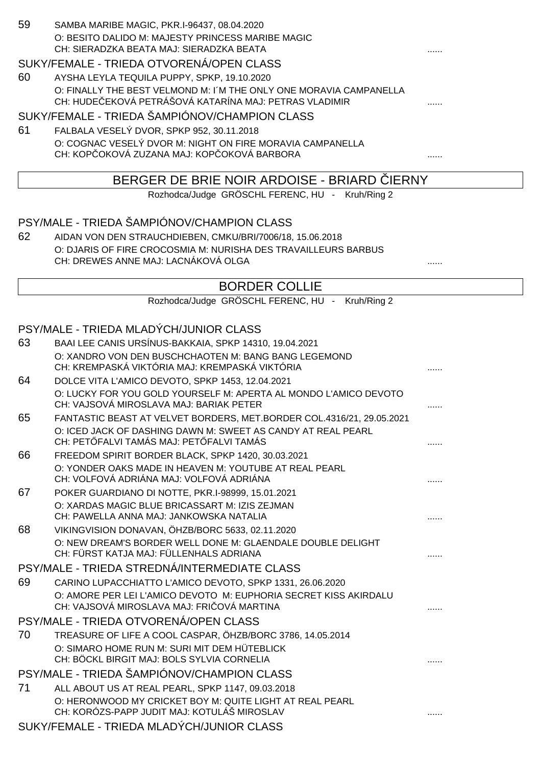59 SAMBA MARIBE MAGIC, PKR.I-96437, 08.04.2020
O: BESITO DALIDO M: MAJESTY PRINCESS MARIBE MAGIC
CH: SIERADZKA BEATA MAJ: SIERADZKA BEATA ......

SUKY/FEMALE - TRIEDA OTVORENÁ/OPEN CLASS

60 AYSHA LEYLA TEQUILA PUPPY, SPKP, 19.10.2020
O: FINALLY THE BEST VELMOND M: I´M THE ONLY ONE MORAVIA CAMPANELLA
CH: HUDEČEKOVÁ PETRÁŠOVÁ KATARÍNA MAJ: PETRAS VLADIMIR ......

SUKY/FEMALE - TRIEDA ŠAMPIÓNOV/CHAMPION CLASS

61 FALBALA VESELÝ DVOR, SPKP 952, 30.11.2018
O: COGNAC VESELÝ DVOR M: NIGHT ON FIRE MORAVIA CAMPANELLA
CH: KOPČOKOVÁ ZUZANA MAJ: KOPČOKOVÁ BARBORA ......

## BERGER DE BRIE NOIR ARDOISE - BRIARD ČIERNY

Rozhodca/Judge GRÖSCHL FERENC, HU - Kruh/Ring 2

PSY/MALE - TRIEDA ŠAMPIÓNOV/CHAMPION CLASS

62 AIDAN VON DEN STRAUCHDIEBEN, CMKU/BRI/7006/18, 15.06.2018
O: DJARIS OF FIRE CROCOSMIA M: NURISHA DES TRAVAILLEURS BARBUS
CH: DREWES ANNE MAJ: LACNÁKOVÁ OLGA ......

## BORDER COLLIE

Rozhodca/Judge GRÖSCHL FERENC, HU - Kruh/Ring 2

PSY/MALE - TRIEDA MLADÝCH/JUNIOR CLASS

63 BAAI LEE CANIS URSÍNUS-BAKKAIA, SPKP 14310, 19.04.2021
O: XANDRO VON DEN BUSCHCHAOTEN M: BANG BANG LEGEMOND
CH: KREMPASKÁ VIKTÓRIA MAJ: KREMPASKÁ VIKTÓRIA ......

64 DOLCE VITA L'AMICO DEVOTO, SPKP 1453, 12.04.2021
O: LUCKY FOR YOU GOLD YOURSELF M: APERTA AL MONDO L'AMICO DEVOTO
CH: VAJSOVÁ MIROSLAVA MAJ: BARIAK PETER ......

65 FANTASTIC BEAST AT VELVET BORDERS, MET.BORDER COL.4316/21, 29.05.2021
O: ICED JACK OF DASHING DAWN M: SWEET AS CANDY AT REAL PEARL
CH: PETŐFALVI TAMÁS MAJ: PETŐFALVI TAMÁS ......

66 FREEDOM SPIRIT BORDER BLACK, SPKP 1420, 30.03.2021
O: YONDER OAKS MADE IN HEAVEN M: YOUTUBE AT REAL PEARL
CH: VOLFOVÁ ADRIÁNA MAJ: VOLFOVÁ ADRIÁNA ......

67 POKER GUARDIANO DI NOTTE, PKR.I-98999, 15.01.2021
O: XARDAS MAGIC BLUE BRICASSART M: IZIS ZEJMAN
CH: PAWELLA ANNA MAJ: JANKOWSKA NATALIA ......

68 VIKINGVISION DONAVAN, ÖHZB/BORC 5633, 02.11.2020
O: NEW DREAM'S BORDER WELL DONE M: GLAENDALE DOUBLE DELIGHT
CH: FÜRST KATJA MAJ: FÜLLENHALS ADRIANA ......

PSY/MALE - TRIEDA STREDNÁ/INTERMEDIATE CLASS

69 CARINO LUPACCHIATTO L'AMICO DEVOTO, SPKP 1331, 26.06.2020
O: AMORE PER LEI L'AMICO DEVOTO M: EUPHORIA SECRET KISS AKIRDALU
CH: VAJSOVÁ MIROSLAVA MAJ: FRIČOVÁ MARTINA ......

PSY/MALE - TRIEDA OTVORENÁ/OPEN CLASS

70 TREASURE OF LIFE A COOL CASPAR, ÖHZB/BORC 3786, 14.05.2014
O: SIMARO HOME RUN M: SURI MIT DEM HÜTEBLICK
CH: BÖCKL BIRGIT MAJ: BOLS SYLVIA CORNELIA ......

PSY/MALE - TRIEDA ŠAMPIÓNOV/CHAMPION CLASS

71 ALL ABOUT US AT REAL PEARL, SPKP 1147, 09.03.2018
O: HERONWOOD MY CRICKET BOY M: QUITE LIGHT AT REAL PEARL
CH: KORÓZS-PAPP JUDIT MAJ: KOTULÁŠ MIROSLAV ......

SUKY/FEMALE - TRIEDA MLADÝCH/JUNIOR CLASS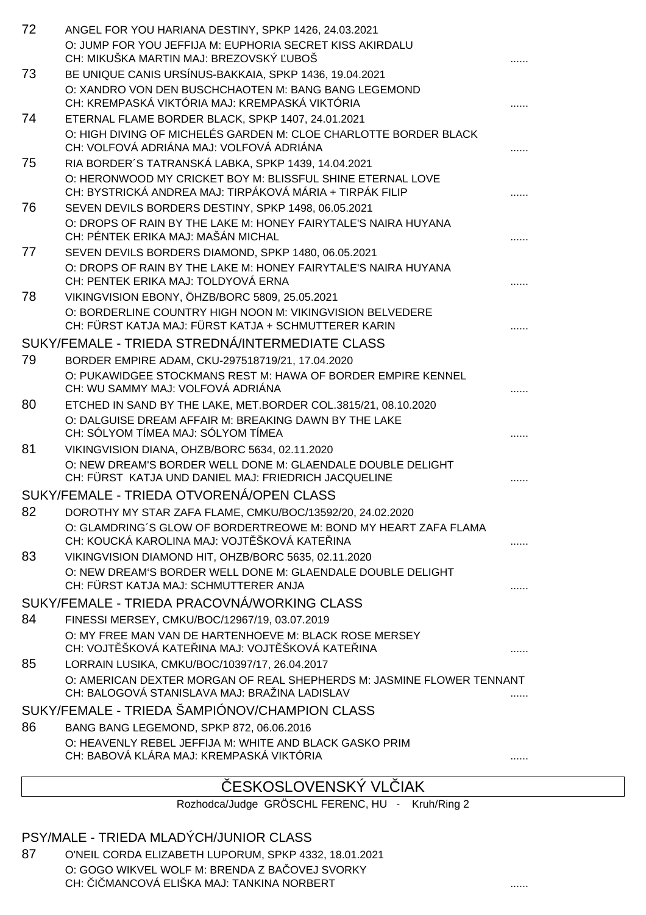72 ANGEL FOR YOU HARIANA DESTINY, SPKP 1426, 24.03.2021
O: JUMP FOR YOU JEFFIJA M: EUPHORIA SECRET KISS AKIRDALU
CH: MIKUŠKA MARTIN MAJ: BREZOVSKÝ ĽUBOŠ ......

73 BE UNIQUE CANIS URSÍNUS-BAKKAIA, SPKP 1436, 19.04.2021
O: XANDRO VON DEN BUSCHCHAOTEN M: BANG BANG LEGEMOND
CH: KREMPASKÁ VIKTÓRIA MAJ: KREMPASKÁ VIKTÓRIA ......

74 ETERNAL FLAME BORDER BLACK, SPKP 1407, 24.01.2021
O: HIGH DIVING OF MICHELÉS GARDEN M: CLOE CHARLOTTE BORDER BLACK
CH: VOLFOVÁ ADRIÁNA MAJ: VOLFOVÁ ADRIÁNA ......

75 RIA BORDER´S TATRANSKÁ LABKA, SPKP 1439, 14.04.2021
O: HERONWOOD MY CRICKET BOY M: BLISSFUL SHINE ETERNAL LOVE
CH: BYSTRICKÁ ANDREA MAJ: TIRPÁKOVÁ MÁRIA + TIRPÁK FILIP ......

76 SEVEN DEVILS BORDERS DESTINY, SPKP 1498, 06.05.2021
O: DROPS OF RAIN BY THE LAKE M: HONEY FAIRYTALE'S NAIRA HUYANA
CH: PÉNTEK ERIKA MAJ: MAŠÁN MICHAL ......

77 SEVEN DEVILS BORDERS DIAMOND, SPKP 1480, 06.05.2021
O: DROPS OF RAIN BY THE LAKE M: HONEY FAIRYTALE'S NAIRA HUYANA
CH: PENTEK ERIKA MAJ: TOLDYOVÁ ERNA ......

78 VIKINGVISION EBONY, ÖHZB/BORC 5809, 25.05.2021
O: BORDERLINE COUNTRY HIGH NOON M: VIKINGVISION BELVEDERE
CH: FÜRST KATJA MAJ: FÜRST KATJA + SCHMUTTERER KARIN ......

## SUKY/FEMALE - TRIEDA STREDNÁ/INTERMEDIATE CLASS

79 BORDER EMPIRE ADAM, CKU-297518719/21, 17.04.2020
O: PUKAWIDGEE STOCKMANS REST M: HAWA OF BORDER EMPIRE KENNEL
CH: WU SAMMY MAJ: VOLFOVÁ ADRIÁNA ......

80 ETCHED IN SAND BY THE LAKE, MET.BORDER COL.3815/21, 08.10.2020
O: DALGUISE DREAM AFFAIR M: BREAKING DAWN BY THE LAKE
CH: SÓLYOM TÍMEA MAJ: SÓLYOM TÍMEA ......

81 VIKINGVISION DIANA, OHZB/BORC 5634, 02.11.2020
O: NEW DREAM'S BORDER WELL DONE M: GLAENDALE DOUBLE DELIGHT
CH: FÜRST KATJA UND DANIEL MAJ: FRIEDRICH JACQUELINE ......

## SUKY/FEMALE - TRIEDA OTVORENÁ/OPEN CLASS

82 DOROTHY MY STAR ZAFA FLAME, CMKU/BOC/13592/20, 24.02.2020
O: GLAMDRING´S GLOW OF BORDERTREOWE M: BOND MY HEART ZAFA FLAMA
CH: KOUCKÁ KAROLINA MAJ: VOJTĚŠKOVÁ KATEŘINA ......

83 VIKINGVISION DIAMOND HIT, OHZB/BORC 5635, 02.11.2020
O: NEW DREAM'S BORDER WELL DONE M: GLAENDALE DOUBLE DELIGHT
CH: FÜRST KATJA MAJ: SCHMUTTERER ANJA ......

## SUKY/FEMALE - TRIEDA PRACOVNÁ/WORKING CLASS

84 FINESSI MERSEY, CMKU/BOC/12967/19, 03.07.2019
O: MY FREE MAN VAN DE HARTENHOEVE M: BLACK ROSE MERSEY
CH: VOJTĚŠKOVÁ KATEŘINA MAJ: VOJTĚŠKOVÁ KATEŘINA ......

85 LORRAIN LUSIKA, CMKU/BOC/10397/17, 26.04.2017
O: AMERICAN DEXTER MORGAN OF REAL SHEPHERDS M: JASMINE FLOWER TENNANT
CH: BALOGOVÁ STANISLAVA MAJ: BRAŽINA LADISLAV ......

## SUKY/FEMALE - TRIEDA ŠAMPIÓNOV/CHAMPION CLASS

86 BANG BANG LEGEMOND, SPKP 872, 06.06.2016
O: HEAVENLY REBEL JEFFIJA M: WHITE AND BLACK GASKO PRIM
CH: BABOVÁ KLÁRA MAJ: KREMPASKÁ VIKTÓRIA ......

# ČESKOSLOVENSKÝ VLČIAK

Rozhodca/Judge GRÖSCHL FERENC, HU - Kruh/Ring 2

## PSY/MALE - TRIEDA MLADÝCH/JUNIOR CLASS

87 O'NEIL CORDA ELIZABETH LUPORUM, SPKP 4332, 18.01.2021
O: GOGO WIKVEL WOLF M: BRENDA Z BAČOVEJ SVORKY
CH: ČIČMANCOVÁ ELIŠKA MAJ: TANKINA NORBERT ......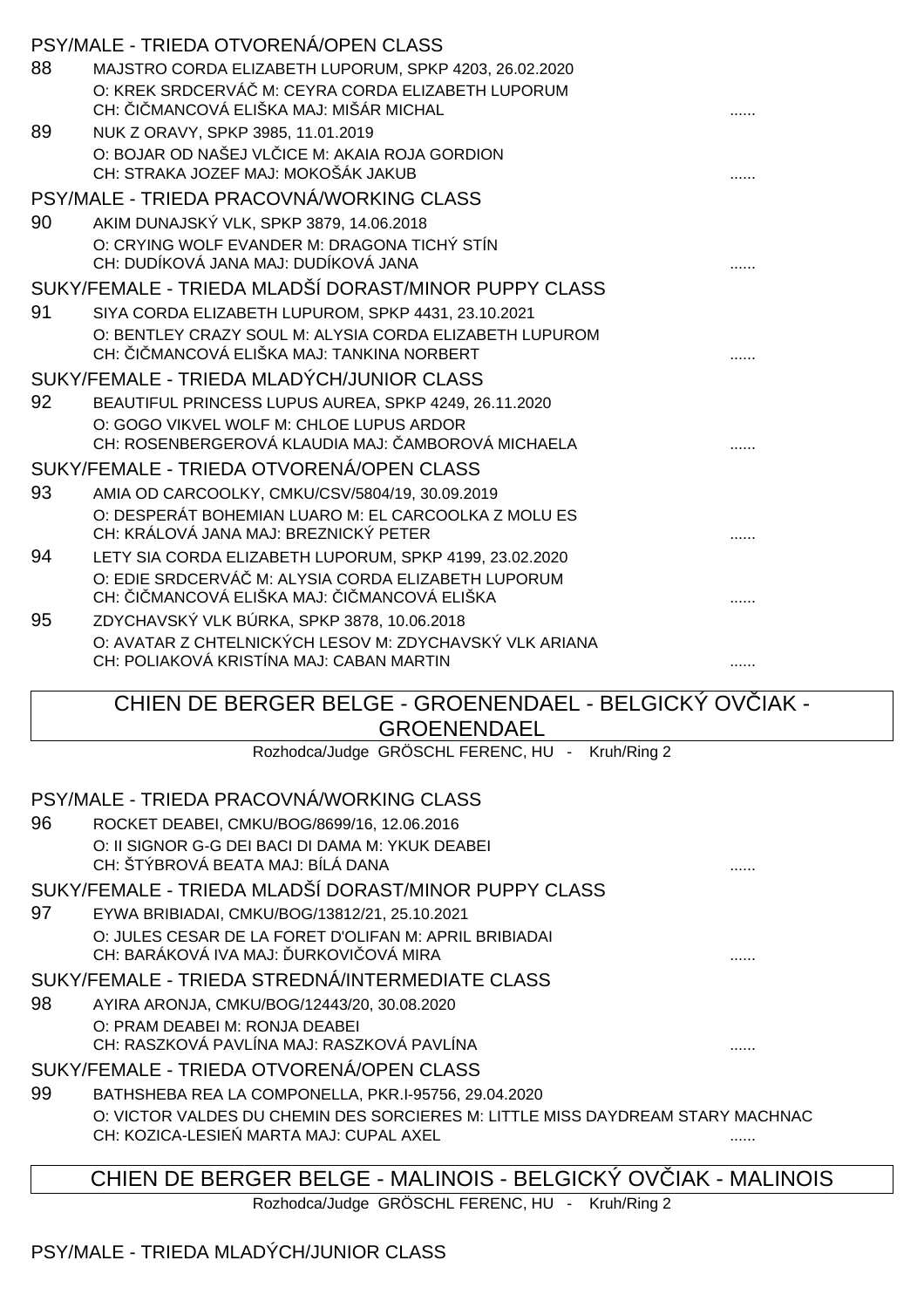PSY/MALE - TRIEDA OTVORENÁ/OPEN CLASS

88 MAJSTRO CORDA ELIZABETH LUPORUM, SPKP 4203, 26.02.2020
O: KREK SRDCERVÁČ M: CEYRA CORDA ELIZABETH LUPORUM
CH: ČIČMANCOVÁ ELIŠKA MAJ: MIŠÁR MICHAL ......

89 NUK Z ORAVY, SPKP 3985, 11.01.2019
O: BOJAR OD NAŠEJ VLČICE M: AKAIA ROJA GORDION
CH: STRAKA JOZEF MAJ: MOKOŠÁK JAKUB ......

PSY/MALE - TRIEDA PRACOVNÁ/WORKING CLASS

90 AKIM DUNAJSKÝ VLK, SPKP 3879, 14.06.2018
O: CRYING WOLF EVANDER M: DRAGONA TICHÝ STÍN
CH: DUDÍKOVÁ JANA MAJ: DUDÍKOVÁ JANA ......

SUKY/FEMALE - TRIEDA MLADŠÍ DORAST/MINOR PUPPY CLASS

91 SIYA CORDA ELIZABETH LUPUROM, SPKP 4431, 23.10.2021
O: BENTLEY CRAZY SOUL M: ALYSIA CORDA ELIZABETH LUPUROM
CH: ČIČMANCOVÁ ELIŠKA MAJ: TANKINA NORBERT ......

SUKY/FEMALE - TRIEDA MLADÝCH/JUNIOR CLASS

92 BEAUTIFUL PRINCESS LUPUS AUREA, SPKP 4249, 26.11.2020
O: GOGO VIKVEL WOLF M: CHLOE LUPUS ARDOR
CH: ROSENBERGEROVÁ KLAUDIA MAJ: ČAMBOROVÁ MICHAELA ......

SUKY/FEMALE - TRIEDA OTVORENÁ/OPEN CLASS

93 AMIA OD CARCOOLKY, CMKU/CSV/5804/19, 30.09.2019
O: DESPERÁT BOHEMIAN LUARO M: EL CARCOOLKA Z MOLU ES
CH: KRÁLOVÁ JANA MAJ: BREZNICKÝ PETER ......

94 LETY SIA CORDA ELIZABETH LUPORUM, SPKP 4199, 23.02.2020
O: EDIE SRDCERVÁČ M: ALYSIA CORDA ELIZABETH LUPORUM
CH: ČIČMANCOVÁ ELIŠKA MAJ: ČIČMANCOVÁ ELIŠKA ......

95 ZDYCHAVSKÝ VLK BÚRKA, SPKP 3878, 10.06.2018
O: AVATAR Z CHTELNICKÝCH LESOV M: ZDYCHAVSKÝ VLK ARIANA
CH: POLIAKOVÁ KRISTÍNA MAJ: CABAN MARTIN ......

## CHIEN DE BERGER BELGE - GROENENDAEL - BELGICKÝ OVČIAK - GROENENDAEL

Rozhodca/Judge GRÖSCHL FERENC, HU - Kruh/Ring 2

PSY/MALE - TRIEDA PRACOVNÁ/WORKING CLASS

96 ROCKET DEABEI, CMKU/BOG/8699/16, 12.06.2016
O: II SIGNOR G-G DEI BACI DI DAMA M: YKUK DEABEI
CH: ŠTÝBROVÁ BEATA MAJ: BÍLÁ DANA ......

SUKY/FEMALE - TRIEDA MLADŠÍ DORAST/MINOR PUPPY CLASS

97 EYWA BRIBIADAI, CMKU/BOG/13812/21, 25.10.2021
O: JULES CESAR DE LA FORET D'OLIFAN M: APRIL BRIBIADAI
CH: BARÁKOVÁ IVA MAJ: ĎURKOVIČOVÁ MIRA ......

SUKY/FEMALE - TRIEDA STREDNÁ/INTERMEDIATE CLASS

98 AYIRA ARONJA, CMKU/BOG/12443/20, 30.08.2020
O: PRAM DEABEI M: RONJA DEABEI
CH: RASZKOVÁ PAVLÍNA MAJ: RASZKOVÁ PAVLÍNA ......

SUKY/FEMALE - TRIEDA OTVORENÁ/OPEN CLASS

99 BATHSHEBA REA LA COMPONELLA, PKR.I-95756, 29.04.2020
O: VICTOR VALDES DU CHEMIN DES SORCIERES M: LITTLE MISS DAYDREAM STARY MACHNAC
CH: KOZICA-LESIEŃ MARTA MAJ: CUPAL AXEL ......

## CHIEN DE BERGER BELGE - MALINOIS - BELGICKÝ OVČIAK - MALINOIS

Rozhodca/Judge GRÖSCHL FERENC, HU - Kruh/Ring 2

PSY/MALE - TRIEDA MLADÝCH/JUNIOR CLASS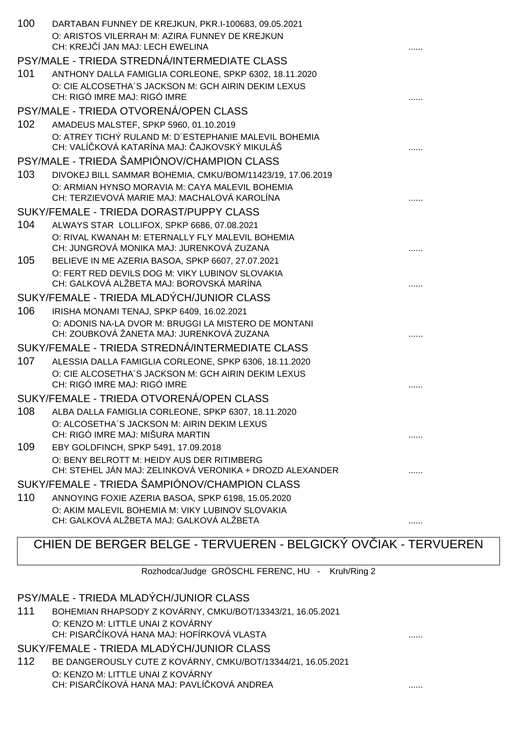100 DARTABAN FUNNEY DE KREJKUN, PKR.I-100683, 09.05.2021
O: ARISTOS VILERRAH M: AZIRA FUNNEY DE KREJKUN
CH: KREJČÍ JAN MAJ: LECH EWELINA ......

PSY/MALE - TRIEDA STREDNÁ/INTERMEDIATE CLASS

101 ANTHONY DALLA FAMIGLIA CORLEONE, SPKP 6302, 18.11.2020
O: CIE ALCOSETHA´S JACKSON M: GCH AIRIN DEKIM LEXUS
CH: RIGÓ IMRE MAJ: RIGÓ IMRE ......

PSY/MALE - TRIEDA OTVORENÁ/OPEN CLASS

102 AMADEUS MALSTEF, SPKP 5960, 01.10.2019
O: ATREY TICHÝ RULAND M: D´ESTEPHANIE MALEVIL BOHEMIA
CH: VALÍČKOVÁ KATARÍNA MAJ: ČAJKOVSKÝ MIKULÁŠ ......

PSY/MALE - TRIEDA ŠAMPIÓNOV/CHAMPION CLASS

103 DIVOKEJ BILL SAMMAR BOHEMIA, CMKU/BOM/11423/19, 17.06.2019
O: ARMIAN HYNSO MORAVIA M: CAYA MALEVIL BOHEMIA
CH: TERZIEVOVÁ MARIE MAJ: MACHALOVÁ KAROLÍNA ......

SUKY/FEMALE - TRIEDA DORAST/PUPPY CLASS

104 ALWAYS STAR LOLLIFOX, SPKP 6686, 07.08.2021
O: RIVAL KWANAH M: ETERNALLY FLY MALEVIL BOHEMIA
CH: JUNGROVÁ MONIKA MAJ: JURENKOVÁ ZUZANA ......

105 BELIEVE IN ME AZERIA BASOA, SPKP 6607, 27.07.2021
O: FERT RED DEVILS DOG M: VIKY LUBINOV SLOVAKIA
CH: GALKOVÁ ALŽBETA MAJ: BOROVSKÁ MARÍNA ......

SUKY/FEMALE - TRIEDA MLADÝCH/JUNIOR CLASS

106 IRISHA MONAMI TENAJ, SPKP 6409, 16.02.2021
O: ADONIS NA-LA DVOR M: BRUGGI LA MISTERO DE MONTANI
CH: ZOUBKOVÁ ŽANETA MAJ: JURENKOVÁ ZUZANA ......

SUKY/FEMALE - TRIEDA STREDNÁ/INTERMEDIATE CLASS

107 ALESSIA DALLA FAMIGLIA CORLEONE, SPKP 6306, 18.11.2020
O: CIE ALCOSETHA´S JACKSON M: GCH AIRIN DEKIM LEXUS
CH: RIGÓ IMRE MAJ: RIGÓ IMRE ......

SUKY/FEMALE - TRIEDA OTVORENÁ/OPEN CLASS

108 ALBA DALLA FAMIGLIA CORLEONE, SPKP 6307, 18.11.2020
O: ALCOSETHA´S JACKSON M: AIRIN DEKIM LEXUS
CH: RIGÓ IMRE MAJ: MIŠURA MARTIN ......

109 EBY GOLDFINCH, SPKP 5491, 17.09.2018
O: BENY BELROTT M: HEIDY AUS DER RITIMBERG
CH: STEHEL JÁN MAJ: ZELINKOVÁ VERONIKA + DROZD ALEXANDER ......

SUKY/FEMALE - TRIEDA ŠAMPIÓNOV/CHAMPION CLASS

110 ANNOYING FOXIE AZERIA BASOA, SPKP 6198, 15.05.2020
O: AKIM MALEVIL BOHEMIA M: VIKY LUBINOV SLOVAKIA
CH: GALKOVÁ ALŽBETA MAJ: GALKOVÁ ALŽBETA ......

## CHIEN DE BERGER BELGE - TERVUEREN - BELGICKÝ OVČIAK - TERVUEREN

Rozhodca/Judge GRÖSCHL FERENC, HU - Kruh/Ring 2

PSY/MALE - TRIEDA MLADÝCH/JUNIOR CLASS

111 BOHEMIAN RHAPSODY Z KOVÁRNY, CMKU/BOT/13343/21, 16.05.2021
O: KENZO M: LITTLE UNAI Z KOVÁRNY
CH: PISARČÍKOVÁ HANA MAJ: HOFÍRKOVÁ VLASTA ......

SUKY/FEMALE - TRIEDA MLADÝCH/JUNIOR CLASS

112 BE DANGEROUSLY CUTE Z KOVÁRNY, CMKU/BOT/13344/21, 16.05.2021
O: KENZO M: LITTLE UNAI Z KOVÁRNY
CH: PISARČÍKOVÁ HANA MAJ: PAVLÍČKOVÁ ANDREA ......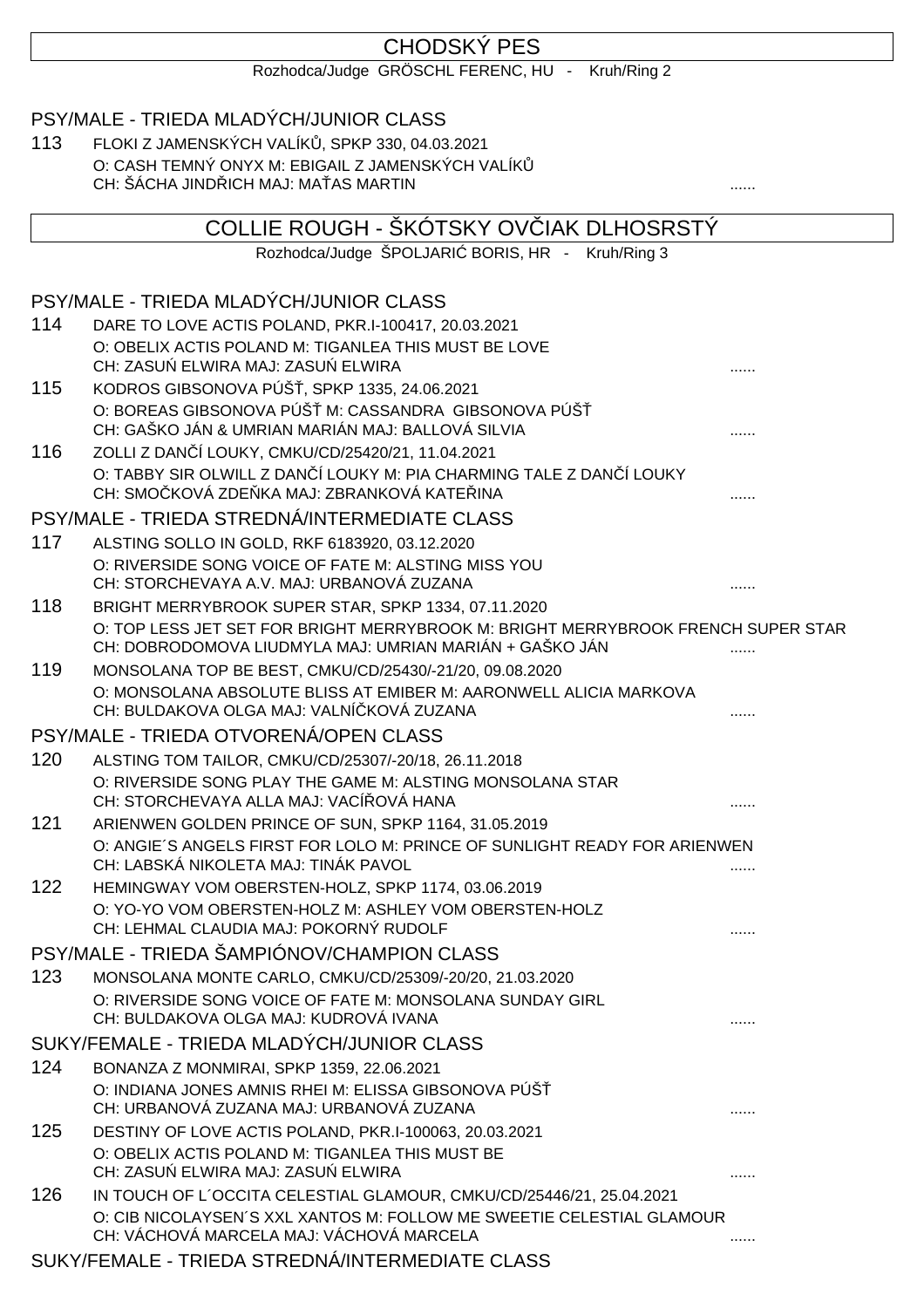# CHODSKÝ PES

Rozhodca/Judge GRÖSCHL FERENC, HU - Kruh/Ring 2

## PSY/MALE - TRIEDA MLADÝCH/JUNIOR CLASS

113 FLOKI Z JAMENSKÝCH VALÍKŮ, SPKP 330, 04.03.2021
O: CASH TEMNÝ ONYX M: EBIGAIL Z JAMENSKÝCH VALÍKŮ
CH: ŠÁCHA JINDŘICH MAJ: MAŤAS MARTIN ......

# COLLIE ROUGH - ŠKÓTSKY OVČIAK DLHOSRSTÝ

Rozhodca/Judge ŠPOLJARIĆ BORIS, HR - Kruh/Ring 3

## PSY/MALE - TRIEDA MLADÝCH/JUNIOR CLASS

114 DARE TO LOVE ACTIS POLAND, PKR.I-100417, 20.03.2021
O: OBELIX ACTIS POLAND M: TIGANLEA THIS MUST BE LOVE
CH: ZASUŃ ELWIRA MAJ: ZASUŃ ELWIRA ......

115 KODROS GIBSONOVA PÚŠŤ, SPKP 1335, 24.06.2021
O: BOREAS GIBSONOVA PÚŠŤ M: CASSANDRA GIBSONOVA PÚŠŤ
CH: GAŠKO JÁN & UMRIAN MARIÁN MAJ: BALLOVÁ SILVIA ......

116 ZOLLI Z DANČÍ LOUKY, CMKU/CD/25420/21, 11.04.2021
O: TABBY SIR OLWILL Z DANČÍ LOUKY M: PIA CHARMING TALE Z DANČÍ LOUKY
CH: SMOČKOVÁ ZDEŇKA MAJ: ZBRANKOVÁ KATEŘINA ......

## PSY/MALE - TRIEDA STREDNÁ/INTERMEDIATE CLASS

117 ALSTING SOLLO IN GOLD, RKF 6183920, 03.12.2020
O: RIVERSIDE SONG VOICE OF FATE M: ALSTING MISS YOU
CH: STORCHEVAYA A.V. MAJ: URBANOVÁ ZUZANA ......

118 BRIGHT MERRYBROOK SUPER STAR, SPKP 1334, 07.11.2020
O: TOP LESS JET SET FOR BRIGHT MERRYBROOK M: BRIGHT MERRYBROOK FRENCH SUPER STAR
CH: DOBRODOMOVA LIUDMYLA MAJ: UMRIAN MARIÁN + GAŠKO JÁN ......

119 MONSOLANA TOP BE BEST, CMKU/CD/25430/-21/20, 09.08.2020
O: MONSOLANA ABSOLUTE BLISS AT EMIBER M: AARONWELL ALICIA MARKOVA
CH: BULDAKOVA OLGA MAJ: VALNÍČKOVÁ ZUZANA ......

## PSY/MALE - TRIEDA OTVORENÁ/OPEN CLASS

120 ALSTING TOM TAILOR, CMKU/CD/25307/-20/18, 26.11.2018
O: RIVERSIDE SONG PLAY THE GAME M: ALSTING MONSOLANA STAR
CH: STORCHEVAYA ALLA MAJ: VACÍŘOVÁ HANA ......

121 ARIENWEN GOLDEN PRINCE OF SUN, SPKP 1164, 31.05.2019
O: ANGIE´S ANGELS FIRST FOR LOLO M: PRINCE OF SUNLIGHT READY FOR ARIENWEN
CH: LABSKÁ NIKOLETA MAJ: TINÁK PAVOL ......

122 HEMINGWAY VOM OBERSTEN-HOLZ, SPKP 1174, 03.06.2019
O: YO-YO VOM OBERSTEN-HOLZ M: ASHLEY VOM OBERSTEN-HOLZ
CH: LEHMAL CLAUDIA MAJ: POKORNÝ RUDOLF ......

## PSY/MALE - TRIEDA ŠAMPIÓNOV/CHAMPION CLASS

123 MONSOLANA MONTE CARLO, CMKU/CD/25309/-20/20, 21.03.2020
O: RIVERSIDE SONG VOICE OF FATE M: MONSOLANA SUNDAY GIRL
CH: BULDAKOVA OLGA MAJ: KUDROVÁ IVANA ......

## SUKY/FEMALE - TRIEDA MLADÝCH/JUNIOR CLASS

124 BONANZA Z MONMIRAI, SPKP 1359, 22.06.2021
O: INDIANA JONES AMNIS RHEI M: ELISSA GIBSONOVA PÚŠŤ
CH: URBANOVÁ ZUZANA MAJ: URBANOVÁ ZUZANA ......

125 DESTINY OF LOVE ACTIS POLAND, PKR.I-100063, 20.03.2021
O: OBELIX ACTIS POLAND M: TIGANLEA THIS MUST BE
CH: ZASUŃ ELWIRA MAJ: ZASUŃ ELWIRA ......

126 IN TOUCH OF L´OCCITA CELESTIAL GLAMOUR, CMKU/CD/25446/21, 25.04.2021
O: CIB NICOLAYSEN´S XXL XANTOS M: FOLLOW ME SWEETIE CELESTIAL GLAMOUR
CH: VÁCHOVÁ MARCELA MAJ: VÁCHOVÁ MARCELA ......

## SUKY/FEMALE - TRIEDA STREDNÁ/INTERMEDIATE CLASS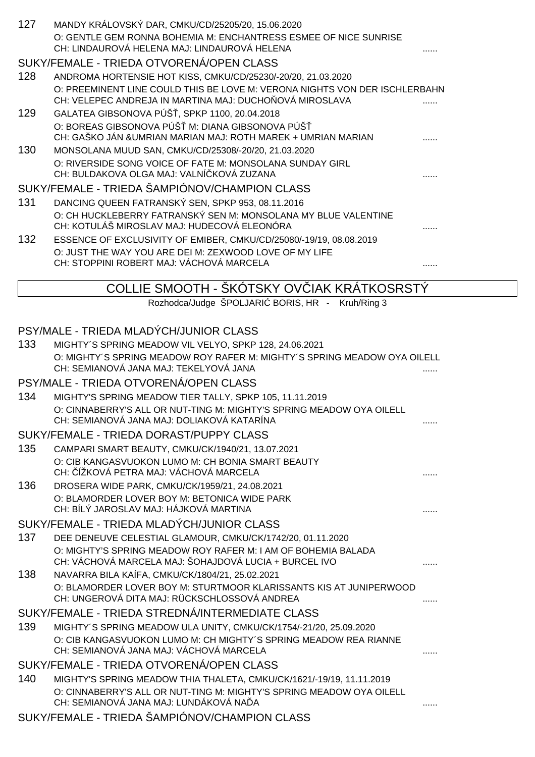127 MANDY KRÁLOVSKÝ DAR, CMKU/CD/25205/20, 15.06.2020
O: GENTLE GEM RONNA BOHEMIA M: ENCHANTRESS ESMEE OF NICE SUNRISE
CH: LINDAUROVÁ HELENA MAJ: LINDAUROVÁ HELENA ......

### SUKY/FEMALE - TRIEDA OTVORENÁ/OPEN CLASS

128 ANDROMA HORTENSIE HOT KISS, CMKU/CD/25230/-20/20, 21.03.2020
O: PREEMINENT LINE COULD THIS BE LOVE M: VERONA NIGHTS VON DER ISCHLERBAHN
CH: VELEPEC ANDREJA IN MARTINA MAJ: DUCHOŇOVÁ MIROSLAVA ......

129 GALATEA GIBSONOVA PÚŠŤ, SPKP 1100, 20.04.2018
O: BOREAS GIBSONOVA PÚŠŤ M: DIANA GIBSONOVA PÚŠŤ
CH: GAŠKO JÁN &UMRIAN MARIAN MAJ: ROTH MAREK + UMRIAN MARIAN ......

130 MONSOLANA MUUD SAN, CMKU/CD/25308/-20/20, 21.03.2020
O: RIVERSIDE SONG VOICE OF FATE M: MONSOLANA SUNDAY GIRL
CH: BULDAKOVA OLGA MAJ: VALNÍČKOVÁ ZUZANA ......

### SUKY/FEMALE - TRIEDA ŠAMPIÓNOV/CHAMPION CLASS

131 DANCING QUEEN FATRANSKÝ SEN, SPKP 953, 08.11.2016
O: CH HUCKLEBERRY FATRANSKÝ SEN M: MONSOLANA MY BLUE VALENTINE
CH: KOTULÁŠ MIROSLAV MAJ: HUDECOVÁ ELEONÓRA ......

132 ESSENCE OF EXCLUSIVITY OF EMIBER, CMKU/CD/25080/-19/19, 08.08.2019
O: JUST THE WAY YOU ARE DEI M: ZEXWOOD LOVE OF MY LIFE
CH: STOPPINI ROBERT MAJ: VÁCHOVÁ MARCELA ......

## COLLIE SMOOTH - ŠKÓTSKY OVČIAK KRÁTKOSRSTÝ

Rozhodca/Judge ŠPOLJARIĆ BORIS, HR - Kruh/Ring 3

### PSY/MALE - TRIEDA MLADÝCH/JUNIOR CLASS

133 MIGHTY´S SPRING MEADOW VIL VELYO, SPKP 128, 24.06.2021
O: MIGHTY´S SPRING MEADOW ROY RAFER M: MIGHTY´S SPRING MEADOW OYA OILELL
CH: SEMIANOVÁ JANA MAJ: TEKELYOVÁ JANA ......

### PSY/MALE - TRIEDA OTVORENÁ/OPEN CLASS

134 MIGHTY'S SPRING MEADOW TIER TALLY, SPKP 105, 11.11.2019
O: CINNABERRY'S ALL OR NUT-TING M: MIGHTY'S SPRING MEADOW OYA OILELL
CH: SEMIANOVÁ JANA MAJ: DOLIAKOVÁ KATARÍNA ......

### SUKY/FEMALE - TRIEDA DORAST/PUPPY CLASS

135 CAMPARI SMART BEAUTY, CMKU/CK/1940/21, 13.07.2021
O: CIB KANGASVUOKON LUMO M: CH BONIA SMART BEAUTY
CH: ČÍŽKOVÁ PETRA MAJ: VÁCHOVÁ MARCELA ......

136 DROSERA WIDE PARK, CMKU/CK/1959/21, 24.08.2021
O: BLAMORDER LOVER BOY M: BETONICA WIDE PARK
CH: BÍLÝ JAROSLAV MAJ: HÁJKOVÁ MARTINA ......

### SUKY/FEMALE - TRIEDA MLADÝCH/JUNIOR CLASS

137 DEE DENEUVE CELESTIAL GLAMOUR, CMKU/CK/1742/20, 01.11.2020
O: MIGHTY'S SPRING MEADOW ROY RAFER M: I AM OF BOHEMIA BALADA
CH: VÁCHOVÁ MARCELA MAJ: ŠOHAJDOVÁ LUCIA + BURCEL IVO ......

138 NAVARRA BILA KAÍFA, CMKU/CK/1804/21, 25.02.2021
O: BLAMORDER LOVER BOY M: STURTMOOR KLARISSANTS KIS AT JUNIPERWOOD
CH: UNGEROVÁ DITA MAJ: RÜCKSCHLOSSOVÁ ANDREA ......

### SUKY/FEMALE - TRIEDA STREDNÁ/INTERMEDIATE CLASS

139 MIGHTY´S SPRING MEADOW ULA UNITY, CMKU/CK/1754/-21/20, 25.09.2020
O: CIB KANGASVUOKON LUMO M: CH MIGHTY´S SPRING MEADOW REA RIANNE
CH: SEMIANOVÁ JANA MAJ: VÁCHOVÁ MARCELA ......

### SUKY/FEMALE - TRIEDA OTVORENÁ/OPEN CLASS

140 MIGHTY'S SPRING MEADOW THIA THALETA, CMKU/CK/1621/-19/19, 11.11.2019
O: CINNABERRY'S ALL OR NUT-TING M: MIGHTY'S SPRING MEADOW OYA OILELL
CH: SEMIANOVÁ JANA MAJ: LUNDÁKOVÁ NAĎA ......

### SUKY/FEMALE - TRIEDA ŠAMPIÓNOV/CHAMPION CLASS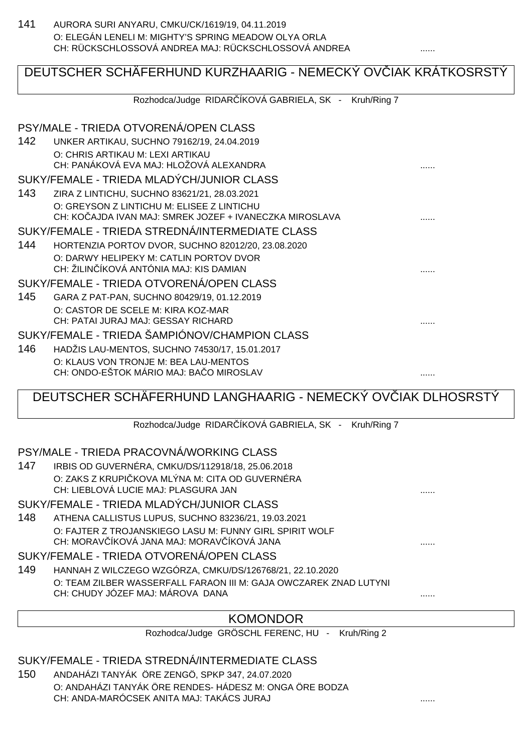141 AURORA SURI ANYARU, CMKU/CK/1619/19, 04.11.2019
O: ELEGÁN LENELI M: MIGHTY'S SPRING MEADOW OLYA ORLA
CH: RÜCKSCHLOSSOVÁ ANDREA MAJ: RÜCKSCHLOSSOVÁ ANDREA ......

## DEUTSCHER SCHÄFERHUND KURZHAARIG - NEMECKÝ OVČIAK KRÁTKOSRSTÝ

Rozhodca/Judge RIDARČÍKOVÁ GABRIELA, SK - Kruh/Ring 7

### PSY/MALE - TRIEDA OTVORENÁ/OPEN CLASS

142 UNKER ARTIKAU, SUCHNO 79162/19, 24.04.2019
O: CHRIS ARTIKAU M: LEXI ARTIKAU
CH: PANÁKOVÁ EVA MAJ: HLOŽOVÁ ALEXANDRA ......

### SUKY/FEMALE - TRIEDA MLADÝCH/JUNIOR CLASS

143 ZIRA Z LINTICHU, SUCHNO 83621/21, 28.03.2021
O: GREYSON Z LINTICHU M: ELISEE Z LINTICHU
CH: KOČAJDA IVAN MAJ: SMREK JOZEF + IVANECZKA MIROSLAVA ......

### SUKY/FEMALE - TRIEDA STREDNÁ/INTERMEDIATE CLASS

144 HORTENZIA PORTOV DVOR, SUCHNO 82012/20, 23.08.2020
O: DARWY HELIPEKY M: CATLIN PORTOV DVOR
CH: ŽILINČÍKOVÁ ANTÓNIA MAJ: KIS DAMIAN ......

### SUKY/FEMALE - TRIEDA OTVORENÁ/OPEN CLASS

145 GARA Z PAT-PAN, SUCHNO 80429/19, 01.12.2019
O: CASTOR DE SCELE M: KIRA KOZ-MAR
CH: PATAI JURAJ MAJ: GESSAY RICHARD ......

### SUKY/FEMALE - TRIEDA ŠAMPIÓNOV/CHAMPION CLASS

146 HADŽIS LAU-MENTOS, SUCHNO 74530/17, 15.01.2017
O: KLAUS VON TRONJE M: BEA LAU-MENTOS
CH: ONDO-EŠTOK MÁRIO MAJ: BAČO MIROSLAV ......

## DEUTSCHER SCHÄFERHUND LANGHAARIG - NEMECKÝ OVČIAK DLHOSRSTÝ

Rozhodca/Judge RIDARČÍKOVÁ GABRIELA, SK - Kruh/Ring 7

### PSY/MALE - TRIEDA PRACOVNÁ/WORKING CLASS

147 IRBIS OD GUVERNÉRA, CMKU/DS/112918/18, 25.06.2018
O: ZAKS Z KRUPIČKOVA MLÝNA M: CITA OD GUVERNÉRA
CH: LIEBLOVÁ LUCIE MAJ: PLASGURA JAN ......

### SUKY/FEMALE - TRIEDA MLADÝCH/JUNIOR CLASS

148 ATHENA CALLISTUS LUPUS, SUCHNO 83236/21, 19.03.2021
O: FAJTER Z TROJANSKIEGO LASU M: FUNNY GIRL SPIRIT WOLF
CH: MORAVČÍKOVÁ JANA MAJ: MORAVČÍKOVÁ JANA ......

### SUKY/FEMALE - TRIEDA OTVORENÁ/OPEN CLASS

149 HANNAH Z WILCZEGO WZGÓRZA, CMKU/DS/126768/21, 22.10.2020
O: TEAM ZILBER WASSERFALL FARAON III M: GAJA OWCZAREK ZNAD LUTYNI
CH: CHUDY JÓZEF MAJ: MÁROVA DANA ......

## KOMONDOR

Rozhodca/Judge GRÖSCHL FERENC, HU - Kruh/Ring 2

### SUKY/FEMALE - TRIEDA STREDNÁ/INTERMEDIATE CLASS

150 ANDAHÁZI TANYÁK ÖRE ZENGÖ, SPKP 347, 24.07.2020
O: ANDAHÁZI TANYÁK ÖRE RENDES- HÁDESZ M: ONGA ÖRE BODZA
CH: ANDA-MARÓCSEK ANITA MAJ: TAKÁCS JURAJ ......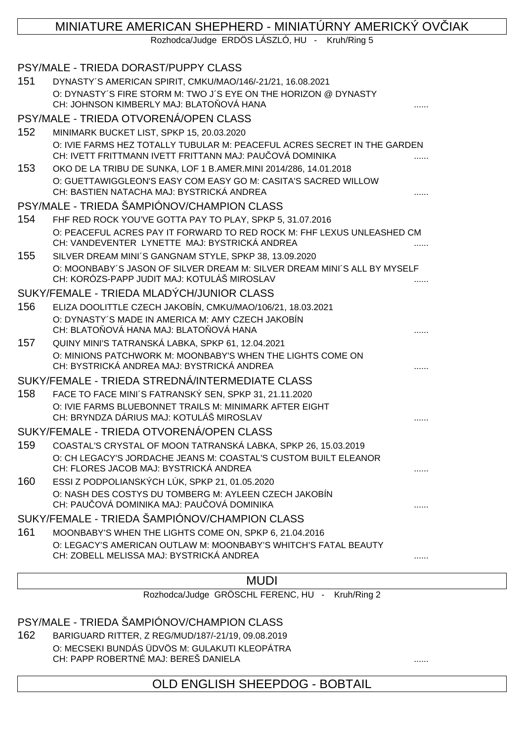## MINIATURE AMERICAN SHEPHERD - MINIATÚRNY AMERICKÝ OVČIAK

Rozhodca/Judge ERDÖS LÁSZLÓ, HU - Kruh/Ring 5

### PSY/MALE - TRIEDA DORAST/PUPPY CLASS

151 DYNASTY´S AMERICAN SPIRIT, CMKU/MAO/146/-21/21, 16.08.2021
O: DYNASTY´S FIRE STORM M: TWO J´S EYE ON THE HORIZON @ DYNASTY
CH: JOHNSON KIMBERLY MAJ: BLATOŇOVÁ HANA ......

### PSY/MALE - TRIEDA OTVORENÁ/OPEN CLASS

152 MINIMARK BUCKET LIST, SPKP 15, 20.03.2020
O: IVIE FARMS HEZ TOTALLY TUBULAR M: PEACEFUL ACRES SECRET IN THE GARDEN
CH: IVETT FRITTMANN IVETT FRITTANN MAJ: PAUČOVÁ DOMINIKA ......

153 OKO DE LA TRIBU DE SUNKA, LOF 1 B.AMER.MINI 2014/286, 14.01.2018
O: GUETTAWIGGLEON'S EASY COM EASY GO M: CASITA'S SACRED WILLOW
CH: BASTIEN NATACHA MAJ: BYSTRICKÁ ANDREA ......

### PSY/MALE - TRIEDA ŠAMPIÓNOV/CHAMPION CLASS

154 FHF RED ROCK YOU'VE GOTTA PAY TO PLAY, SPKP 5, 31.07.2016
O: PEACEFUL ACRES PAY IT FORWARD TO RED ROCK M: FHF LEXUS UNLEASHED CM
CH: VANDEVENTER LYNETTE MAJ: BYSTRICKÁ ANDREA ......

155 SILVER DREAM MINI´S GANGNAM STYLE, SPKP 38, 13.09.2020
O: MOONBABY´S JASON OF SILVER DREAM M: SILVER DREAM MINI´S ALL BY MYSELF
CH: KORÓZS-PAPP JUDIT MAJ: KOTULÁŠ MIROSLAV ......

### SUKY/FEMALE - TRIEDA MLADÝCH/JUNIOR CLASS

156 ELIZA DOOLITTLE CZECH JAKOBÍN, CMKU/MAO/106/21, 18.03.2021
O: DYNASTY´S MADE IN AMERICA M: AMY CZECH JAKOBÍN
CH: BLATOŇOVÁ HANA MAJ: BLATOŇOVÁ HANA ......

157 QUINY MINI'S TATRANSKÁ LABKA, SPKP 61, 12.04.2021
O: MINIONS PATCHWORK M: MOONBABY'S WHEN THE LIGHTS COME ON
CH: BYSTRICKÁ ANDREA MAJ: BYSTRICKÁ ANDREA ......

### SUKY/FEMALE - TRIEDA STREDNÁ/INTERMEDIATE CLASS

158 FACE TO FACE MINI´S FATRANSKÝ SEN, SPKP 31, 21.11.2020
O: IVIE FARMS BLUEBONNET TRAILS M: MINIMARK AFTER EIGHT
CH: BRYNDZA DÁRIUS MAJ: KOTULÁŠ MIROSLAV ......

### SUKY/FEMALE - TRIEDA OTVORENÁ/OPEN CLASS

159 COASTAL'S CRYSTAL OF MOON TATRANSKÁ LABKA, SPKP 26, 15.03.2019
O: CH LEGACY'S JORDACHE JEANS M: COASTAL'S CUSTOM BUILT ELEANOR
CH: FLORES JACOB MAJ: BYSTRICKÁ ANDREA ......

160 ESSI Z PODPOLIANSKÝCH LÚK, SPKP 21, 01.05.2020
O: NASH DES COSTYS DU TOMBERG M: AYLEEN CZECH JAKOBÍN
CH: PAUČOVÁ DOMINIKA MAJ: PAUČOVÁ DOMINIKA ......

### SUKY/FEMALE - TRIEDA ŠAMPIÓNOV/CHAMPION CLASS

161 MOONBABY'S WHEN THE LIGHTS COME ON, SPKP 6, 21.04.2016
O: LEGACY'S AMERICAN OUTLAW M: MOONBABY'S WHITCH'S FATAL BEAUTY
CH: ZOBELL MELISSA MAJ: BYSTRICKÁ ANDREA ......

## MUDI

Rozhodca/Judge GRÖSCHL FERENC, HU - Kruh/Ring 2

### PSY/MALE - TRIEDA ŠAMPIÓNOV/CHAMPION CLASS

162 BARIGUARD RITTER, Z REG/MUD/187/-21/19, 09.08.2019
O: MECSEKI BUNDÁS ÜDVÖS M: GULAKUTI KLEOPÁTRA
CH: PAPP ROBERTNÉ MAJ: BEREŠ DANIELA ......

## OLD ENGLISH SHEEPDOG - BOBTAIL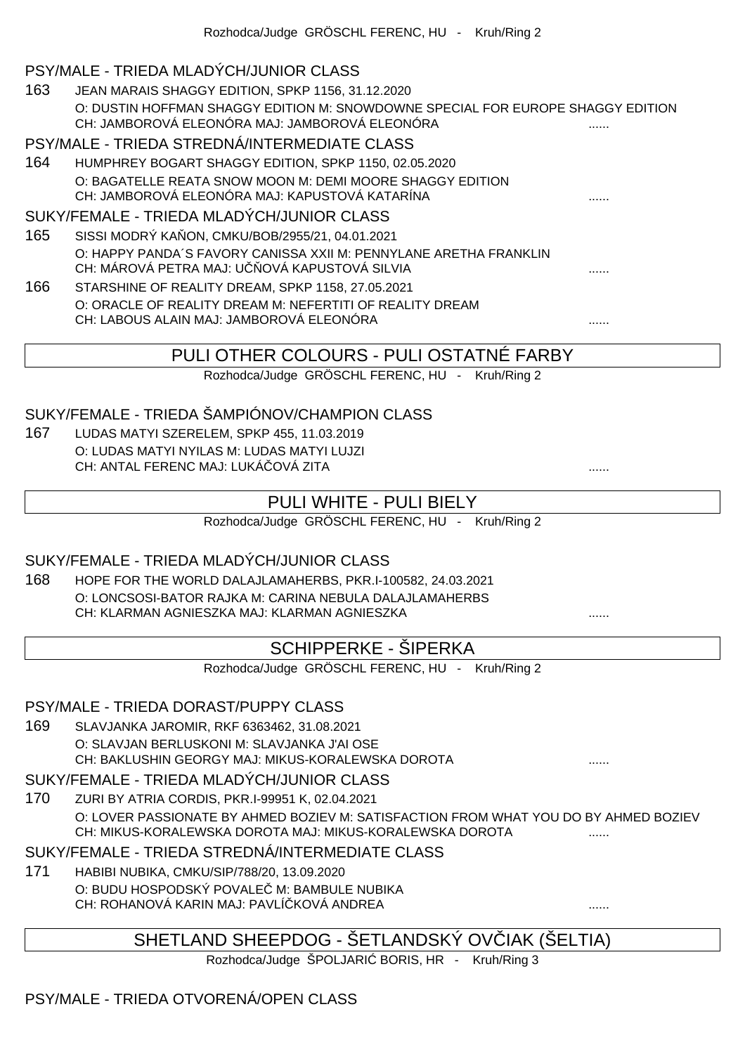Rozhodca/Judge GRÖSCHL FERENC, HU - Kruh/Ring 2

### PSY/MALE - TRIEDA MLADÝCH/JUNIOR CLASS

163 JEAN MARAIS SHAGGY EDITION, SPKP 1156, 31.12.2020
O: DUSTIN HOFFMAN SHAGGY EDITION M: SNOWDOWNE SPECIAL FOR EUROPE SHAGGY EDITION
CH: JAMBOROVÁ ELEONÓRA MAJ: JAMBOROVÁ ELEONÓRA ......

### PSY/MALE - TRIEDA STREDNÁ/INTERMEDIATE CLASS

164 HUMPHREY BOGART SHAGGY EDITION, SPKP 1150, 02.05.2020
O: BAGATELLE REATA SNOW MOON M: DEMI MOORE SHAGGY EDITION
CH: JAMBOROVÁ ELEONÓRA MAJ: KAPUSTOVÁ KATARÍNA ......

### SUKY/FEMALE - TRIEDA MLADÝCH/JUNIOR CLASS

165 SISSI MODRÝ KAŇON, CMKU/BOB/2955/21, 04.01.2021
O: HAPPY PANDA´S FAVORY CANISSA XXII M: PENNYLANE ARETHA FRANKLIN
CH: MÁROVÁ PETRA MAJ: UČŇOVÁ KAPUSTOVÁ SILVIA ......

166 STARSHINE OF REALITY DREAM, SPKP 1158, 27.05.2021
O: ORACLE OF REALITY DREAM M: NEFERTITI OF REALITY DREAM
CH: LABOUS ALAIN MAJ: JAMBOROVÁ ELEONÓRA ......

## PULI OTHER COLOURS - PULI OSTATNÉ FARBY

Rozhodca/Judge GRÖSCHL FERENC, HU - Kruh/Ring 2

### SUKY/FEMALE - TRIEDA ŠAMPIÓNOV/CHAMPION CLASS

167 LUDAS MATYI SZERELEM, SPKP 455, 11.03.2019
O: LUDAS MATYI NYILAS M: LUDAS MATYI LUJZI
CH: ANTAL FERENC MAJ: LUKÁČOVÁ ZITA ......

## PULI WHITE - PULI BIELY

Rozhodca/Judge GRÖSCHL FERENC, HU - Kruh/Ring 2

### SUKY/FEMALE - TRIEDA MLADÝCH/JUNIOR CLASS

168 HOPE FOR THE WORLD DALAJLAMAHERBS, PKR.I-100582, 24.03.2021
O: LONCSOSI-BATOR RAJKA M: CARINA NEBULA DALAJLAMAHERBS
CH: KLARMAN AGNIESZKA MAJ: KLARMAN AGNIESZKA ......

## SCHIPPERKE - ŠIPERKA

Rozhodca/Judge GRÖSCHL FERENC, HU - Kruh/Ring 2

### PSY/MALE - TRIEDA DORAST/PUPPY CLASS

169 SLAVJANKA JAROMIR, RKF 6363462, 31.08.2021
O: SLAVJAN BERLUSKONI M: SLAVJANKA J'AI OSE
CH: BAKLUSHIN GEORGY MAJ: MIKUS-KORALEWSKA DOROTA ......

### SUKY/FEMALE - TRIEDA MLADÝCH/JUNIOR CLASS

170 ZURI BY ATRIA CORDIS, PKR.I-99951 K, 02.04.2021
O: LOVER PASSIONATE BY AHMED BOZIEV M: SATISFACTION FROM WHAT YOU DO BY AHMED BOZIEV
CH: MIKUS-KORALEWSKA DOROTA MAJ: MIKUS-KORALEWSKA DOROTA ......

### SUKY/FEMALE - TRIEDA STREDNÁ/INTERMEDIATE CLASS

171 HABIBI NUBIKA, CMKU/SIP/788/20, 13.09.2020
O: BUDU HOSPODSKÝ POVALEČ M: BAMBULE NUBIKA
CH: ROHANOVÁ KARIN MAJ: PAVLÍČKOVÁ ANDREA ......

## SHETLAND SHEEPDOG - ŠETLANDSKÝ OVČIAK (ŠELTIA)

Rozhodca/Judge ŠPOLJARIĆ BORIS, HR - Kruh/Ring 3

### PSY/MALE - TRIEDA OTVORENÁ/OPEN CLASS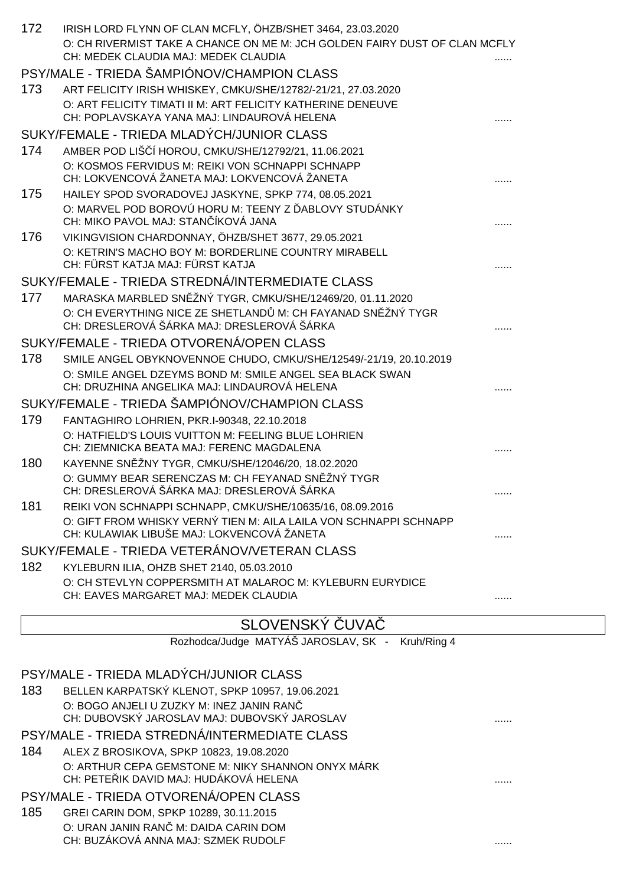172 IRISH LORD FLYNN OF CLAN MCFLY, ÖHZB/SHET 3464, 23.03.2020
O: CH RIVERMIST TAKE A CHANCE ON ME M: JCH GOLDEN FAIRY DUST OF CLAN MCFLY
CH: MEDEK CLAUDIA MAJ: MEDEK CLAUDIA ......

PSY/MALE - TRIEDA ŠAMPIÓNOV/CHAMPION CLASS

173 ART FELICITY IRISH WHISKEY, CMKU/SHE/12782/-21/21, 27.03.2020
O: ART FELICITY TIMATI II M: ART FELICITY KATHERINE DENEUVE
CH: POPLAVSKAYA YANA MAJ: LINDAUROVÁ HELENA ......

SUKY/FEMALE - TRIEDA MLADÝCH/JUNIOR CLASS

174 AMBER POD LIŠČÍ HOROU, CMKU/SHE/12792/21, 11.06.2021
O: KOSMOS FERVIDUS M: REIKI VON SCHNAPPI SCHNAPP
CH: LOKVENCOVÁ ŽANETA MAJ: LOKVENCOVÁ ŽANETA ......

175 HAILEY SPOD SVORADOVEJ JASKYNE, SPKP 774, 08.05.2021
O: MARVEL POD BOROVÚ HORU M: TEENY Z ĎABLOVY STUDÁNKY
CH: MIKO PAVOL MAJ: STANČÍKOVÁ JANA ......

176 VIKINGVISION CHARDONNAY, ÖHZB/SHET 3677, 29.05.2021
O: KETRIN'S MACHO BOY M: BORDERLINE COUNTRY MIRABELL
CH: FÜRST KATJA MAJ: FÜRST KATJA ......

SUKY/FEMALE - TRIEDA STREDNÁ/INTERMEDIATE CLASS

177 MARASKA MARBLED SNĚŽNÝ TYGR, CMKU/SHE/12469/20, 01.11.2020
O: CH EVERYTHING NICE ZE SHETLANDŮ M: CH FAYANAD SNĚŽNÝ TYGR
CH: DRESLEROVÁ ŠÁRKA MAJ: DRESLEROVÁ ŠÁRKA ......

SUKY/FEMALE - TRIEDA OTVORENÁ/OPEN CLASS

178 SMILE ANGEL OBYKNOVENNOE CHUDO, CMKU/SHE/12549/-21/19, 20.10.2019
O: SMILE ANGEL DZEYMS BOND M: SMILE ANGEL SEA BLACK SWAN
CH: DRUZHINA ANGELIKA MAJ: LINDAUROVÁ HELENA ......

SUKY/FEMALE - TRIEDA ŠAMPIÓNOV/CHAMPION CLASS

179 FANTAGHIRO LOHRIEN, PKR.I-90348, 22.10.2018
O: HATFIELD'S LOUIS VUITTON M: FEELING BLUE LOHRIEN
CH: ZIEMNICKA BEATA MAJ: FERENC MAGDALENA ......

180 KAYENNE SNĚŽNY TYGR, CMKU/SHE/12046/20, 18.02.2020
O: GUMMY BEAR SERENCZAS M: CH FEYANAD SNĚŽNÝ TYGR
CH: DRESLEROVÁ ŠÁRKA MAJ: DRESLEROVÁ ŠÁRKA ......

181 REIKI VON SCHNAPPI SCHNAPP, CMKU/SHE/10635/16, 08.09.2016
O: GIFT FROM WHISKY VERNÝ TIEN M: AILA LAILA VON SCHNAPPI SCHNAPP
CH: KULAWIAK LIBUŠE MAJ: LOKVENCOVÁ ŽANETA ......

SUKY/FEMALE - TRIEDA VETERÁNOV/VETERAN CLASS

182 KYLEBURN ILIA, OHZB SHET 2140, 05.03.2010
O: CH STEVLYN COPPERSMITH AT MALAROC M: KYLEBURN EURYDICE
CH: EAVES MARGARET MAJ: MEDEK CLAUDIA ......

## SLOVENSKÝ ČUVAČ

Rozhodca/Judge MATYÁŠ JAROSLAV, SK - Kruh/Ring 4

PSY/MALE - TRIEDA MLADÝCH/JUNIOR CLASS

183 BELLEN KARPATSKÝ KLENOT, SPKP 10957, 19.06.2021
O: BOGO ANJELI U ZUZKY M: INEZ JANIN RANČ
CH: DUBOVSKÝ JAROSLAV MAJ: DUBOVSKÝ JAROSLAV ......

PSY/MALE - TRIEDA STREDNÁ/INTERMEDIATE CLASS

184 ALEX Z BROSIKOVA, SPKP 10823, 19.08.2020
O: ARTHUR CEPA GEMSTONE M: NIKY SHANNON ONYX MÁRK
CH: PETEŘIK DAVID MAJ: HUDÁKOVÁ HELENA ......

PSY/MALE - TRIEDA OTVORENÁ/OPEN CLASS

185 GREI CARIN DOM, SPKP 10289, 30.11.2015
O: URAN JANIN RANČ M: DAIDA CARIN DOM
CH: BUZÁKOVÁ ANNA MAJ: SZMEK RUDOLF ......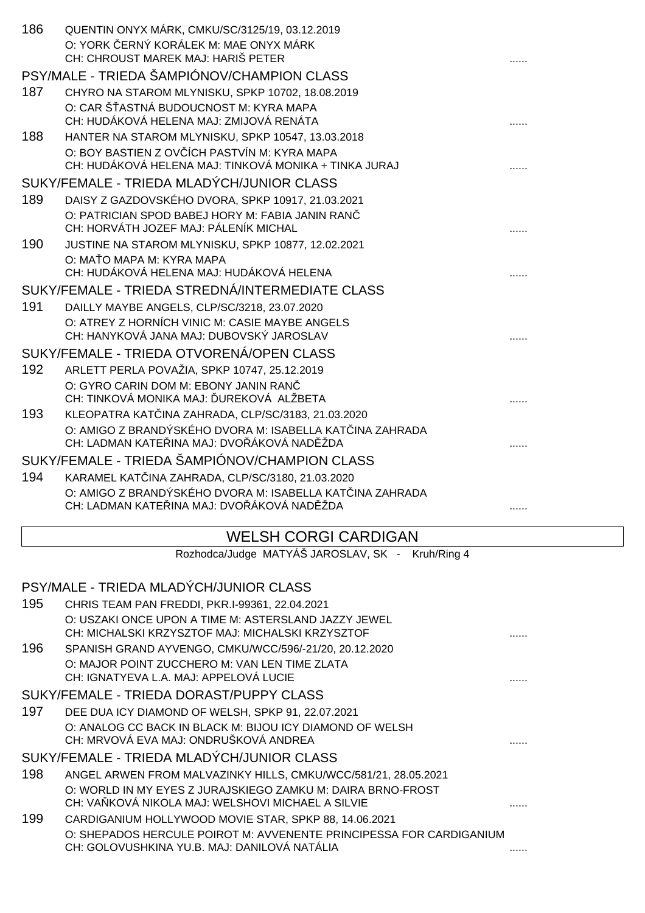186 QUENTIN ONYX MÁRK, CMKU/SC/3125/19, 03.12.2019
O: YORK ČERNÝ KORÁLEK M: MAE ONYX MÁRK
CH: CHROUST MAREK MAJ: HARIŠ PETER ......

### PSY/MALE - TRIEDA ŠAMPIÓNOV/CHAMPION CLASS

187 CHYRO NA STAROM MLYNISKU, SPKP 10702, 18.08.2019
O: CAR ŠŤASTNÁ BUDOUCNOST M: KYRA MAPA
CH: HUDÁKOVÁ HELENA MAJ: ZMIJOVÁ RENÁTA ......

188 HANTER NA STAROM MLYNISKU, SPKP 10547, 13.03.2018
O: BOY BASTIEN Z OVČÍCH PASTVÍN M: KYRA MAPA
CH: HUDÁKOVÁ HELENA MAJ: TINKOVÁ MONIKA + TINKA JURAJ ......

### SUKY/FEMALE - TRIEDA MLADÝCH/JUNIOR CLASS

189 DAISY Z GAZDOVSKÉHO DVORA, SPKP 10917, 21.03.2021
O: PATRICIAN SPOD BABEJ HORY M: FABIA JANIN RANČ
CH: HORVÁTH JOZEF MAJ: PÁLENÍK MICHAL ......

190 JUSTINE NA STAROM MLYNISKU, SPKP 10877, 12.02.2021
O: MAŤO MAPA M: KYRA MAPA
CH: HUDÁKOVÁ HELENA MAJ: HUDÁKOVÁ HELENA ......

### SUKY/FEMALE - TRIEDA STREDNÁ/INTERMEDIATE CLASS

191 DAILLY MAYBE ANGELS, CLP/SC/3218, 23.07.2020
O: ATREY Z HORNÍCH VINIC M: CASIE MAYBE ANGELS
CH: HANYKOVÁ JANA MAJ: DUBOVSKÝ JAROSLAV ......

### SUKY/FEMALE - TRIEDA OTVORENÁ/OPEN CLASS

192 ARLETT PERLA POVAŽIA, SPKP 10747, 25.12.2019
O: GYRO CARIN DOM M: EBONY JANIN RANČ
CH: TINKOVÁ MONIKA MAJ: ĎUREKOVÁ ALŽBETA ......

193 KLEOPATRA KATČINA ZAHRADA, CLP/SC/3183, 21.03.2020
O: AMIGO Z BRANDÝSKÉHO DVORA M: ISABELLA KATČINA ZAHRADA
CH: LADMAN KATEŘINA MAJ: DVOŘÁKOVÁ NADĚŽDA ......

### SUKY/FEMALE - TRIEDA ŠAMPIÓNOV/CHAMPION CLASS

194 KARAMEL KATČINA ZAHRADA, CLP/SC/3180, 21.03.2020
O: AMIGO Z BRANDÝSKÉHO DVORA M: ISABELLA KATČINA ZAHRADA
CH: LADMAN KATEŘINA MAJ: DVOŘÁKOVÁ NADĚŽDA ......

## WELSH CORGI CARDIGAN

Rozhodca/Judge MATYÁŠ JAROSLAV, SK - Kruh/Ring 4

### PSY/MALE - TRIEDA MLADÝCH/JUNIOR CLASS

195 CHRIS TEAM PAN FREDDI, PKR.I-99361, 22.04.2021
O: USZAKI ONCE UPON A TIME M: ASTERSLAND JAZZY JEWEL
CH: MICHALSKI KRZYSZTOF MAJ: MICHALSKI KRZYSZTOF ......

196 SPANISH GRAND AYVENGO, CMKU/WCC/596/-21/20, 20.12.2020
O: MAJOR POINT ZUCCHERO M: VAN LEN TIME ZLATA
CH: IGNATYEVA L.A. MAJ: APPELOVÁ LUCIE ......

### SUKY/FEMALE - TRIEDA DORAST/PUPPY CLASS

197 DEE DUA ICY DIAMOND OF WELSH, SPKP 91, 22.07.2021
O: ANALOG CC BACK IN BLACK M: BIJOU ICY DIAMOND OF WELSH
CH: MRVOVÁ EVA MAJ: ONDRUŠKOVÁ ANDREA ......

### SUKY/FEMALE - TRIEDA MLADÝCH/JUNIOR CLASS

198 ANGEL ARWEN FROM MALVAZINKY HILLS, CMKU/WCC/581/21, 28.05.2021
O: WORLD IN MY EYES Z JURAJSKIEGO ZAMKU M: DAIRA BRNO-FROST
CH: VAŇKOVÁ NIKOLA MAJ: WELSHOVI MICHAEL A SILVIE ......

199 CARDIGANIUM HOLLYWOOD MOVIE STAR, SPKP 88, 14.06.2021
O: SHEPADOS HERCULE POIROT M: AVVENENTE PRINCIPESSA FOR CARDIGANIUM
CH: GOLOVUSHKINA YU.B. MAJ: DANILOVÁ NATÁLIA ......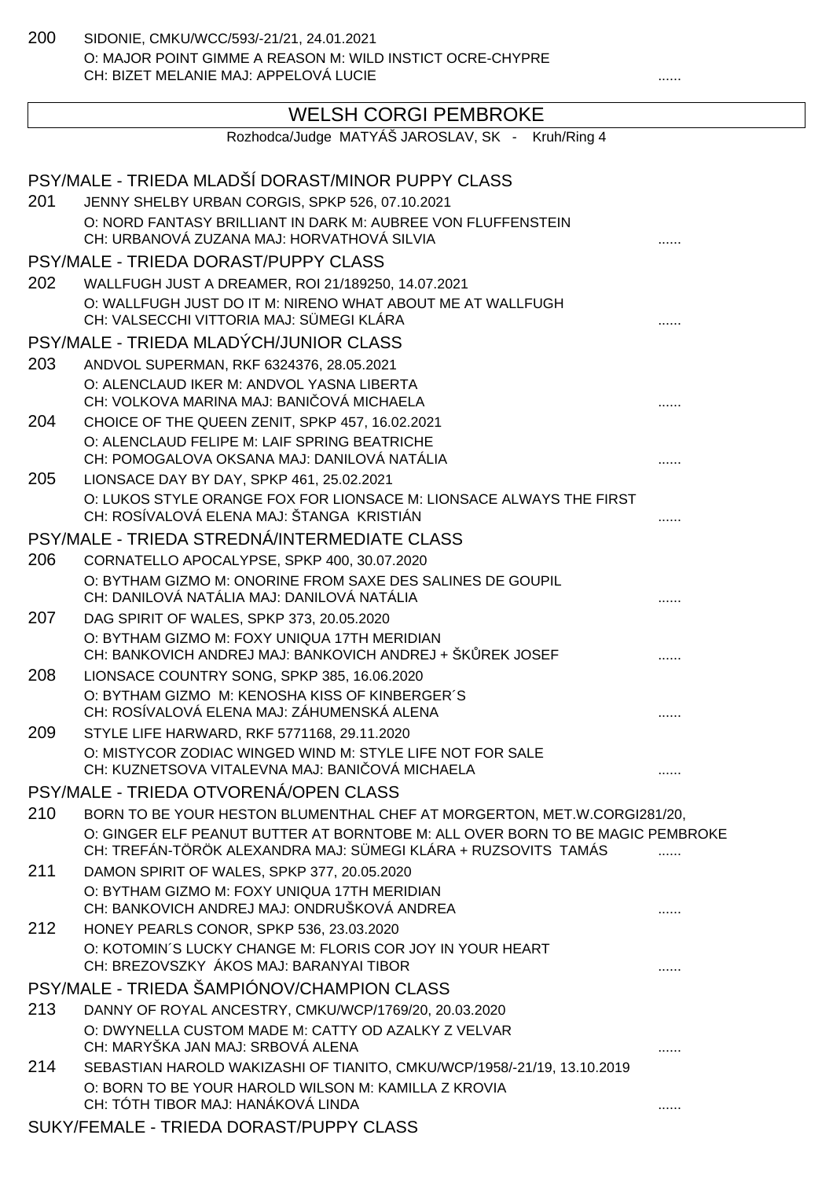200 SIDONIE, CMKU/WCC/593/-21/21, 24.01.2021
O: MAJOR POINT GIMME A REASON M: WILD INSTICT OCRE-CHYPRE
CH: BIZET MELANIE MAJ: APPELOVÁ LUCIE ......

## WELSH CORGI PEMBROKE

Rozhodca/Judge MATYÁŠ JAROSLAV, SK - Kruh/Ring 4

### PSY/MALE - TRIEDA MLADŠÍ DORAST/MINOR PUPPY CLASS

201 JENNY SHELBY URBAN CORGIS, SPKP 526, 07.10.2021
O: NORD FANTASY BRILLIANT IN DARK M: AUBREE VON FLUFFENSTEIN
CH: URBANOVÁ ZUZANA MAJ: HORVATHOVÁ SILVIA ......

### PSY/MALE - TRIEDA DORAST/PUPPY CLASS

202 WALLFUGH JUST A DREAMER, ROI 21/189250, 14.07.2021
O: WALLFUGH JUST DO IT M: NIRENO WHAT ABOUT ME AT WALLFUGH
CH: VALSECCHI VITTORIA MAJ: SÜMEGI KLÁRA ......

### PSY/MALE - TRIEDA MLADÝCH/JUNIOR CLASS

203 ANDVOL SUPERMAN, RKF 6324376, 28.05.2021
O: ALENCLAUD IKER M: ANDVOL YASNA LIBERTA
CH: VOLKOVA MARINA MAJ: BANIČOVÁ MICHAELA ......

204 CHOICE OF THE QUEEN ZENIT, SPKP 457, 16.02.2021
O: ALENCLAUD FELIPE M: LAIF SPRING BEATRICHE
CH: POMOGALOVA OKSANA MAJ: DANILOVÁ NATÁLIA ......

205 LIONSACE DAY BY DAY, SPKP 461, 25.02.2021
O: LUKOS STYLE ORANGE FOX FOR LIONSACE M: LIONSACE ALWAYS THE FIRST
CH: ROSÍVALOVÁ ELENA MAJ: ŠTANGA KRISTIÁN ......

### PSY/MALE - TRIEDA STREDNÁ/INTERMEDIATE CLASS

206 CORNATELLO APOCALYPSE, SPKP 400, 30.07.2020
O: BYTHAM GIZMO M: ONORINE FROM SAXE DES SALINES DE GOUPIL
CH: DANILOVÁ NATÁLIA MAJ: DANILOVÁ NATÁLIA ......

207 DAG SPIRIT OF WALES, SPKP 373, 20.05.2020
O: BYTHAM GIZMO M: FOXY UNIQUA 17TH MERIDIAN
CH: BANKOVICH ANDREJ MAJ: BANKOVICH ANDREJ + ŠKŮREK JOSEF ......

208 LIONSACE COUNTRY SONG, SPKP 385, 16.06.2020
O: BYTHAM GIZMO M: KENOSHA KISS OF KINBERGER´S
CH: ROSÍVALOVÁ ELENA MAJ: ZÁHUMENSKÁ ALENA ......

209 STYLE LIFE HARWARD, RKF 5771168, 29.11.2020
O: MISTYCOR ZODIAC WINGED WIND M: STYLE LIFE NOT FOR SALE
CH: KUZNETSOVA VITALEVNA MAJ: BANIČOVÁ MICHAELA ......

### PSY/MALE - TRIEDA OTVORENÁ/OPEN CLASS

210 BORN TO BE YOUR HESTON BLUMENTHAL CHEF AT MORGERTON, MET.W.CORGI281/20,
O: GINGER ELF PEANUT BUTTER AT BORNTOBE M: ALL OVER BORN TO BE MAGIC PEMBROKE
CH: TREFÁN-TÖRÖK ALEXANDRA MAJ: SÜMEGI KLÁRA + RUZSOVITS TAMÁS ......

211 DAMON SPIRIT OF WALES, SPKP 377, 20.05.2020
O: BYTHAM GIZMO M: FOXY UNIQUA 17TH MERIDIAN
CH: BANKOVICH ANDREJ MAJ: ONDRUŠKOVÁ ANDREA ......

212 HONEY PEARLS CONOR, SPKP 536, 23.03.2020
O: KOTOMIN´S LUCKY CHANGE M: FLORIS COR JOY IN YOUR HEART
CH: BREZOVSZKY ÁKOS MAJ: BARANYAI TIBOR ......

### PSY/MALE - TRIEDA ŠAMPIÓNOV/CHAMPION CLASS

213 DANNY OF ROYAL ANCESTRY, CMKU/WCP/1769/20, 20.03.2020
O: DWYNELLA CUSTOM MADE M: CATTY OD AZALKY Z VELVAR
CH: MARYŠKA JAN MAJ: SRBOVÁ ALENA ......

214 SEBASTIAN HAROLD WAKIZASHI OF TIANITO, CMKU/WCP/1958/-21/19, 13.10.2019
O: BORN TO BE YOUR HAROLD WILSON M: KAMILLA Z KROVIA
CH: TÓTH TIBOR MAJ: HANÁKOVÁ LINDA ......

### SUKY/FEMALE - TRIEDA DORAST/PUPPY CLASS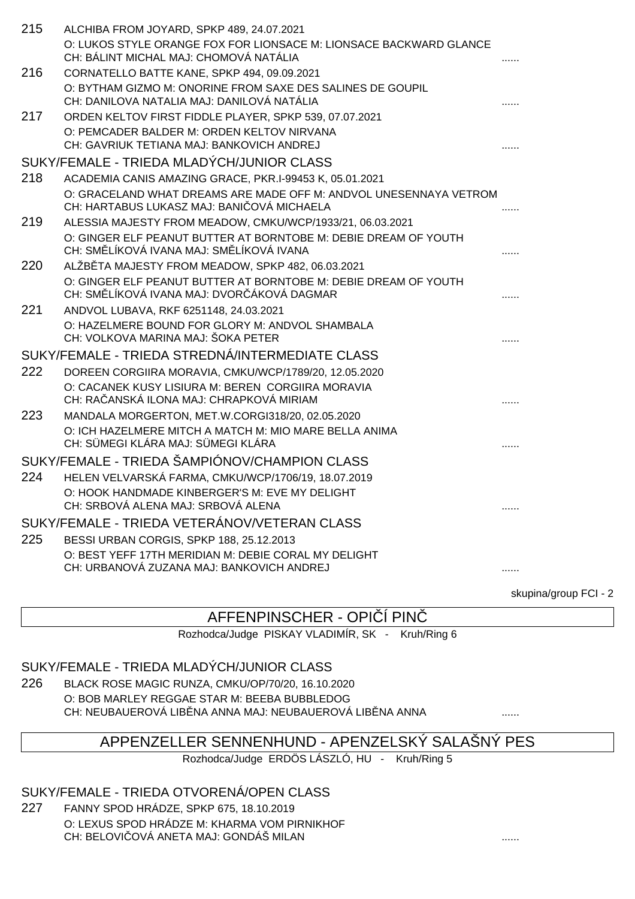215 ALCHIBA FROM JOYARD, SPKP 489, 24.07.2021
O: LUKOS STYLE ORANGE FOX FOR LIONSACE M: LIONSACE BACKWARD GLANCE
CH: BÁLINT MICHAL MAJ: CHOMOVÁ NATÁLIA ......

216 CORNATELLO BATTE KANE, SPKP 494, 09.09.2021
O: BYTHAM GIZMO M: ONORINE FROM SAXE DES SALINES DE GOUPIL
CH: DANILOVA NATALIA MAJ: DANILOVÁ NATÁLIA ......

217 ORDEN KELTOV FIRST FIDDLE PLAYER, SPKP 539, 07.07.2021
O: PEMCADER BALDER M: ORDEN KELTOV NIRVANA
CH: GAVRIUK TETIANA MAJ: BANKOVICH ANDREJ ......

### SUKY/FEMALE - TRIEDA MLADÝCH/JUNIOR CLASS

218 ACADEMIA CANIS AMAZING GRACE, PKR.I-99453 K, 05.01.2021
O: GRACELAND WHAT DREAMS ARE MADE OFF M: ANDVOL UNESENNAYA VETROM
CH: HARTABUS LUKASZ MAJ: BANIČOVÁ MICHAELA ......

219 ALESSIA MAJESTY FROM MEADOW, CMKU/WCP/1933/21, 06.03.2021
O: GINGER ELF PEANUT BUTTER AT BORNTOBE M: DEBIE DREAM OF YOUTH
CH: SMĚLÍKOVÁ IVANA MAJ: SMĚLÍKOVÁ IVANA ......

220 ALŽBĚTA MAJESTY FROM MEADOW, SPKP 482, 06.03.2021
O: GINGER ELF PEANUT BUTTER AT BORNTOBE M: DEBIE DREAM OF YOUTH
CH: SMĚLÍKOVÁ IVANA MAJ: DVORČÁKOVÁ DAGMAR ......

221 ANDVOL LUBAVA, RKF 6251148, 24.03.2021
O: HAZELMERE BOUND FOR GLORY M: ANDVOL SHAMBALA
CH: VOLKOVA MARINA MAJ: ŠOKA PETER ......

### SUKY/FEMALE - TRIEDA STREDNÁ/INTERMEDIATE CLASS

222 DOREEN CORGIIRA MORAVIA, CMKU/WCP/1789/20, 12.05.2020
O: CACANEK KUSY LISIURA M: BEREN CORGIIRA MORAVIA
CH: RAČANSKÁ ILONA MAJ: CHRAPKOVÁ MIRIAM ......

223 MANDALA MORGERTON, MET.W.CORGI318/20, 02.05.2020
O: ICH HAZELMERE MITCH A MATCH M: MIO MARE BELLA ANIMA
CH: SÜMEGI KLÁRA MAJ: SÜMEGI KLÁRA ......

### SUKY/FEMALE - TRIEDA ŠAMPIÓNOV/CHAMPION CLASS

224 HELEN VELVARSKÁ FARMA, CMKU/WCP/1706/19, 18.07.2019
O: HOOK HANDMADE KINBERGER'S M: EVE MY DELIGHT
CH: SRBOVÁ ALENA MAJ: SRBOVÁ ALENA ......

### SUKY/FEMALE - TRIEDA VETERÁNOV/VETERAN CLASS

225 BESSI URBAN CORGIS, SPKP 188, 25.12.2013
O: BEST YEFF 17TH MERIDIAN M: DEBIE CORAL MY DELIGHT
CH: URBANOVÁ ZUZANA MAJ: BANKOVICH ANDREJ ......

skupina/group FCI - 2

## AFFENPINSCHER - OPIČÍ PINČ

Rozhodca/Judge PISKAY VLADIMÍR, SK - Kruh/Ring 6

### SUKY/FEMALE - TRIEDA MLADÝCH/JUNIOR CLASS

226 BLACK ROSE MAGIC RUNZA, CMKU/OP/70/20, 16.10.2020
O: BOB MARLEY REGGAE STAR M: BEEBA BUBBLEDOG
CH: NEUBAUEROVÁ LIBĚNA ANNA MAJ: NEUBAUEROVÁ LIBĚNA ANNA ......

## APPENZELLER SENNENHUND - APENZELSKÝ SALAŠNÝ PES

Rozhodca/Judge ERDÖS LÁSZLÓ, HU - Kruh/Ring 5

### SUKY/FEMALE - TRIEDA OTVORENÁ/OPEN CLASS

227 FANNY SPOD HRÁDZE, SPKP 675, 18.10.2019
O: LEXUS SPOD HRÁDZE M: KHARMA VOM PIRNIKHOF
CH: BELOVIČOVÁ ANETA MAJ: GONDÁŠ MILAN ......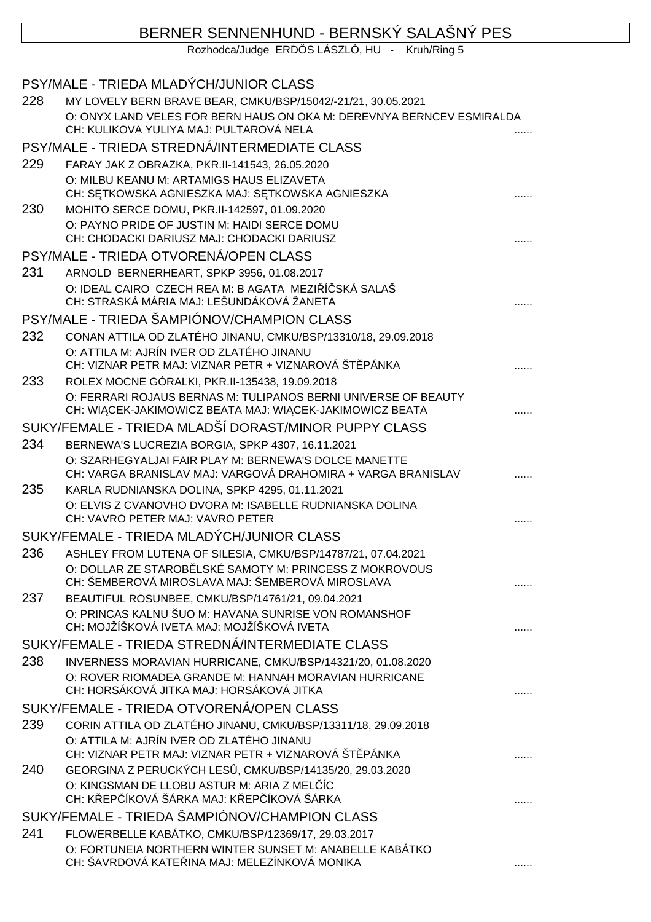# BERNER SENNENHUND - BERNSKÝ SALAŠNÝ PES

Rozhodca/Judge ERDÖS LÁSZLÓ, HU - Kruh/Ring 5

## PSY/MALE - TRIEDA MLADÝCH/JUNIOR CLASS

228 MY LOVELY BERN BRAVE BEAR, CMKU/BSP/15042/-21/21, 30.05.2021
O: ONYX LAND VELES FOR BERN HAUS ON OKA M: DEREVNYA BERNCEV ESMIRALDA
CH: KULIKOVA YULIYA MAJ: PULTAROVÁ NELA ......

## PSY/MALE - TRIEDA STREDNÁ/INTERMEDIATE CLASS

229 FARAY JAK Z OBRAZKA, PKR.II-141543, 26.05.2020
O: MILBU KEANU M: ARTAMIGS HAUS ELIZAVETA
CH: SĘTKOWSKA AGNIESZKA MAJ: SĘTKOWSKA AGNIESZKA ......

230 MOHITO SERCE DOMU, PKR.II-142597, 01.09.2020
O: PAYNO PRIDE OF JUSTIN M: HAIDI SERCE DOMU
CH: CHODACKI DARIUSZ MAJ: CHODACKI DARIUSZ ......

## PSY/MALE - TRIEDA OTVORENÁ/OPEN CLASS

231 ARNOLD BERNERHEART, SPKP 3956, 01.08.2017
O: IDEAL CAIRO CZECH REA M: B AGATA MEZIŘÍČSKÁ SALAŠ
CH: STRASKÁ MÁRIA MAJ: LEŠUNDÁKOVÁ ŽANETA ......

## PSY/MALE - TRIEDA ŠAMPIÓNOV/CHAMPION CLASS

232 CONAN ATTILA OD ZLATÉHO JINANU, CMKU/BSP/13310/18, 29.09.2018
O: ATTILA M: AJRÍN IVER OD ZLATÉHO JINANU
CH: VIZNAR PETR MAJ: VIZNAR PETR + VIZNAROVÁ ŠTĚPÁNKA ......

233 ROLEX MOCNE GÓRALKI, PKR.II-135438, 19.09.2018
O: FERRARI ROJAUS BERNAS M: TULIPANOS BERNI UNIVERSE OF BEAUTY
CH: WIĄCEK-JAKIMOWICZ BEATA MAJ: WIĄCEK-JAKIMOWICZ BEATA ......

## SUKY/FEMALE - TRIEDA MLADŠÍ DORAST/MINOR PUPPY CLASS

234 BERNEWA'S LUCREZIA BORGIA, SPKP 4307, 16.11.2021
O: SZARHEGYALJAI FAIR PLAY M: BERNEWA'S DOLCE MANETTE
CH: VARGA BRANISLAV MAJ: VARGOVÁ DRAHOMIRA + VARGA BRANISLAV ......

235 KARLA RUDNIANSKA DOLINA, SPKP 4295, 01.11.2021
O: ELVIS Z CVANOVHO DVORA M: ISABELLE RUDNIANSKA DOLINA
CH: VAVRO PETER MAJ: VAVRO PETER ......

## SUKY/FEMALE - TRIEDA MLADÝCH/JUNIOR CLASS

236 ASHLEY FROM LUTENA OF SILESIA, CMKU/BSP/14787/21, 07.04.2021
O: DOLLAR ZE STAROBĚLSKÉ SAMOTY M: PRINCESS Z MOKROVOUS
CH: ŠEMBEROVÁ MIROSLAVA MAJ: ŠEMBEROVÁ MIROSLAVA ......

237 BEAUTIFUL ROSUNBEE, CMKU/BSP/14761/21, 09.04.2021
O: PRINCAS KALNU ŠUO M: HAVANA SUNRISE VON ROMANSHOF
CH: MOJŽÍŠKOVÁ IVETA MAJ: MOJŽÍŠKOVÁ IVETA ......

## SUKY/FEMALE - TRIEDA STREDNÁ/INTERMEDIATE CLASS

238 INVERNESS MORAVIAN HURRICANE, CMKU/BSP/14321/20, 01.08.2020
O: ROVER RIOMADEA GRANDE M: HANNAH MORAVIAN HURRICANE
CH: HORSÁKOVÁ JITKA MAJ: HORSÁKOVÁ JITKA ......

## SUKY/FEMALE - TRIEDA OTVORENÁ/OPEN CLASS

239 CORIN ATTILA OD ZLATÉHO JINANU, CMKU/BSP/13311/18, 29.09.2018
O: ATTILA M: AJRÍN IVER OD ZLATÉHO JINANU
CH: VIZNAR PETR MAJ: VIZNAR PETR + VIZNAROVÁ ŠTĚPÁNKA ......

240 GEORGINA Z PERUCKÝCH LESŮ, CMKU/BSP/14135/20, 29.03.2020
O: KINGSMAN DE LLOBU ASTUR M: ARIA Z MELČÍC
CH: KŘEPČÍKOVÁ ŠÁRKA MAJ: KŘEPČÍKOVÁ ŠÁRKA ......

## SUKY/FEMALE - TRIEDA ŠAMPIÓNOV/CHAMPION CLASS

241 FLOWERBELLE KABÁTKO, CMKU/BSP/12369/17, 29.03.2017
O: FORTUNEIA NORTHERN WINTER SUNSET M: ANABELLE KABÁTKO
CH: ŠAVRDOVÁ KATEŘINA MAJ: MELEZÍNKOVÁ MONIKA ......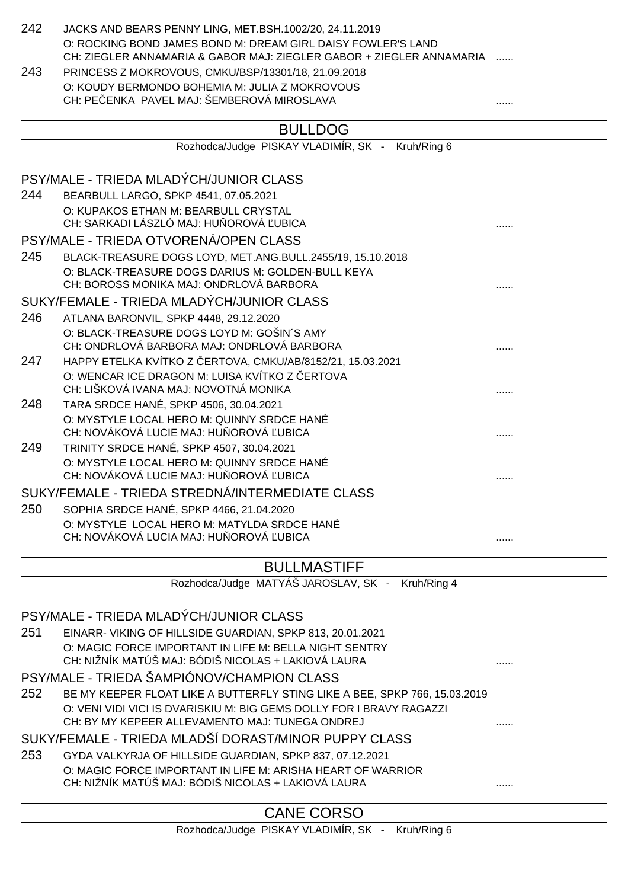242 JACKS AND BEARS PENNY LING, MET.BSH.1002/20, 24.11.2019
O: ROCKING BOND JAMES BOND M: DREAM GIRL DAISY FOWLER'S LAND
CH: ZIEGLER ANNAMARIA & GABOR MAJ: ZIEGLER GABOR + ZIEGLER ANNAMARIA ......

243 PRINCESS Z MOKROVOUS, CMKU/BSP/13301/18, 21.09.2018
O: KOUDY BERMONDO BOHEMIA M: JULIA Z MOKROVOUS
CH: PEČENKA PAVEL MAJ: ŠEMBEROVÁ MIROSLAVA ......

## BULLDOG

Rozhodca/Judge PISKAY VLADIMÍR, SK - Kruh/Ring 6

### PSY/MALE - TRIEDA MLADÝCH/JUNIOR CLASS

244 BEARBULL LARGO, SPKP 4541, 07.05.2021
O: KUPAKOS ETHAN M: BEARBULL CRYSTAL
CH: SARKADI LÁSZLÓ MAJ: HUŇOROVÁ ĽUBICA ......

### PSY/MALE - TRIEDA OTVORENÁ/OPEN CLASS

245 BLACK-TREASURE DOGS LOYD, MET.ANG.BULL.2455/19, 15.10.2018
O: BLACK-TREASURE DOGS DARIUS M: GOLDEN-BULL KEYA
CH: BOROSS MONIKA MAJ: ONDRLOVÁ BARBORA ......

### SUKY/FEMALE - TRIEDA MLADÝCH/JUNIOR CLASS

246 ATLANA BARONVIL, SPKP 4448, 29.12.2020
O: BLACK-TREASURE DOGS LOYD M: GOŠIN´S AMY
CH: ONDRLOVÁ BARBORA MAJ: ONDRLOVÁ BARBORA ......

247 HAPPY ETELKA KVÍTKO Z ČERTOVA, CMKU/AB/8152/21, 15.03.2021
O: WENCAR ICE DRAGON M: LUISA KVÍTKO Z ČERTOVA
CH: LIŠKOVÁ IVANA MAJ: NOVOTNÁ MONIKA ......

248 TARA SRDCE HANÉ, SPKP 4506, 30.04.2021
O: MYSTYLE LOCAL HERO M: QUINNY SRDCE HANÉ
CH: NOVÁKOVÁ LUCIE MAJ: HUŇOROVÁ ĽUBICA ......

249 TRINITY SRDCE HANÉ, SPKP 4507, 30.04.2021
O: MYSTYLE LOCAL HERO M: QUINNY SRDCE HANÉ
CH: NOVÁKOVÁ LUCIE MAJ: HUŇOROVÁ ĽUBICA ......

### SUKY/FEMALE - TRIEDA STREDNÁ/INTERMEDIATE CLASS

250 SOPHIA SRDCE HANÉ, SPKP 4466, 21.04.2020
O: MYSTYLE LOCAL HERO M: MATYLDA SRDCE HANÉ
CH: NOVÁKOVÁ LUCIA MAJ: HUŇOROVÁ ĽUBICA ......

## BULLMASTIFF

Rozhodca/Judge MATYÁŠ JAROSLAV, SK - Kruh/Ring 4

### PSY/MALE - TRIEDA MLADÝCH/JUNIOR CLASS

251 EINARR- VIKING OF HILLSIDE GUARDIAN, SPKP 813, 20.01.2021
O: MAGIC FORCE IMPORTANT IN LIFE M: BELLA NIGHT SENTRY
CH: NIŽNÍK MATÚŠ MAJ: BÓDIŠ NICOLAS + LAKIOVÁ LAURA ......

### PSY/MALE - TRIEDA ŠAMPIÓNOV/CHAMPION CLASS

252 BE MY KEEPER FLOAT LIKE A BUTTERFLY STING LIKE A BEE, SPKP 766, 15.03.2019
O: VENI VIDI VICI IS DVARISKIU M: BIG GEMS DOLLY FOR I BRAVY RAGAZZI
CH: BY MY KEPEER ALLEVAMENTO MAJ: TUNEGA ONDREJ ......

### SUKY/FEMALE - TRIEDA MLADŠÍ DORAST/MINOR PUPPY CLASS

253 GYDA VALKYRJA OF HILLSIDE GUARDIAN, SPKP 837, 07.12.2021
O: MAGIC FORCE IMPORTANT IN LIFE M: ARISHA HEART OF WARRIOR
CH: NIŽNÍK MATÚŠ MAJ: BÓDIŠ NICOLAS + LAKIOVÁ LAURA ......

## CANE CORSO

Rozhodca/Judge PISKAY VLADIMÍR, SK - Kruh/Ring 6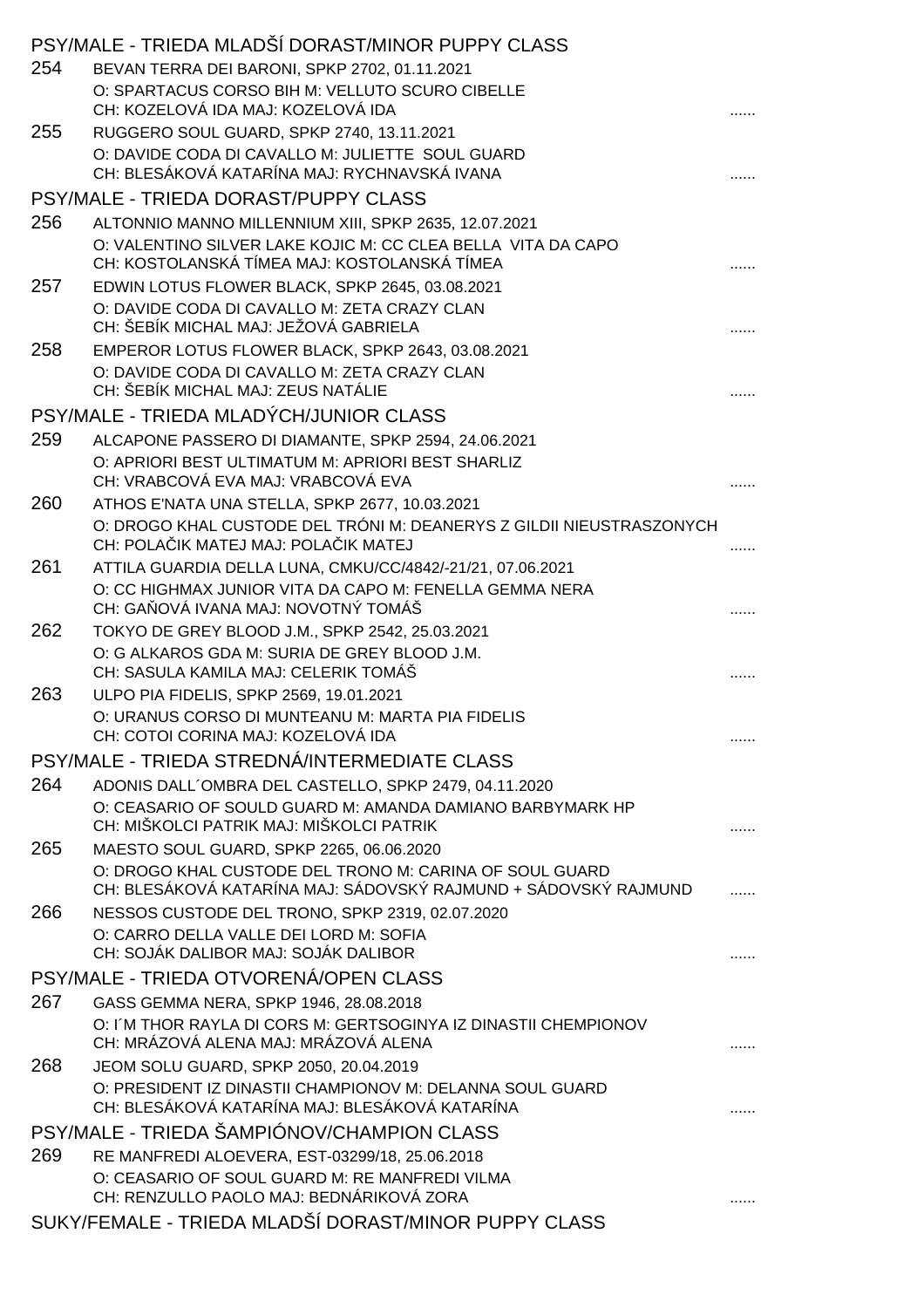## PSY/MALE - TRIEDA MLADŠÍ DORAST/MINOR PUPPY CLASS

254 BEVAN TERRA DEI BARONI, SPKP 2702, 01.11.2021
O: SPARTACUS CORSO BIH M: VELLUTO SCURO CIBELLE
CH: KOZELOVÁ IDA MAJ: KOZELOVÁ IDA ......

255 RUGGERO SOUL GUARD, SPKP 2740, 13.11.2021
O: DAVIDE CODA DI CAVALLO M: JULIETTE SOUL GUARD
CH: BLESÁKOVÁ KATARÍNA MAJ: RYCHNAVSKÁ IVANA ......

## PSY/MALE - TRIEDA DORAST/PUPPY CLASS

256 ALTONNIO MANNO MILLENNIUM XIII, SPKP 2635, 12.07.2021
O: VALENTINO SILVER LAKE KOJIC M: CC CLEA BELLA VITA DA CAPO
CH: KOSTOLANSKÁ TÍMEA MAJ: KOSTOLANSKÁ TÍMEA ......

257 EDWIN LOTUS FLOWER BLACK, SPKP 2645, 03.08.2021
O: DAVIDE CODA DI CAVALLO M: ZETA CRAZY CLAN
CH: ŠEBÍK MICHAL MAJ: JEŽOVÁ GABRIELA ......

258 EMPEROR LOTUS FLOWER BLACK, SPKP 2643, 03.08.2021
O: DAVIDE CODA DI CAVALLO M: ZETA CRAZY CLAN
CH: ŠEBÍK MICHAL MAJ: ZEUS NATÁLIE ......

## PSY/MALE - TRIEDA MLADÝCH/JUNIOR CLASS

259 ALCAPONE PASSERO DI DIAMANTE, SPKP 2594, 24.06.2021
O: APRIORI BEST ULTIMATUM M: APRIORI BEST SHARLIZ
CH: VRABCOVÁ EVA MAJ: VRABCOVÁ EVA ......

260 ATHOS E'NATA UNA STELLA, SPKP 2677, 10.03.2021
O: DROGO KHAL CUSTODE DEL TRÓNI M: DEANERYS Z GILDII NIEUSTRASZONYCH
CH: POLAČIK MATEJ MAJ: POLAČIK MATEJ ......

261 ATTILA GUARDIA DELLA LUNA, CMKU/CC/4842/-21/21, 07.06.2021
O: CC HIGHMAX JUNIOR VITA DA CAPO M: FENELLA GEMMA NERA
CH: GAŇOVÁ IVANA MAJ: NOVOTNÝ TOMÁŠ ......

262 TOKYO DE GREY BLOOD J.M., SPKP 2542, 25.03.2021
O: G ALKAROS GDA M: SURIA DE GREY BLOOD J.M.
CH: SASULA KAMILA MAJ: CELERIK TOMÁŠ ......

263 ULPO PIA FIDELIS, SPKP 2569, 19.01.2021
O: URANUS CORSO DI MUNTEANU M: MARTA PIA FIDELIS
CH: COTOI CORINA MAJ: KOZELOVÁ IDA ......

## PSY/MALE - TRIEDA STREDNÁ/INTERMEDIATE CLASS

264 ADONIS DALL´OMBRA DEL CASTELLO, SPKP 2479, 04.11.2020
O: CEASARIO OF SOULD GUARD M: AMANDA DAMIANO BARBYMARK HP
CH: MIŠKOLCI PATRIK MAJ: MIŠKOLCI PATRIK ......

265 MAESTO SOUL GUARD, SPKP 2265, 06.06.2020
O: DROGO KHAL CUSTODE DEL TRONO M: CARINA OF SOUL GUARD
CH: BLESÁKOVÁ KATARÍNA MAJ: SÁDOVSKÝ RAJMUND + SÁDOVSKÝ RAJMUND ......

266 NESSOS CUSTODE DEL TRONO, SPKP 2319, 02.07.2020
O: CARRO DELLA VALLE DEI LORD M: SOFIA
CH: SOJÁK DALIBOR MAJ: SOJÁK DALIBOR ......

## PSY/MALE - TRIEDA OTVORENÁ/OPEN CLASS

267 GASS GEMMA NERA, SPKP 1946, 28.08.2018
O: I´M THOR RAYLA DI CORS M: GERTSOGINYA IZ DINASTII CHEMPIONOV
CH: MRÁZOVÁ ALENA MAJ: MRÁZOVÁ ALENA ......

268 JEOM SOLU GUARD, SPKP 2050, 20.04.2019
O: PRESIDENT IZ DINASTII CHAMPIONOV M: DELANNA SOUL GUARD
CH: BLESÁKOVÁ KATARÍNA MAJ: BLESÁKOVÁ KATARÍNA ......

## PSY/MALE - TRIEDA ŠAMPIÓNOV/CHAMPION CLASS

269 RE MANFREDI ALOEVERA, EST-03299/18, 25.06.2018
O: CEASARIO OF SOUL GUARD M: RE MANFREDI VILMA
CH: RENZULLO PAOLO MAJ: BEDNÁRIKOVÁ ZORA ......

## SUKY/FEMALE - TRIEDA MLADŠÍ DORAST/MINOR PUPPY CLASS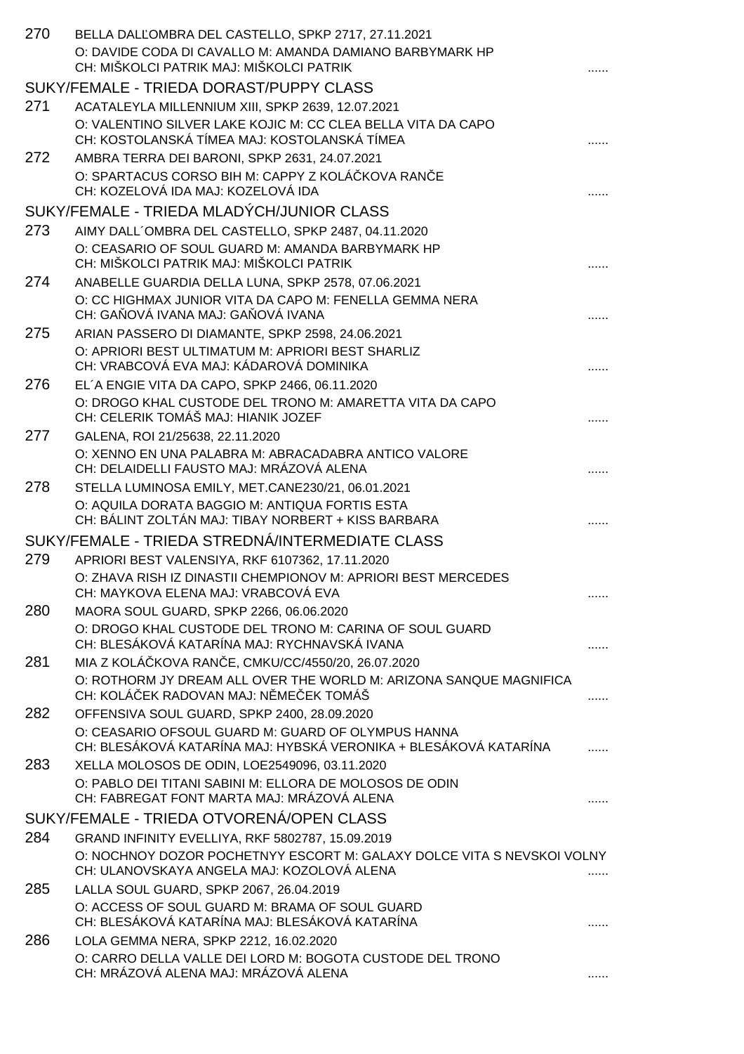270 BELLA DALĽOMBRA DEL CASTELLO, SPKP 2717, 27.11.2021
O: DAVIDE CODA DI CAVALLO M: AMANDA DAMIANO BARBYMARK HP
CH: MIŠKOLCI PATRIK MAJ: MIŠKOLCI PATRIK ......

## SUKY/FEMALE - TRIEDA DORAST/PUPPY CLASS

271 ACATALEYLA MILLENNIUM XIII, SPKP 2639, 12.07.2021
O: VALENTINO SILVER LAKE KOJIC M: CC CLEA BELLA VITA DA CAPO
CH: KOSTOLANSKÁ TÍMEA MAJ: KOSTOLANSKÁ TÍMEA ......

272 AMBRA TERRA DEI BARONI, SPKP 2631, 24.07.2021
O: SPARTACUS CORSO BIH M: CAPPY Z KOLÁČKOVA RANČE
CH: KOZELOVÁ IDA MAJ: KOZELOVÁ IDA ......

## SUKY/FEMALE - TRIEDA MLADÝCH/JUNIOR CLASS

273 AIMY DALL´OMBRA DEL CASTELLO, SPKP 2487, 04.11.2020
O: CEASARIO OF SOUL GUARD M: AMANDA BARBYMARK HP
CH: MIŠKOLCI PATRIK MAJ: MIŠKOLCI PATRIK ......

274 ANABELLE GUARDIA DELLA LUNA, SPKP 2578, 07.06.2021
O: CC HIGHMAX JUNIOR VITA DA CAPO M: FENELLA GEMMA NERA
CH: GAŇOVÁ IVANA MAJ: GAŇOVÁ IVANA ......

275 ARIAN PASSERO DI DIAMANTE, SPKP 2598, 24.06.2021
O: APRIORI BEST ULTIMATUM M: APRIORI BEST SHARLIZ
CH: VRABCOVÁ EVA MAJ: KÁDAROVÁ DOMINIKA ......

276 EL´A ENGIE VITA DA CAPO, SPKP 2466, 06.11.2020
O: DROGO KHAL CUSTODE DEL TRONO M: AMARETTA VITA DA CAPO
CH: CELERIK TOMÁŠ MAJ: HIANIK JOZEF ......

277 GALENA, ROI 21/25638, 22.11.2020
O: XENNO EN UNA PALABRA M: ABRACADABRA ANTICO VALORE
CH: DELAIDELLI FAUSTO MAJ: MRÁZOVÁ ALENA ......

278 STELLA LUMINOSA EMILY, MET.CANE230/21, 06.01.2021
O: AQUILA DORATA BAGGIO M: ANTIQUA FORTIS ESTA
CH: BÁLINT ZOLTÁN MAJ: TIBAY NORBERT + KISS BARBARA ......

## SUKY/FEMALE - TRIEDA STREDNÁ/INTERMEDIATE CLASS

279 APRIORI BEST VALENSIYA, RKF 6107362, 17.11.2020
O: ZHAVA RISH IZ DINASTII CHEMPIONOV M: APRIORI BEST MERCEDES
CH: MAYKOVA ELENA MAJ: VRABCOVÁ EVA ......

280 MAORA SOUL GUARD, SPKP 2266, 06.06.2020
O: DROGO KHAL CUSTODE DEL TRONO M: CARINA OF SOUL GUARD
CH: BLESÁKOVÁ KATARÍNA MAJ: RYCHNAVSKÁ IVANA ......

281 MIA Z KOLÁČKOVA RANČE, CMKU/CC/4550/20, 26.07.2020
O: ROTHORM JY DREAM ALL OVER THE WORLD M: ARIZONA SANQUE MAGNIFICA
CH: KOLÁČEK RADOVAN MAJ: NĚMEČEK TOMÁŠ ......

282 OFFENSIVA SOUL GUARD, SPKP 2400, 28.09.2020
O: CEASARIO OFSOUL GUARD M: GUARD OF OLYMPUS HANNA
CH: BLESÁKOVÁ KATARÍNA MAJ: HYBSKÁ VERONIKA + BLESÁKOVÁ KATARÍNA ......

283 XELLA MOLOSOS DE ODIN, LOE2549096, 03.11.2020
O: PABLO DEI TITANI SABINI M: ELLORA DE MOLOSOS DE ODIN
CH: FABREGAT FONT MARTA MAJ: MRÁZOVÁ ALENA ......

## SUKY/FEMALE - TRIEDA OTVORENÁ/OPEN CLASS

284 GRAND INFINITY EVELLIYA, RKF 5802787, 15.09.2019
O: NOCHNOY DOZOR POCHETNYY ESCORT M: GALAXY DOLCE VITA S NEVSKOI VOLNY
CH: ULANOVSKAYA ANGELA MAJ: KOZOLOVÁ ALENA ......

285 LALLA SOUL GUARD, SPKP 2067, 26.04.2019
O: ACCESS OF SOUL GUARD M: BRAMA OF SOUL GUARD
CH: BLESÁKOVÁ KATARÍNA MAJ: BLESÁKOVÁ KATARÍNA ......

286 LOLA GEMMA NERA, SPKP 2212, 16.02.2020
O: CARRO DELLA VALLE DEI LORD M: BOGOTA CUSTODE DEL TRONO
CH: MRÁZOVÁ ALENA MAJ: MRÁZOVÁ ALENA ......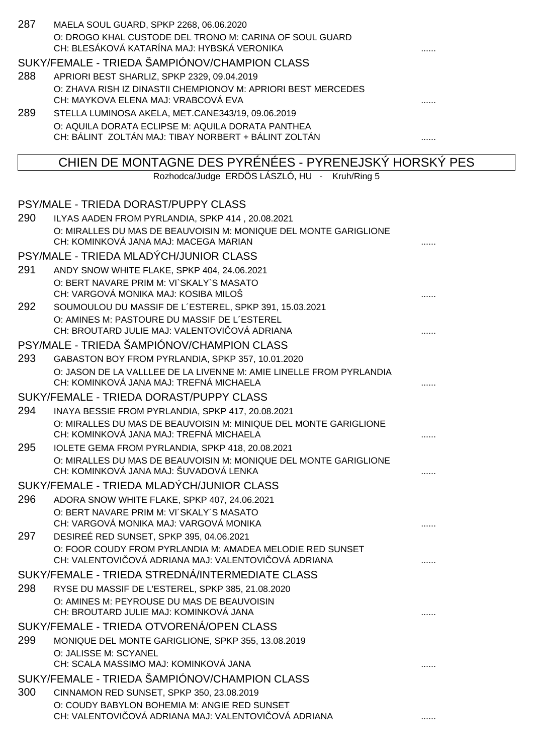287 MAELA SOUL GUARD, SPKP 2268, 06.06.2020
O: DROGO KHAL CUSTODE DEL TRONO M: CARINA OF SOUL GUARD
CH: BLESÁKOVÁ KATARÍNA MAJ: HYBSKÁ VERONIKA ......

SUKY/FEMALE - TRIEDA ŠAMPIÓNOV/CHAMPION CLASS

288 APRIORI BEST SHARLIZ, SPKP 2329, 09.04.2019
O: ZHAVA RISH IZ DINASTII CHEMPIONOV M: APRIORI BEST MERCEDES
CH: MAYKOVA ELENA MAJ: VRABCOVÁ EVA ......

289 STELLA LUMINOSA AKELA, MET.CANE343/19, 09.06.2019
O: AQUILA DORATA ECLIPSE M: AQUILA DORATA PANTHEA
CH: BÁLINT ZOLTÁN MAJ: TIBAY NORBERT + BÁLINT ZOLTÁN ......

## CHIEN DE MONTAGNE DES PYRÉNÉES - PYRENEJSKÝ HORSKÝ PES

Rozhodca/Judge ERDÖS LÁSZLÓ, HU - Kruh/Ring 5

PSY/MALE - TRIEDA DORAST/PUPPY CLASS

290 ILYAS AADEN FROM PYRLANDIA, SPKP 414 , 20.08.2021
O: MIRALLES DU MAS DE BEAUVOISIN M: MONIQUE DEL MONTE GARIGLIONE
CH: KOMINKOVÁ JANA MAJ: MACEGA MARIAN ......

PSY/MALE - TRIEDA MLADÝCH/JUNIOR CLASS

291 ANDY SNOW WHITE FLAKE, SPKP 404, 24.06.2021
O: BERT NAVARE PRIM M: VI`SKALY`S MASATO
CH: VARGOVÁ MONIKA MAJ: KOSIBA MILOŠ ......

292 SOUMOULOU DU MASSIF DE L´ESTEREL, SPKP 391, 15.03.2021
O: AMINES M: PASTOURE DU MASSIF DE L´ESTEREL
CH: BROUTARD JULIE MAJ: VALENTOVIČOVÁ ADRIANA ......

PSY/MALE - TRIEDA ŠAMPIÓNOV/CHAMPION CLASS

293 GABASTON BOY FROM PYRLANDIA, SPKP 357, 10.01.2020
O: JASON DE LA VALLLEE DE LA LIVENNE M: AMIE LINELLE FROM PYRLANDIA
CH: KOMINKOVÁ JANA MAJ: TREFNÁ MICHAELA ......

SUKY/FEMALE - TRIEDA DORAST/PUPPY CLASS

294 INAYA BESSIE FROM PYRLANDIA, SPKP 417, 20.08.2021
O: MIRALLES DU MAS DE BEAUVOISIN M: MINIQUE DEL MONTE GARIGLIONE
CH: KOMINKOVÁ JANA MAJ: TREFNÁ MICHAELA ......

295 IOLETE GEMA FROM PYRLANDIA, SPKP 418, 20.08.2021
O: MIRALLES DU MAS DE BEAUVOISIN M: MONIQUE DEL MONTE GARIGLIONE
CH: KOMINKOVÁ JANA MAJ: ŠUVADOVÁ LENKA ......

SUKY/FEMALE - TRIEDA MLADÝCH/JUNIOR CLASS

296 ADORA SNOW WHITE FLAKE, SPKP 407, 24.06.2021
O: BERT NAVARE PRIM M: VI´SKALY´S MASATO
CH: VARGOVÁ MONIKA MAJ: VARGOVÁ MONIKA ......

297 DESIREÉ RED SUNSET, SPKP 395, 04.06.2021
O: FOOR COUDY FROM PYRLANDIA M: AMADEA MELODIE RED SUNSET
CH: VALENTOVIČOVÁ ADRIANA MAJ: VALENTOVIČOVÁ ADRIANA ......

SUKY/FEMALE - TRIEDA STREDNÁ/INTERMEDIATE CLASS

298 RYSE DU MASSIF DE L'ESTEREL, SPKP 385, 21.08.2020
O: AMINES M: PEYROUSE DU MAS DE BEAUVOISIN
CH: BROUTARD JULIE MAJ: KOMINKOVÁ JANA ......

SUKY/FEMALE - TRIEDA OTVORENÁ/OPEN CLASS

299 MONIQUE DEL MONTE GARIGLIONE, SPKP 355, 13.08.2019
O: JALISSE M: SCYANEL
CH: SCALA MASSIMO MAJ: KOMINKOVÁ JANA ......

SUKY/FEMALE - TRIEDA ŠAMPIÓNOV/CHAMPION CLASS

300 CINNAMON RED SUNSET, SPKP 350, 23.08.2019
O: COUDY BABYLON BOHEMIA M: ANGIE RED SUNSET
CH: VALENTOVIČOVÁ ADRIANA MAJ: VALENTOVIČOVÁ ADRIANA ......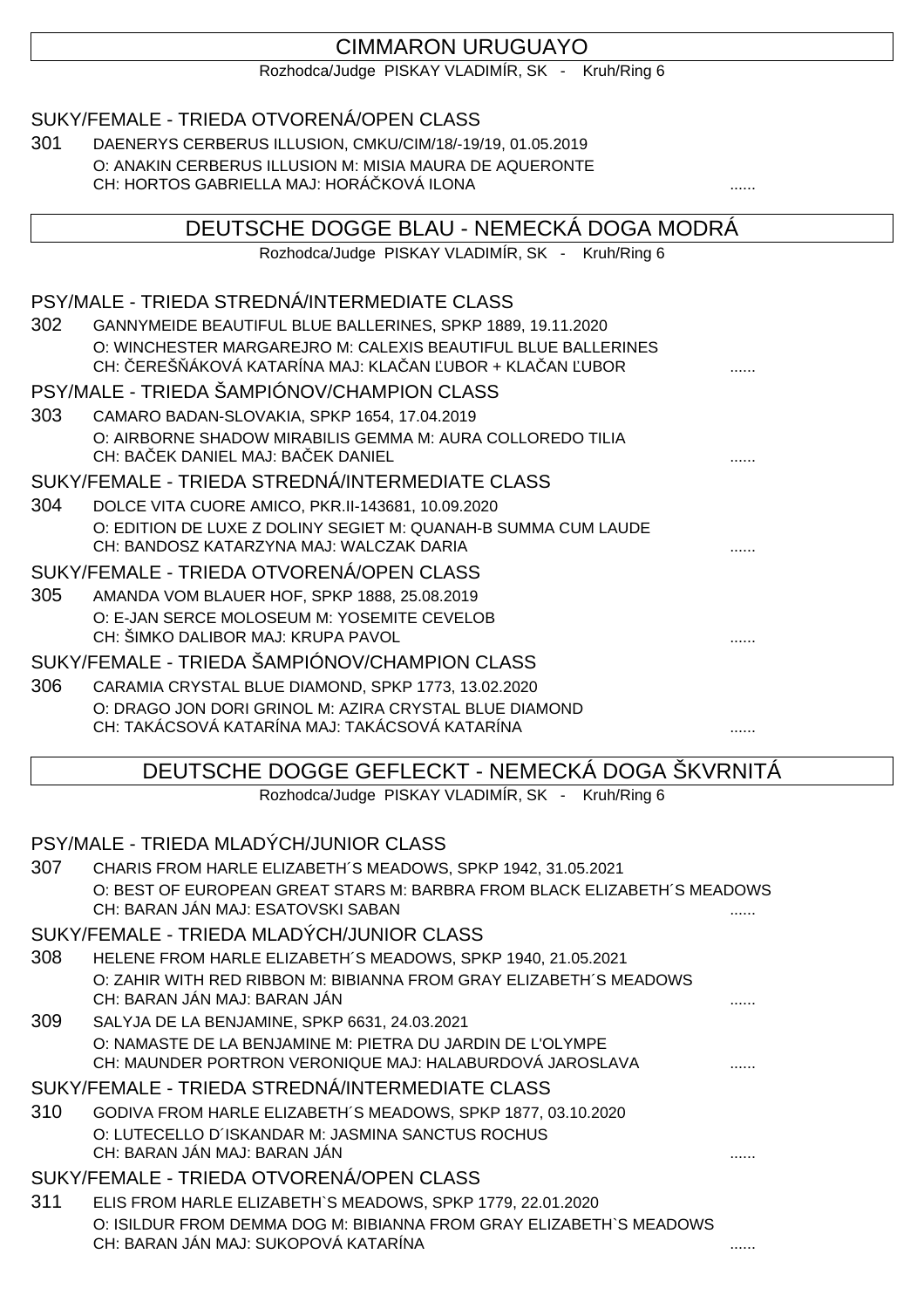## CIMMARON URUGUAYO

Rozhodca/Judge PISKAY VLADIMÍR, SK - Kruh/Ring 6

### SUKY/FEMALE - TRIEDA OTVORENÁ/OPEN CLASS

301 DAENERYS CERBERUS ILLUSION, CMKU/CIM/18/-19/19, 01.05.2019
O: ANAKIN CERBERUS ILLUSION M: MISIA MAURA DE AQUERONTE
CH: HORTOS GABRIELLA MAJ: HORÁČKOVÁ ILONA ......

## DEUTSCHE DOGGE BLAU - NEMECKÁ DOGA MODRÁ

Rozhodca/Judge PISKAY VLADIMÍR, SK - Kruh/Ring 6

### PSY/MALE - TRIEDA STREDNÁ/INTERMEDIATE CLASS

302 GANNYMEIDE BEAUTIFUL BLUE BALLERINES, SPKP 1889, 19.11.2020
O: WINCHESTER MARGAREJRO M: CALEXIS BEAUTIFUL BLUE BALLERINES
CH: ČEREŠŇÁKOVÁ KATARÍNA MAJ: KLAČAN ĽUBOR + KLAČAN ĽUBOR ......

### PSY/MALE - TRIEDA ŠAMPIÓNOV/CHAMPION CLASS

303 CAMARO BADAN-SLOVAKIA, SPKP 1654, 17.04.2019
O: AIRBORNE SHADOW MIRABILIS GEMMA M: AURA COLLOREDO TILIA
CH: BAČEK DANIEL MAJ: BAČEK DANIEL ......

### SUKY/FEMALE - TRIEDA STREDNÁ/INTERMEDIATE CLASS

304 DOLCE VITA CUORE AMICO, PKR.II-143681, 10.09.2020
O: EDITION DE LUXE Z DOLINY SEGIET M: QUANAH-B SUMMA CUM LAUDE
CH: BANDOSZ KATARZYNA MAJ: WALCZAK DARIA ......

### SUKY/FEMALE - TRIEDA OTVORENÁ/OPEN CLASS

305 AMANDA VOM BLAUER HOF, SPKP 1888, 25.08.2019
O: E-JAN SERCE MOLOSEUM M: YOSEMITE CEVELOB
CH: ŠIMKO DALIBOR MAJ: KRUPA PAVOL ......

### SUKY/FEMALE - TRIEDA ŠAMPIÓNOV/CHAMPION CLASS

306 CARAMIA CRYSTAL BLUE DIAMOND, SPKP 1773, 13.02.2020
O: DRAGO JON DORI GRINOL M: AZIRA CRYSTAL BLUE DIAMOND
CH: TAKÁCSOVÁ KATARÍNA MAJ: TAKÁCSOVÁ KATARÍNA ......

## DEUTSCHE DOGGE GEFLECKT - NEMECKÁ DOGA ŠKVRNITÁ

Rozhodca/Judge PISKAY VLADIMÍR, SK - Kruh/Ring 6

### PSY/MALE - TRIEDA MLADÝCH/JUNIOR CLASS

307 CHARIS FROM HARLE ELIZABETH´S MEADOWS, SPKP 1942, 31.05.2021
O: BEST OF EUROPEAN GREAT STARS M: BARBRA FROM BLACK ELIZABETH´S MEADOWS
CH: BARAN JÁN MAJ: ESATOVSKI SABAN ......

### SUKY/FEMALE - TRIEDA MLADÝCH/JUNIOR CLASS

308 HELENE FROM HARLE ELIZABETH´S MEADOWS, SPKP 1940, 21.05.2021
O: ZAHIR WITH RED RIBBON M: BIBIANNA FROM GRAY ELIZABETH´S MEADOWS
CH: BARAN JÁN MAJ: BARAN JÁN ......

309 SALYJA DE LA BENJAMINE, SPKP 6631, 24.03.2021
O: NAMASTE DE LA BENJAMINE M: PIETRA DU JARDIN DE L'OLYMPE
CH: MAUNDER PORTRON VERONIQUE MAJ: HALABURDOVÁ JAROSLAVA ......

### SUKY/FEMALE - TRIEDA STREDNÁ/INTERMEDIATE CLASS

310 GODIVA FROM HARLE ELIZABETH´S MEADOWS, SPKP 1877, 03.10.2020
O: LUTECELLO D´ISKANDAR M: JASMINA SANCTUS ROCHUS
CH: BARAN JÁN MAJ: BARAN JÁN ......

### SUKY/FEMALE - TRIEDA OTVORENÁ/OPEN CLASS

311 ELIS FROM HARLE ELIZABETH`S MEADOWS, SPKP 1779, 22.01.2020
O: ISILDUR FROM DEMMA DOG M: BIBIANNA FROM GRAY ELIZABETH`S MEADOWS
CH: BARAN JÁN MAJ: SUKOPOVÁ KATARÍNA ......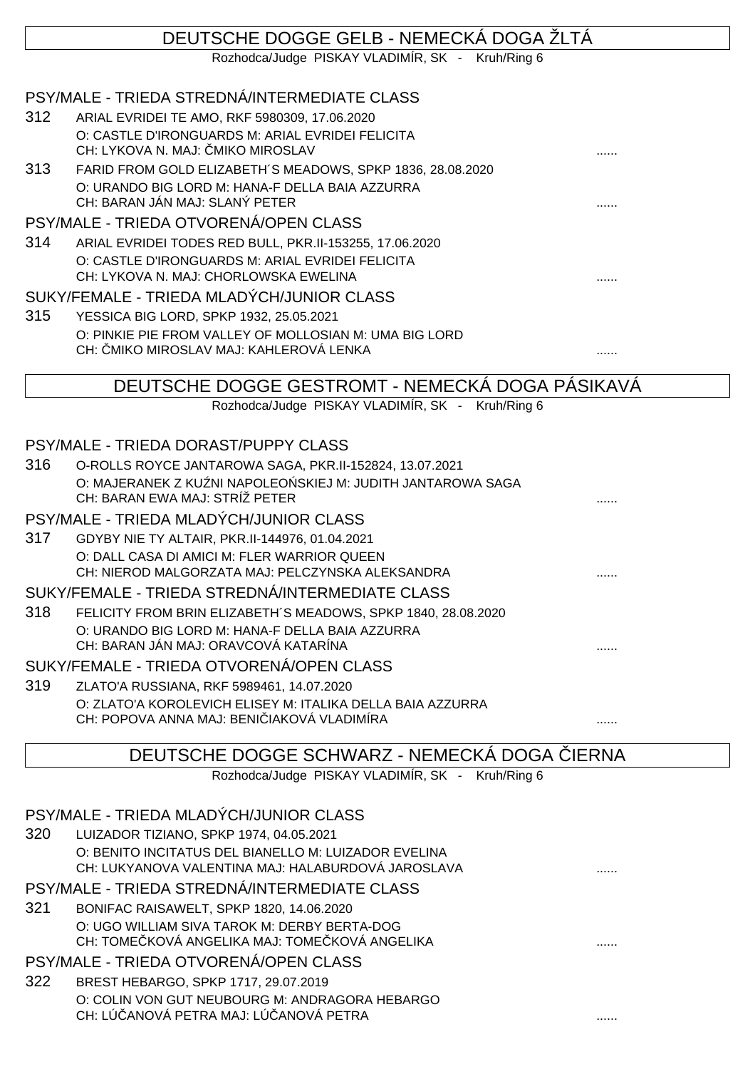## DEUTSCHE DOGGE GELB - NEMECKÁ DOGA ŽLTÁ

Rozhodca/Judge PISKAY VLADIMÍR, SK - Kruh/Ring 6

### PSY/MALE - TRIEDA STREDNÁ/INTERMEDIATE CLASS

312 ARIAL EVRIDEI TE AMO, RKF 5980309, 17.06.2020
O: CASTLE D'IRONGUARDS M: ARIAL EVRIDEI FELICITA
CH: LYKOVA N. MAJ: ČMIKO MIROSLAV ......

313 FARID FROM GOLD ELIZABETH´S MEADOWS, SPKP 1836, 28.08.2020
O: URANDO BIG LORD M: HANA-F DELLA BAIA AZZURRA
CH: BARAN JÁN MAJ: SLANÝ PETER ......

### PSY/MALE - TRIEDA OTVORENÁ/OPEN CLASS

314 ARIAL EVRIDEI TODES RED BULL, PKR.II-153255, 17.06.2020
O: CASTLE D'IRONGUARDS M: ARIAL EVRIDEI FELICITA
CH: LYKOVA N. MAJ: CHORLOWSKA EWELINA ......

### SUKY/FEMALE - TRIEDA MLADÝCH/JUNIOR CLASS

315 YESSICA BIG LORD, SPKP 1932, 25.05.2021
O: PINKIE PIE FROM VALLEY OF MOLLOSIAN M: UMA BIG LORD
CH: ČMIKO MIROSLAV MAJ: KAHLEROVÁ LENKA ......

## DEUTSCHE DOGGE GESTROMT - NEMECKÁ DOGA PÁSIKAVÁ

Rozhodca/Judge PISKAY VLADIMÍR, SK - Kruh/Ring 6

### PSY/MALE - TRIEDA DORAST/PUPPY CLASS

316 O-ROLLS ROYCE JANTAROWA SAGA, PKR.II-152824, 13.07.2021
O: MAJERANEK Z KUŹNI NAPOLEOŃSKIEJ M: JUDITH JANTAROWA SAGA
CH: BARAN EWA MAJ: STRÍŽ PETER ......

### PSY/MALE - TRIEDA MLADÝCH/JUNIOR CLASS

317 GDYBY NIE TY ALTAIR, PKR.II-144976, 01.04.2021
O: DALL CASA DI AMICI M: FLER WARRIOR QUEEN
CH: NIEROD MALGORZATA MAJ: PELCZYNSKA ALEKSANDRA ......

### SUKY/FEMALE - TRIEDA STREDNÁ/INTERMEDIATE CLASS

318 FELICITY FROM BRIN ELIZABETH´S MEADOWS, SPKP 1840, 28.08.2020
O: URANDO BIG LORD M: HANA-F DELLA BAIA AZZURRA
CH: BARAN JÁN MAJ: ORAVCOVÁ KATARÍNA ......

### SUKY/FEMALE - TRIEDA OTVORENÁ/OPEN CLASS

319 ZLATO'A RUSSIANA, RKF 5989461, 14.07.2020
O: ZLATO'A KOROLEVICH ELISEY M: ITALIKA DELLA BAIA AZZURRA
CH: POPOVA ANNA MAJ: BENIČIAKOVÁ VLADIMÍRA ......

## DEUTSCHE DOGGE SCHWARZ - NEMECKÁ DOGA ČIERNA

Rozhodca/Judge PISKAY VLADIMÍR, SK - Kruh/Ring 6

### PSY/MALE - TRIEDA MLADÝCH/JUNIOR CLASS

320 LUIZADOR TIZIANO, SPKP 1974, 04.05.2021
O: BENITO INCITATUS DEL BIANELLO M: LUIZADOR EVELINA
CH: LUKYANOVA VALENTINA MAJ: HALABURDOVÁ JAROSLAVA ......

### PSY/MALE - TRIEDA STREDNÁ/INTERMEDIATE CLASS

321 BONIFAC RAISAWELT, SPKP 1820, 14.06.2020
O: UGO WILLIAM SIVA TAROK M: DERBY BERTA-DOG
CH: TOMEČKOVÁ ANGELIKA MAJ: TOMEČKOVÁ ANGELIKA ......

### PSY/MALE - TRIEDA OTVORENÁ/OPEN CLASS

322 BREST HEBARGO, SPKP 1717, 29.07.2019
O: COLIN VON GUT NEUBOURG M: ANDRAGORA HEBARGO
CH: LÚČANOVÁ PETRA MAJ: LÚČANOVÁ PETRA ......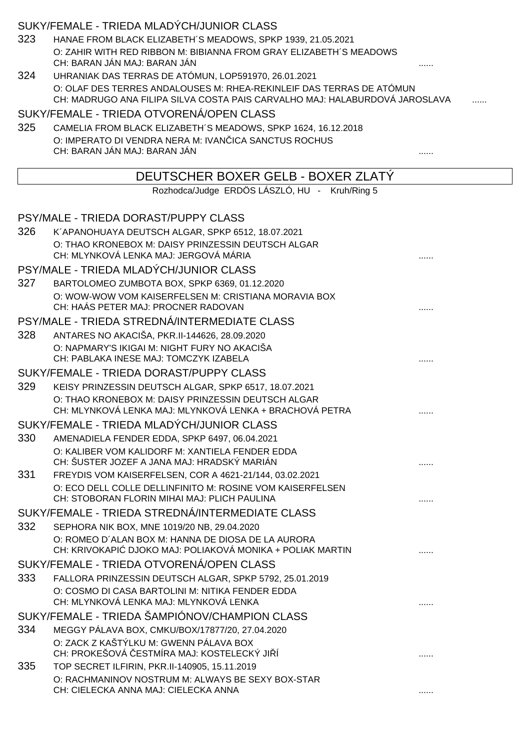### SUKY/FEMALE - TRIEDA MLADÝCH/JUNIOR CLASS

323 HANAE FROM BLACK ELIZABETH´S MEADOWS, SPKP 1939, 21.05.2021
O: ZAHIR WITH RED RIBBON M: BIBIANNA FROM GRAY ELIZABETH´S MEADOWS
CH: BARAN JÁN MAJ: BARAN JÁN ......

324 UHRANIAK DAS TERRAS DE ATÓMUN, LOP591970, 26.01.2021
O: OLAF DES TERRES ANDALOUSES M: RHEA-REKINLEIF DAS TERRAS DE ATÓMUN
CH: MADRUGO ANA FILIPA SILVA COSTA PAIS CARVALHO MAJ: HALABURDOVÁ JAROSLAVA ......

### SUKY/FEMALE - TRIEDA OTVORENÁ/OPEN CLASS

325 CAMELIA FROM BLACK ELIZABETH´S MEADOWS, SPKP 1624, 16.12.2018
O: IMPERATO DI VENDRA NERA M: IVANČICA SANCTUS ROCHUS
CH: BARAN JÁN MAJ: BARAN JÁN ......

## DEUTSCHER BOXER GELB - BOXER ZLATÝ

Rozhodca/Judge ERDÖS LÁSZLÓ, HU - Kruh/Ring 5

### PSY/MALE - TRIEDA DORAST/PUPPY CLASS

326 K´APANOHUAYA DEUTSCH ALGAR, SPKP 6512, 18.07.2021
O: THAO KRONEBOX M: DAISY PRINZESSIN DEUTSCH ALGAR
CH: MLYNKOVÁ LENKA MAJ: JERGOVÁ MÁRIA ......

### PSY/MALE - TRIEDA MLADÝCH/JUNIOR CLASS

327 BARTOLOMEO ZUMBOTA BOX, SPKP 6369, 01.12.2020
O: WOW-WOW VOM KAISERFELSEN M: CRISTIANA MORAVIA BOX
CH: HAÁS PETER MAJ: PROCNER RADOVAN ......

### PSY/MALE - TRIEDA STREDNÁ/INTERMEDIATE CLASS

328 ANTARES NO AKACIŠA, PKR.II-144626, 28.09.2020
O: NAPMARY'S IKIGAI M: NIGHT FURY NO AKACIŠA
CH: PABLAKA INESE MAJ: TOMCZYK IZABELA ......

### SUKY/FEMALE - TRIEDA DORAST/PUPPY CLASS

329 KEISY PRINZESSIN DEUTSCH ALGAR, SPKP 6517, 18.07.2021
O: THAO KRONEBOX M: DAISY PRINZESSIN DEUTSCH ALGAR
CH: MLYNKOVÁ LENKA MAJ: MLYNKOVÁ LENKA + BRACHOVÁ PETRA ......

### SUKY/FEMALE - TRIEDA MLADÝCH/JUNIOR CLASS

330 AMENADIELA FENDER EDDA, SPKP 6497, 06.04.2021
O: KALIBER VOM KALIDORF M: XANTIELA FENDER EDDA
CH: ŠUSTER JOZEF A JANA MAJ: HRADSKÝ MARIÁN ......

331 FREYDIS VOM KAISERFELSEN, COR A 4621-21/144, 03.02.2021
O: ECO DELL COLLE DELLINFINITO M: ROSINE VOM KAISERFELSEN
CH: STOBORAN FLORIN MIHAI MAJ: PLICH PAULINA ......

### SUKY/FEMALE - TRIEDA STREDNÁ/INTERMEDIATE CLASS

332 SEPHORA NIK BOX, MNE 1019/20 NB, 29.04.2020
O: ROMEO D´ALAN BOX M: HANNA DE DIOSA DE LA AURORA
CH: KRIVOKAPIĆ DJOKO MAJ: POLIAKOVÁ MONIKA + POLIAK MARTIN ......

### SUKY/FEMALE - TRIEDA OTVORENÁ/OPEN CLASS

333 FALLORA PRINZESSIN DEUTSCH ALGAR, SPKP 5792, 25.01.2019
O: COSMO DI CASA BARTOLINI M: NITIKA FENDER EDDA
CH: MLYNKOVÁ LENKA MAJ: MLYNKOVÁ LENKA ......

### SUKY/FEMALE - TRIEDA ŠAMPIÓNOV/CHAMPION CLASS

334 MEGGY PÁLAVA BOX, CMKU/BOX/17877/20, 27.04.2020
O: ZACK Z KAŠTÝLKU M: GWENN PÁLAVA BOX
CH: PROKEŠOVÁ ČESTMÍRA MAJ: KOSTELECKÝ JIŘÍ ......

335 TOP SECRET ILFIRIN, PKR.II-140905, 15.11.2019
O: RACHMANINOV NOSTRUM M: ALWAYS BE SEXY BOX-STAR
CH: CIELECKA ANNA MAJ: CIELECKA ANNA ......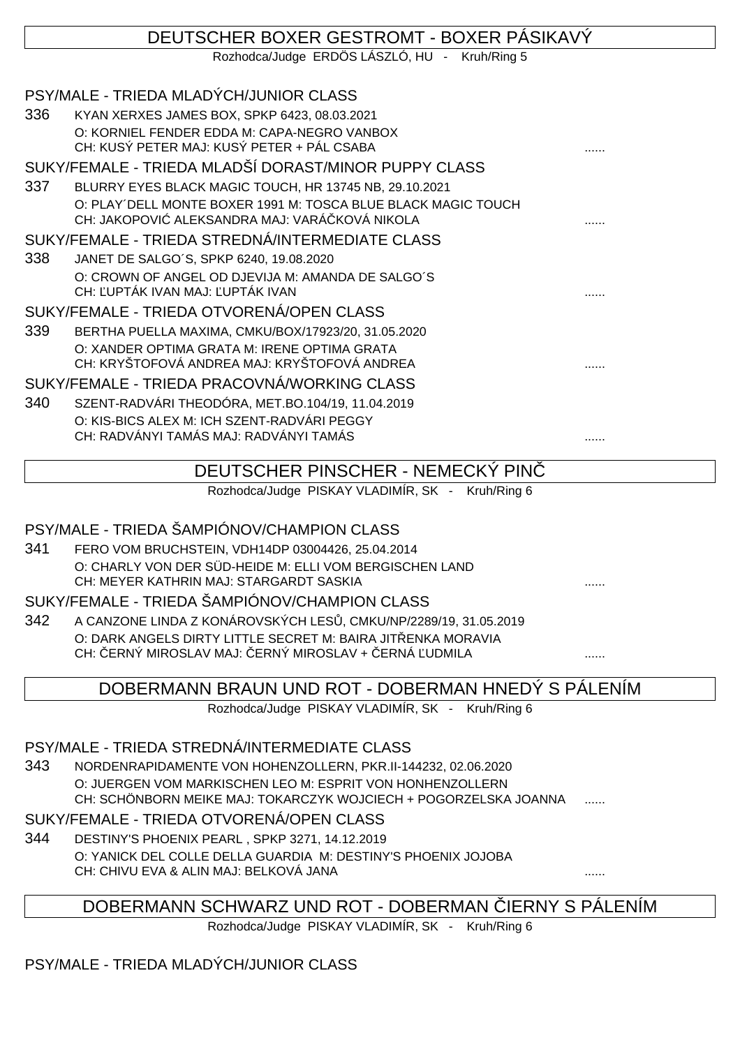## DEUTSCHER BOXER GESTROMT - BOXER PÁSIKAVÝ

Rozhodca/Judge ERDÖS LÁSZLÓ, HU - Kruh/Ring 5

### PSY/MALE - TRIEDA MLADÝCH/JUNIOR CLASS

336 KYAN XERXES JAMES BOX, SPKP 6423, 08.03.2021
O: KORNIEL FENDER EDDA M: CAPA-NEGRO VANBOX
CH: KUSÝ PETER MAJ: KUSÝ PETER + PÁL CSABA ......

### SUKY/FEMALE - TRIEDA MLADŠÍ DORAST/MINOR PUPPY CLASS

337 BLURRY EYES BLACK MAGIC TOUCH, HR 13745 NB, 29.10.2021
O: PLAY´DELL MONTE BOXER 1991 M: TOSCA BLUE BLACK MAGIC TOUCH
CH: JAKOPOVIĆ ALEKSANDRA MAJ: VARÁČKOVÁ NIKOLA ......

### SUKY/FEMALE - TRIEDA STREDNÁ/INTERMEDIATE CLASS

338 JANET DE SALGO´S, SPKP 6240, 19.08.2020
O: CROWN OF ANGEL OD DJEVIJA M: AMANDA DE SALGO´S
CH: ĽUPTÁK IVAN MAJ: ĽUPTÁK IVAN ......

### SUKY/FEMALE - TRIEDA OTVORENÁ/OPEN CLASS

339 BERTHA PUELLA MAXIMA, CMKU/BOX/17923/20, 31.05.2020
O: XANDER OPTIMA GRATA M: IRENE OPTIMA GRATA
CH: KRYŠTOFOVÁ ANDREA MAJ: KRYŠTOFOVÁ ANDREA ......

### SUKY/FEMALE - TRIEDA PRACOVNÁ/WORKING CLASS

340 SZENT-RADVÁRI THEODÓRA, MET.BO.104/19, 11.04.2019
O: KIS-BICS ALEX M: ICH SZENT-RADVÁRI PEGGY
CH: RADVÁNYI TAMÁS MAJ: RADVÁNYI TAMÁS ......

## DEUTSCHER PINSCHER - NEMECKÝ PINČ

Rozhodca/Judge PISKAY VLADIMÍR, SK - Kruh/Ring 6

### PSY/MALE - TRIEDA ŠAMPIÓNOV/CHAMPION CLASS

341 FERO VOM BRUCHSTEIN, VDH14DP 03004426, 25.04.2014
O: CHARLY VON DER SÜD-HEIDE M: ELLI VOM BERGISCHEN LAND
CH: MEYER KATHRIN MAJ: STARGARDT SASKIA ......

### SUKY/FEMALE - TRIEDA ŠAMPIÓNOV/CHAMPION CLASS

342 A CANZONE LINDA Z KONÁROVSKÝCH LESŮ, CMKU/NP/2289/19, 31.05.2019
O: DARK ANGELS DIRTY LITTLE SECRET M: BAIRA JITŘENKA MORAVIA
CH: ČERNÝ MIROSLAV MAJ: ČERNÝ MIROSLAV + ČERNÁ ĽUDMILA ......

## DOBERMANN BRAUN UND ROT - DOBERMAN HNEDÝ S PÁLENÍM

Rozhodca/Judge PISKAY VLADIMÍR, SK - Kruh/Ring 6

### PSY/MALE - TRIEDA STREDNÁ/INTERMEDIATE CLASS

343 NORDENRAPIDAMENTE VON HOHENZOLLERN, PKR.II-144232, 02.06.2020
O: JUERGEN VOM MARKISCHEN LEO M: ESPRIT VON HONHENZOLLERN
CH: SCHÖNBORN MEIKE MAJ: TOKARCZYK WOJCIECH + POGORZELSKA JOANNA ......

### SUKY/FEMALE - TRIEDA OTVORENÁ/OPEN CLASS

344 DESTINY'S PHOENIX PEARL , SPKP 3271, 14.12.2019
O: YANICK DEL COLLE DELLA GUARDIA M: DESTINY'S PHOENIX JOJOBA
CH: CHIVU EVA & ALIN MAJ: BELKOVÁ JANA ......

## DOBERMANN SCHWARZ UND ROT - DOBERMAN ČIERNY S PÁLENÍM

Rozhodca/Judge PISKAY VLADIMÍR, SK - Kruh/Ring 6

### PSY/MALE - TRIEDA MLADÝCH/JUNIOR CLASS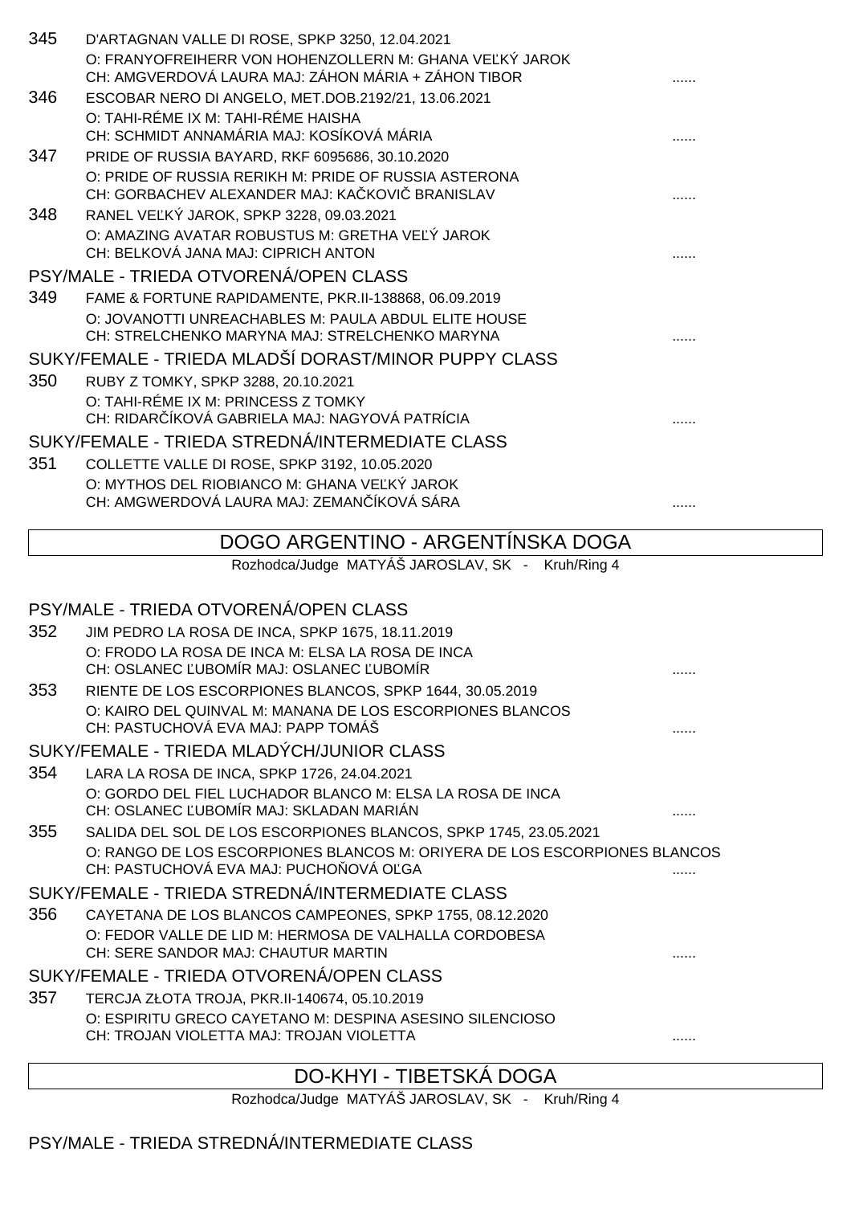345 D'ARTAGNAN VALLE DI ROSE, SPKP 3250, 12.04.2021
O: FRANYOFREIHERR VON HOHENZOLLERN M: GHANA VEĽKÝ JAROK
CH: AMGVERDOVÁ LAURA MAJ: ZÁHON MÁRIA + ZÁHON TIBOR ......

346 ESCOBAR NERO DI ANGELO, MET.DOB.2192/21, 13.06.2021
O: TAHI-RÉME IX M: TAHI-RÉME HAISHA
CH: SCHMIDT ANNAMÁRIA MAJ: KOSÍKOVÁ MÁRIA ......

347 PRIDE OF RUSSIA BAYARD, RKF 6095686, 30.10.2020
O: PRIDE OF RUSSIA RERIKH M: PRIDE OF RUSSIA ASTERONA
CH: GORBACHEV ALEXANDER MAJ: KAČKOVIČ BRANISLAV ......

348 RANEL VEĽKÝ JAROK, SPKP 3228, 09.03.2021
O: AMAZING AVATAR ROBUSTUS M: GRETHA VEĽÝ JAROK
CH: BELKOVÁ JANA MAJ: CIPRICH ANTON ......

PSY/MALE - TRIEDA OTVORENÁ/OPEN CLASS

349 FAME & FORTUNE RAPIDAMENTE, PKR.II-138868, 06.09.2019
O: JOVANOTTI UNREACHABLES M: PAULA ABDUL ELITE HOUSE
CH: STRELCHENKO MARYNA MAJ: STRELCHENKO MARYNA ......

SUKY/FEMALE - TRIEDA MLADŠÍ DORAST/MINOR PUPPY CLASS

350 RUBY Z TOMKY, SPKP 3288, 20.10.2021
O: TAHI-RÉME IX M: PRINCESS Z TOMKY
CH: RIDARČÍKOVÁ GABRIELA MAJ: NAGYOVÁ PATRÍCIA ......

SUKY/FEMALE - TRIEDA STREDNÁ/INTERMEDIATE CLASS

351 COLLETTE VALLE DI ROSE, SPKP 3192, 10.05.2020
O: MYTHOS DEL RIOBIANCO M: GHANA VEĽKÝ JAROK
CH: AMGWERDOVÁ LAURA MAJ: ZEMANČÍKOVÁ SÁRA ......

## DOGO ARGENTINO - ARGENTÍNSKA DOGA

Rozhodca/Judge MATYÁŠ JAROSLAV, SK - Kruh/Ring 4

PSY/MALE - TRIEDA OTVORENÁ/OPEN CLASS

352 JIM PEDRO LA ROSA DE INCA, SPKP 1675, 18.11.2019
O: FRODO LA ROSA DE INCA M: ELSA LA ROSA DE INCA
CH: OSLANEC ĽUBOMÍR MAJ: OSLANEC ĽUBOMÍR ......

353 RIENTE DE LOS ESCORPIONES BLANCOS, SPKP 1644, 30.05.2019
O: KAIRO DEL QUINVAL M: MANANA DE LOS ESCORPIONES BLANCOS
CH: PASTUCHOVÁ EVA MAJ: PAPP TOMÁŠ ......

SUKY/FEMALE - TRIEDA MLADÝCH/JUNIOR CLASS

354 LARA LA ROSA DE INCA, SPKP 1726, 24.04.2021
O: GORDO DEL FIEL LUCHADOR BLANCO M: ELSA LA ROSA DE INCA
CH: OSLANEC ĽUBOMÍR MAJ: SKLADAN MARIÁN ......

355 SALIDA DEL SOL DE LOS ESCORPIONES BLANCOS, SPKP 1745, 23.05.2021
O: RANGO DE LOS ESCORPIONES BLANCOS M: ORIYERA DE LOS ESCORPIONES BLANCOS
CH: PASTUCHOVÁ EVA MAJ: PUCHOŇOVÁ OĽGA ......

SUKY/FEMALE - TRIEDA STREDNÁ/INTERMEDIATE CLASS

356 CAYETANA DE LOS BLANCOS CAMPEONES, SPKP 1755, 08.12.2020
O: FEDOR VALLE DE LID M: HERMOSA DE VALHALLA CORDOBESA
CH: SERE SANDOR MAJ: CHAUTUR MARTIN ......

SUKY/FEMALE - TRIEDA OTVORENÁ/OPEN CLASS

357 TERCJA ZŁOTA TROJA, PKR.II-140674, 05.10.2019
O: ESPIRITU GRECO CAYETANO M: DESPINA ASESINO SILENCIOSO
CH: TROJAN VIOLETTA MAJ: TROJAN VIOLETTA ......

## DO-KHYI - TIBETSKÁ DOGA

Rozhodca/Judge MATYÁŠ JAROSLAV, SK - Kruh/Ring 4

PSY/MALE - TRIEDA STREDNÁ/INTERMEDIATE CLASS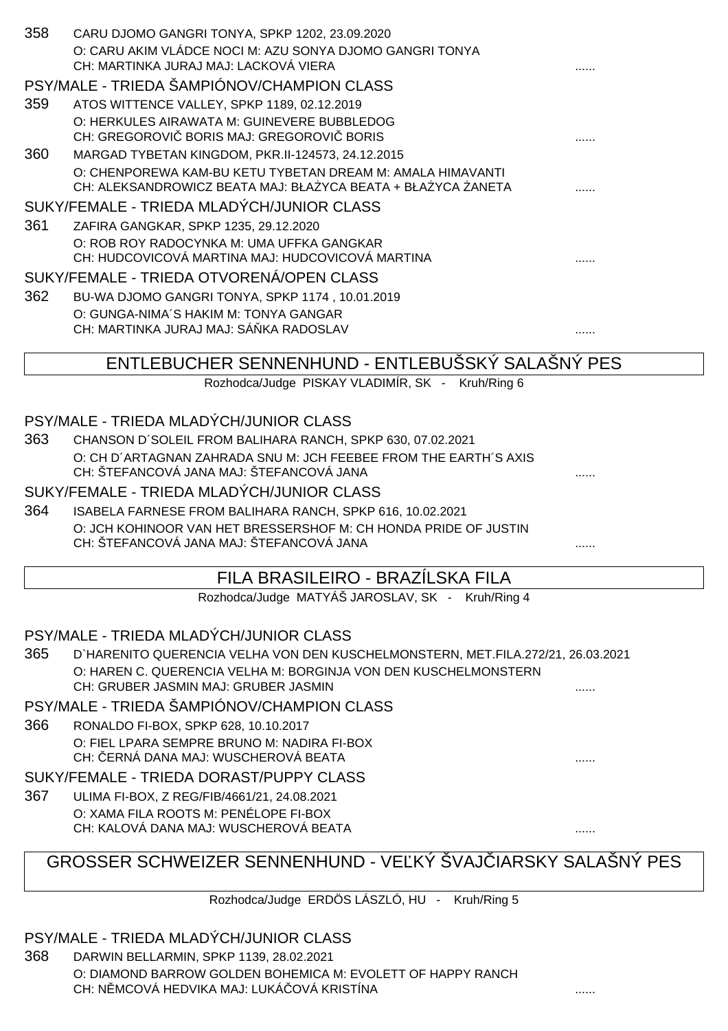358 CARU DJOMO GANGRI TONYA, SPKP 1202, 23.09.2020
O: CARU AKIM VLÁDCE NOCI M: AZU SONYA DJOMO GANGRI TONYA
CH: MARTINKA JURAJ MAJ: LACKOVÁ VIERA ......

PSY/MALE - TRIEDA ŠAMPIÓNOV/CHAMPION CLASS

359 ATOS WITTENCE VALLEY, SPKP 1189, 02.12.2019
O: HERKULES AIRAWATA M: GUINEVERE BUBBLEDOG
CH: GREGOROVIČ BORIS MAJ: GREGOROVIČ BORIS ......

360 MARGAD TYBETAN KINGDOM, PKR.II-124573, 24.12.2015
O: CHENPOREWA KAM-BU KETU TYBETAN DREAM M: AMALA HIMAVANTI
CH: ALEKSANDROWICZ BEATA MAJ: BŁAŻYCA BEATA + BŁAŻYCA ŻANETA ......

SUKY/FEMALE - TRIEDA MLADÝCH/JUNIOR CLASS

361 ZAFIRA GANGKAR, SPKP 1235, 29.12.2020
O: ROB ROY RADOCYNKA M: UMA UFFKA GANGKAR
CH: HUDCOVICOVÁ MARTINA MAJ: HUDCOVICOVÁ MARTINA ......

SUKY/FEMALE - TRIEDA OTVORENÁ/OPEN CLASS

362 BU-WA DJOMO GANGRI TONYA, SPKP 1174 , 10.01.2019
O: GUNGA-NIMA´S HAKIM M: TONYA GANGAR
CH: MARTINKA JURAJ MAJ: SÁŇKA RADOSLAV ......

## ENTLEBUCHER SENNENHUND - ENTLEBUŠSKÝ SALAŠNÝ PES

Rozhodca/Judge PISKAY VLADIMÍR, SK - Kruh/Ring 6

PSY/MALE - TRIEDA MLADÝCH/JUNIOR CLASS

363 CHANSON D´SOLEIL FROM BALIHARA RANCH, SPKP 630, 07.02.2021
O: CH D´ARTAGNAN ZAHRADA SNU M: JCH FEEBEE FROM THE EARTH´S AXIS
CH: ŠTEFANCOVÁ JANA MAJ: ŠTEFANCOVÁ JANA ......

SUKY/FEMALE - TRIEDA MLADÝCH/JUNIOR CLASS

364 ISABELA FARNESE FROM BALIHARA RANCH, SPKP 616, 10.02.2021
O: JCH KOHINOOR VAN HET BRESSERSHOF M: CH HONDA PRIDE OF JUSTIN
CH: ŠTEFANCOVÁ JANA MAJ: ŠTEFANCOVÁ JANA ......

## FILA BRASILEIRO - BRAZÍLSKA FILA

Rozhodca/Judge MATYÁŠ JAROSLAV, SK - Kruh/Ring 4

PSY/MALE - TRIEDA MLADÝCH/JUNIOR CLASS

365 D`HARENITO QUERENCIA VELHA VON DEN KUSCHELMONSTERN, MET.FILA.272/21, 26.03.2021
O: HAREN C. QUERENCIA VELHA M: BORGINJA VON DEN KUSCHELMONSTERN
CH: GRUBER JASMIN MAJ: GRUBER JASMIN ......

PSY/MALE - TRIEDA ŠAMPIÓNOV/CHAMPION CLASS

366 RONALDO FI-BOX, SPKP 628, 10.10.2017
O: FIEL LPARA SEMPRE BRUNO M: NADIRA FI-BOX
CH: ČERNÁ DANA MAJ: WUSCHEROVÁ BEATA ......

SUKY/FEMALE - TRIEDA DORAST/PUPPY CLASS

367 ULIMA FI-BOX, Z REG/FIB/4661/21, 24.08.2021
O: XAMA FILA ROOTS M: PENÉLOPE FI-BOX
CH: KALOVÁ DANA MAJ: WUSCHEROVÁ BEATA ......

## GROSSER SCHWEIZER SENNENHUND - VEĽKÝ ŠVAJČIARSKY SALAŠNÝ PES

Rozhodca/Judge ERDÖS LÁSZLÓ, HU - Kruh/Ring 5

PSY/MALE - TRIEDA MLADÝCH/JUNIOR CLASS

368 DARWIN BELLARMIN, SPKP 1139, 28.02.2021
O: DIAMOND BARROW GOLDEN BOHEMICA M: EVOLETT OF HAPPY RANCH
CH: NĚMCOVÁ HEDVIKA MAJ: LUKÁČOVÁ KRISTÍNA ......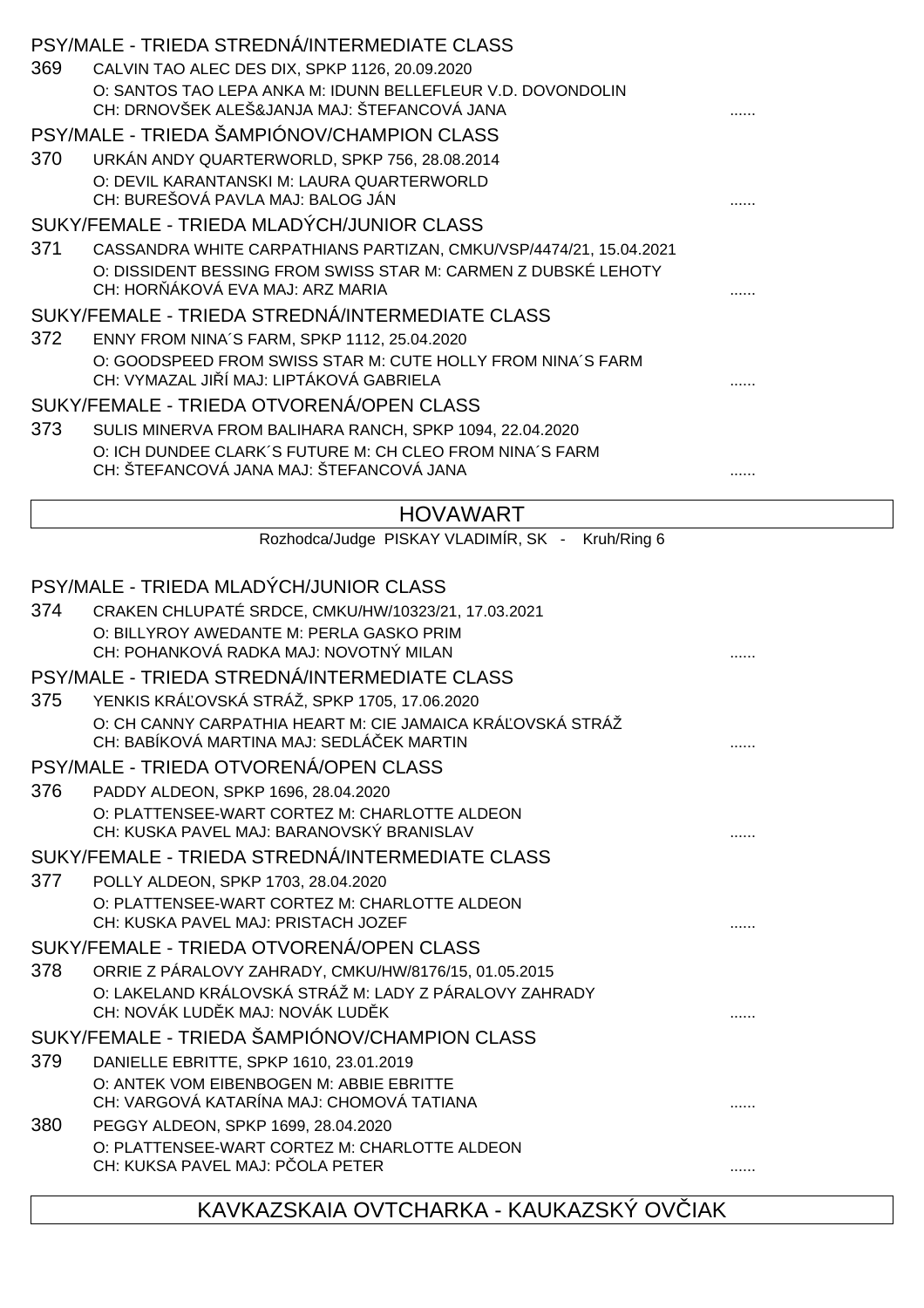### PSY/MALE - TRIEDA STREDNÁ/INTERMEDIATE CLASS

369 CALVIN TAO ALEC DES DIX, SPKP 1126, 20.09.2020
O: SANTOS TAO LEPA ANKA M: IDUNN BELLEFLEUR V.D. DOVONDOLIN
CH: DRNOVŠEK ALEŠ&JANJA MAJ: ŠTEFANCOVÁ JANA ......

### PSY/MALE - TRIEDA ŠAMPIÓNOV/CHAMPION CLASS

370 URKÁN ANDY QUARTERWORLD, SPKP 756, 28.08.2014
O: DEVIL KARANTANSKI M: LAURA QUARTERWORLD
CH: BUREŠOVÁ PAVLA MAJ: BALOG JÁN ......

### SUKY/FEMALE - TRIEDA MLADÝCH/JUNIOR CLASS

371 CASSANDRA WHITE CARPATHIANS PARTIZAN, CMKU/VSP/4474/21, 15.04.2021
O: DISSIDENT BESSING FROM SWISS STAR M: CARMEN Z DUBSKÉ LEHOTY
CH: HORŇÁKOVÁ EVA MAJ: ARZ MARIA ......

### SUKY/FEMALE - TRIEDA STREDNÁ/INTERMEDIATE CLASS

372 ENNY FROM NINA´S FARM, SPKP 1112, 25.04.2020
O: GOODSPEED FROM SWISS STAR M: CUTE HOLLY FROM NINA´S FARM
CH: VYMAZAL JIŘÍ MAJ: LIPTÁKOVÁ GABRIELA ......

### SUKY/FEMALE - TRIEDA OTVORENÁ/OPEN CLASS

373 SULIS MINERVA FROM BALIHARA RANCH, SPKP 1094, 22.04.2020
O: ICH DUNDEE CLARK´S FUTURE M: CH CLEO FROM NINA´S FARM
CH: ŠTEFANCOVÁ JANA MAJ: ŠTEFANCOVÁ JANA ......

## HOVAWART

Rozhodca/Judge PISKAY VLADIMÍR, SK - Kruh/Ring 6

### PSY/MALE - TRIEDA MLADÝCH/JUNIOR CLASS

374 CRAKEN CHLUPATÉ SRDCE, CMKU/HW/10323/21, 17.03.2021
O: BILLYROY AWEDANTE M: PERLA GASKO PRIM
CH: POHANKOVÁ RADKA MAJ: NOVOTNÝ MILAN ......

### PSY/MALE - TRIEDA STREDNÁ/INTERMEDIATE CLASS

375 YENKIS KRÁĽOVSKÁ STRÁŽ, SPKP 1705, 17.06.2020
O: CH CANNY CARPATHIA HEART M: CIE JAMAICA KRÁĽOVSKÁ STRÁŽ
CH: BABÍKOVÁ MARTINA MAJ: SEDLÁČEK MARTIN ......

### PSY/MALE - TRIEDA OTVORENÁ/OPEN CLASS

376 PADDY ALDEON, SPKP 1696, 28.04.2020
O: PLATTENSEE-WART CORTEZ M: CHARLOTTE ALDEON
CH: KUSKA PAVEL MAJ: BARANOVSKÝ BRANISLAV ......

### SUKY/FEMALE - TRIEDA STREDNÁ/INTERMEDIATE CLASS

377 POLLY ALDEON, SPKP 1703, 28.04.2020
O: PLATTENSEE-WART CORTEZ M: CHARLOTTE ALDEON
CH: KUSKA PAVEL MAJ: PRISTACH JOZEF ......

### SUKY/FEMALE - TRIEDA OTVORENÁ/OPEN CLASS

378 ORRIE Z PÁRALOVY ZAHRADY, CMKU/HW/8176/15, 01.05.2015
O: LAKELAND KRÁLOVSKÁ STRÁŽ M: LADY Z PÁRALOVY ZAHRADY
CH: NOVÁK LUDĚK MAJ: NOVÁK LUDĚK ......

### SUKY/FEMALE - TRIEDA ŠAMPIÓNOV/CHAMPION CLASS

379 DANIELLE EBRITTE, SPKP 1610, 23.01.2019
O: ANTEK VOM EIBENBOGEN M: ABBIE EBRITTE
CH: VARGOVÁ KATARÍNA MAJ: CHOMOVÁ TATIANA ......

380 PEGGY ALDEON, SPKP 1699, 28.04.2020
O: PLATTENSEE-WART CORTEZ M: CHARLOTTE ALDEON
CH: KUKSA PAVEL MAJ: PČOLA PETER ......

## KAVKAZSKAIA OVTCHARKA - KAUKAZSKÝ OVČIAK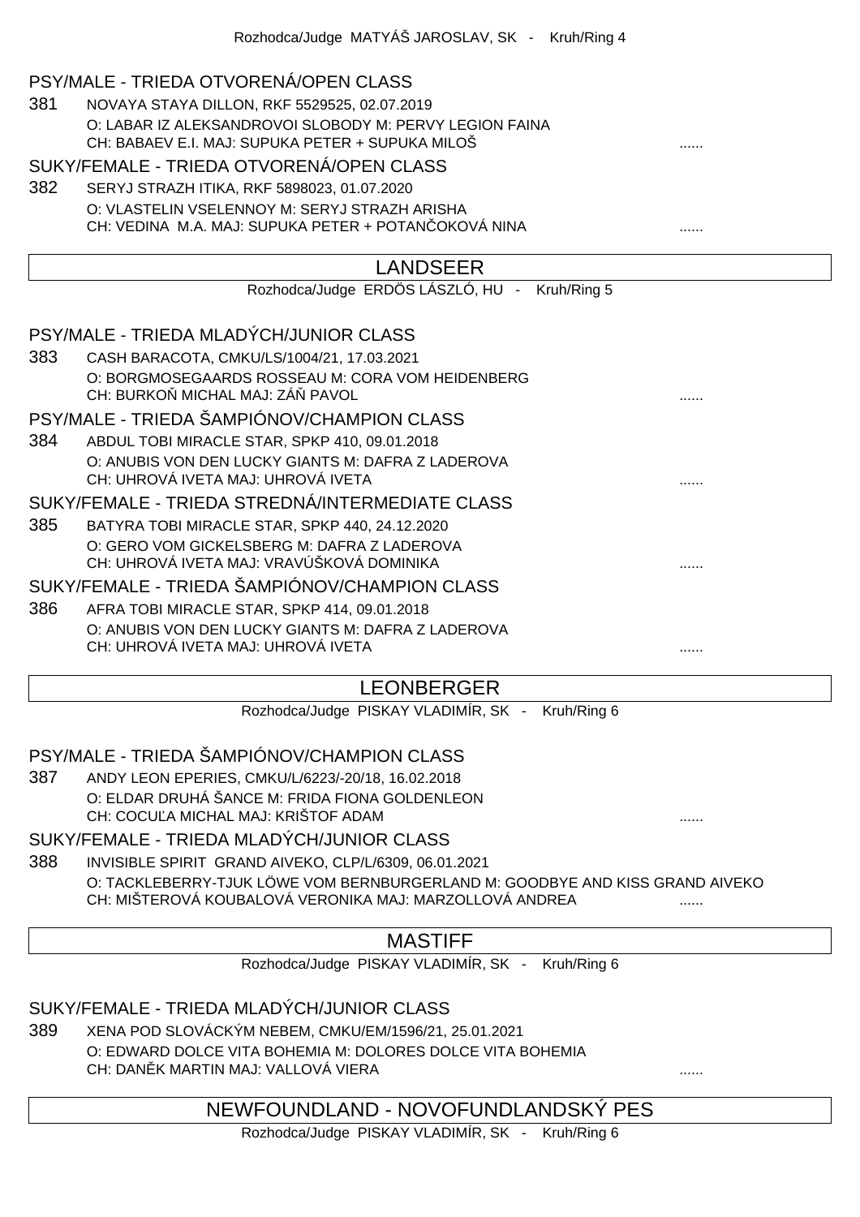Rozhodca/Judge MATYÁŠ JAROSLAV, SK - Kruh/Ring 4

### PSY/MALE - TRIEDA OTVORENÁ/OPEN CLASS

381 NOVAYA STAYA DILLON, RKF 5529525, 02.07.2019
O: LABAR IZ ALEKSANDROVOI SLOBODY M: PERVY LEGION FAINA
CH: BABAEV E.I. MAJ: SUPUKA PETER + SUPUKA MILOŠ ......

### SUKY/FEMALE - TRIEDA OTVORENÁ/OPEN CLASS

382 SERYJ STRAZH ITIKA, RKF 5898023, 01.07.2020
O: VLASTELIN VSELENNOY M: SERYJ STRAZH ARISHA
CH: VEDINA M.A. MAJ: SUPUKA PETER + POTANČOKOVÁ NINA ......

## LANDSEER

Rozhodca/Judge ERDÖS LÁSZLÓ, HU - Kruh/Ring 5

### PSY/MALE - TRIEDA MLADÝCH/JUNIOR CLASS

383 CASH BARACOTA, CMKU/LS/1004/21, 17.03.2021
O: BORGMOSEGAARDS ROSSEAU M: CORA VOM HEIDENBERG
CH: BURKOŇ MICHAL MAJ: ZÁŇ PAVOL ......

### PSY/MALE - TRIEDA ŠAMPIÓNOV/CHAMPION CLASS

384 ABDUL TOBI MIRACLE STAR, SPKP 410, 09.01.2018
O: ANUBIS VON DEN LUCKY GIANTS M: DAFRA Z LADEROVA
CH: UHROVÁ IVETA MAJ: UHROVÁ IVETA ......

### SUKY/FEMALE - TRIEDA STREDNÁ/INTERMEDIATE CLASS

385 BATYRA TOBI MIRACLE STAR, SPKP 440, 24.12.2020
O: GERO VOM GICKELSBERG M: DAFRA Z LADEROVA
CH: UHROVÁ IVETA MAJ: VRAVÚŠKOVÁ DOMINIKA ......

### SUKY/FEMALE - TRIEDA ŠAMPIÓNOV/CHAMPION CLASS

386 AFRA TOBI MIRACLE STAR, SPKP 414, 09.01.2018
O: ANUBIS VON DEN LUCKY GIANTS M: DAFRA Z LADEROVA
CH: UHROVÁ IVETA MAJ: UHROVÁ IVETA ......

## LEONBERGER

Rozhodca/Judge PISKAY VLADIMÍR, SK - Kruh/Ring 6

### PSY/MALE - TRIEDA ŠAMPIÓNOV/CHAMPION CLASS

387 ANDY LEON EPERIES, CMKU/L/6223/-20/18, 16.02.2018
O: ELDAR DRUHÁ ŠANCE M: FRIDA FIONA GOLDENLEON
CH: COCUĽA MICHAL MAJ: KRIŠTOF ADAM ......

### SUKY/FEMALE - TRIEDA MLADÝCH/JUNIOR CLASS

388 INVISIBLE SPIRIT GRAND AIVEKO, CLP/L/6309, 06.01.2021
O: TACKLEBERRY-TJUK LÖWE VOM BERNBURGERLAND M: GOODBYE AND KISS GRAND AIVEKO
CH: MIŠTEROVÁ KOUBALOVÁ VERONIKA MAJ: MARZOLLOVÁ ANDREA ......

## MASTIFF

Rozhodca/Judge PISKAY VLADIMÍR, SK - Kruh/Ring 6

### SUKY/FEMALE - TRIEDA MLADÝCH/JUNIOR CLASS

389 XENA POD SLOVÁCKÝM NEBEM, CMKU/EM/1596/21, 25.01.2021
O: EDWARD DOLCE VITA BOHEMIA M: DOLORES DOLCE VITA BOHEMIA
CH: DANĚK MARTIN MAJ: VALLOVÁ VIERA ......

## NEWFOUNDLAND - NOVOFUNDLANDSKÝ PES

Rozhodca/Judge PISKAY VLADIMÍR, SK - Kruh/Ring 6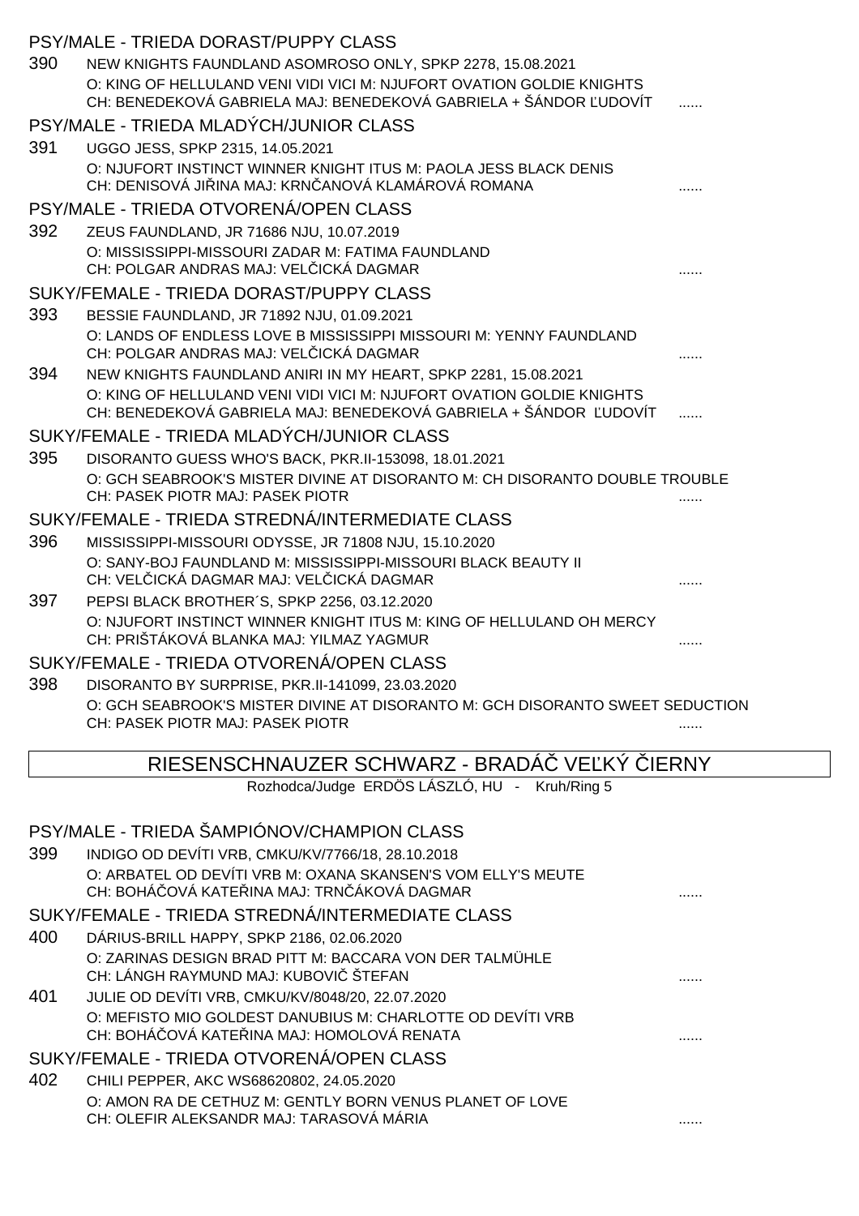### PSY/MALE - TRIEDA DORAST/PUPPY CLASS

390 NEW KNIGHTS FAUNDLAND ASOMROSO ONLY, SPKP 2278, 15.08.2021
O: KING OF HELLULAND VENI VIDI VICI M: NJUFORT OVATION GOLDIE KNIGHTS
CH: BENEDEKOVÁ GABRIELA MAJ: BENEDEKOVÁ GABRIELA + ŠÁNDOR ĽUDOVÍT ......

### PSY/MALE - TRIEDA MLADÝCH/JUNIOR CLASS

391 UGGO JESS, SPKP 2315, 14.05.2021
O: NJUFORT INSTINCT WINNER KNIGHT ITUS M: PAOLA JESS BLACK DENIS
CH: DENISOVÁ JIŘINA MAJ: KRNČANOVÁ KLAMÁROVÁ ROMANA ......

### PSY/MALE - TRIEDA OTVORENÁ/OPEN CLASS

392 ZEUS FAUNDLAND, JR 71686 NJU, 10.07.2019
O: MISSISSIPPI-MISSOURI ZADAR M: FATIMA FAUNDLAND
CH: POLGAR ANDRAS MAJ: VELČICKÁ DAGMAR ......

### SUKY/FEMALE - TRIEDA DORAST/PUPPY CLASS

393 BESSIE FAUNDLAND, JR 71892 NJU, 01.09.2021
O: LANDS OF ENDLESS LOVE B MISSISSIPPI MISSOURI M: YENNY FAUNDLAND
CH: POLGAR ANDRAS MAJ: VELČICKÁ DAGMAR ......

394 NEW KNIGHTS FAUNDLAND ANIRI IN MY HEART, SPKP 2281, 15.08.2021
O: KING OF HELLULAND VENI VIDI VICI M: NJUFORT OVATION GOLDIE KNIGHTS
CH: BENEDEKOVÁ GABRIELA MAJ: BENEDEKOVÁ GABRIELA + ŠÁNDOR ĽUDOVÍT ......

### SUKY/FEMALE - TRIEDA MLADÝCH/JUNIOR CLASS

395 DISORANTO GUESS WHO'S BACK, PKR.II-153098, 18.01.2021
O: GCH SEABROOK'S MISTER DIVINE AT DISORANTO M: CH DISORANTO DOUBLE TROUBLE
CH: PASEK PIOTR MAJ: PASEK PIOTR ......

### SUKY/FEMALE - TRIEDA STREDNÁ/INTERMEDIATE CLASS

396 MISSISSIPPI-MISSOURI ODYSSE, JR 71808 NJU, 15.10.2020
O: SANY-BOJ FAUNDLAND M: MISSISSIPPI-MISSOURI BLACK BEAUTY II
CH: VELČICKÁ DAGMAR MAJ: VELČICKÁ DAGMAR ......

397 PEPSI BLACK BROTHER´S, SPKP 2256, 03.12.2020
O: NJUFORT INSTINCT WINNER KNIGHT ITUS M: KING OF HELLULAND OH MERCY
CH: PRIŠTÁKOVÁ BLANKA MAJ: YILMAZ YAGMUR ......

### SUKY/FEMALE - TRIEDA OTVORENÁ/OPEN CLASS

398 DISORANTO BY SURPRISE, PKR.II-141099, 23.03.2020
O: GCH SEABROOK'S MISTER DIVINE AT DISORANTO M: GCH DISORANTO SWEET SEDUCTION
CH: PASEK PIOTR MAJ: PASEK PIOTR ......

## RIESENSCHNAUZER SCHWARZ - BRADÁČ VEĽKÝ ČIERNY

Rozhodca/Judge ERDÖS LÁSZLÓ, HU - Kruh/Ring 5

### PSY/MALE - TRIEDA ŠAMPIÓNOV/CHAMPION CLASS

399 INDIGO OD DEVÍTI VRB, CMKU/KV/7766/18, 28.10.2018
O: ARBATEL OD DEVÍTI VRB M: OXANA SKANSEN'S VOM ELLY'S MEUTE
CH: BOHÁČOVÁ KATEŘINA MAJ: TRNČÁKOVÁ DAGMAR ......

### SUKY/FEMALE - TRIEDA STREDNÁ/INTERMEDIATE CLASS

400 DÁRIUS-BRILL HAPPY, SPKP 2186, 02.06.2020
O: ZARINAS DESIGN BRAD PITT M: BACCARA VON DER TALMÜHLE
CH: LÁNGH RAYMUND MAJ: KUBOVIČ ŠTEFAN ......

401 JULIE OD DEVÍTI VRB, CMKU/KV/8048/20, 22.07.2020
O: MEFISTO MIO GOLDEST DANUBIUS M: CHARLOTTE OD DEVÍTI VRB
CH: BOHÁČOVÁ KATEŘINA MAJ: HOMOLOVÁ RENATA ......

### SUKY/FEMALE - TRIEDA OTVORENÁ/OPEN CLASS

402 CHILI PEPPER, AKC WS68620802, 24.05.2020
O: AMON RA DE CETHUZ M: GENTLY BORN VENUS PLANET OF LOVE
CH: OLEFIR ALEKSANDR MAJ: TARASOVÁ MÁRIA ......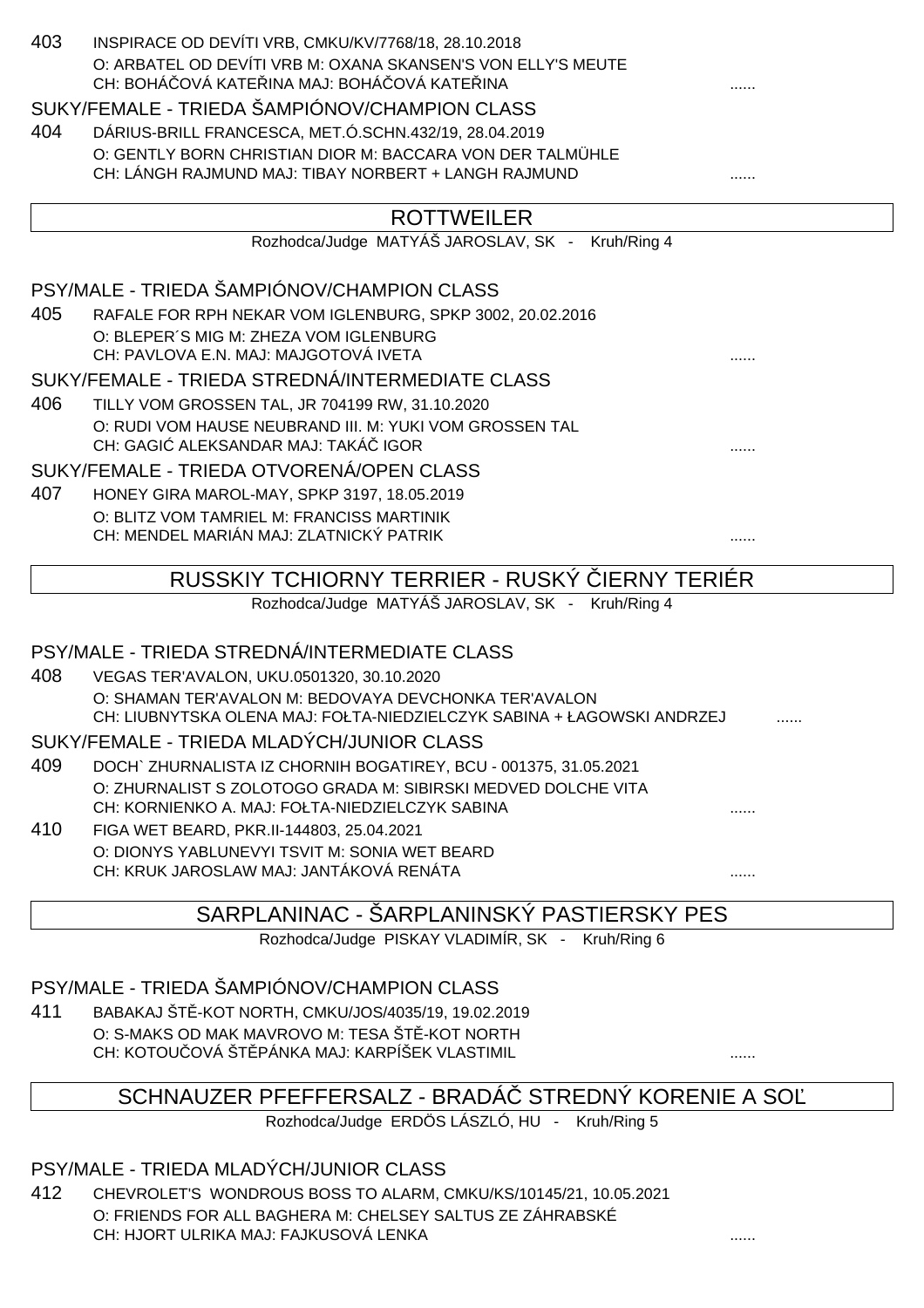403 INSPIRACE OD DEVÍTI VRB, CMKU/KV/7768/18, 28.10.2018
O: ARBATEL OD DEVÍTI VRB M: OXANA SKANSEN'S VON ELLY'S MEUTE
CH: BOHÁČOVÁ KATEŘINA MAJ: BOHÁČOVÁ KATEŘINA ......

SUKY/FEMALE - TRIEDA ŠAMPIÓNOV/CHAMPION CLASS

404 DÁRIUS-BRILL FRANCESCA, MET.Ó.SCHN.432/19, 28.04.2019
O: GENTLY BORN CHRISTIAN DIOR M: BACCARA VON DER TALMÜHLE
CH: LÁNGH RAJMUND MAJ: TIBAY NORBERT + LANGH RAJMUND ......

## ROTTWEILER

Rozhodca/Judge MATYÁŠ JAROSLAV, SK - Kruh/Ring 4

PSY/MALE - TRIEDA ŠAMPIÓNOV/CHAMPION CLASS

405 RAFALE FOR RPH NEKAR VOM IGLENBURG, SPKP 3002, 20.02.2016
O: BLEPER´S MIG M: ZHEZA VOM IGLENBURG
CH: PAVLOVA E.N. MAJ: MAJGOTOVÁ IVETA ......

SUKY/FEMALE - TRIEDA STREDNÁ/INTERMEDIATE CLASS

406 TILLY VOM GROSSEN TAL, JR 704199 RW, 31.10.2020
O: RUDI VOM HAUSE NEUBRAND III. M: YUKI VOM GROSSEN TAL
CH: GAGIĆ ALEKSANDAR MAJ: TAKÁČ IGOR ......

SUKY/FEMALE - TRIEDA OTVORENÁ/OPEN CLASS

407 HONEY GIRA MAROL-MAY, SPKP 3197, 18.05.2019
O: BLITZ VOM TAMRIEL M: FRANCISS MARTINIK
CH: MENDEL MARIÁN MAJ: ZLATNICKÝ PATRIK ......

## RUSSKIY TCHIORNY TERRIER - RUSKÝ ČIERNY TERIÉR

Rozhodca/Judge MATYÁŠ JAROSLAV, SK - Kruh/Ring 4

PSY/MALE - TRIEDA STREDNÁ/INTERMEDIATE CLASS

408 VEGAS TER'AVALON, UKU.0501320, 30.10.2020
O: SHAMAN TER'AVALON M: BEDOVAYA DEVCHONKA TER'AVALON
CH: LIUBNYTSKA OLENA MAJ: FOŁTA-NIEDZIELCZYK SABINA + ŁAGOWSKI ANDRZEJ ......

SUKY/FEMALE - TRIEDA MLADÝCH/JUNIOR CLASS

409 DOCH` ZHURNALISTA IZ CHORNIH BOGATIREY, BCU - 001375, 31.05.2021
O: ZHURNALIST S ZOLOTOGO GRADA M: SIBIRSKI MEDVED DOLCHE VITA
CH: KORNIENKO A. MAJ: FOŁTA-NIEDZIELCZYK SABINA ......

410 FIGA WET BEARD, PKR.II-144803, 25.04.2021
O: DIONYS YABLUNEVYI TSVIT M: SONIA WET BEARD
CH: KRUK JAROSLAW MAJ: JANTÁKOVÁ RENÁTA ......

## SARPLANINAC - ŠARPLANINSKÝ PASTIERSKY PES

Rozhodca/Judge PISKAY VLADIMÍR, SK - Kruh/Ring 6

PSY/MALE - TRIEDA ŠAMPIÓNOV/CHAMPION CLASS

411 BABAKAJ ŠTĚ-KOT NORTH, CMKU/JOS/4035/19, 19.02.2019
O: S-MAKS OD MAK MAVROVO M: TESA ŠTĚ-KOT NORTH
CH: KOTOUČOVÁ ŠTĚPÁNKA MAJ: KARPÍŠEK VLASTIMIL ......

## SCHNAUZER PFEFFERSALZ - BRADÁČ STREDNÝ KORENIE A SOĽ

Rozhodca/Judge ERDÖS LÁSZLÓ, HU - Kruh/Ring 5

PSY/MALE - TRIEDA MLADÝCH/JUNIOR CLASS

412 CHEVROLET'S WONDROUS BOSS TO ALARM, CMKU/KS/10145/21, 10.05.2021
O: FRIENDS FOR ALL BAGHERA M: CHELSEY SALTUS ZE ZÁHRABSKÉ
CH: HJORT ULRIKA MAJ: FAJKUSOVÁ LENKA ......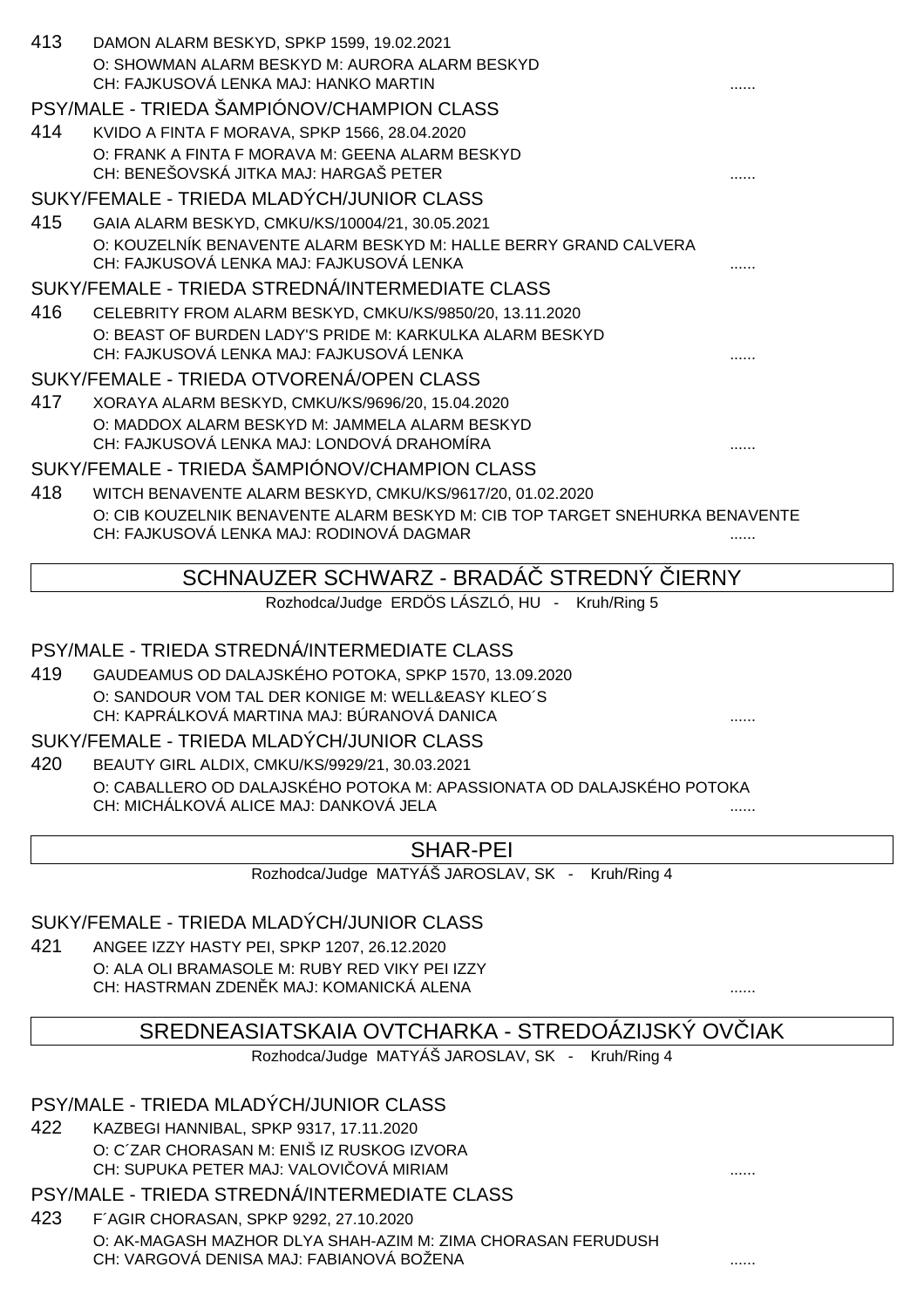413 DAMON ALARM BESKYD, SPKP 1599, 19.02.2021
O: SHOWMAN ALARM BESKYD M: AURORA ALARM BESKYD
CH: FAJKUSOVÁ LENKA MAJ: HANKO MARTIN ......

### PSY/MALE - TRIEDA ŠAMPIÓNOV/CHAMPION CLASS

414 KVIDO A FINTA F MORAVA, SPKP 1566, 28.04.2020
O: FRANK A FINTA F MORAVA M: GEENA ALARM BESKYD
CH: BENEŠOVSKÁ JITKA MAJ: HARGAŠ PETER ......

### SUKY/FEMALE - TRIEDA MLADÝCH/JUNIOR CLASS

415 GAIA ALARM BESKYD, CMKU/KS/10004/21, 30.05.2021
O: KOUZELNÍK BENAVENTE ALARM BESKYD M: HALLE BERRY GRAND CALVERA
CH: FAJKUSOVÁ LENKA MAJ: FAJKUSOVÁ LENKA ......

### SUKY/FEMALE - TRIEDA STREDNÁ/INTERMEDIATE CLASS

416 CELEBRITY FROM ALARM BESKYD, CMKU/KS/9850/20, 13.11.2020
O: BEAST OF BURDEN LADY'S PRIDE M: KARKULKA ALARM BESKYD
CH: FAJKUSOVÁ LENKA MAJ: FAJKUSOVÁ LENKA ......

### SUKY/FEMALE - TRIEDA OTVORENÁ/OPEN CLASS

417 XORAYA ALARM BESKYD, CMKU/KS/9696/20, 15.04.2020
O: MADDOX ALARM BESKYD M: JAMMELA ALARM BESKYD
CH: FAJKUSOVÁ LENKA MAJ: LONDOVÁ DRAHOMÍRA ......

### SUKY/FEMALE - TRIEDA ŠAMPIÓNOV/CHAMPION CLASS

418 WITCH BENAVENTE ALARM BESKYD, CMKU/KS/9617/20, 01.02.2020
O: CIB KOUZELNIK BENAVENTE ALARM BESKYD M: CIB TOP TARGET SNEHURKA BENAVENTE
CH: FAJKUSOVÁ LENKA MAJ: RODINOVÁ DAGMAR ......

## SCHNAUZER SCHWARZ - BRADÁČ STREDNÝ ČIERNY

Rozhodca/Judge ERDÖS LÁSZLÓ, HU - Kruh/Ring 5

### PSY/MALE - TRIEDA STREDNÁ/INTERMEDIATE CLASS

419 GAUDEAMUS OD DALAJSKÉHO POTOKA, SPKP 1570, 13.09.2020
O: SANDOUR VOM TAL DER KONIGE M: WELL&EASY KLEO´S
CH: KAPRÁLKOVÁ MARTINA MAJ: BÚRANOVÁ DANICA ......

### SUKY/FEMALE - TRIEDA MLADÝCH/JUNIOR CLASS

420 BEAUTY GIRL ALDIX, CMKU/KS/9929/21, 30.03.2021
O: CABALLERO OD DALAJSKÉHO POTOKA M: APASSIONATA OD DALAJSKÉHO POTOKA
CH: MICHÁLKOVÁ ALICE MAJ: DANKOVÁ JELA ......

## SHAR-PEI

Rozhodca/Judge MATYÁŠ JAROSLAV, SK - Kruh/Ring 4

### SUKY/FEMALE - TRIEDA MLADÝCH/JUNIOR CLASS

421 ANGEE IZZY HASTY PEI, SPKP 1207, 26.12.2020
O: ALA OLI BRAMASOLE M: RUBY RED VIKY PEI IZZY
CH: HASTRMAN ZDENĚK MAJ: KOMANICKÁ ALENA ......

## SREDNEASIATSKAIA OVTCHARKA - STREDOÁZIJSKÝ OVČIAK

Rozhodca/Judge MATYÁŠ JAROSLAV, SK - Kruh/Ring 4

### PSY/MALE - TRIEDA MLADÝCH/JUNIOR CLASS

422 KAZBEGI HANNIBAL, SPKP 9317, 17.11.2020
O: C´ZAR CHORASAN M: ENIŠ IZ RUSKOG IZVORA
CH: SUPUKA PETER MAJ: VALOVIČOVÁ MIRIAM ......

### PSY/MALE - TRIEDA STREDNÁ/INTERMEDIATE CLASS

423 F´AGIR CHORASAN, SPKP 9292, 27.10.2020
O: AK-MAGASH MAZHOR DLYA SHAH-AZIM M: ZIMA CHORASAN FERUDUSH
CH: VARGOVÁ DENISA MAJ: FABIANOVÁ BOŽENA ......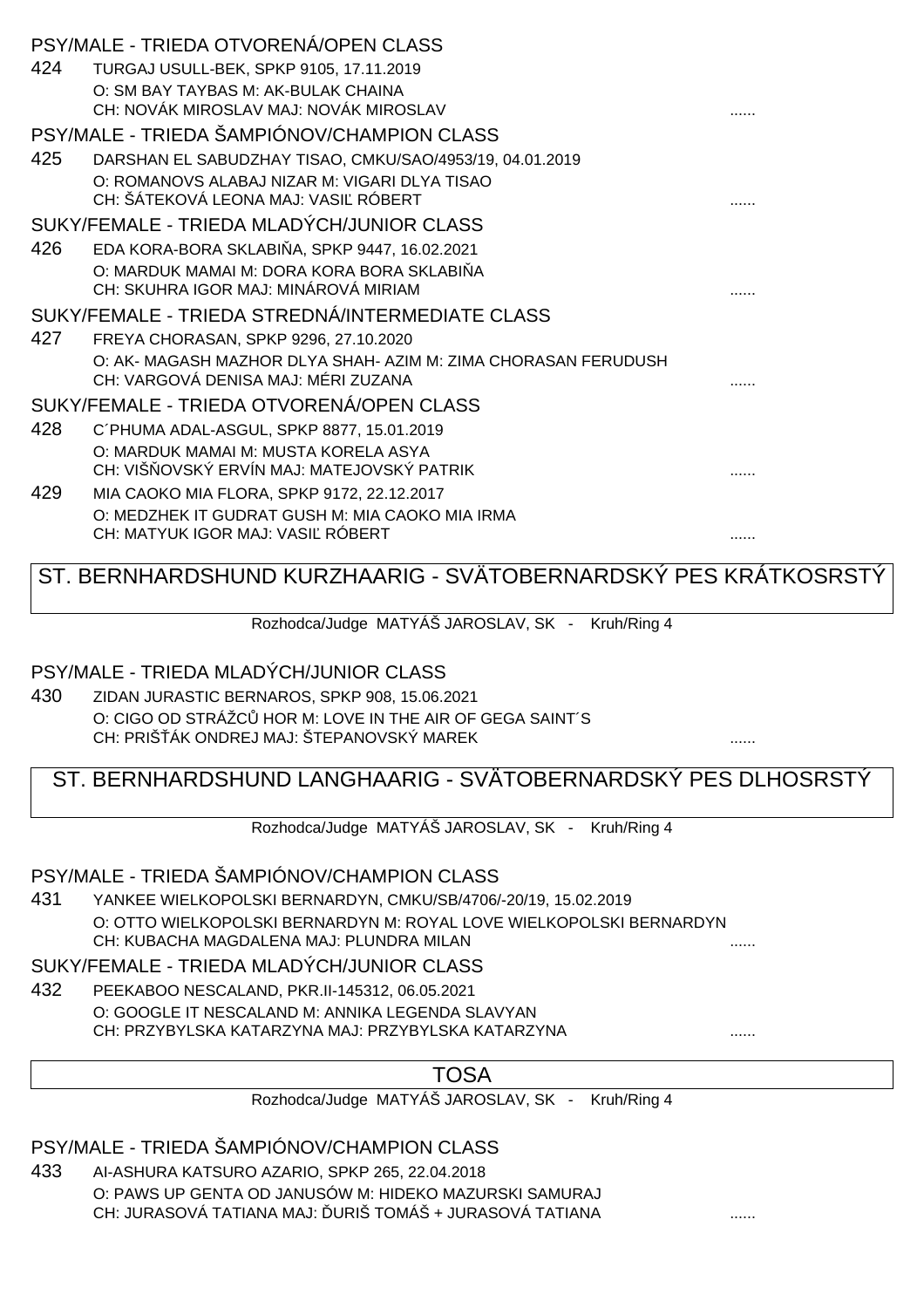PSY/MALE - TRIEDA OTVORENÁ/OPEN CLASS

424 TURGAJ USULL-BEK, SPKP 9105, 17.11.2019
O: SM BAY TAYBAS M: AK-BULAK CHAINA
CH: NOVÁK MIROSLAV MAJ: NOVÁK MIROSLAV ......

PSY/MALE - TRIEDA ŠAMPIÓNOV/CHAMPION CLASS

425 DARSHAN EL SABUDZHAY TISAO, CMKU/SAO/4953/19, 04.01.2019
O: ROMANOVS ALABAJ NIZAR M: VIGARI DLYA TISAO
CH: ŠÁTEKOVÁ LEONA MAJ: VASIĽ RÓBERT ......

SUKY/FEMALE - TRIEDA MLADÝCH/JUNIOR CLASS

426 EDA KORA-BORA SKLABIŇA, SPKP 9447, 16.02.2021
O: MARDUK MAMAI M: DORA KORA BORA SKLABIŇA
CH: SKUHRA IGOR MAJ: MINÁROVÁ MIRIAM ......

SUKY/FEMALE - TRIEDA STREDNÁ/INTERMEDIATE CLASS

427 FREYA CHORASAN, SPKP 9296, 27.10.2020
O: AK- MAGASH MAZHOR DLYA SHAH- AZIM M: ZIMA CHORASAN FERUDUSH
CH: VARGOVÁ DENISA MAJ: MÉRI ZUZANA ......

SUKY/FEMALE - TRIEDA OTVORENÁ/OPEN CLASS

428 C´PHUMA ADAL-ASGUL, SPKP 8877, 15.01.2019
O: MARDUK MAMAI M: MUSTA KORELA ASYA
CH: VIŠŇOVSKÝ ERVÍN MAJ: MATEJOVSKÝ PATRIK ......

429 MIA CAOKO MIA FLORA, SPKP 9172, 22.12.2017
O: MEDZHEK IT GUDRAT GUSH M: MIA CAOKO MIA IRMA
CH: MATYUK IGOR MAJ: VASIĽ RÓBERT ......

## ST. BERNHARDSHUND KURZHAARIG - SVÄTOBERNARDSKÝ PES KRÁTKOSRSTÝ

Rozhodca/Judge MATYÁŠ JAROSLAV, SK - Kruh/Ring 4

PSY/MALE - TRIEDA MLADÝCH/JUNIOR CLASS

430 ZIDAN JURASTIC BERNAROS, SPKP 908, 15.06.2021
O: CIGO OD STRÁŽCŮ HOR M: LOVE IN THE AIR OF GEGA SAINT´S
CH: PRIŠŤÁK ONDREJ MAJ: ŠTEPANOVSKÝ MAREK ......

## ST. BERNHARDSHUND LANGHAARIG - SVÄTOBERNARDSKÝ PES DLHOSRSTÝ

Rozhodca/Judge MATYÁŠ JAROSLAV, SK - Kruh/Ring 4

PSY/MALE - TRIEDA ŠAMPIÓNOV/CHAMPION CLASS

431 YANKEE WIELKOPOLSKI BERNARDYN, CMKU/SB/4706/-20/19, 15.02.2019
O: OTTO WIELKOPOLSKI BERNARDYN M: ROYAL LOVE WIELKOPOLSKI BERNARDYN
CH: KUBACHA MAGDALENA MAJ: PLUNDRA MILAN ......

SUKY/FEMALE - TRIEDA MLADÝCH/JUNIOR CLASS

432 PEEKABOO NESCALAND, PKR.II-145312, 06.05.2021
O: GOOGLE IT NESCALAND M: ANNIKA LEGENDA SLAVYAN
CH: PRZYBYLSKA KATARZYNA MAJ: PRZYBYLSKA KATARZYNA ......

## TOSA

Rozhodca/Judge MATYÁŠ JAROSLAV, SK - Kruh/Ring 4

PSY/MALE - TRIEDA ŠAMPIÓNOV/CHAMPION CLASS

433 AI-ASHURA KATSURO AZARIO, SPKP 265, 22.04.2018
O: PAWS UP GENTA OD JANUSÓW M: HIDEKO MAZURSKI SAMURAJ
CH: JURASOVÁ TATIANA MAJ: ĎURIŠ TOMÁŠ + JURASOVÁ TATIANA ......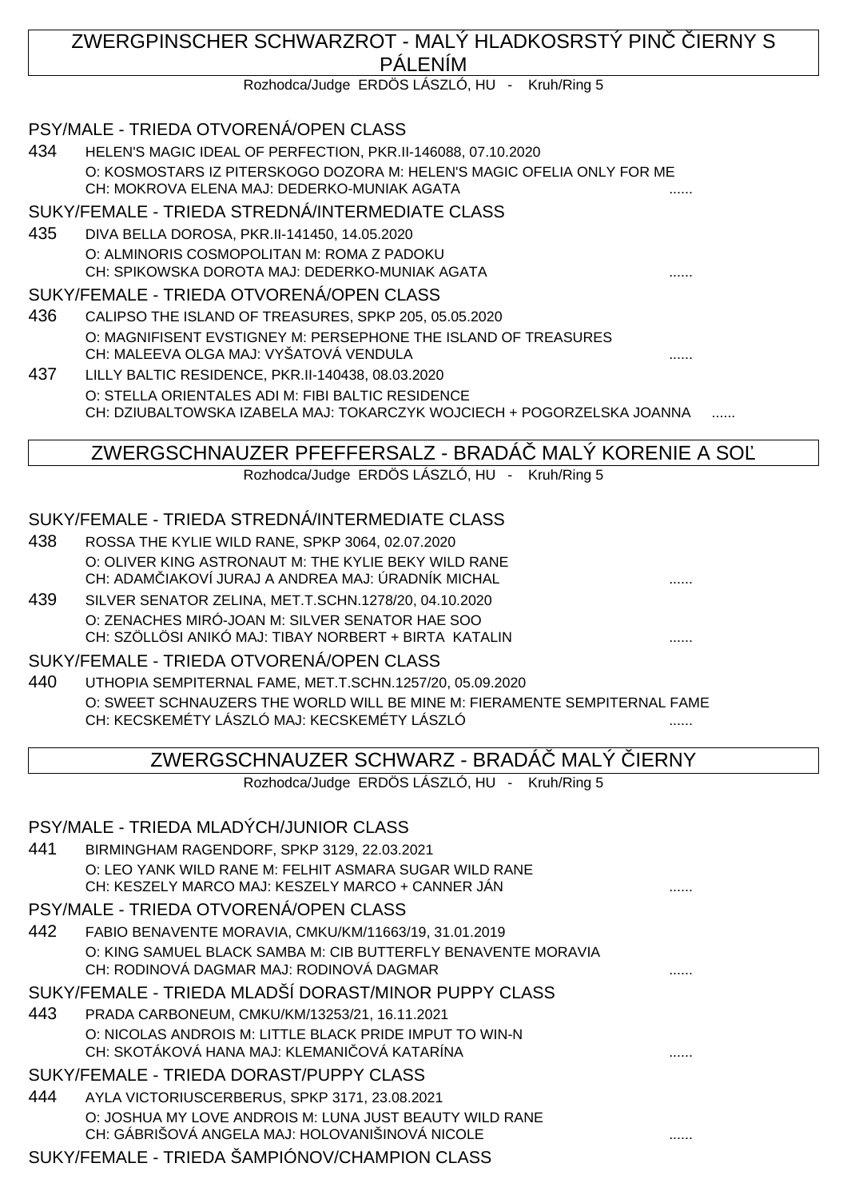## ZWERGPINSCHER SCHWARZROT - MALÝ HLADKOSRSTÝ PINČ ČIERNY S PÁLENÍM

Rozhodca/Judge ERDÖS LÁSZLÓ, HU - Kruh/Ring 5

### PSY/MALE - TRIEDA OTVORENÁ/OPEN CLASS

434 HELEN'S MAGIC IDEAL OF PERFECTION, PKR.II-146088, 07.10.2020
O: KOSMOSTARS IZ PITERSKOGO DOZORA M: HELEN'S MAGIC OFELIA ONLY FOR ME
CH: MOKROVA ELENA MAJ: DEDERKO-MUNIAK AGATA ......

### SUKY/FEMALE - TRIEDA STREDNÁ/INTERMEDIATE CLASS

435 DIVA BELLA DOROSA, PKR.II-141450, 14.05.2020
O: ALMINORIS COSMOPOLITAN M: ROMA Z PADOKU
CH: SPIKOWSKA DOROTA MAJ: DEDERKO-MUNIAK AGATA ......

### SUKY/FEMALE - TRIEDA OTVORENÁ/OPEN CLASS

436 CALIPSO THE ISLAND OF TREASURES, SPKP 205, 05.05.2020
O: MAGNIFISENT EVSTIGNEY M: PERSEPHONE THE ISLAND OF TREASURES
CH: MALEEVA OLGA MAJ: VYŠATOVÁ VENDULA ......

437 LILLY BALTIC RESIDENCE, PKR.II-140438, 08.03.2020
O: STELLA ORIENTALES ADI M: FIBI BALTIC RESIDENCE
CH: DZIUBALTOWSKA IZABELA MAJ: TOKARCZYK WOJCIECH + POGORZELSKA JOANNA ......

## ZWERGSCHNAUZER PFEFFERSALZ - BRADÁČ MALÝ KORENIE A SOĽ

Rozhodca/Judge ERDÖS LÁSZLÓ, HU - Kruh/Ring 5

### SUKY/FEMALE - TRIEDA STREDNÁ/INTERMEDIATE CLASS

438 ROSSA THE KYLIE WILD RANE, SPKP 3064, 02.07.2020
O: OLIVER KING ASTRONAUT M: THE KYLIE BEKY WILD RANE
CH: ADAMČIAKOVÍ JURAJ A ANDREA MAJ: ÚRADNÍK MICHAL ......

439 SILVER SENATOR ZELINA, MET.T.SCHN.1278/20, 04.10.2020
O: ZENACHES MIRÓ-JOAN M: SILVER SENATOR HAE SOO
CH: SZÖLLÖSI ANIKÓ MAJ: TIBAY NORBERT + BIRTA KATALIN ......

### SUKY/FEMALE - TRIEDA OTVORENÁ/OPEN CLASS

440 UTHOPIA SEMPITERNAL FAME, MET.T.SCHN.1257/20, 05.09.2020
O: SWEET SCHNAUZERS THE WORLD WILL BE MINE M: FIERAMENTE SEMPITERNAL FAME
CH: KECSKEMÉTY LÁSZLÓ MAJ: KECSKEMÉTY LÁSZLÓ ......

## ZWERGSCHNAUZER SCHWARZ - BRADÁČ MALÝ ČIERNY

Rozhodca/Judge ERDÖS LÁSZLÓ, HU - Kruh/Ring 5

### PSY/MALE - TRIEDA MLADÝCH/JUNIOR CLASS

441 BIRMINGHAM RAGENDORF, SPKP 3129, 22.03.2021
O: LEO YANK WILD RANE M: FELHIT ASMARA SUGAR WILD RANE
CH: KESZELY MARCO MAJ: KESZELY MARCO + CANNER JÁN ......

### PSY/MALE - TRIEDA OTVORENÁ/OPEN CLASS

442 FABIO BENAVENTE MORAVIA, CMKU/KM/11663/19, 31.01.2019
O: KING SAMUEL BLACK SAMBA M: CIB BUTTERFLY BENAVENTE MORAVIA
CH: RODINOVÁ DAGMAR MAJ: RODINOVÁ DAGMAR ......

### SUKY/FEMALE - TRIEDA MLADŠÍ DORAST/MINOR PUPPY CLASS

443 PRADA CARBONEUM, CMKU/KM/13253/21, 16.11.2021
O: NICOLAS ANDROIS M: LITTLE BLACK PRIDE IMPUT TO WIN-N
CH: SKOTÁKOVÁ HANA MAJ: KLEMANIČOVÁ KATARÍNA ......

### SUKY/FEMALE - TRIEDA DORAST/PUPPY CLASS

444 AYLA VICTORIUSCERBERUS, SPKP 3171, 23.08.2021
O: JOSHUA MY LOVE ANDROIS M: LUNA JUST BEAUTY WILD RANE
CH: GÁBRIŠOVÁ ANGELA MAJ: HOLOVANIŠINOVÁ NICOLE ......

### SUKY/FEMALE - TRIEDA ŠAMPIÓNOV/CHAMPION CLASS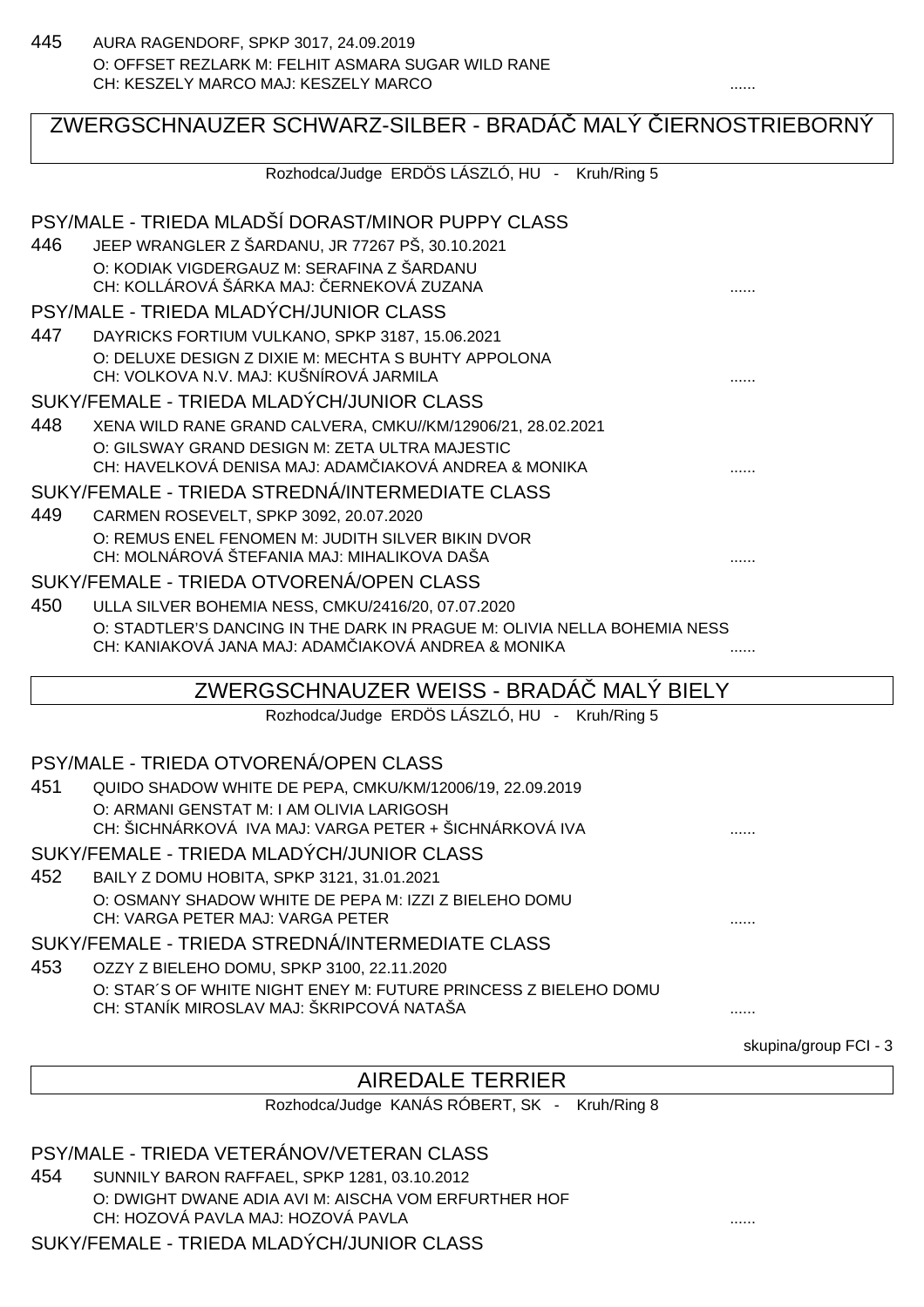445 AURA RAGENDORF, SPKP 3017, 24.09.2019
O: OFFSET REZLARK M: FELHIT ASMARA SUGAR WILD RANE
CH: KESZELY MARCO MAJ: KESZELY MARCO ......

## ZWERGSCHNAUZER SCHWARZ-SILBER - BRADÁČ MALÝ ČIERNOSTRIEBORNÝ

Rozhodca/Judge ERDÖS LÁSZLÓ, HU - Kruh/Ring 5

### PSY/MALE - TRIEDA MLADŠÍ DORAST/MINOR PUPPY CLASS

446 JEEP WRANGLER Z ŠARDANU, JR 77267 PŠ, 30.10.2021
O: KODIAK VIGDERGAUZ M: SERAFINA Z ŠARDANU
CH: KOLLÁROVÁ ŠÁRKA MAJ: ČERNEKOVÁ ZUZANA ......

### PSY/MALE - TRIEDA MLADÝCH/JUNIOR CLASS

447 DAYRICKS FORTIUM VULKANO, SPKP 3187, 15.06.2021
O: DELUXE DESIGN Z DIXIE M: MECHTA S BUHTY APPOLONA
CH: VOLKOVA N.V. MAJ: KUŠNÍROVÁ JARMILA ......

### SUKY/FEMALE - TRIEDA MLADÝCH/JUNIOR CLASS

448 XENA WILD RANE GRAND CALVERA, CMKU//KM/12906/21, 28.02.2021
O: GILSWAY GRAND DESIGN M: ZETA ULTRA MAJESTIC
CH: HAVELKOVÁ DENISA MAJ: ADAMČIAKOVÁ ANDREA & MONIKA ......

### SUKY/FEMALE - TRIEDA STREDNÁ/INTERMEDIATE CLASS

449 CARMEN ROSEVELT, SPKP 3092, 20.07.2020
O: REMUS ENEL FENOMEN M: JUDITH SILVER BIKIN DVOR
CH: MOLNÁROVÁ ŠTEFANIA MAJ: MIHALIKOVA DAŠA ......

### SUKY/FEMALE - TRIEDA OTVORENÁ/OPEN CLASS

450 ULLA SILVER BOHEMIA NESS, CMKU/2416/20, 07.07.2020
O: STADTLER'S DANCING IN THE DARK IN PRAGUE M: OLIVIA NELLA BOHEMIA NESS
CH: KANIAKOVÁ JANA MAJ: ADAMČIAKOVÁ ANDREA & MONIKA ......

## ZWERGSCHNAUZER WEISS - BRADÁČ MALÝ BIELY

Rozhodca/Judge ERDÖS LÁSZLÓ, HU - Kruh/Ring 5

### PSY/MALE - TRIEDA OTVORENÁ/OPEN CLASS

451 QUIDO SHADOW WHITE DE PEPA, CMKU/KM/12006/19, 22.09.2019
O: ARMANI GENSTAT M: I AM OLIVIA LARIGOSH
CH: ŠICHNÁRKOVÁ IVA MAJ: VARGA PETER + ŠICHNÁRKOVÁ IVA ......

### SUKY/FEMALE - TRIEDA MLADÝCH/JUNIOR CLASS

452 BAILY Z DOMU HOBITA, SPKP 3121, 31.01.2021
O: OSMANY SHADOW WHITE DE PEPA M: IZZI Z BIELEHO DOMU
CH: VARGA PETER MAJ: VARGA PETER ......

### SUKY/FEMALE - TRIEDA STREDNÁ/INTERMEDIATE CLASS

453 OZZY Z BIELEHO DOMU, SPKP 3100, 22.11.2020
O: STAR´S OF WHITE NIGHT ENEY M: FUTURE PRINCESS Z BIELEHO DOMU
CH: STANÍK MIROSLAV MAJ: ŠKRIPCOVÁ NATAŠA ......

skupina/group FCI - 3

## AIREDALE TERRIER

Rozhodca/Judge KANÁS RÓBERT, SK - Kruh/Ring 8

### PSY/MALE - TRIEDA VETERÁNOV/VETERAN CLASS

454 SUNNILY BARON RAFFAEL, SPKP 1281, 03.10.2012
O: DWIGHT DWANE ADIA AVI M: AISCHA VOM ERFURTHER HOF
CH: HOZOVÁ PAVLA MAJ: HOZOVÁ PAVLA ......

### SUKY/FEMALE - TRIEDA MLADÝCH/JUNIOR CLASS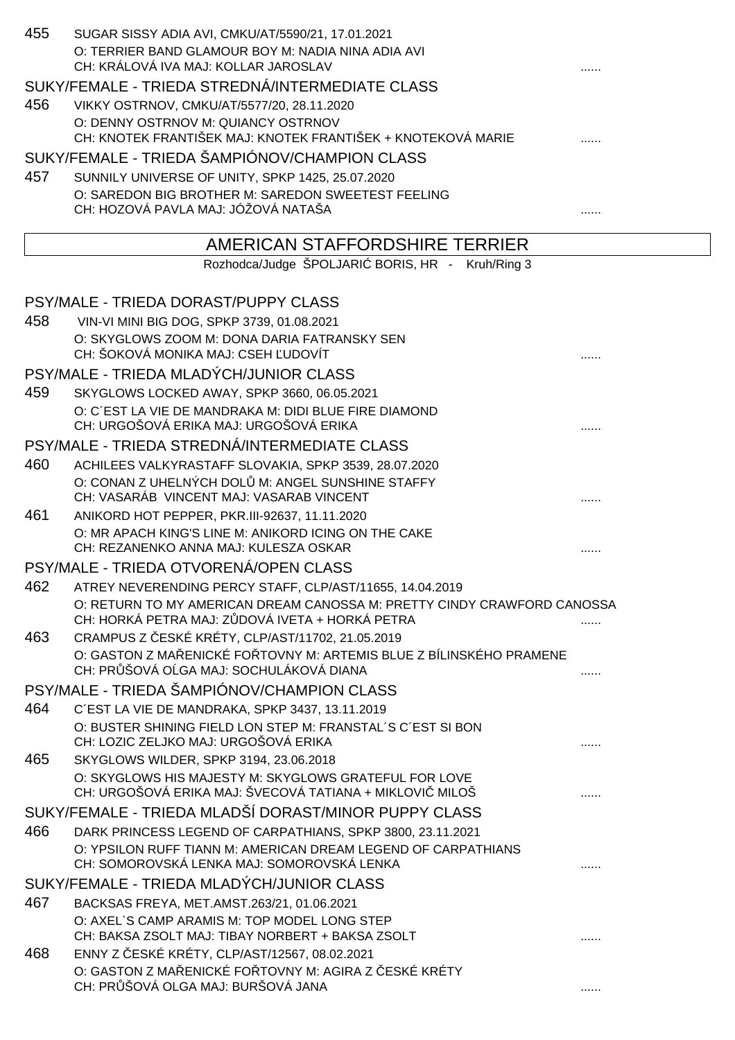455 SUGAR SISSY ADIA AVI, CMKU/AT/5590/21, 17.01.2021
O: TERRIER BAND GLAMOUR BOY M: NADIA NINA ADIA AVI
CH: KRÁLOVÁ IVA MAJ: KOLLAR JAROSLAV ......

### SUKY/FEMALE - TRIEDA STREDNÁ/INTERMEDIATE CLASS

456 VIKKY OSTRNOV, CMKU/AT/5577/20, 28.11.2020
O: DENNY OSTRNOV M: QUIANCY OSTRNOV
CH: KNOTEK FRANTIŠEK MAJ: KNOTEK FRANTIŠEK + KNOTEKOVÁ MARIE ......

### SUKY/FEMALE - TRIEDA ŠAMPIÓNOV/CHAMPION CLASS

457 SUNNILY UNIVERSE OF UNITY, SPKP 1425, 25.07.2020
O: SAREDON BIG BROTHER M: SAREDON SWEETEST FEELING
CH: HOZOVÁ PAVLA MAJ: JÓŽOVÁ NATAŠA ......

## AMERICAN STAFFORDSHIRE TERRIER

Rozhodca/Judge ŠPOLJARIĆ BORIS, HR - Kruh/Ring 3

### PSY/MALE - TRIEDA DORAST/PUPPY CLASS

458 VIN-VI MINI BIG DOG, SPKP 3739, 01.08.2021
O: SKYGLOWS ZOOM M: DONA DARIA FATRANSKY SEN
CH: ŠOKOVÁ MONIKA MAJ: CSEH ĽUDOVÍT ......

### PSY/MALE - TRIEDA MLADÝCH/JUNIOR CLASS

459 SKYGLOWS LOCKED AWAY, SPKP 3660, 06.05.2021
O: C´EST LA VIE DE MANDRAKA M: DIDI BLUE FIRE DIAMOND
CH: URGOŠOVÁ ERIKA MAJ: URGOŠOVÁ ERIKA ......

### PSY/MALE - TRIEDA STREDNÁ/INTERMEDIATE CLASS

460 ACHILEES VALKYRASTAFF SLOVAKIA, SPKP 3539, 28.07.2020
O: CONAN Z UHELNÝCH DOLŮ M: ANGEL SUNSHINE STAFFY
CH: VASARÁB VINCENT MAJ: VASARAB VINCENT ......

461 ANIKORD HOT PEPPER, PKR.III-92637, 11.11.2020
O: MR APACH KING'S LINE M: ANIKORD ICING ON THE CAKE
CH: REZANENKO ANNA MAJ: KULESZA OSKAR ......

### PSY/MALE - TRIEDA OTVORENÁ/OPEN CLASS

462 ATREY NEVERENDING PERCY STAFF, CLP/AST/11655, 14.04.2019
O: RETURN TO MY AMERICAN DREAM CANOSSA M: PRETTY CINDY CRAWFORD CANOSSA
CH: HORKÁ PETRA MAJ: ZŮDOVÁ IVETA + HORKÁ PETRA ......

463 CRAMPUS Z ČESKÉ KRÉTY, CLP/AST/11702, 21.05.2019
O: GASTON Z MAŘENICKÉ FOŘTOVNY M: ARTEMIS BLUE Z BÍLINSKÉHO PRAMENE
CH: PRŮŠOVÁ OĹGA MAJ: SOCHULÁKOVÁ DIANA ......

### PSY/MALE - TRIEDA ŠAMPIÓNOV/CHAMPION CLASS

464 C´EST LA VIE DE MANDRAKA, SPKP 3437, 13.11.2019
O: BUSTER SHINING FIELD LON STEP M: FRANSTAL´S C´EST SI BON
CH: LOZIC ZELJKO MAJ: URGOŠOVÁ ERIKA ......

465 SKYGLOWS WILDER, SPKP 3194, 23.06.2018
O: SKYGLOWS HIS MAJESTY M: SKYGLOWS GRATEFUL FOR LOVE
CH: URGOŠOVÁ ERIKA MAJ: ŠVECOVÁ TATIANA + MIKLOVIČ MILOŠ ......

### SUKY/FEMALE - TRIEDA MLADŠÍ DORAST/MINOR PUPPY CLASS

466 DARK PRINCESS LEGEND OF CARPATHIANS, SPKP 3800, 23.11.2021
O: YPSILON RUFF TIANN M: AMERICAN DREAM LEGEND OF CARPATHIANS
CH: SOMOROVSKÁ LENKA MAJ: SOMOROVSKÁ LENKA ......

### SUKY/FEMALE - TRIEDA MLADÝCH/JUNIOR CLASS

467 BACKSAS FREYA, MET.AMST.263/21, 01.06.2021
O: AXEL`S CAMP ARAMIS M: TOP MODEL LONG STEP
CH: BAKSA ZSOLT MAJ: TIBAY NORBERT + BAKSA ZSOLT ......

468 ENNY Z ČESKÉ KRÉTY, CLP/AST/12567, 08.02.2021
O: GASTON Z MAŘENICKÉ FOŘTOVNY M: AGIRA Z ČESKÉ KRÉTY
CH: PRŮŠOVÁ OLGA MAJ: BURŠOVÁ JANA ......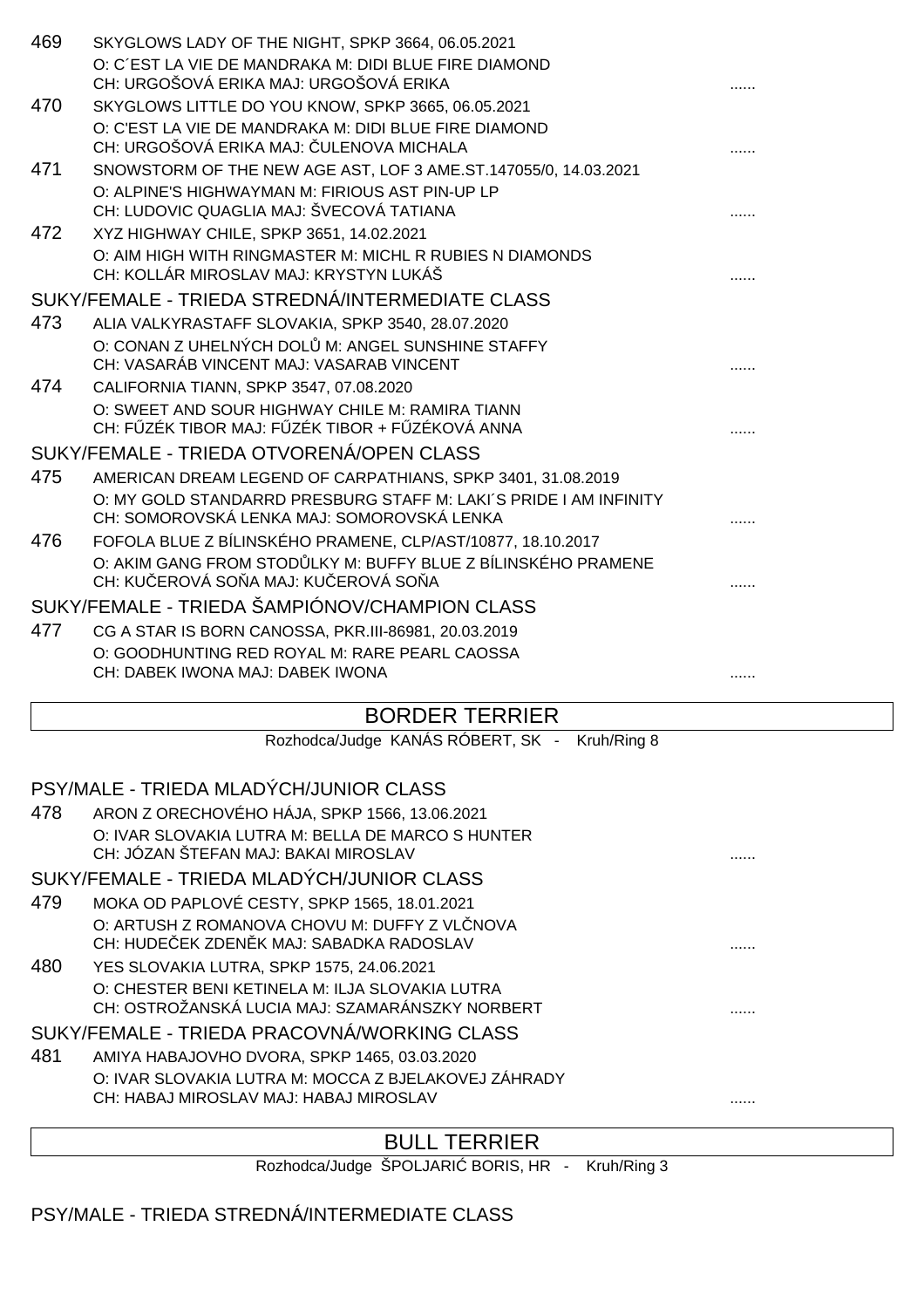469 SKYGLOWS LADY OF THE NIGHT, SPKP 3664, 06.05.2021
O: C´EST LA VIE DE MANDRAKA M: DIDI BLUE FIRE DIAMOND
CH: URGOŠOVÁ ERIKA MAJ: URGOŠOVÁ ERIKA ......

470 SKYGLOWS LITTLE DO YOU KNOW, SPKP 3665, 06.05.2021
O: C'EST LA VIE DE MANDRAKA M: DIDI BLUE FIRE DIAMOND
CH: URGOŠOVÁ ERIKA MAJ: ČULENOVA MICHALA ......

471 SNOWSTORM OF THE NEW AGE AST, LOF 3 AME.ST.147055/0, 14.03.2021
O: ALPINE'S HIGHWAYMAN M: FIRIOUS AST PIN-UP LP
CH: LUDOVIC QUAGLIA MAJ: ŠVECOVÁ TATIANA ......

472 XYZ HIGHWAY CHILE, SPKP 3651, 14.02.2021
O: AIM HIGH WITH RINGMASTER M: MICHL R RUBIES N DIAMONDS
CH: KOLLÁR MIROSLAV MAJ: KRYSTYN LUKÁŠ ......

### SUKY/FEMALE - TRIEDA STREDNÁ/INTERMEDIATE CLASS

473 ALIA VALKYRASTAFF SLOVAKIA, SPKP 3540, 28.07.2020
O: CONAN Z UHELNÝCH DOLŮ M: ANGEL SUNSHINE STAFFY
CH: VASARÁB VINCENT MAJ: VASARAB VINCENT ......

474 CALIFORNIA TIANN, SPKP 3547, 07.08.2020
O: SWEET AND SOUR HIGHWAY CHILE M: RAMIRA TIANN
CH: FŰZÉK TIBOR MAJ: FŰZÉK TIBOR + FŰZÉKOVÁ ANNA ......

### SUKY/FEMALE - TRIEDA OTVORENÁ/OPEN CLASS

475 AMERICAN DREAM LEGEND OF CARPATHIANS, SPKP 3401, 31.08.2019
O: MY GOLD STANDARRD PRESBURG STAFF M: LAKI´S PRIDE I AM INFINITY
CH: SOMOROVSKÁ LENKA MAJ: SOMOROVSKÁ LENKA ......

476 FOFOLA BLUE Z BÍLINSKÉHO PRAMENE, CLP/AST/10877, 18.10.2017
O: AKIM GANG FROM STODŮLKY M: BUFFY BLUE Z BÍLINSKÉHO PRAMENE
CH: KUČEROVÁ SOŇA MAJ: KUČEROVÁ SOŇA ......

### SUKY/FEMALE - TRIEDA ŠAMPIÓNOV/CHAMPION CLASS

477 CG A STAR IS BORN CANOSSA, PKR.III-86981, 20.03.2019
O: GOODHUNTING RED ROYAL M: RARE PEARL CAOSSA
CH: DABEK IWONA MAJ: DABEK IWONA ......

## BORDER TERRIER

Rozhodca/Judge KANÁS RÓBERT, SK - Kruh/Ring 8

### PSY/MALE - TRIEDA MLADÝCH/JUNIOR CLASS

478 ARON Z ORECHOVÉHO HÁJA, SPKP 1566, 13.06.2021
O: IVAR SLOVAKIA LUTRA M: BELLA DE MARCO S HUNTER
CH: JÓZAN ŠTEFAN MAJ: BAKAI MIROSLAV ......

### SUKY/FEMALE - TRIEDA MLADÝCH/JUNIOR CLASS

479 MOKA OD PAPLOVÉ CESTY, SPKP 1565, 18.01.2021
O: ARTUSH Z ROMANOVA CHOVU M: DUFFY Z VLČNOVA
CH: HUDEČEK ZDENĚK MAJ: SABADKA RADOSLAV ......

480 YES SLOVAKIA LUTRA, SPKP 1575, 24.06.2021
O: CHESTER BENI KETINELA M: ILJA SLOVAKIA LUTRA
CH: OSTROŽANSKÁ LUCIA MAJ: SZAMARÁNSZKY NORBERT ......

### SUKY/FEMALE - TRIEDA PRACOVNÁ/WORKING CLASS

481 AMIYA HABAJOVHO DVORA, SPKP 1465, 03.03.2020
O: IVAR SLOVAKIA LUTRA M: MOCCA Z BJELAKOVEJ ZÁHRADY
CH: HABAJ MIROSLAV MAJ: HABAJ MIROSLAV ......

## BULL TERRIER

Rozhodca/Judge ŠPOLJARIĆ BORIS, HR - Kruh/Ring 3

### PSY/MALE - TRIEDA STREDNÁ/INTERMEDIATE CLASS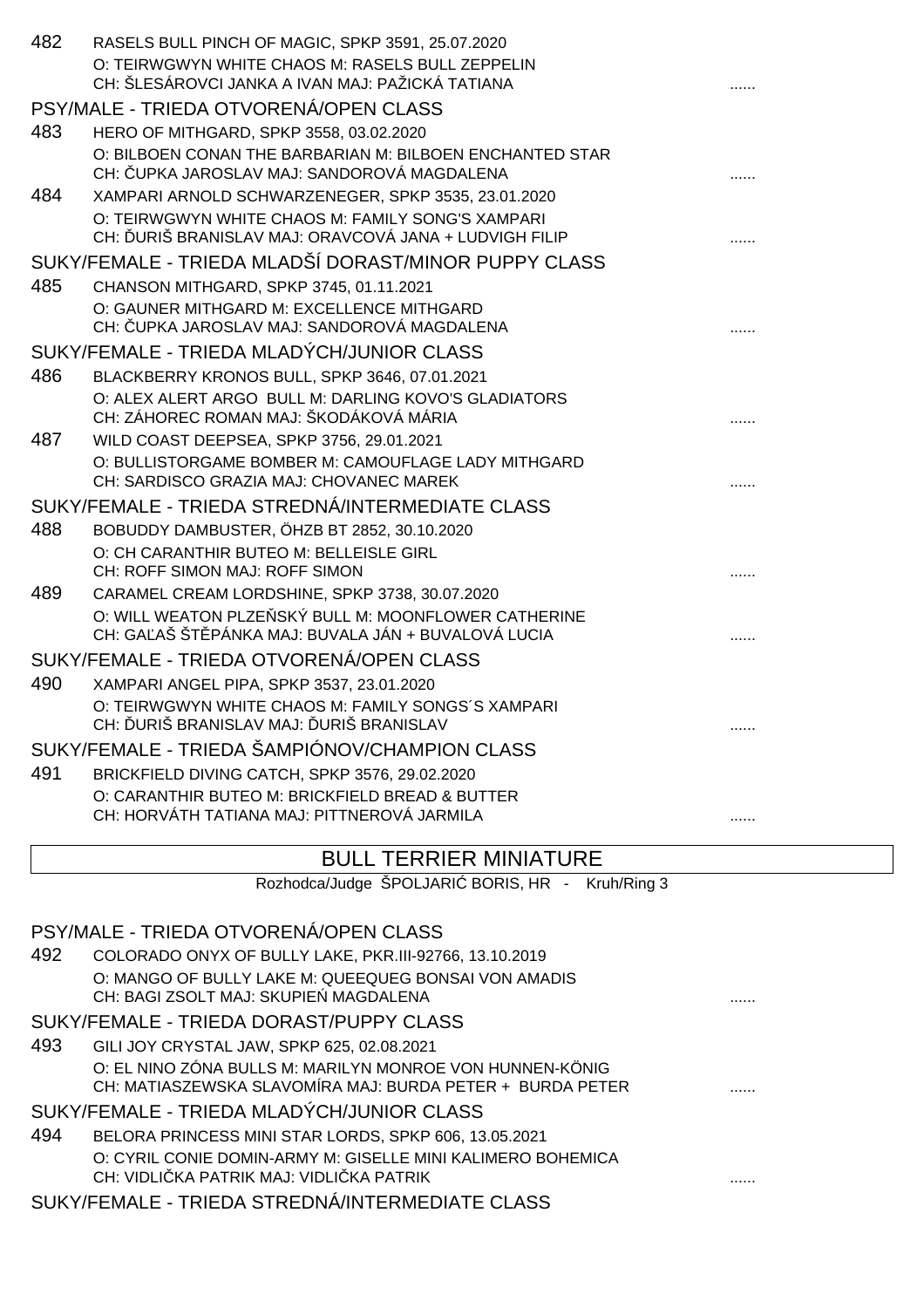482 RASELS BULL PINCH OF MAGIC, SPKP 3591, 25.07.2020
O: TEIRWGWYN WHITE CHAOS M: RASELS BULL ZEPPELIN
CH: ŠLESÁROVCI JANKA A IVAN MAJ: PAŽICKÁ TATIANA ......

PSY/MALE - TRIEDA OTVORENÁ/OPEN CLASS

483 HERO OF MITHGARD, SPKP 3558, 03.02.2020
O: BILBOEN CONAN THE BARBARIAN M: BILBOEN ENCHANTED STAR
CH: ČUPKA JAROSLAV MAJ: SANDOROVÁ MAGDALENA ......

484 XAMPARI ARNOLD SCHWARZENEGER, SPKP 3535, 23.01.2020
O: TEIRWGWYN WHITE CHAOS M: FAMILY SONG'S XAMPARI
CH: ĎURIŠ BRANISLAV MAJ: ORAVCOVÁ JANA + LUDVIGH FILIP ......

SUKY/FEMALE - TRIEDA MLADŠÍ DORAST/MINOR PUPPY CLASS

485 CHANSON MITHGARD, SPKP 3745, 01.11.2021
O: GAUNER MITHGARD M: EXCELLENCE MITHGARD
CH: ČUPKA JAROSLAV MAJ: SANDOROVÁ MAGDALENA ......

SUKY/FEMALE - TRIEDA MLADÝCH/JUNIOR CLASS

486 BLACKBERRY KRONOS BULL, SPKP 3646, 07.01.2021
O: ALEX ALERT ARGO BULL M: DARLING KOVO'S GLADIATORS
CH: ZÁHOREC ROMAN MAJ: ŠKODÁKOVÁ MÁRIA ......

487 WILD COAST DEEPSEA, SPKP 3756, 29.01.2021
O: BULLISTORGAME BOMBER M: CAMOUFLAGE LADY MITHGARD
CH: SARDISCO GRAZIA MAJ: CHOVANEC MAREK ......

SUKY/FEMALE - TRIEDA STREDNÁ/INTERMEDIATE CLASS

488 BOBUDDY DAMBUSTER, ÖHZB BT 2852, 30.10.2020
O: CH CARANTHIR BUTEO M: BELLEISLE GIRL
CH: ROFF SIMON MAJ: ROFF SIMON ......

489 CARAMEL CREAM LORDSHINE, SPKP 3738, 30.07.2020
O: WILL WEATON PLZEŇSKÝ BULL M: MOONFLOWER CATHERINE
CH: GAĽAŠ ŠTĚPÁNKA MAJ: BUVALA JÁN + BUVALOVÁ LUCIA ......

SUKY/FEMALE - TRIEDA OTVORENÁ/OPEN CLASS

490 XAMPARI ANGEL PIPA, SPKP 3537, 23.01.2020
O: TEIRWGWYN WHITE CHAOS M: FAMILY SONGS´S XAMPARI
CH: ĎURIŠ BRANISLAV MAJ: ĎURIŠ BRANISLAV ......

SUKY/FEMALE - TRIEDA ŠAMPIÓNOV/CHAMPION CLASS

491 BRICKFIELD DIVING CATCH, SPKP 3576, 29.02.2020
O: CARANTHIR BUTEO M: BRICKFIELD BREAD & BUTTER
CH: HORVÁTH TATIANA MAJ: PITTNEROVÁ JARMILA ......

## BULL TERRIER MINIATURE

Rozhodca/Judge ŠPOLJARIĆ BORIS, HR - Kruh/Ring 3

PSY/MALE - TRIEDA OTVORENÁ/OPEN CLASS

492 COLORADO ONYX OF BULLY LAKE, PKR.III-92766, 13.10.2019
O: MANGO OF BULLY LAKE M: QUEEQUEG BONSAI VON AMADIS
CH: BAGI ZSOLT MAJ: SKUPIEŃ MAGDALENA ......

SUKY/FEMALE - TRIEDA DORAST/PUPPY CLASS

493 GILI JOY CRYSTAL JAW, SPKP 625, 02.08.2021
O: EL NINO ZÓNA BULLS M: MARILYN MONROE VON HUNNEN-KÖNIG
CH: MATIASZEWSKA SLAVOMÍRA MAJ: BURDA PETER + BURDA PETER ......

SUKY/FEMALE - TRIEDA MLADÝCH/JUNIOR CLASS

494 BELORA PRINCESS MINI STAR LORDS, SPKP 606, 13.05.2021
O: CYRIL CONIE DOMIN-ARMY M: GISELLE MINI KALIMERO BOHEMICA
CH: VIDLIČKA PATRIK MAJ: VIDLIČKA PATRIK ......

SUKY/FEMALE - TRIEDA STREDNÁ/INTERMEDIATE CLASS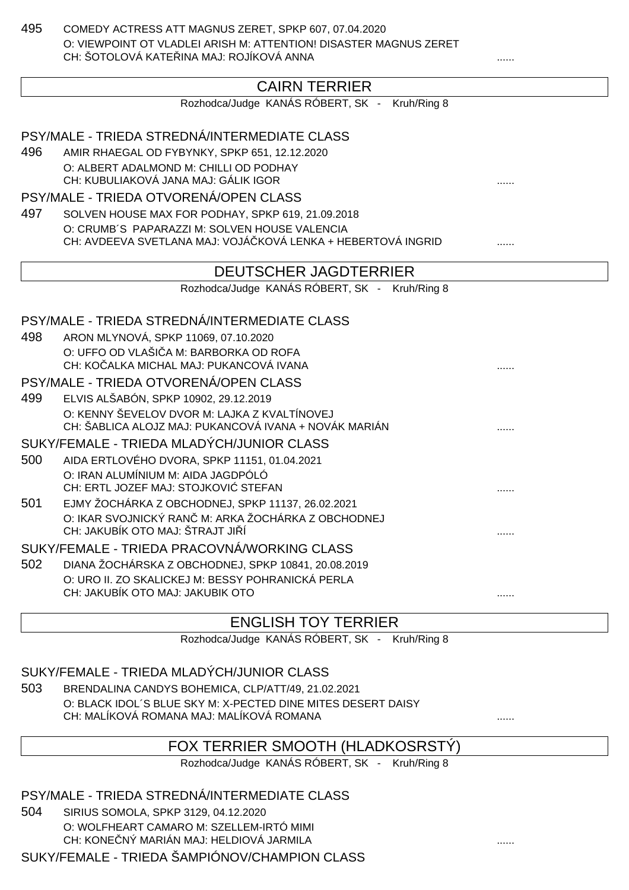495 COMEDY ACTRESS ATT MAGNUS ZERET, SPKP 607, 07.04.2020
O: VIEWPOINT OT VLADLEI ARISH M: ATTENTION! DISASTER MAGNUS ZERET
CH: ŠOTOLOVÁ KATEŘINA MAJ: ROJÍKOVÁ ANNA ......

## CAIRN TERRIER

Rozhodca/Judge KANÁS RÓBERT, SK - Kruh/Ring 8

### PSY/MALE - TRIEDA STREDNÁ/INTERMEDIATE CLASS

496 AMIR RHAEGAL OD FYBYNKY, SPKP 651, 12.12.2020
O: ALBERT ADALMOND M: CHILLI OD PODHAY
CH: KUBULIAKOVÁ JANA MAJ: GÁLIK IGOR ......

### PSY/MALE - TRIEDA OTVORENÁ/OPEN CLASS

497 SOLVEN HOUSE MAX FOR PODHAY, SPKP 619, 21.09.2018
O: CRUMB´S PAPARAZZI M: SOLVEN HOUSE VALENCIA
CH: AVDEEVA SVETLANA MAJ: VOJÁČKOVÁ LENKA + HEBERTOVÁ INGRID ......

## DEUTSCHER JAGDTERRIER

Rozhodca/Judge KANÁS RÓBERT, SK - Kruh/Ring 8

### PSY/MALE - TRIEDA STREDNÁ/INTERMEDIATE CLASS

498 ARON MLYNOVÁ, SPKP 11069, 07.10.2020
O: UFFO OD VLAŠIČA M: BARBORKA OD ROFA
CH: KOČALKA MICHAL MAJ: PUKANCOVÁ IVANA ......

### PSY/MALE - TRIEDA OTVORENÁ/OPEN CLASS

499 ELVIS ALŠABÓN, SPKP 10902, 29.12.2019
O: KENNY ŠEVELOV DVOR M: LAJKA Z KVALTÍNOVEJ
CH: ŠABLICA ALOJZ MAJ: PUKANCOVÁ IVANA + NOVÁK MARIÁN ......

### SUKY/FEMALE - TRIEDA MLADÝCH/JUNIOR CLASS

500 AIDA ERTLOVÉHO DVORA, SPKP 11151, 01.04.2021
O: IRAN ALUMÍNIUM M: AIDA JAGDPÓLÓ
CH: ERTL JOZEF MAJ: STOJKOVIĆ STEFAN ......

501 EJMY ŽOCHÁRKA Z OBCHODNEJ, SPKP 11137, 26.02.2021
O: IKAR SVOJNICKÝ RANČ M: ARKA ŽOCHÁRKA Z OBCHODNEJ
CH: JAKUBÍK OTO MAJ: ŠTRAJT JIŘÍ ......

### SUKY/FEMALE - TRIEDA PRACOVNÁ/WORKING CLASS

502 DIANA ŽOCHÁRSKA Z OBCHODNEJ, SPKP 10841, 20.08.2019
O: URO II. ZO SKALICKEJ M: BESSY POHRANICKÁ PERLA
CH: JAKUBÍK OTO MAJ: JAKUBIK OTO ......

## ENGLISH TOY TERRIER

Rozhodca/Judge KANÁS RÓBERT, SK - Kruh/Ring 8

### SUKY/FEMALE - TRIEDA MLADÝCH/JUNIOR CLASS

503 BRENDALINA CANDYS BOHEMICA, CLP/ATT/49, 21.02.2021
O: BLACK IDOL´S BLUE SKY M: X-PECTED DINE MITES DESERT DAISY
CH: MALÍKOVÁ ROMANA MAJ: MALÍKOVÁ ROMANA ......

## FOX TERRIER SMOOTH (HLADKOSRSTÝ)

Rozhodca/Judge KANÁS RÓBERT, SK - Kruh/Ring 8

### PSY/MALE - TRIEDA STREDNÁ/INTERMEDIATE CLASS

504 SIRIUS SOMOLA, SPKP 3129, 04.12.2020
O: WOLFHEART CAMARO M: SZELLEM-IRTÓ MIMI
CH: KONEČNÝ MARIÁN MAJ: HELDIOVÁ JARMILA ......

### SUKY/FEMALE - TRIEDA ŠAMPIÓNOV/CHAMPION CLASS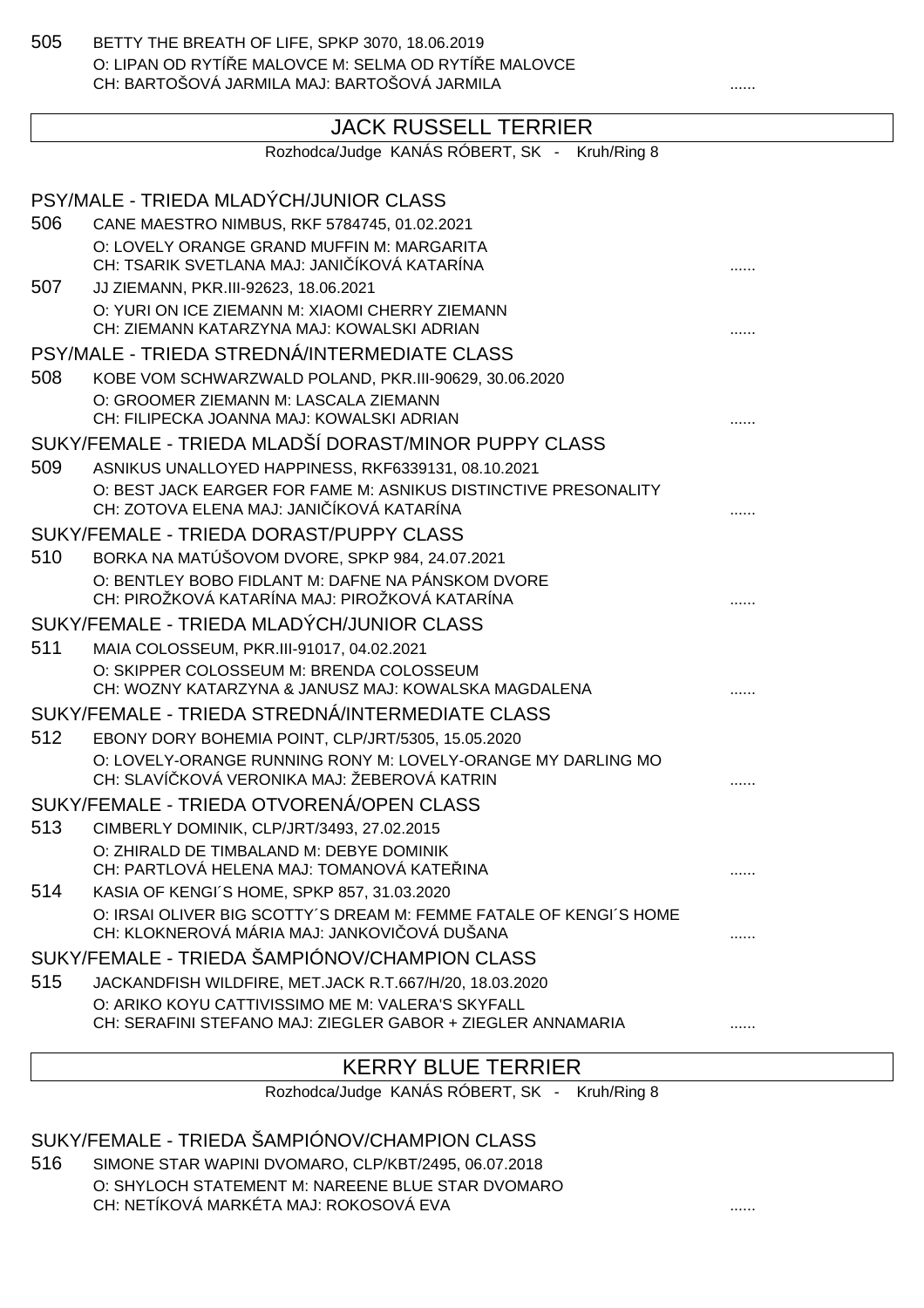505 BETTY THE BREATH OF LIFE, SPKP 3070, 18.06.2019
O: LIPAN OD RYTÍŘE MALOVCE M: SELMA OD RYTÍŘE MALOVCE
CH: BARTOŠOVÁ JARMILA MAJ: BARTOŠOVÁ JARMILA ......

## JACK RUSSELL TERRIER

Rozhodca/Judge KANÁS RÓBERT, SK - Kruh/Ring 8

### PSY/MALE - TRIEDA MLADÝCH/JUNIOR CLASS

506 CANE MAESTRO NIMBUS, RKF 5784745, 01.02.2021
O: LOVELY ORANGE GRAND MUFFIN M: MARGARITA
CH: TSARIK SVETLANA MAJ: JANIČÍKOVÁ KATARÍNA ......

507 JJ ZIEMANN, PKR.III-92623, 18.06.2021
O: YURI ON ICE ZIEMANN M: XIAOMI CHERRY ZIEMANN
CH: ZIEMANN KATARZYNA MAJ: KOWALSKI ADRIAN ......

### PSY/MALE - TRIEDA STREDNÁ/INTERMEDIATE CLASS

508 KOBE VOM SCHWARZWALD POLAND, PKR.III-90629, 30.06.2020
O: GROOMER ZIEMANN M: LASCALA ZIEMANN
CH: FILIPECKA JOANNA MAJ: KOWALSKI ADRIAN ......

### SUKY/FEMALE - TRIEDA MLADŠÍ DORAST/MINOR PUPPY CLASS

509 ASNIKUS UNALLOYED HAPPINESS, RKF6339131, 08.10.2021
O: BEST JACK EARGER FOR FAME M: ASNIKUS DISTINCTIVE PRESONALITY
CH: ZOTOVA ELENA MAJ: JANIČÍKOVÁ KATARÍNA ......

### SUKY/FEMALE - TRIEDA DORAST/PUPPY CLASS

510 BORKA NA MATÚŠOVOM DVORE, SPKP 984, 24.07.2021
O: BENTLEY BOBO FIDLANT M: DAFNE NA PÁNSKOM DVORE
CH: PIROŽKOVÁ KATARÍNA MAJ: PIROŽKOVÁ KATARÍNA ......

### SUKY/FEMALE - TRIEDA MLADÝCH/JUNIOR CLASS

511 MAIA COLOSSEUM, PKR.III-91017, 04.02.2021
O: SKIPPER COLOSSEUM M: BRENDA COLOSSEUM
CH: WOZNY KATARZYNA & JANUSZ MAJ: KOWALSKA MAGDALENA ......

### SUKY/FEMALE - TRIEDA STREDNÁ/INTERMEDIATE CLASS

512 EBONY DORY BOHEMIA POINT, CLP/JRT/5305, 15.05.2020
O: LOVELY-ORANGE RUNNING RONY M: LOVELY-ORANGE MY DARLING MO
CH: SLAVÍČKOVÁ VERONIKA MAJ: ŽEBEROVÁ KATRIN ......

### SUKY/FEMALE - TRIEDA OTVORENÁ/OPEN CLASS

513 CIMBERLY DOMINIK, CLP/JRT/3493, 27.02.2015
O: ZHIRALD DE TIMBALAND M: DEBYE DOMINIK
CH: PARTLOVÁ HELENA MAJ: TOMANOVÁ KATEŘINA ......

514 KASIA OF KENGI´S HOME, SPKP 857, 31.03.2020
O: IRSAI OLIVER BIG SCOTTY´S DREAM M: FEMME FATALE OF KENGI´S HOME
CH: KLOKNEROVÁ MÁRIA MAJ: JANKOVIČOVÁ DUŠANA ......

### SUKY/FEMALE - TRIEDA ŠAMPIÓNOV/CHAMPION CLASS

515 JACKANDFISH WILDFIRE, MET.JACK R.T.667/H/20, 18.03.2020
O: ARIKO KOYU CATTIVISSIMO ME M: VALERA'S SKYFALL
CH: SERAFINI STEFANO MAJ: ZIEGLER GABOR + ZIEGLER ANNAMARIA ......

## KERRY BLUE TERRIER

Rozhodca/Judge KANÁS RÓBERT, SK - Kruh/Ring 8

### SUKY/FEMALE - TRIEDA ŠAMPIÓNOV/CHAMPION CLASS

516 SIMONE STAR WAPINI DVOMARO, CLP/KBT/2495, 06.07.2018
O: SHYLOCH STATEMENT M: NAREENE BLUE STAR DVOMARO
CH: NETÍKOVÁ MARKÉTA MAJ: ROKOSOVÁ EVA ......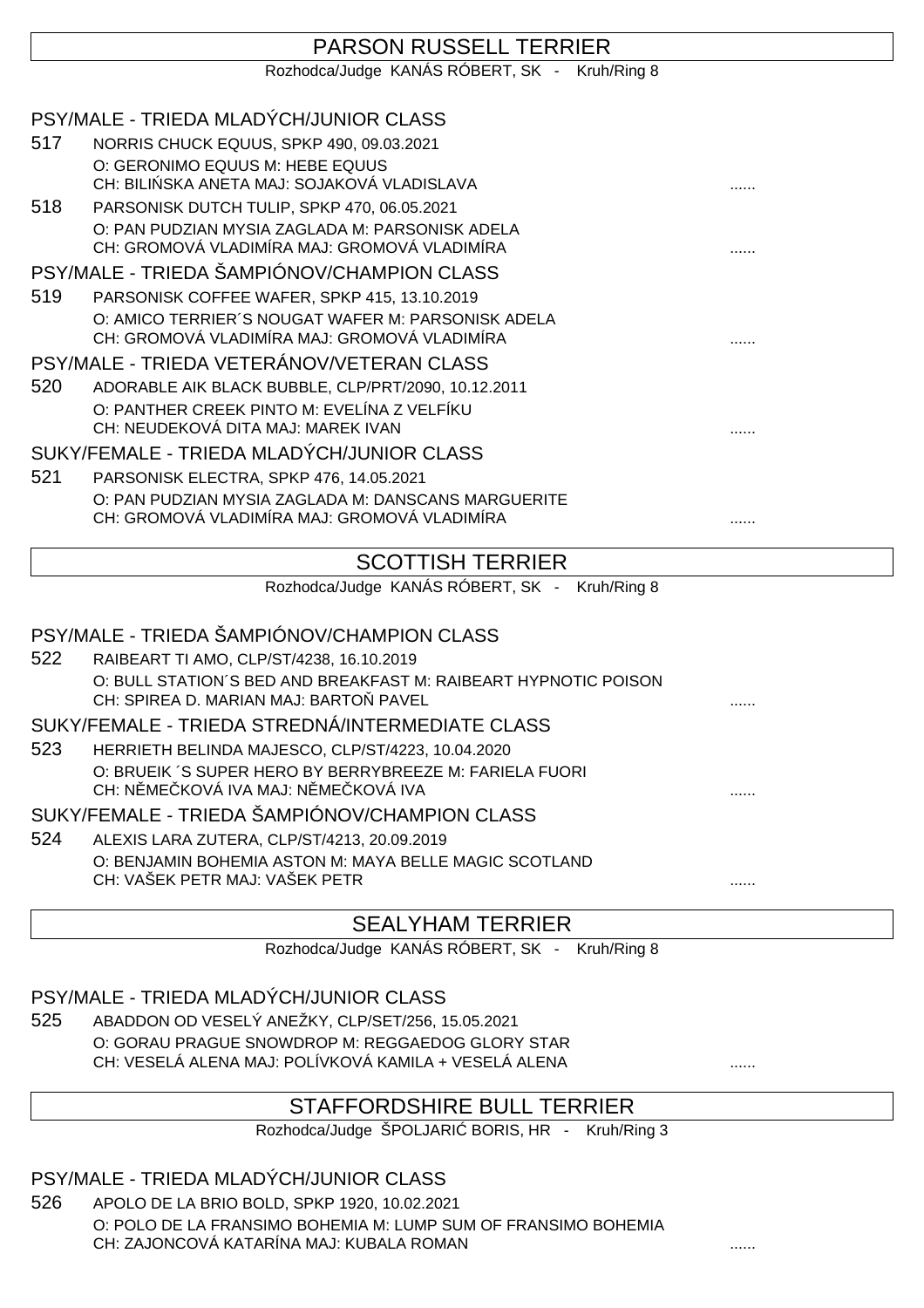## PARSON RUSSELL TERRIER

Rozhodca/Judge KANÁS RÓBERT, SK - Kruh/Ring 8

### PSY/MALE - TRIEDA MLADÝCH/JUNIOR CLASS

517 NORRIS CHUCK EQUUS, SPKP 490, 09.03.2021
O: GERONIMO EQUUS M: HEBE EQUUS
CH: BILIŃSKA ANETA MAJ: SOJAKOVÁ VLADISLAVA ......

518 PARSONISK DUTCH TULIP, SPKP 470, 06.05.2021
O: PAN PUDZIAN MYSIA ZAGLADA M: PARSONISK ADELA
CH: GROMOVÁ VLADIMÍRA MAJ: GROMOVÁ VLADIMÍRA ......

### PSY/MALE - TRIEDA ŠAMPIÓNOV/CHAMPION CLASS

519 PARSONISK COFFEE WAFER, SPKP 415, 13.10.2019
O: AMICO TERRIER´S NOUGAT WAFER M: PARSONISK ADELA
CH: GROMOVÁ VLADIMÍRA MAJ: GROMOVÁ VLADIMÍRA ......

### PSY/MALE - TRIEDA VETERÁNOV/VETERAN CLASS

520 ADORABLE AIK BLACK BUBBLE, CLP/PRT/2090, 10.12.2011
O: PANTHER CREEK PINTO M: EVELÍNA Z VELFÍKU
CH: NEUDEKOVÁ DITA MAJ: MAREK IVAN ......

### SUKY/FEMALE - TRIEDA MLADÝCH/JUNIOR CLASS

521 PARSONISK ELECTRA, SPKP 476, 14.05.2021
O: PAN PUDZIAN MYSIA ZAGLADA M: DANSCANS MARGUERITE
CH: GROMOVÁ VLADIMÍRA MAJ: GROMOVÁ VLADIMÍRA ......

## SCOTTISH TERRIER

Rozhodca/Judge KANÁS RÓBERT, SK - Kruh/Ring 8

### PSY/MALE - TRIEDA ŠAMPIÓNOV/CHAMPION CLASS

522 RAIBEART TI AMO, CLP/ST/4238, 16.10.2019
O: BULL STATION´S BED AND BREAKFAST M: RAIBEART HYPNOTIC POISON
CH: SPIREA D. MARIAN MAJ: BARTOŇ PAVEL ......

### SUKY/FEMALE - TRIEDA STREDNÁ/INTERMEDIATE CLASS

523 HERRIETH BELINDA MAJESCO, CLP/ST/4223, 10.04.2020
O: BRUEIK ´S SUPER HERO BY BERRYBREEZE M: FARIELA FUORI
CH: NĚMEČKOVÁ IVA MAJ: NĚMEČKOVÁ IVA ......

### SUKY/FEMALE - TRIEDA ŠAMPIÓNOV/CHAMPION CLASS

524 ALEXIS LARA ZUTERA, CLP/ST/4213, 20.09.2019
O: BENJAMIN BOHEMIA ASTON M: MAYA BELLE MAGIC SCOTLAND
CH: VAŠEK PETR MAJ: VAŠEK PETR ......

## SEALYHAM TERRIER

Rozhodca/Judge KANÁS RÓBERT, SK - Kruh/Ring 8

### PSY/MALE - TRIEDA MLADÝCH/JUNIOR CLASS

525 ABADDON OD VESELÝ ANEŽKY, CLP/SET/256, 15.05.2021
O: GORAU PRAGUE SNOWDROP M: REGGAEDOG GLORY STAR
CH: VESELÁ ALENA MAJ: POLÍVKOVÁ KAMILA + VESELÁ ALENA ......

## STAFFORDSHIRE BULL TERRIER

Rozhodca/Judge ŠPOLJARIĆ BORIS, HR - Kruh/Ring 3

### PSY/MALE - TRIEDA MLADÝCH/JUNIOR CLASS

526 APOLO DE LA BRIO BOLD, SPKP 1920, 10.02.2021
O: POLO DE LA FRANSIMO BOHEMIA M: LUMP SUM OF FRANSIMO BOHEMIA
CH: ZAJONCOVÁ KATARÍNA MAJ: KUBALA ROMAN ......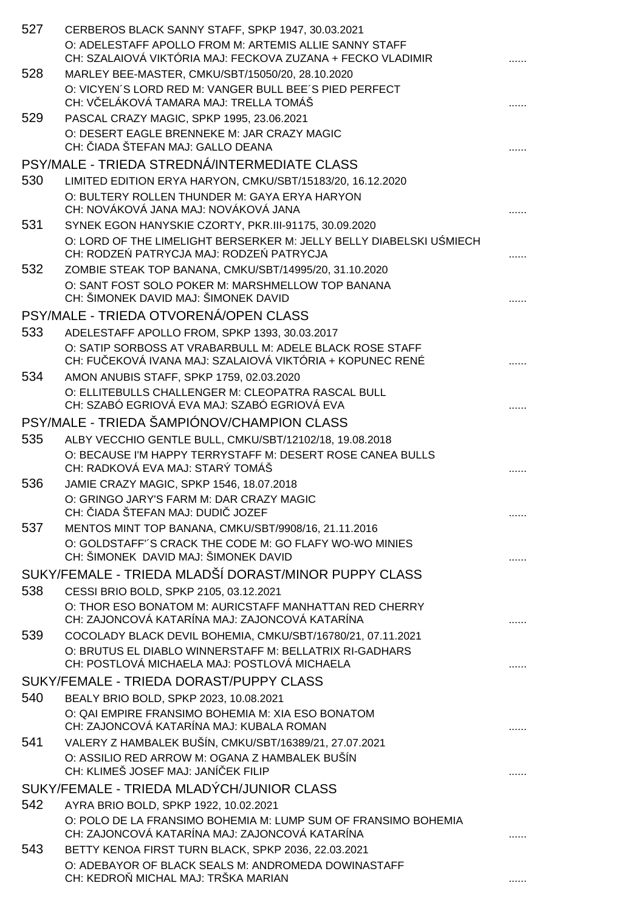527 CERBEROS BLACK SANNY STAFF, SPKP 1947, 30.03.2021
O: ADELESTAFF APOLLO FROM M: ARTEMIS ALLIE SANNY STAFF
CH: SZALAIOVÁ VIKTÓRIA MAJ: FECKOVA ZUZANA + FECKO VLADIMIR ......

528 MARLEY BEE-MASTER, CMKU/SBT/15050/20, 28.10.2020
O: VICYEN´S LORD RED M: VANGER BULL BEE´S PIED PERFECT
CH: VČELÁKOVÁ TAMARA MAJ: TRELLA TOMÁŠ ......

529 PASCAL CRAZY MAGIC, SPKP 1995, 23.06.2021
O: DESERT EAGLE BRENNEKE M: JAR CRAZY MAGIC
CH: ČIADA ŠTEFAN MAJ: GALLO DEANA ......

## PSY/MALE - TRIEDA STREDNÁ/INTERMEDIATE CLASS

530 LIMITED EDITION ERYA HARYON, CMKU/SBT/15183/20, 16.12.2020
O: BULTERY ROLLEN THUNDER M: GAYA ERYA HARYON
CH: NOVÁKOVÁ JANA MAJ: NOVÁKOVÁ JANA ......

531 SYNEK EGON HANYSKIE CZORTY, PKR.III-91175, 30.09.2020
O: LORD OF THE LIMELIGHT BERSERKER M: JELLY BELLY DIABELSKI UŚMIECH
CH: RODZEŃ PATRYCJA MAJ: RODZEŃ PATRYCJA ......

532 ZOMBIE STEAK TOP BANANA, CMKU/SBT/14995/20, 31.10.2020
O: SANT FOST SOLO POKER M: MARSHMELLOW TOP BANANA
CH: ŠIMONEK DAVID MAJ: ŠIMONEK DAVID ......

## PSY/MALE - TRIEDA OTVORENÁ/OPEN CLASS

533 ADELESTAFF APOLLO FROM, SPKP 1393, 30.03.2017
O: SATIP SORBOSS AT VRABARBULL M: ADELE BLACK ROSE STAFF
CH: FUČEKOVÁ IVANA MAJ: SZALAIOVÁ VIKTÓRIA + KOPUNEC RENÉ ......

534 AMON ANUBIS STAFF, SPKP 1759, 02.03.2020
O: ELLITEBULLS CHALLENGER M: CLEOPATRA RASCAL BULL
CH: SZABÓ EGRIOVÁ EVA MAJ: SZABÓ EGRIOVÁ EVA ......

## PSY/MALE - TRIEDA ŠAMPIÓNOV/CHAMPION CLASS

535 ALBY VECCHIO GENTLE BULL, CMKU/SBT/12102/18, 19.08.2018
O: BECAUSE I'M HAPPY TERRYSTAFF M: DESERT ROSE CANEA BULLS
CH: RADKOVÁ EVA MAJ: STARÝ TOMÁŠ ......

536 JAMIE CRAZY MAGIC, SPKP 1546, 18.07.2018
O: GRINGO JARY'S FARM M: DAR CRAZY MAGIC
CH: ČIADA ŠTEFAN MAJ: DUDIČ JOZEF ......

537 MENTOS MINT TOP BANANA, CMKU/SBT/9908/16, 21.11.2016
O: GOLDSTAFF'´S CRACK THE CODE M: GO FLAFY WO-WO MINIES
CH: ŠIMONEK DAVID MAJ: ŠIMONEK DAVID ......

## SUKY/FEMALE - TRIEDA MLADŠÍ DORAST/MINOR PUPPY CLASS

538 CESSI BRIO BOLD, SPKP 2105, 03.12.2021
O: THOR ESO BONATOM M: AURICSTAFF MANHATTAN RED CHERRY
CH: ZAJONCOVÁ KATARÍNA MAJ: ZAJONCOVÁ KATARÍNA ......

539 COCOLADY BLACK DEVIL BOHEMIA, CMKU/SBT/16780/21, 07.11.2021
O: BRUTUS EL DIABLO WINNERSTAFF M: BELLATRIX RI-GADHARS
CH: POSTLOVÁ MICHAELA MAJ: POSTLOVÁ MICHAELA ......

## SUKY/FEMALE - TRIEDA DORAST/PUPPY CLASS

540 BEALY BRIO BOLD, SPKP 2023, 10.08.2021
O: QAI EMPIRE FRANSIMO BOHEMIA M: XIA ESO BONATOM
CH: ZAJONCOVÁ KATARÍNA MAJ: KUBALA ROMAN ......

541 VALERY Z HAMBALEK BUŠÍN, CMKU/SBT/16389/21, 27.07.2021
O: ASSILIO RED ARROW M: OGANA Z HAMBALEK BUŠÍN
CH: KLIMEŠ JOSEF MAJ: JANÍČEK FILIP ......

## SUKY/FEMALE - TRIEDA MLADÝCH/JUNIOR CLASS

542 AYRA BRIO BOLD, SPKP 1922, 10.02.2021
O: POLO DE LA FRANSIMO BOHEMIA M: LUMP SUM OF FRANSIMO BOHEMIA
CH: ZAJONCOVÁ KATARÍNA MAJ: ZAJONCOVÁ KATARÍNA ......

543 BETTY KENOA FIRST TURN BLACK, SPKP 2036, 22.03.2021
O: ADEBAYOR OF BLACK SEALS M: ANDROMEDA DOWINASTAFF
CH: KEDROŇ MICHAL MAJ: TRŠKA MARIAN ......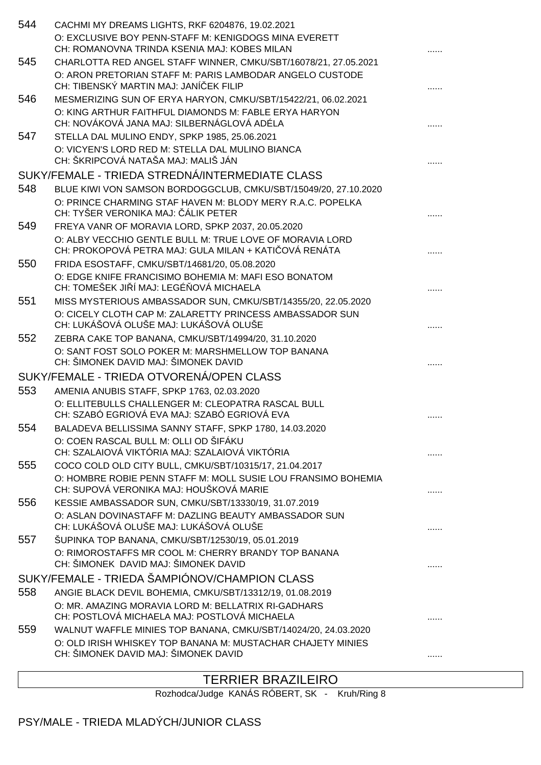544 CACHMI MY DREAMS LIGHTS, RKF 6204876, 19.02.2021
O: EXCLUSIVE BOY PENN-STAFF M: KENIGDOGS MINA EVERETT
CH: ROMANOVNA TRINDA KSENIA MAJ: KOBES MILAN ......

545 CHARLOTTA RED ANGEL STAFF WINNER, CMKU/SBT/16078/21, 27.05.2021
O: ARON PRETORIAN STAFF M: PARIS LAMBODAR ANGELO CUSTODE
CH: TIBENSKÝ MARTIN MAJ: JANÍČEK FILIP ......

546 MESMERIZING SUN OF ERYA HARYON, CMKU/SBT/15422/21, 06.02.2021
O: KING ARTHUR FAITHFUL DIAMONDS M: FABLE ERYA HARYON
CH: NOVÁKOVÁ JANA MAJ: SILBERNÁGLOVÁ ADÉLA ......

547 STELLA DAL MULINO ENDY, SPKP 1985, 25.06.2021
O: VICYEN'S LORD RED M: STELLA DAL MULINO BIANCA
CH: ŠKRIPCOVÁ NATAŠA MAJ: MALIŠ JÁN ......

## SUKY/FEMALE - TRIEDA STREDNÁ/INTERMEDIATE CLASS

548 BLUE KIWI VON SAMSON BORDOGGCLUB, CMKU/SBT/15049/20, 27.10.2020
O: PRINCE CHARMING STAF HAVEN M: BLODY MERY R.A.C. POPELKA
CH: TYŠER VERONIKA MAJ: ČÁLIK PETER ......

549 FREYA VANR OF MORAVIA LORD, SPKP 2037, 20.05.2020
O: ALBY VECCHIO GENTLE BULL M: TRUE LOVE OF MORAVIA LORD
CH: PROKOPOVÁ PETRA MAJ: GULA MILAN + KATIČOVÁ RENÁTA ......

550 FRIDA ESOSTAFF, CMKU/SBT/14681/20, 05.08.2020
O: EDGE KNIFE FRANCISIMO BOHEMIA M: MAFI ESO BONATOM
CH: TOMEŠEK JIŘÍ MAJ: LEGÉŇOVÁ MICHAELA ......

551 MISS MYSTERIOUS AMBASSADOR SUN, CMKU/SBT/14355/20, 22.05.2020
O: CICELY CLOTH CAP M: ZALARETTY PRINCESS AMBASSADOR SUN
CH: LUKÁŠOVÁ OLUŠE MAJ: LUKÁŠOVÁ OLUŠE ......

552 ZEBRA CAKE TOP BANANA, CMKU/SBT/14994/20, 31.10.2020
O: SANT FOST SOLO POKER M: MARSHMELLOW TOP BANANA
CH: ŠIMONEK DAVID MAJ: ŠIMONEK DAVID ......

## SUKY/FEMALE - TRIEDA OTVORENÁ/OPEN CLASS

553 AMENIA ANUBIS STAFF, SPKP 1763, 02.03.2020
O: ELLITEBULLS CHALLENGER M: CLEOPATRA RASCAL BULL
CH: SZABÓ EGRIOVÁ EVA MAJ: SZABÓ EGRIOVÁ EVA ......

554 BALADEVA BELLISSIMA SANNY STAFF, SPKP 1780, 14.03.2020
O: COEN RASCAL BULL M: OLLI OD ŠIFÁKU
CH: SZALAIOVÁ VIKTÓRIA MAJ: SZALAIOVÁ VIKTÓRIA ......

555 COCO COLD OLD CITY BULL, CMKU/SBT/10315/17, 21.04.2017
O: HOMBRE ROBIE PENN STAFF M: MOLL SUSIE LOU FRANSIMO BOHEMIA
CH: SUPOVÁ VERONIKA MAJ: HOUŠKOVÁ MARIE ......

556 KESSIE AMBASSADOR SUN, CMKU/SBT/13330/19, 31.07.2019
O: ASLAN DOVINASTAFF M: DAZLING BEAUTY AMBASSADOR SUN
CH: LUKÁŠOVÁ OLUŠE MAJ: LUKÁŠOVÁ OLUŠE ......

557 ŠUPINKA TOP BANANA, CMKU/SBT/12530/19, 05.01.2019
O: RIMOROSTAFFS MR COOL M: CHERRY BRANDY TOP BANANA
CH: ŠIMONEK DAVID MAJ: ŠIMONEK DAVID ......

## SUKY/FEMALE - TRIEDA ŠAMPIÓNOV/CHAMPION CLASS

558 ANGIE BLACK DEVIL BOHEMIA, CMKU/SBT/13312/19, 01.08.2019
O: MR. AMAZING MORAVIA LORD M: BELLATRIX RI-GADHARS
CH: POSTLOVÁ MICHAELA MAJ: POSTLOVÁ MICHAELA ......

559 WALNUT WAFFLE MINIES TOP BANANA, CMKU/SBT/14024/20, 24.03.2020
O: OLD IRISH WHISKEY TOP BANANA M: MUSTACHAR CHAJETY MINIES
CH: ŠIMONEK DAVID MAJ: ŠIMONEK DAVID ......

# TERRIER BRAZILEIRO

Rozhodca/Judge KANÁS RÓBERT, SK - Kruh/Ring 8

## PSY/MALE - TRIEDA MLADÝCH/JUNIOR CLASS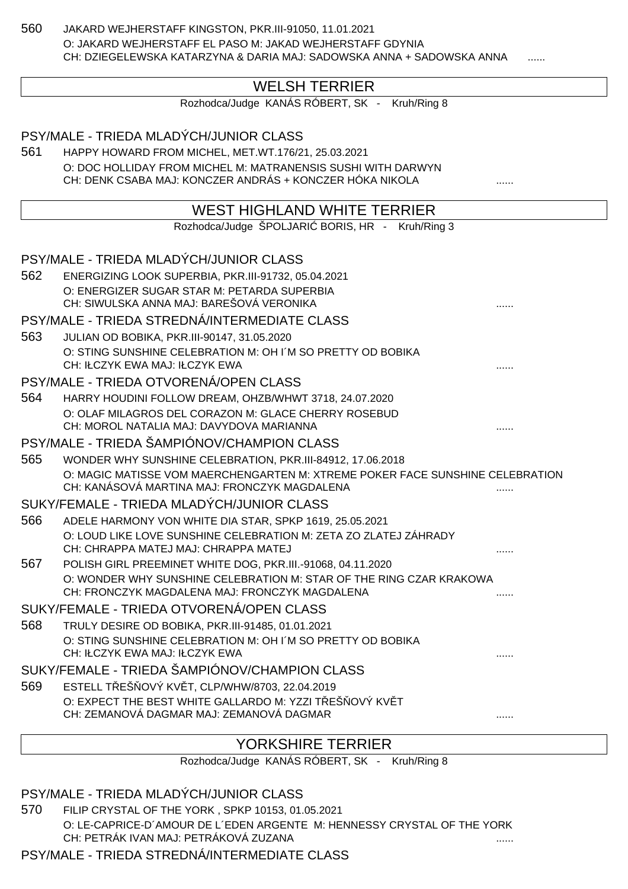560 JAKARD WEJHERSTAFF KINGSTON, PKR.III-91050, 11.01.2021
O: JAKARD WEJHERSTAFF EL PASO M: JAKAD WEJHERSTAFF GDYNIA
CH: DZIEGELEWSKA KATARZYNA & DARIA MAJ: SADOWSKA ANNA + SADOWSKA ANNA ......

## WELSH TERRIER

Rozhodca/Judge KANÁS RÓBERT, SK - Kruh/Ring 8

### PSY/MALE - TRIEDA MLADÝCH/JUNIOR CLASS

561 HAPPY HOWARD FROM MICHEL, MET.WT.176/21, 25.03.2021
O: DOC HOLLIDAY FROM MICHEL M: MATRANENSIS SUSHI WITH DARWYN
CH: DENK CSABA MAJ: KONCZER ANDRÁS + KONCZER HÓKA NIKOLA ......

## WEST HIGHLAND WHITE TERRIER

Rozhodca/Judge ŠPOLJARIĆ BORIS, HR - Kruh/Ring 3

### PSY/MALE - TRIEDA MLADÝCH/JUNIOR CLASS

562 ENERGIZING LOOK SUPERBIA, PKR.III-91732, 05.04.2021
O: ENERGIZER SUGAR STAR M: PETARDA SUPERBIA
CH: SIWULSKA ANNA MAJ: BAREŠOVÁ VERONIKA ......

### PSY/MALE - TRIEDA STREDNÁ/INTERMEDIATE CLASS

563 JULIAN OD BOBIKA, PKR.III-90147, 31.05.2020
O: STING SUNSHINE CELEBRATION M: OH I´M SO PRETTY OD BOBIKA
CH: IŁCZYK EWA MAJ: IŁCZYK EWA ......

### PSY/MALE - TRIEDA OTVORENÁ/OPEN CLASS

564 HARRY HOUDINI FOLLOW DREAM, OHZB/WHWT 3718, 24.07.2020
O: OLAF MILAGROS DEL CORAZON M: GLACE CHERRY ROSEBUD
CH: MOROL NATALIA MAJ: DAVYDOVA MARIANNA ......

### PSY/MALE - TRIEDA ŠAMPIÓNOV/CHAMPION CLASS

565 WONDER WHY SUNSHINE CELEBRATION, PKR.III-84912, 17.06.2018
O: MAGIC MATISSE VOM MAERCHENGARTEN M: XTREME POKER FACE SUNSHINE CELEBRATION
CH: KANÁSOVÁ MARTINA MAJ: FRONCZYK MAGDALENA ......

### SUKY/FEMALE - TRIEDA MLADÝCH/JUNIOR CLASS

566 ADELE HARMONY VON WHITE DIA STAR, SPKP 1619, 25.05.2021
O: LOUD LIKE LOVE SUNSHINE CELEBRATION M: ZETA ZO ZLATEJ ZÁHRADY
CH: CHRAPPA MATEJ MAJ: CHRAPPA MATEJ ......

567 POLISH GIRL PREEMINET WHITE DOG, PKR.III.-91068, 04.11.2020
O: WONDER WHY SUNSHINE CELEBRATION M: STAR OF THE RING CZAR KRAKOWA
CH: FRONCZYK MAGDALENA MAJ: FRONCZYK MAGDALENA ......

### SUKY/FEMALE - TRIEDA OTVORENÁ/OPEN CLASS

568 TRULY DESIRE OD BOBIKA, PKR.III-91485, 01.01.2021
O: STING SUNSHINE CELEBRATION M: OH I´M SO PRETTY OD BOBIKA
CH: IŁCZYK EWA MAJ: IŁCZYK EWA ......

### SUKY/FEMALE - TRIEDA ŠAMPIÓNOV/CHAMPION CLASS

569 ESTELL TŘEŠŇOVÝ KVĚT, CLP/WHW/8703, 22.04.2019
O: EXPECT THE BEST WHITE GALLARDO M: YZZI TŘEŠŇOVÝ KVĚT
CH: ZEMANOVÁ DAGMAR MAJ: ZEMANOVÁ DAGMAR ......

## YORKSHIRE TERRIER

Rozhodca/Judge KANÁS RÓBERT, SK - Kruh/Ring 8

### PSY/MALE - TRIEDA MLADÝCH/JUNIOR CLASS

570 FILIP CRYSTAL OF THE YORK , SPKP 10153, 01.05.2021
O: LE-CAPRICE-D´AMOUR DE L´EDEN ARGENTE M: HENNESSY CRYSTAL OF THE YORK
CH: PETRÁK IVAN MAJ: PETRÁKOVÁ ZUZANA ......

### PSY/MALE - TRIEDA STREDNÁ/INTERMEDIATE CLASS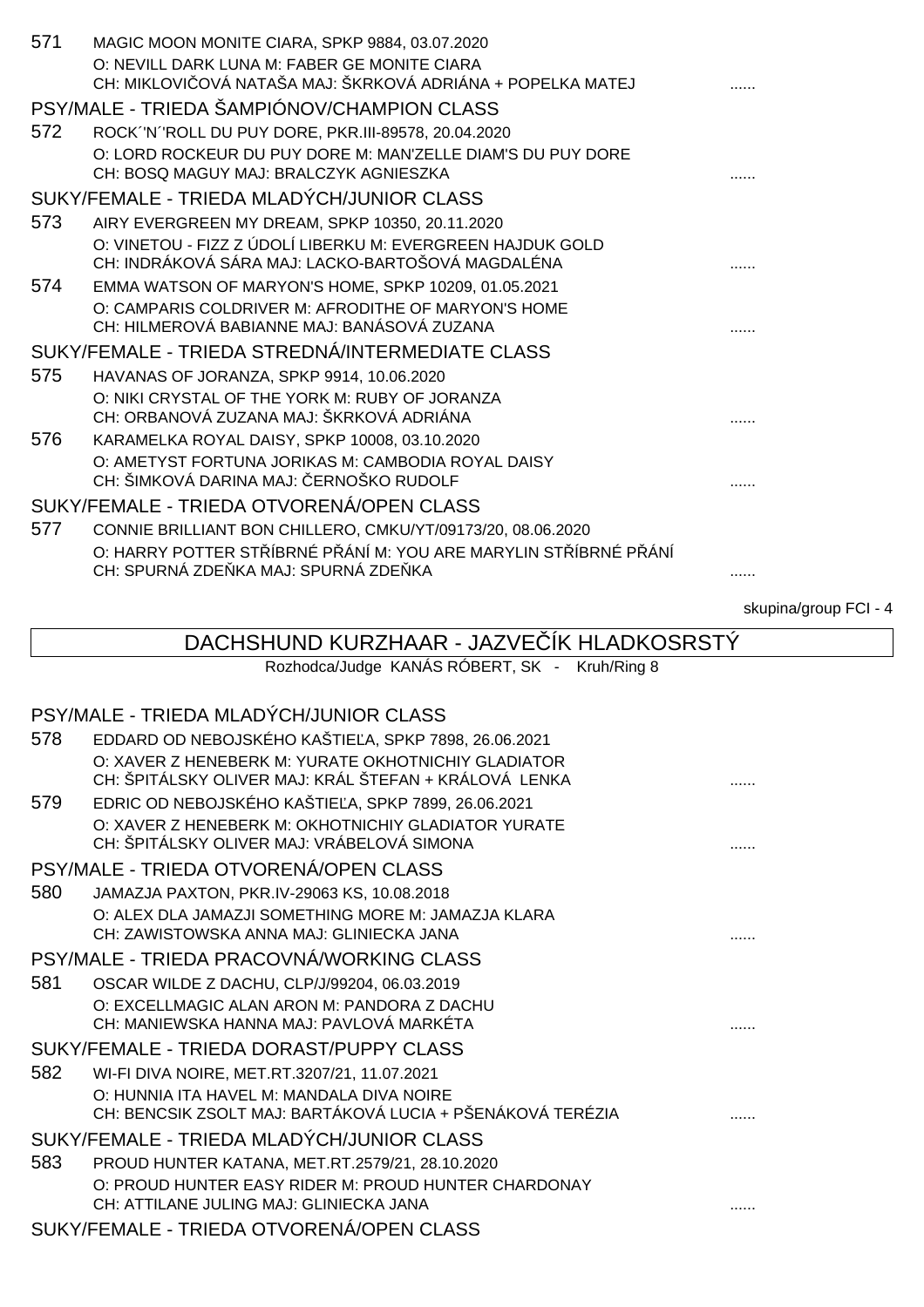571 MAGIC MOON MONITE CIARA, SPKP 9884, 03.07.2020
O: NEVILL DARK LUNA M: FABER GE MONITE CIARA
CH: MIKLOVIČOVÁ NATAŠA MAJ: ŠKRKOVÁ ADRIÁNA + POPELKA MATEJ ......

PSY/MALE - TRIEDA ŠAMPIÓNOV/CHAMPION CLASS

572 ROCK´'N´'ROLL DU PUY DORE, PKR.III-89578, 20.04.2020
O: LORD ROCKEUR DU PUY DORE M: MAN'ZELLE DIAM'S DU PUY DORE
CH: BOSQ MAGUY MAJ: BRALCZYK AGNIESZKA ......

SUKY/FEMALE - TRIEDA MLADÝCH/JUNIOR CLASS

573 AIRY EVERGREEN MY DREAM, SPKP 10350, 20.11.2020
O: VINETOU - FIZZ Z ÚDOLÍ LIBERKU M: EVERGREEN HAJDUK GOLD
CH: INDRÁKOVÁ SÁRA MAJ: LACKO-BARTOŠOVÁ MAGDALÉNA ......

574 EMMA WATSON OF MARYON'S HOME, SPKP 10209, 01.05.2021
O: CAMPARIS COLDRIVER M: AFRODITHE OF MARYON'S HOME
CH: HILMEROVÁ BABIANNE MAJ: BANÁSOVÁ ZUZANA ......

SUKY/FEMALE - TRIEDA STREDNÁ/INTERMEDIATE CLASS

575 HAVANAS OF JORANZA, SPKP 9914, 10.06.2020
O: NIKI CRYSTAL OF THE YORK M: RUBY OF JORANZA
CH: ORBANOVÁ ZUZANA MAJ: ŠKRKOVÁ ADRIÁNA ......

576 KARAMELKA ROYAL DAISY, SPKP 10008, 03.10.2020
O: AMETYST FORTUNA JORIKAS M: CAMBODIA ROYAL DAISY
CH: ŠIMKOVÁ DARINA MAJ: ČERNOŠKO RUDOLF ......

SUKY/FEMALE - TRIEDA OTVORENÁ/OPEN CLASS

577 CONNIE BRILLIANT BON CHILLERO, CMKU/YT/09173/20, 08.06.2020
O: HARRY POTTER STŘÍBRNÉ PŘÁNÍ M: YOU ARE MARYLIN STŘÍBRNÉ PŘÁNÍ
CH: SPURNÁ ZDEŇKA MAJ: SPURNÁ ZDEŇKA ......

skupina/group FCI - 4

## DACHSHUND KURZHAAR - JAZVEČÍK HLADKOSRSTÝ

Rozhodca/Judge KANÁS RÓBERT, SK - Kruh/Ring 8

PSY/MALE - TRIEDA MLADÝCH/JUNIOR CLASS

578 EDDARD OD NEBOJSKÉHO KAŠTIEĽA, SPKP 7898, 26.06.2021
O: XAVER Z HENEBERK M: YURATE OKHOTNICHIY GLADIATOR
CH: ŠPITÁLSKY OLIVER MAJ: KRÁL ŠTEFAN + KRÁLOVÁ LENKA ......

579 EDRIC OD NEBOJSKÉHO KAŠTIEĽA, SPKP 7899, 26.06.2021
O: XAVER Z HENEBERK M: OKHOTNICHIY GLADIATOR YURATE
CH: ŠPITÁLSKY OLIVER MAJ: VRÁBELOVÁ SIMONA ......

PSY/MALE - TRIEDA OTVORENÁ/OPEN CLASS

580 JAMAZJA PAXTON, PKR.IV-29063 KS, 10.08.2018
O: ALEX DLA JAMAZJI SOMETHING MORE M: JAMAZJA KLARA
CH: ZAWISTOWSKA ANNA MAJ: GLINIECKA JANA ......

PSY/MALE - TRIEDA PRACOVNÁ/WORKING CLASS

581 OSCAR WILDE Z DACHU, CLP/J/99204, 06.03.2019
O: EXCELLMAGIC ALAN ARON M: PANDORA Z DACHU
CH: MANIEWSKA HANNA MAJ: PAVLOVÁ MARKÉTA ......

SUKY/FEMALE - TRIEDA DORAST/PUPPY CLASS

582 WI-FI DIVA NOIRE, MET.RT.3207/21, 11.07.2021
O: HUNNIA ITA HAVEL M: MANDALA DIVA NOIRE
CH: BENCSIK ZSOLT MAJ: BARTÁKOVÁ LUCIA + PŠENÁKOVÁ TERÉZIA ......

SUKY/FEMALE - TRIEDA MLADÝCH/JUNIOR CLASS

583 PROUD HUNTER KATANA, MET.RT.2579/21, 28.10.2020
O: PROUD HUNTER EASY RIDER M: PROUD HUNTER CHARDONAY
CH: ATTILANE JULING MAJ: GLINIECKA JANA ......

SUKY/FEMALE - TRIEDA OTVORENÁ/OPEN CLASS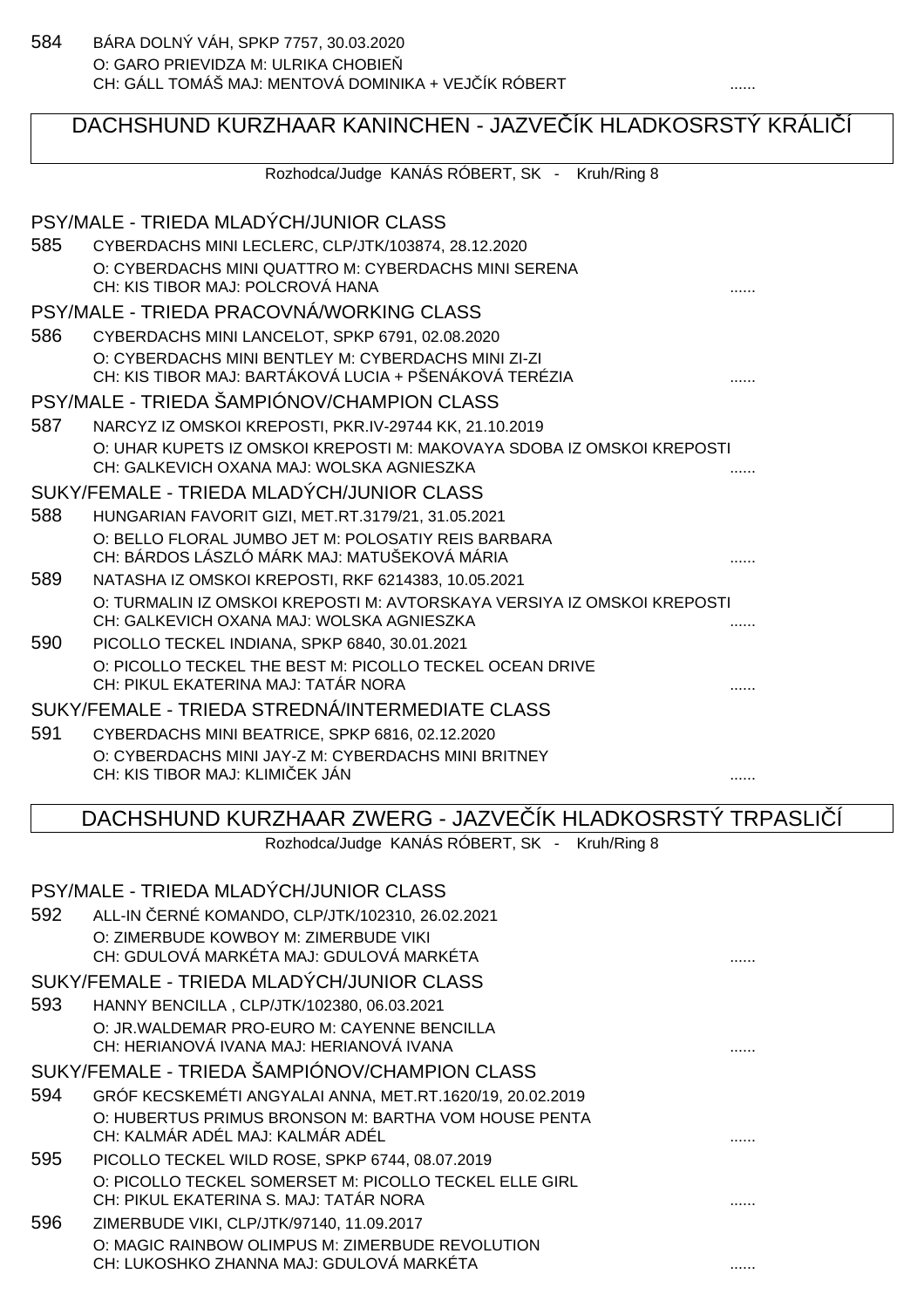584 BÁRA DOLNÝ VÁH, SPKP 7757, 30.03.2020
O: GARO PRIEVIDZA M: ULRIKA CHOBIEŇ
CH: GÁLL TOMÁŠ MAJ: MENTOVÁ DOMINIKA + VEJČÍK RÓBERT ......

## DACHSHUND KURZHAAR KANINCHEN - JAZVEČÍK HLADKOSRSTÝ KRÁLIČÍ

Rozhodca/Judge KANÁS RÓBERT, SK - Kruh/Ring 8

### PSY/MALE - TRIEDA MLADÝCH/JUNIOR CLASS

585 CYBERDACHS MINI LECLERC, CLP/JTK/103874, 28.12.2020
O: CYBERDACHS MINI QUATTRO M: CYBERDACHS MINI SERENA
CH: KIS TIBOR MAJ: POLCROVÁ HANA ......

### PSY/MALE - TRIEDA PRACOVNÁ/WORKING CLASS

586 CYBERDACHS MINI LANCELOT, SPKP 6791, 02.08.2020
O: CYBERDACHS MINI BENTLEY M: CYBERDACHS MINI ZI-ZI
CH: KIS TIBOR MAJ: BARTÁKOVÁ LUCIA + PŠENÁKOVÁ TERÉZIA ......

### PSY/MALE - TRIEDA ŠAMPIÓNOV/CHAMPION CLASS

587 NARCYZ IZ OMSKOI KREPOSTI, PKR.IV-29744 KK, 21.10.2019
O: UHAR KUPETS IZ OMSKOI KREPOSTI M: MAKOVAYA SDOBA IZ OMSKOI KREPOSTI
CH: GALKEVICH OXANA MAJ: WOLSKA AGNIESZKA ......

### SUKY/FEMALE - TRIEDA MLADÝCH/JUNIOR CLASS

588 HUNGARIAN FAVORIT GIZI, MET.RT.3179/21, 31.05.2021
O: BELLO FLORAL JUMBO JET M: POLOSATIY REIS BARBARA
CH: BÁRDOS LÁSZLÓ MÁRK MAJ: MATUŠEKOVÁ MÁRIA ......

589 NATASHA IZ OMSKOI KREPOSTI, RKF 6214383, 10.05.2021
O: TURMALIN IZ OMSKOI KREPOSTI M: AVTORSKAYA VERSIYA IZ OMSKOI KREPOSTI
CH: GALKEVICH OXANA MAJ: WOLSKA AGNIESZKA ......

590 PICOLLO TECKEL INDIANA, SPKP 6840, 30.01.2021
O: PICOLLO TECKEL THE BEST M: PICOLLO TECKEL OCEAN DRIVE
CH: PIKUL EKATERINA MAJ: TATÁR NORA ......

### SUKY/FEMALE - TRIEDA STREDNÁ/INTERMEDIATE CLASS

591 CYBERDACHS MINI BEATRICE, SPKP 6816, 02.12.2020
O: CYBERDACHS MINI JAY-Z M: CYBERDACHS MINI BRITNEY
CH: KIS TIBOR MAJ: KLIMIČEK JÁN ......

## DACHSHUND KURZHAAR ZWERG - JAZVEČÍK HLADKOSRSTÝ TRPASLIČÍ

Rozhodca/Judge KANÁS RÓBERT, SK - Kruh/Ring 8

### PSY/MALE - TRIEDA MLADÝCH/JUNIOR CLASS

592 ALL-IN ČERNÉ KOMANDO, CLP/JTK/102310, 26.02.2021
O: ZIMERBUDE KOWBOY M: ZIMERBUDE VIKI
CH: GDULOVÁ MARKÉTA MAJ: GDULOVÁ MARKÉTA ......

### SUKY/FEMALE - TRIEDA MLADÝCH/JUNIOR CLASS

593 HANNY BENCILLA , CLP/JTK/102380, 06.03.2021
O: JR.WALDEMAR PRO-EURO M: CAYENNE BENCILLA
CH: HERIANOVÁ IVANA MAJ: HERIANOVÁ IVANA ......

### SUKY/FEMALE - TRIEDA ŠAMPIÓNOV/CHAMPION CLASS

594 GRÓF KECSKEMÉTI ANGYALAI ANNA, MET.RT.1620/19, 20.02.2019
O: HUBERTUS PRIMUS BRONSON M: BARTHA VOM HOUSE PENTA
CH: KALMÁR ADÉL MAJ: KALMÁR ADÉL ......

595 PICOLLO TECKEL WILD ROSE, SPKP 6744, 08.07.2019
O: PICOLLO TECKEL SOMERSET M: PICOLLO TECKEL ELLE GIRL
CH: PIKUL EKATERINA S. MAJ: TATÁR NORA ......

596 ZIMERBUDE VIKI, CLP/JTK/97140, 11.09.2017
O: MAGIC RAINBOW OLIMPUS M: ZIMERBUDE REVOLUTION
CH: LUKOSHKO ZHANNA MAJ: GDULOVÁ MARKÉTA ......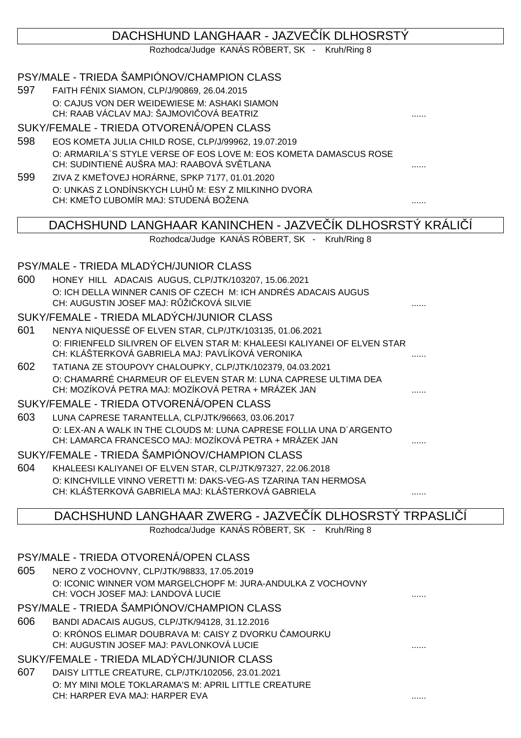## DACHSHUND LANGHAAR - JAZVEČÍK DLHOSRSTÝ

Rozhodca/Judge KANÁS RÓBERT, SK - Kruh/Ring 8

### PSY/MALE - TRIEDA ŠAMPIÓNOV/CHAMPION CLASS

597 FAITH FÉNIX SIAMON, CLP/J/90869, 26.04.2015
O: CAJUS VON DER WEIDEWIESE M: ASHAKI SIAMON
CH: RAAB VÁCLAV MAJ: ŠAJMOVIČOVÁ BEATRIZ ......

### SUKY/FEMALE - TRIEDA OTVORENÁ/OPEN CLASS

598 EOS KOMETA JULIA CHILD ROSE, CLP/J/99962, 19.07.2019
O: ARMARILA´S STYLE VERSE OF EOS LOVE M: EOS KOMETA DAMASCUS ROSE
CH: SUDINTIENÉ AUŠRA MAJ: RAABOVÁ SVĚTLANA ......

599 ZIVA Z KMEŤOVEJ HORÁRNE, SPKP 7177, 01.01.2020
O: UNKAS Z LONDÍNSKYCH LUHŮ M: ESY Z MILKINHO DVORA
CH: KMEŤO ĽUBOMÍR MAJ: STUDENÁ BOŽENA ......

## DACHSHUND LANGHAAR KANINCHEN - JAZVEČÍK DLHOSRSTÝ KRÁLIČÍ

Rozhodca/Judge KANÁS RÓBERT, SK - Kruh/Ring 8

### PSY/MALE - TRIEDA MLADÝCH/JUNIOR CLASS

600 HONEY HILL ADACAIS AUGUS, CLP/JTK/103207, 15.06.2021
O: ICH DELLA WINNER CANIS OF CZECH M: ICH ANDRÉS ADACAIS AUGUS
CH: AUGUSTIN JOSEF MAJ: RŮŽIČKOVÁ SILVIE ......

### SUKY/FEMALE - TRIEDA MLADÝCH/JUNIOR CLASS

601 NENYA NIQUESSË OF ELVEN STAR, CLP/JTK/103135, 01.06.2021
O: FIRIENFELD SILIVREN OF ELVEN STAR M: KHALEESI KALIYANEI OF ELVEN STAR
CH: KLÁŠTERKOVÁ GABRIELA MAJ: PAVLÍKOVÁ VERONIKA ......

602 TATIANA ZE STOUPOVY CHALOUPKY, CLP/JTK/102379, 04.03.2021
O: CHAMARRÉ CHARMEUR OF ELEVEN STAR M: LUNA CAPRESE ULTIMA DEA
CH: MOZÍKOVÁ PETRA MAJ: MOZÍKOVÁ PETRA + MRÁZEK JAN ......

### SUKY/FEMALE - TRIEDA OTVORENÁ/OPEN CLASS

603 LUNA CAPRESE TARANTELLA, CLP/JTK/96663, 03.06.2017
O: LEX-AN A WALK IN THE CLOUDS M: LUNA CAPRESE FOLLIA UNA D´ARGENTO
CH: LAMARCA FRANCESCO MAJ: MOZÍKOVÁ PETRA + MRÁZEK JAN ......

### SUKY/FEMALE - TRIEDA ŠAMPIÓNOV/CHAMPION CLASS

604 KHALEESI KALIYANEI OF ELVEN STAR, CLP/JTK/97327, 22.06.2018
O: KINCHVILLE VINNO VERETTI M: DAKS-VEG-AS TZARINA TAN HERMOSA
CH: KLÁŠTERKOVÁ GABRIELA MAJ: KLÁŠTERKOVÁ GABRIELA ......

## DACHSHUND LANGHAAR ZWERG - JAZVEČÍK DLHOSRSTÝ TRPASLIČÍ

Rozhodca/Judge KANÁS RÓBERT, SK - Kruh/Ring 8

### PSY/MALE - TRIEDA OTVORENÁ/OPEN CLASS

605 NERO Z VOCHOVNY, CLP/JTK/98833, 17.05.2019
O: ICONIC WINNER VOM MARGELCHOPF M: JURA-ANDULKA Z VOCHOVNY
CH: VOCH JOSEF MAJ: LANDOVÁ LUCIE ......

### PSY/MALE - TRIEDA ŠAMPIÓNOV/CHAMPION CLASS

606 BANDI ADACAIS AUGUS, CLP/JTK/94128, 31.12.2016
O: KRÓNOS ELIMAR DOUBRAVA M: CAISY Z DVORKU ČAMOURKU
CH: AUGUSTIN JOSEF MAJ: PAVLONKOVÁ LUCIE ......

### SUKY/FEMALE - TRIEDA MLADÝCH/JUNIOR CLASS

607 DAISY LITTLE CREATURE, CLP/JTK/102056, 23.01.2021
O: MY MINI MOLE TOKLARAMA'S M: APRIL LITTLE CREATURE
CH: HARPER EVA MAJ: HARPER EVA ......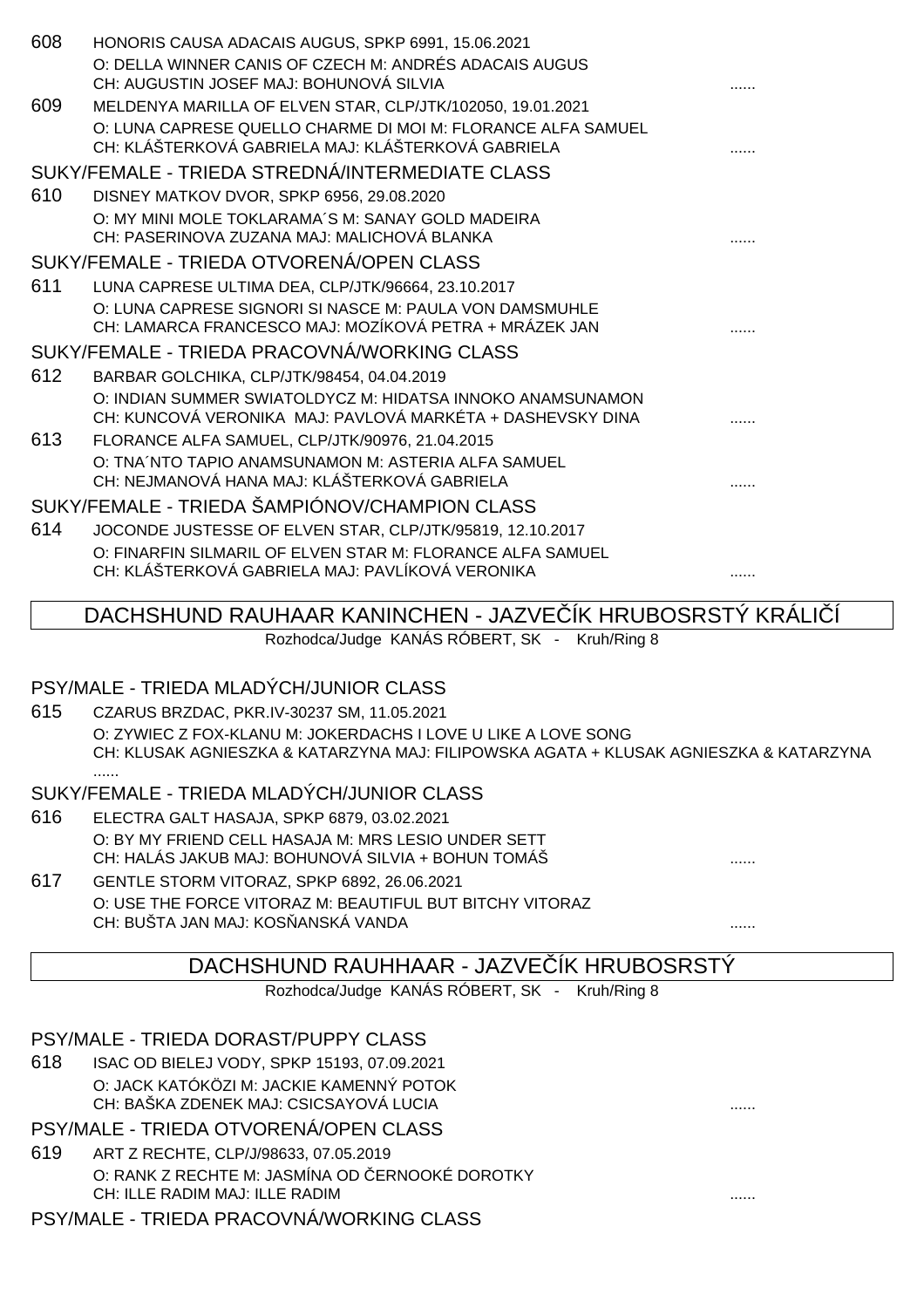608 HONORIS CAUSA ADACAIS AUGUS, SPKP 6991, 15.06.2021
O: DELLA WINNER CANIS OF CZECH M: ANDRÉS ADACAIS AUGUS
CH: AUGUSTIN JOSEF MAJ: BOHUNOVÁ SILVIA ......

609 MELDENYA MARILLA OF ELVEN STAR, CLP/JTK/102050, 19.01.2021
O: LUNA CAPRESE QUELLO CHARME DI MOI M: FLORANCE ALFA SAMUEL
CH: KLÁŠTERKOVÁ GABRIELA MAJ: KLÁŠTERKOVÁ GABRIELA ......

SUKY/FEMALE - TRIEDA STREDNÁ/INTERMEDIATE CLASS

610 DISNEY MATKOV DVOR, SPKP 6956, 29.08.2020
O: MY MINI MOLE TOKLARAMA´S M: SANAY GOLD MADEIRA
CH: PASERINOVA ZUZANA MAJ: MALICHOVÁ BLANKA ......

SUKY/FEMALE - TRIEDA OTVORENÁ/OPEN CLASS

611 LUNA CAPRESE ULTIMA DEA, CLP/JTK/96664, 23.10.2017
O: LUNA CAPRESE SIGNORI SI NASCE M: PAULA VON DAMSMUHLE
CH: LAMARCA FRANCESCO MAJ: MOZÍKOVÁ PETRA + MRÁZEK JAN ......

SUKY/FEMALE - TRIEDA PRACOVNÁ/WORKING CLASS

612 BARBAR GOLCHIKA, CLP/JTK/98454, 04.04.2019
O: INDIAN SUMMER SWIATOLDYCZ M: HIDATSA INNOKO ANAMSUNAMON
CH: KUNCOVÁ VERONIKA MAJ: PAVLOVÁ MARKÉTA + DASHEVSKY DINA ......

613 FLORANCE ALFA SAMUEL, CLP/JTK/90976, 21.04.2015
O: TNA´NTO TAPIO ANAMSUNAMON M: ASTERIA ALFA SAMUEL
CH: NEJMANOVÁ HANA MAJ: KLÁŠTERKOVÁ GABRIELA ......

SUKY/FEMALE - TRIEDA ŠAMPIÓNOV/CHAMPION CLASS

614 JOCONDE JUSTESSE OF ELVEN STAR, CLP/JTK/95819, 12.10.2017
O: FINARFIN SILMARIL OF ELVEN STAR M: FLORANCE ALFA SAMUEL
CH: KLÁŠTERKOVÁ GABRIELA MAJ: PAVLÍKOVÁ VERONIKA ......

## DACHSHUND RAUHAAR KANINCHEN - JAZVEČÍK HRUBOSRSTÝ KRÁLIČÍ

Rozhodca/Judge KANÁS RÓBERT, SK - Kruh/Ring 8

PSY/MALE - TRIEDA MLADÝCH/JUNIOR CLASS

615 CZARUS BRZDAC, PKR.IV-30237 SM, 11.05.2021
O: ZYWIEC Z FOX-KLANU M: JOKERDACHS I LOVE U LIKE A LOVE SONG
CH: KLUSAK AGNIESZKA & KATARZYNA MAJ: FILIPOWSKA AGATA + KLUSAK AGNIESZKA & KATARZYNA ......

SUKY/FEMALE - TRIEDA MLADÝCH/JUNIOR CLASS

616 ELECTRA GALT HASAJA, SPKP 6879, 03.02.2021
O: BY MY FRIEND CELL HASAJA M: MRS LESIO UNDER SETT
CH: HALÁS JAKUB MAJ: BOHUNOVÁ SILVIA + BOHUN TOMÁŠ ......

617 GENTLE STORM VITORAZ, SPKP 6892, 26.06.2021
O: USE THE FORCE VITORAZ M: BEAUTIFUL BUT BITCHY VITORAZ
CH: BUŠTA JAN MAJ: KOSŇANSKÁ VANDA ......

## DACHSHUND RAUHHAAR - JAZVEČÍK HRUBOSRSTÝ

Rozhodca/Judge KANÁS RÓBERT, SK - Kruh/Ring 8

PSY/MALE - TRIEDA DORAST/PUPPY CLASS

618 ISAC OD BIELEJ VODY, SPKP 15193, 07.09.2021
O: JACK KATÓKÖZI M: JACKIE KAMENNÝ POTOK
CH: BAŠKA ZDENEK MAJ: CSICSAYOVÁ LUCIA ......

PSY/MALE - TRIEDA OTVORENÁ/OPEN CLASS

619 ART Z RECHTE, CLP/J/98633, 07.05.2019
O: RANK Z RECHTE M: JASMÍNA OD ČERNOOKÉ DOROTKY
CH: ILLE RADIM MAJ: ILLE RADIM ......

PSY/MALE - TRIEDA PRACOVNÁ/WORKING CLASS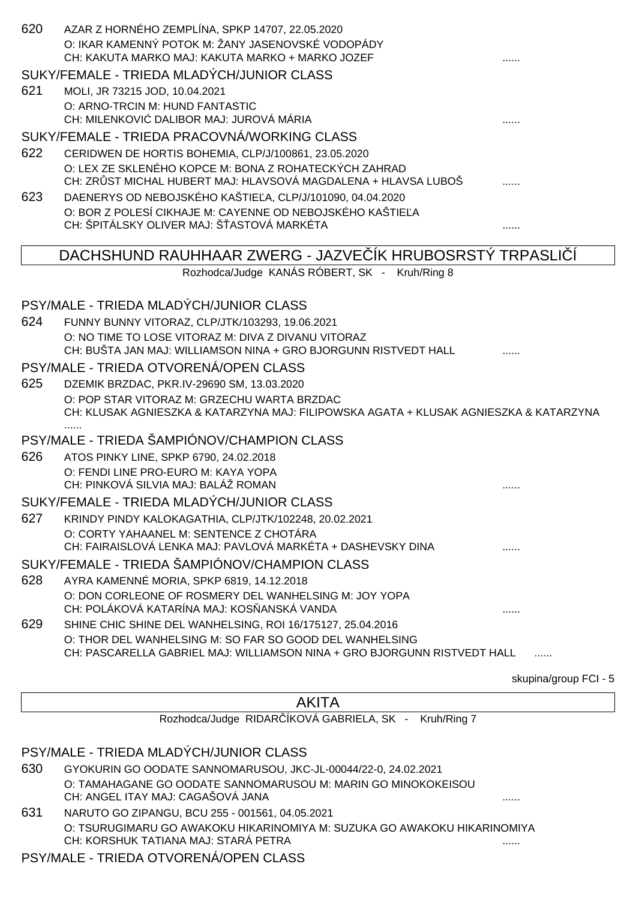620 AZAR Z HORNÉHO ZEMPLÍNA, SPKP 14707, 22.05.2020
O: IKAR KAMENNÝ POTOK M: ŽANY JASENOVSKÉ VODOPÁDY
CH: KAKUTA MARKO MAJ: KAKUTA MARKO + MARKO JOZEF ......

### SUKY/FEMALE - TRIEDA MLADÝCH/JUNIOR CLASS

621 MOLI, JR 73215 JOD, 10.04.2021
O: ARNO-TRCIN M: HUND FANTASTIC
CH: MILENKOVIĆ DALIBOR MAJ: JUROVÁ MÁRIA ......

### SUKY/FEMALE - TRIEDA PRACOVNÁ/WORKING CLASS

622 CERIDWEN DE HORTIS BOHEMIA, CLP/J/100861, 23.05.2020
O: LEX ZE SKLENÉHO KOPCE M: BONA Z ROHATECKÝCH ZAHRAD
CH: ZRŮST MICHAL HUBERT MAJ: HLAVSOVÁ MAGDALENA + HLAVSA LUBOŠ ......

623 DAENERYS OD NEBOJSKÉHO KAŠTIEĽA, CLP/J/101090, 04.04.2020
O: BOR Z POLESÍ CIKHAJE M: CAYENNE OD NEBOJSKÉHO KAŠTIEĽA
CH: ŠPITÁLSKY OLIVER MAJ: ŠŤASTOVÁ MARKÉTA ......

## DACHSHUND RAUHHAAR ZWERG - JAZVEČÍK HRUBOSRSTÝ TRPASLIČÍ

Rozhodca/Judge KANÁS RÓBERT, SK - Kruh/Ring 8

### PSY/MALE - TRIEDA MLADÝCH/JUNIOR CLASS

624 FUNNY BUNNY VITORAZ, CLP/JTK/103293, 19.06.2021
O: NO TIME TO LOSE VITORAZ M: DIVA Z DIVANU VITORAZ
CH: BUŠTA JAN MAJ: WILLIAMSON NINA + GRO BJORGUNN RISTVEDT HALL ......

### PSY/MALE - TRIEDA OTVORENÁ/OPEN CLASS

625 DZEMIK BRZDAC, PKR.IV-29690 SM, 13.03.2020
O: POP STAR VITORAZ M: GRZECHU WARTA BRZDAC
CH: KLUSAK AGNIESZKA & KATARZYNA MAJ: FILIPOWSKA AGATA + KLUSAK AGNIESZKA & KATARZYNA ......

### PSY/MALE - TRIEDA ŠAMPIÓNOV/CHAMPION CLASS

626 ATOS PINKY LINE, SPKP 6790, 24.02.2018
O: FENDI LINE PRO-EURO M: KAYA YOPA
CH: PINKOVÁ SILVIA MAJ: BALÁŽ ROMAN ......

### SUKY/FEMALE - TRIEDA MLADÝCH/JUNIOR CLASS

627 KRINDY PINDY KALOKAGATHIA, CLP/JTK/102248, 20.02.2021
O: CORTY YAHAANEL M: SENTENCE Z CHOTÁRA
CH: FAIRAISLOVÁ LENKA MAJ: PAVLOVÁ MARKÉTA + DASHEVSKY DINA ......

### SUKY/FEMALE - TRIEDA ŠAMPIÓNOV/CHAMPION CLASS

628 AYRA KAMENNÉ MORIA, SPKP 6819, 14.12.2018
O: DON CORLEONE OF ROSMERY DEL WANHELSING M: JOY YOPA
CH: POLÁKOVÁ KATARÍNA MAJ: KOSŇANSKÁ VANDA ......

629 SHINE CHIC SHINE DEL WANHELSING, ROI 16/175127, 25.04.2016
O: THOR DEL WANHELSING M: SO FAR SO GOOD DEL WANHELSING
CH: PASCARELLA GABRIEL MAJ: WILLIAMSON NINA + GRO BJORGUNN RISTVEDT HALL ......

skupina/group FCI - 5

## AKITA

Rozhodca/Judge RIDARČÍKOVÁ GABRIELA, SK - Kruh/Ring 7

### PSY/MALE - TRIEDA MLADÝCH/JUNIOR CLASS

630 GYOKURIN GO OODATE SANNOMARUSOU, JKC-JL-00044/22-0, 24.02.2021
O: TAMAHAGANE GO OODATE SANNOMARUSOU M: MARIN GO MINOKOKEISOU
CH: ANGEL ITAY MAJ: CAGAŠOVÁ JANA ......

631 NARUTO GO ZIPANGU, BCU 255 - 001561, 04.05.2021
O: TSURUGIMARU GO AWAKOKU HIKARINOMIYA M: SUZUKA GO AWAKOKU HIKARINOMIYA
CH: KORSHUK TATIANA MAJ: STARÁ PETRA ......

### PSY/MALE - TRIEDA OTVORENÁ/OPEN CLASS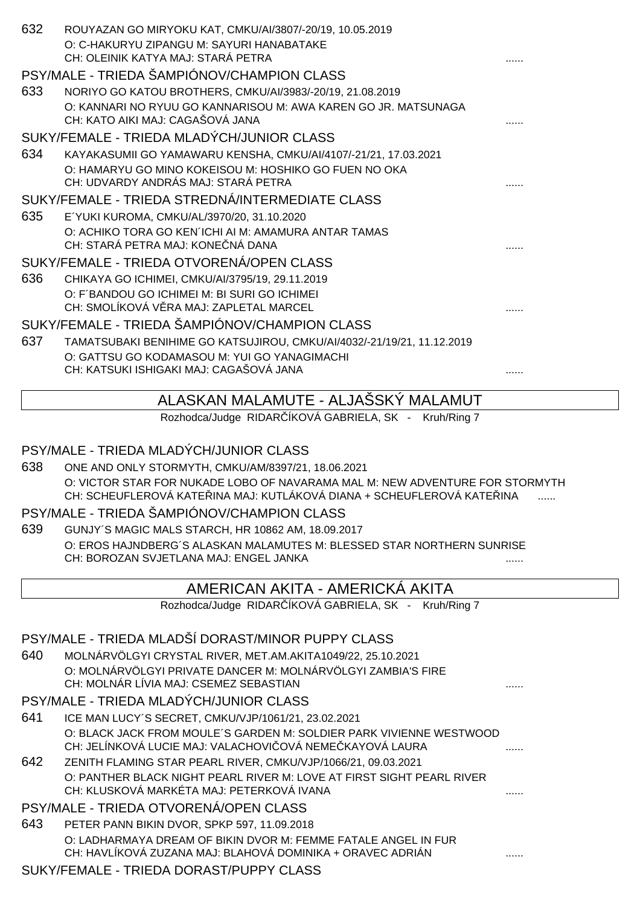632 ROUYAZAN GO MIRYOKU KAT, CMKU/AI/3807/-20/19, 10.05.2019
O: C-HAKURYU ZIPANGU M: SAYURI HANABATAKE
CH: OLEINIK KATYA MAJ: STARÁ PETRA ......

PSY/MALE - TRIEDA ŠAMPIÓNOV/CHAMPION CLASS

633 NORIYO GO KATOU BROTHERS, CMKU/AI/3983/-20/19, 21.08.2019
O: KANNARI NO RYUU GO KANNARISOU M: AWA KAREN GO JR. MATSUNAGA
CH: KATO AIKI MAJ: CAGAŠOVÁ JANA ......

SUKY/FEMALE - TRIEDA MLADÝCH/JUNIOR CLASS

634 KAYAKASUMII GO YAMAWARU KENSHA, CMKU/AI/4107/-21/21, 17.03.2021
O: HAMARYU GO MINO KOKEISOU M: HOSHIKO GO FUEN NO OKA
CH: UDVARDY ANDRÁS MAJ: STARÁ PETRA ......

SUKY/FEMALE - TRIEDA STREDNÁ/INTERMEDIATE CLASS

635 E´YUKI KUROMA, CMKU/AL/3970/20, 31.10.2020
O: ACHIKO TORA GO KEN´ICHI AI M: AMAMURA ANTAR TAMAS
CH: STARÁ PETRA MAJ: KONEČNÁ DANA ......

SUKY/FEMALE - TRIEDA OTVORENÁ/OPEN CLASS

636 CHIKAYA GO ICHIMEI, CMKU/AI/3795/19, 29.11.2019
O: F´BANDOU GO ICHIMEI M: BI SURI GO ICHIMEI
CH: SMOLÍKOVÁ VĚRA MAJ: ZAPLETAL MARCEL ......

SUKY/FEMALE - TRIEDA ŠAMPIÓNOV/CHAMPION CLASS

637 TAMATSUBAKI BENIHIME GO KATSUJIROU, CMKU/AI/4032/-21/19/21, 11.12.2019
O: GATTSU GO KODAMASOU M: YUI GO YANAGIMACHI
CH: KATSUKI ISHIGAKI MAJ: CAGAŠOVÁ JANA ......

## ALASKAN MALAMUTE - ALJAŠSKÝ MALAMUT

Rozhodca/Judge RIDARČÍKOVÁ GABRIELA, SK - Kruh/Ring 7

PSY/MALE - TRIEDA MLADÝCH/JUNIOR CLASS

638 ONE AND ONLY STORMYTH, CMKU/AM/8397/21, 18.06.2021
O: VICTOR STAR FOR NUKADE LOBO OF NAVARAMA MAL M: NEW ADVENTURE FOR STORMYTH
CH: SCHEUFLEROVÁ KATEŘINA MAJ: KUTLÁKOVÁ DIANA + SCHEUFLEROVÁ KATEŘINA ......

PSY/MALE - TRIEDA ŠAMPIÓNOV/CHAMPION CLASS

639 GUNJY´S MAGIC MALS STARCH, HR 10862 AM, 18.09.2017
O: EROS HAJNDBERG´S ALASKAN MALAMUTES M: BLESSED STAR NORTHERN SUNRISE
CH: BOROZAN SVJETLANA MAJ: ENGEL JANKA ......

## AMERICAN AKITA - AMERICKÁ AKITA

Rozhodca/Judge RIDARČÍKOVÁ GABRIELA, SK - Kruh/Ring 7

PSY/MALE - TRIEDA MLADŠÍ DORAST/MINOR PUPPY CLASS

640 MOLNÁRVÖLGYI CRYSTAL RIVER, MET.AM.AKITA1049/22, 25.10.2021
O: MOLNÁRVÖLGYI PRIVATE DANCER M: MOLNÁRVÖLGYI ZAMBIA'S FIRE
CH: MOLNÁR LÍVIA MAJ: CSEMEZ SEBASTIAN ......

PSY/MALE - TRIEDA MLADÝCH/JUNIOR CLASS

641 ICE MAN LUCY´S SECRET, CMKU/VJP/1061/21, 23.02.2021
O: BLACK JACK FROM MOULE´S GARDEN M: SOLDIER PARK VIVIENNE WESTWOOD
CH: JELÍNKOVÁ LUCIE MAJ: VALACHOVIČOVÁ NEMEČKAYOVÁ LAURA ......

642 ZENITH FLAMING STAR PEARL RIVER, CMKU/VJP/1066/21, 09.03.2021
O: PANTHER BLACK NIGHT PEARL RIVER M: LOVE AT FIRST SIGHT PEARL RIVER
CH: KLUSKOVÁ MARKÉTA MAJ: PETERKOVÁ IVANA ......

PSY/MALE - TRIEDA OTVORENÁ/OPEN CLASS

643 PETER PANN BIKIN DVOR, SPKP 597, 11.09.2018
O: LADHARMAYA DREAM OF BIKIN DVOR M: FEMME FATALE ANGEL IN FUR
CH: HAVLÍKOVÁ ZUZANA MAJ: BLAHOVÁ DOMINIKA + ORAVEC ADRIÁN ......

SUKY/FEMALE - TRIEDA DORAST/PUPPY CLASS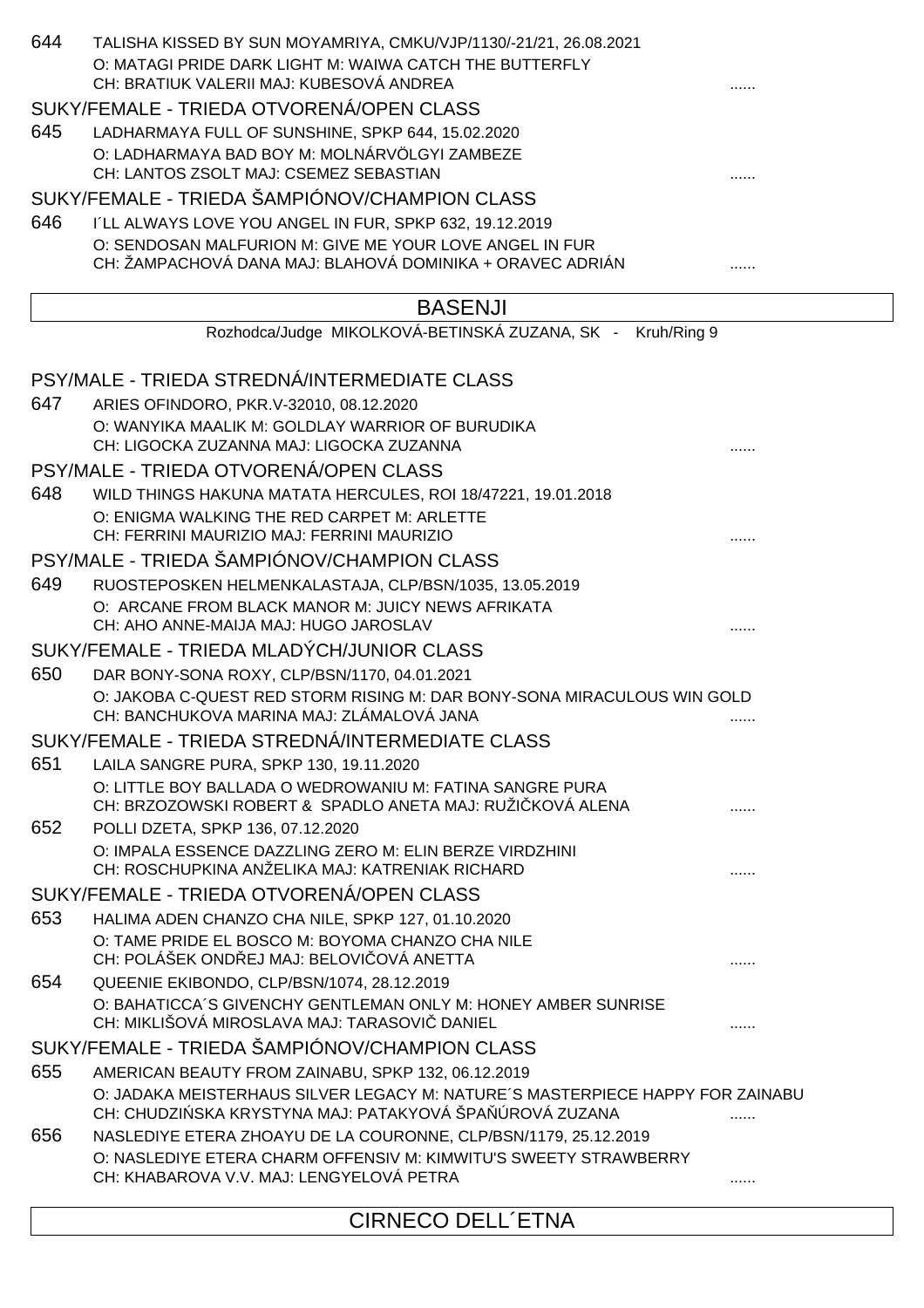644 TALISHA KISSED BY SUN MOYAMRIYA, CMKU/VJP/1130/-21/21, 26.08.2021
O: MATAGI PRIDE DARK LIGHT M: WAIWA CATCH THE BUTTERFLY
CH: BRATIUK VALERII MAJ: KUBESOVÁ ANDREA ......

### SUKY/FEMALE - TRIEDA OTVORENÁ/OPEN CLASS

645 LADHARMAYA FULL OF SUNSHINE, SPKP 644, 15.02.2020
O: LADHARMAYA BAD BOY M: MOLNÁRVÖLGYI ZAMBEZE
CH: LANTOS ZSOLT MAJ: CSEMEZ SEBASTIAN ......

### SUKY/FEMALE - TRIEDA ŠAMPIÓNOV/CHAMPION CLASS

646 I´LL ALWAYS LOVE YOU ANGEL IN FUR, SPKP 632, 19.12.2019
O: SENDOSAN MALFURION M: GIVE ME YOUR LOVE ANGEL IN FUR
CH: ŽAMPACHOVÁ DANA MAJ: BLAHOVÁ DOMINIKA + ORAVEC ADRIÁN ......

## BASENJI

Rozhodca/Judge MIKOLKOVÁ-BETINSKÁ ZUZANA, SK - Kruh/Ring 9

### PSY/MALE - TRIEDA STREDNÁ/INTERMEDIATE CLASS

647 ARIES OFINDORO, PKR.V-32010, 08.12.2020
O: WANYIKA MAALIK M: GOLDLAY WARRIOR OF BURUDIKA
CH: LIGOCKA ZUZANNA MAJ: LIGOCKA ZUZANNA ......

### PSY/MALE - TRIEDA OTVORENÁ/OPEN CLASS

648 WILD THINGS HAKUNA MATATA HERCULES, ROI 18/47221, 19.01.2018
O: ENIGMA WALKING THE RED CARPET M: ARLETTE
CH: FERRINI MAURIZIO MAJ: FERRINI MAURIZIO ......

### PSY/MALE - TRIEDA ŠAMPIÓNOV/CHAMPION CLASS

649 RUOSTEPOSKEN HELMENKALASTAJA, CLP/BSN/1035, 13.05.2019
O: ARCANE FROM BLACK MANOR M: JUICY NEWS AFRIKATA
CH: AHO ANNE-MAIJA MAJ: HUGO JAROSLAV ......

### SUKY/FEMALE - TRIEDA MLADÝCH/JUNIOR CLASS

650 DAR BONY-SONA ROXY, CLP/BSN/1170, 04.01.2021
O: JAKOBA C-QUEST RED STORM RISING M: DAR BONY-SONA MIRACULOUS WIN GOLD
CH: BANCHUKOVA MARINA MAJ: ZLÁMALOVÁ JANA ......

### SUKY/FEMALE - TRIEDA STREDNÁ/INTERMEDIATE CLASS

651 LAILA SANGRE PURA, SPKP 130, 19.11.2020
O: LITTLE BOY BALLADA O WEDROWANIU M: FATINA SANGRE PURA
CH: BRZOZOWSKI ROBERT & SPADLO ANETA MAJ: RUŽIČKOVÁ ALENA ......

652 POLLI DZETA, SPKP 136, 07.12.2020
O: IMPALA ESSENCE DAZZLING ZERO M: ELIN BERZE VIRDZHINI
CH: ROSCHUPKINA ANŽELIKA MAJ: KATRENIAK RICHARD ......

### SUKY/FEMALE - TRIEDA OTVORENÁ/OPEN CLASS

653 HALIMA ADEN CHANZO CHA NILE, SPKP 127, 01.10.2020
O: TAME PRIDE EL BOSCO M: BOYOMA CHANZO CHA NILE
CH: POLÁŠEK ONDŘEJ MAJ: BELOVIČOVÁ ANETTA ......

654 QUEENIE EKIBONDO, CLP/BSN/1074, 28.12.2019
O: BAHATICCA´S GIVENCHY GENTLEMAN ONLY M: HONEY AMBER SUNRISE
CH: MIKLIŠOVÁ MIROSLAVA MAJ: TARASOVIČ DANIEL ......

### SUKY/FEMALE - TRIEDA ŠAMPIÓNOV/CHAMPION CLASS

655 AMERICAN BEAUTY FROM ZAINABU, SPKP 132, 06.12.2019
O: JADAKA MEISTERHAUS SILVER LEGACY M: NATURE´S MASTERPIECE HAPPY FOR ZAINABU
CH: CHUDZIŃSKA KRYSTYNA MAJ: PATAKYOVÁ ŠPAŇÚROVÁ ZUZANA ......

656 NASLEDIYE ETERA ZHOAYU DE LA COURONNE, CLP/BSN/1179, 25.12.2019
O: NASLEDIYE ETERA CHARM OFFENSIV M: KIMWITU'S SWEETY STRAWBERRY
CH: KHABAROVA V.V. MAJ: LENGYELOVÁ PETRA ......

## CIRNECO DELL´ETNA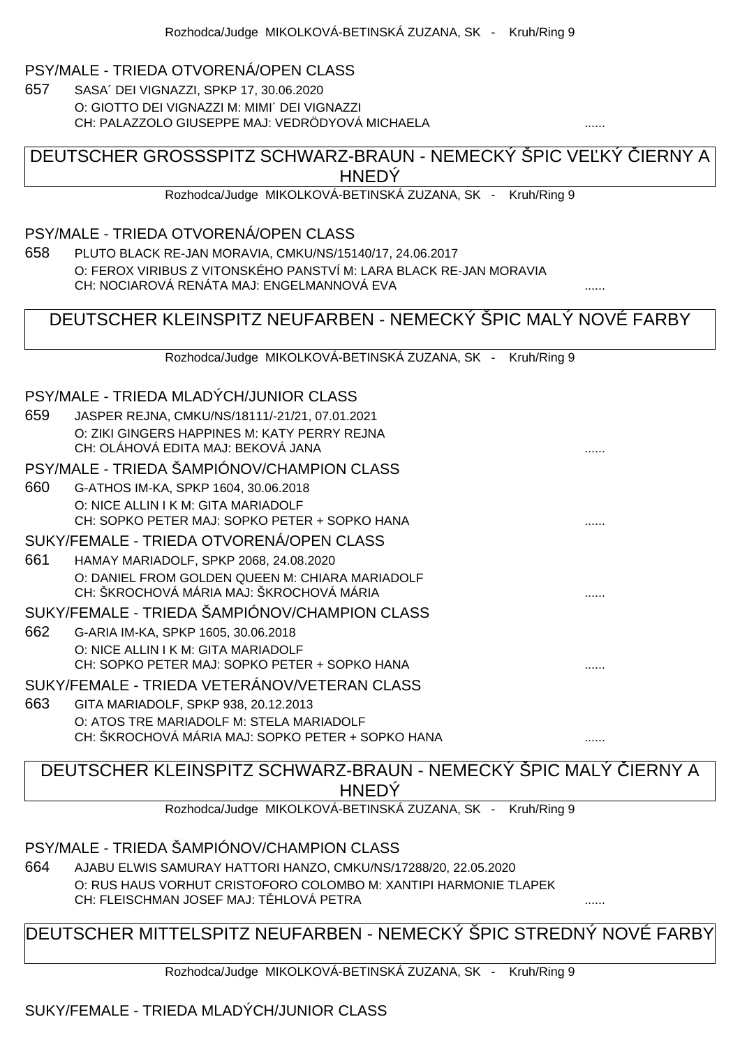Rozhodca/Judge MIKOLKOVÁ-BETINSKÁ ZUZANA, SK - Kruh/Ring 9

### PSY/MALE - TRIEDA OTVORENÁ/OPEN CLASS

657 SASA´ DEI VIGNAZZI, SPKP 17, 30.06.2020
O: GIOTTO DEI VIGNAZZI M: MIMI´ DEI VIGNAZZI
CH: PALAZZOLO GIUSEPPE MAJ: VEDRÖDYOVÁ MICHAELA ......

## DEUTSCHER GROSSSPITZ SCHWARZ-BRAUN - NEMECKÝ ŠPIC VEĽKÝ ČIERNY A HNEDÝ

Rozhodca/Judge MIKOLKOVÁ-BETINSKÁ ZUZANA, SK - Kruh/Ring 9

### PSY/MALE - TRIEDA OTVORENÁ/OPEN CLASS

658 PLUTO BLACK RE-JAN MORAVIA, CMKU/NS/15140/17, 24.06.2017
O: FEROX VIRIBUS Z VITONSKÉHO PANSTVÍ M: LARA BLACK RE-JAN MORAVIA
CH: NOCIAROVÁ RENÁTA MAJ: ENGELMANNOVÁ EVA ......

## DEUTSCHER KLEINSPITZ NEUFARBEN - NEMECKÝ ŠPIC MALÝ NOVÉ FARBY

Rozhodca/Judge MIKOLKOVÁ-BETINSKÁ ZUZANA, SK - Kruh/Ring 9

### PSY/MALE - TRIEDA MLADÝCH/JUNIOR CLASS

659 JASPER REJNA, CMKU/NS/18111/-21/21, 07.01.2021
O: ZIKI GINGERS HAPPINES M: KATY PERRY REJNA
CH: OLÁHOVÁ EDITA MAJ: BEKOVÁ JANA ......

### PSY/MALE - TRIEDA ŠAMPIÓNOV/CHAMPION CLASS

660 G-ATHOS IM-KA, SPKP 1604, 30.06.2018
O: NICE ALLIN I K M: GITA MARIADOLF
CH: SOPKO PETER MAJ: SOPKO PETER + SOPKO HANA ......

### SUKY/FEMALE - TRIEDA OTVORENÁ/OPEN CLASS

661 HAMAY MARIADOLF, SPKP 2068, 24.08.2020
O: DANIEL FROM GOLDEN QUEEN M: CHIARA MARIADOLF
CH: ŠKROCHOVÁ MÁRIA MAJ: ŠKROCHOVÁ MÁRIA ......

### SUKY/FEMALE - TRIEDA ŠAMPIÓNOV/CHAMPION CLASS

662 G-ARIA IM-KA, SPKP 1605, 30.06.2018
O: NICE ALLIN I K M: GITA MARIADOLF
CH: SOPKO PETER MAJ: SOPKO PETER + SOPKO HANA ......

### SUKY/FEMALE - TRIEDA VETERÁNOV/VETERAN CLASS

663 GITA MARIADOLF, SPKP 938, 20.12.2013
O: ATOS TRE MARIADOLF M: STELA MARIADOLF
CH: ŠKROCHOVÁ MÁRIA MAJ: SOPKO PETER + SOPKO HANA ......

## DEUTSCHER KLEINSPITZ SCHWARZ-BRAUN - NEMECKÝ ŠPIC MALÝ ČIERNY A HNEDÝ

Rozhodca/Judge MIKOLKOVÁ-BETINSKÁ ZUZANA, SK - Kruh/Ring 9

### PSY/MALE - TRIEDA ŠAMPIÓNOV/CHAMPION CLASS

664 AJABU ELWIS SAMURAY HATTORI HANZO, CMKU/NS/17288/20, 22.05.2020
O: RUS HAUS VORHUT CRISTOFORO COLOMBO M: XANTIPI HARMONIE TLAPEK
CH: FLEISCHMAN JOSEF MAJ: TĚHLOVÁ PETRA ......

## DEUTSCHER MITTELSPITZ NEUFARBEN - NEMECKÝ ŠPIC STREDNÝ NOVÉ FARBY

Rozhodca/Judge MIKOLKOVÁ-BETINSKÁ ZUZANA, SK - Kruh/Ring 9

### SUKY/FEMALE - TRIEDA MLADÝCH/JUNIOR CLASS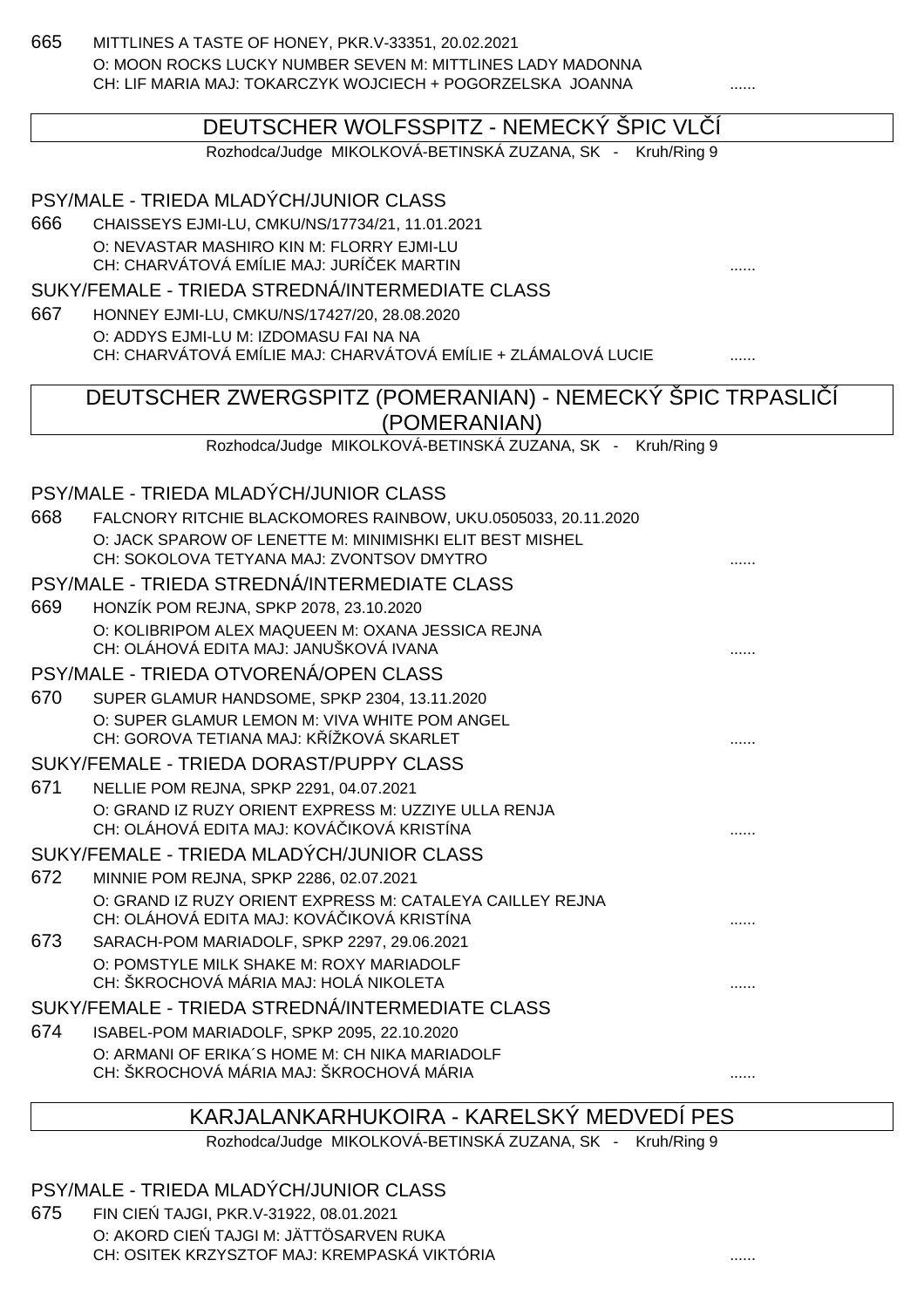665 MITTLINES A TASTE OF HONEY, PKR.V-33351, 20.02.2021
O: MOON ROCKS LUCKY NUMBER SEVEN M: MITTLINES LADY MADONNA
CH: LIF MARIA MAJ: TOKARCZYK WOJCIECH + POGORZELSKA JOANNA ......

## DEUTSCHER WOLFSSPITZ - NEMECKÝ ŠPIC VLČÍ

Rozhodca/Judge MIKOLKOVÁ-BETINSKÁ ZUZANA, SK - Kruh/Ring 9

### PSY/MALE - TRIEDA MLADÝCH/JUNIOR CLASS

666 CHAISSEYS EJMI-LU, CMKU/NS/17734/21, 11.01.2021
O: NEVASTAR MASHIRO KIN M: FLORRY EJMI-LU
CH: CHARVÁTOVÁ EMÍLIE MAJ: JURÍČEK MARTIN ......

### SUKY/FEMALE - TRIEDA STREDNÁ/INTERMEDIATE CLASS

667 HONNEY EJMI-LU, CMKU/NS/17427/20, 28.08.2020
O: ADDYS EJMI-LU M: IZDOMASU FAI NA NA
CH: CHARVÁTOVÁ EMÍLIE MAJ: CHARVÁTOVÁ EMÍLIE + ZLÁMALOVÁ LUCIE ......

## DEUTSCHER ZWERGSPITZ (POMERANIAN) - NEMECKÝ ŠPIC TRPASLIČÍ (POMERANIAN)

Rozhodca/Judge MIKOLKOVÁ-BETINSKÁ ZUZANA, SK - Kruh/Ring 9

### PSY/MALE - TRIEDA MLADÝCH/JUNIOR CLASS

668 FALCNORY RITCHIE BLACKOMORES RAINBOW, UKU.0505033, 20.11.2020
O: JACK SPAROW OF LENETTE M: MINIMISHKI ELIT BEST MISHEL
CH: SOKOLOVA TETYANA MAJ: ZVONTSOV DMYTRO ......

### PSY/MALE - TRIEDA STREDNÁ/INTERMEDIATE CLASS

669 HONZÍK POM REJNA, SPKP 2078, 23.10.2020
O: KOLIBRIPOM ALEX MAQUEEN M: OXANA JESSICA REJNA
CH: OLÁHOVÁ EDITA MAJ: JANUŠKOVÁ IVANA ......

### PSY/MALE - TRIEDA OTVORENÁ/OPEN CLASS

670 SUPER GLAMUR HANDSOME, SPKP 2304, 13.11.2020
O: SUPER GLAMUR LEMON M: VIVA WHITE POM ANGEL
CH: GOROVA TETIANA MAJ: KŘÍŽKOVÁ SKARLET ......

### SUKY/FEMALE - TRIEDA DORAST/PUPPY CLASS

671 NELLIE POM REJNA, SPKP 2291, 04.07.2021
O: GRAND IZ RUZY ORIENT EXPRESS M: UZZIYE ULLA RENJA
CH: OLÁHOVÁ EDITA MAJ: KOVÁČIKOVÁ KRISTÍNA ......

### SUKY/FEMALE - TRIEDA MLADÝCH/JUNIOR CLASS

672 MINNIE POM REJNA, SPKP 2286, 02.07.2021
O: GRAND IZ RUZY ORIENT EXPRESS M: CATALEYA CAILLEY REJNA
CH: OLÁHOVÁ EDITA MAJ: KOVÁČIKOVÁ KRISTÍNA ......

673 SARACH-POM MARIADOLF, SPKP 2297, 29.06.2021
O: POMSTYLE MILK SHAKE M: ROXY MARIADOLF
CH: ŠKROCHOVÁ MÁRIA MAJ: HOLÁ NIKOLETA ......

### SUKY/FEMALE - TRIEDA STREDNÁ/INTERMEDIATE CLASS

674 ISABEL-POM MARIADOLF, SPKP 2095, 22.10.2020
O: ARMANI OF ERIKA´S HOME M: CH NIKA MARIADOLF
CH: ŠKROCHOVÁ MÁRIA MAJ: ŠKROCHOVÁ MÁRIA ......

## KARJALANKARHUKOIRA - KARELSKÝ MEDVEDÍ PES

Rozhodca/Judge MIKOLKOVÁ-BETINSKÁ ZUZANA, SK - Kruh/Ring 9

### PSY/MALE - TRIEDA MLADÝCH/JUNIOR CLASS

675 FIN CIEŃ TAJGI, PKR.V-31922, 08.01.2021
O: AKORD CIEŃ TAJGI M: JÄTTÖSARVEN RUKA
CH: OSITEK KRZYSZTOF MAJ: KREMPASKÁ VIKTÓRIA ......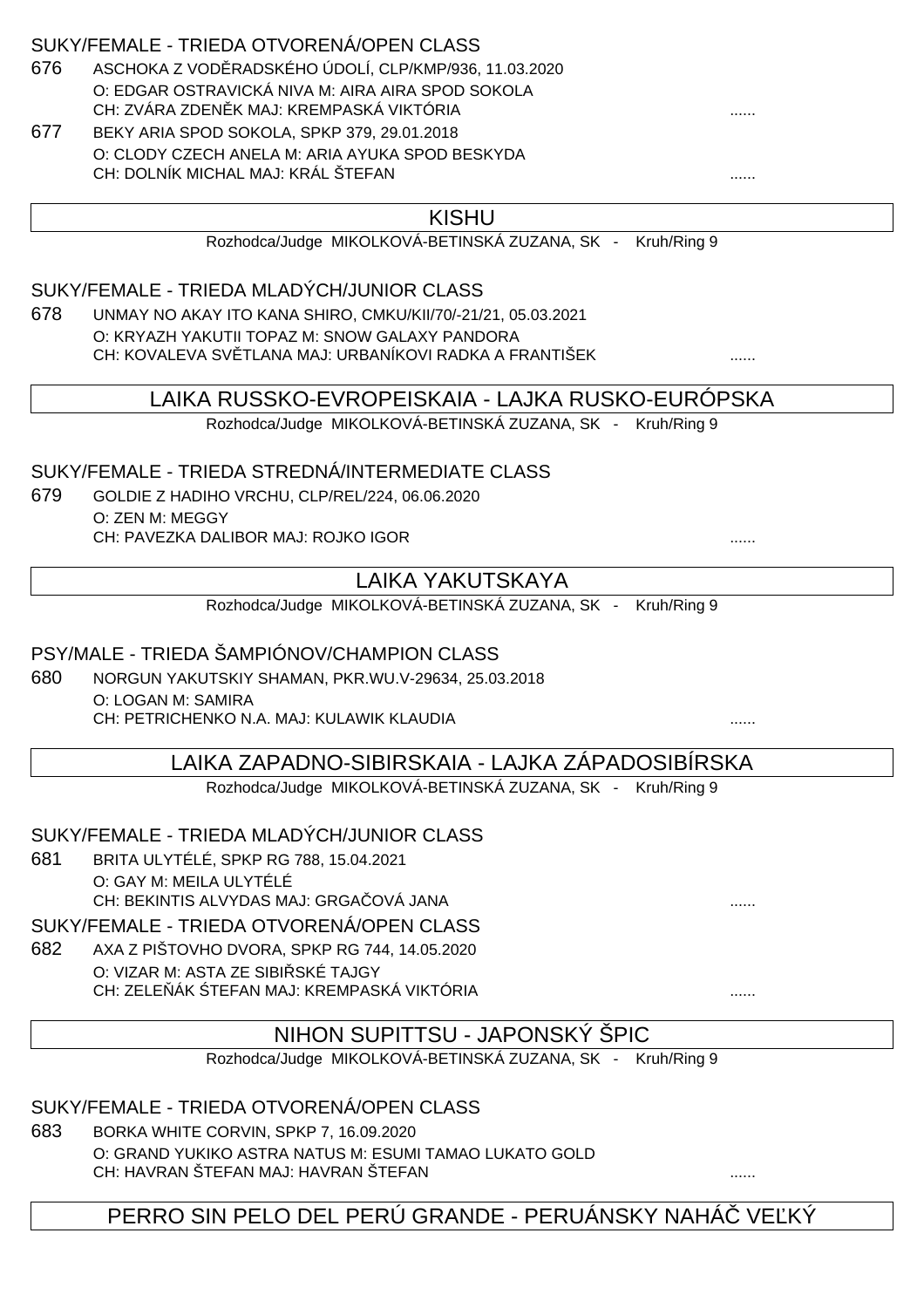SUKY/FEMALE - TRIEDA OTVORENÁ/OPEN CLASS

676 ASCHOKA Z VODĚRADSKÉHO ÚDOLÍ, CLP/KMP/936, 11.03.2020
O: EDGAR OSTRAVICKÁ NIVA M: AIRA AIRA SPOD SOKOLA
CH: ZVÁRA ZDENĚK MAJ: KREMPASKÁ VIKTÓRIA ......

677 BEKY ARIA SPOD SOKOLA, SPKP 379, 29.01.2018
O: CLODY CZECH ANELA M: ARIA AYUKA SPOD BESKYDA
CH: DOLNÍK MICHAL MAJ: KRÁL ŠTEFAN ......

## KISHU

Rozhodca/Judge MIKOLKOVÁ-BETINSKÁ ZUZANA, SK - Kruh/Ring 9

SUKY/FEMALE - TRIEDA MLADÝCH/JUNIOR CLASS

678 UNMAY NO AKAY ITO KANA SHIRO, CMKU/KII/70/-21/21, 05.03.2021
O: KRYAZH YAKUTII TOPAZ M: SNOW GALAXY PANDORA
CH: KOVALEVA SVĚTLANA MAJ: URBANÍKOVI RADKA A FRANTIŠEK ......

## LAIKA RUSSKO-EVROPEISKAIA - LAJKA RUSKO-EURÓPSKA

Rozhodca/Judge MIKOLKOVÁ-BETINSKÁ ZUZANA, SK - Kruh/Ring 9

SUKY/FEMALE - TRIEDA STREDNÁ/INTERMEDIATE CLASS

679 GOLDIE Z HADIHO VRCHU, CLP/REL/224, 06.06.2020
O: ZEN M: MEGGY
CH: PAVEZKA DALIBOR MAJ: ROJKO IGOR ......

## LAIKA YAKUTSKAYA

Rozhodca/Judge MIKOLKOVÁ-BETINSKÁ ZUZANA, SK - Kruh/Ring 9

PSY/MALE - TRIEDA ŠAMPIÓNOV/CHAMPION CLASS

680 NORGUN YAKUTSKIY SHAMAN, PKR.WU.V-29634, 25.03.2018
O: LOGAN M: SAMIRA
CH: PETRICHENKO N.A. MAJ: KULAWIK KLAUDIA ......

## LAIKA ZAPADNO-SIBIRSKAIA - LAJKA ZÁPADOSIBÍRSKA

Rozhodca/Judge MIKOLKOVÁ-BETINSKÁ ZUZANA, SK - Kruh/Ring 9

SUKY/FEMALE - TRIEDA MLADÝCH/JUNIOR CLASS

681 BRITA ULYTÉLÉ, SPKP RG 788, 15.04.2021
O: GAY M: MEILA ULYTÉLÉ
CH: BEKINTIS ALVYDAS MAJ: GRGAČOVÁ JANA ......

SUKY/FEMALE - TRIEDA OTVORENÁ/OPEN CLASS

682 AXA Z PIŠTOVHO DVORA, SPKP RG 744, 14.05.2020
O: VIZAR M: ASTA ZE SIBIŘSKÉ TAJGY
CH: ZELEŇÁK ŠTEFAN MAJ: KREMPASKÁ VIKTÓRIA ......

## NIHON SUPITTSU - JAPONSKÝ ŠPIC

Rozhodca/Judge MIKOLKOVÁ-BETINSKÁ ZUZANA, SK - Kruh/Ring 9

SUKY/FEMALE - TRIEDA OTVORENÁ/OPEN CLASS

683 BORKA WHITE CORVIN, SPKP 7, 16.09.2020
O: GRAND YUKIKO ASTRA NATUS M: ESUMI TAMAO LUKATO GOLD
CH: HAVRAN ŠTEFAN MAJ: HAVRAN ŠTEFAN ......

## PERRO SIN PELO DEL PERÚ GRANDE - PERUÁNSKY NAHÁČ VEĽKÝ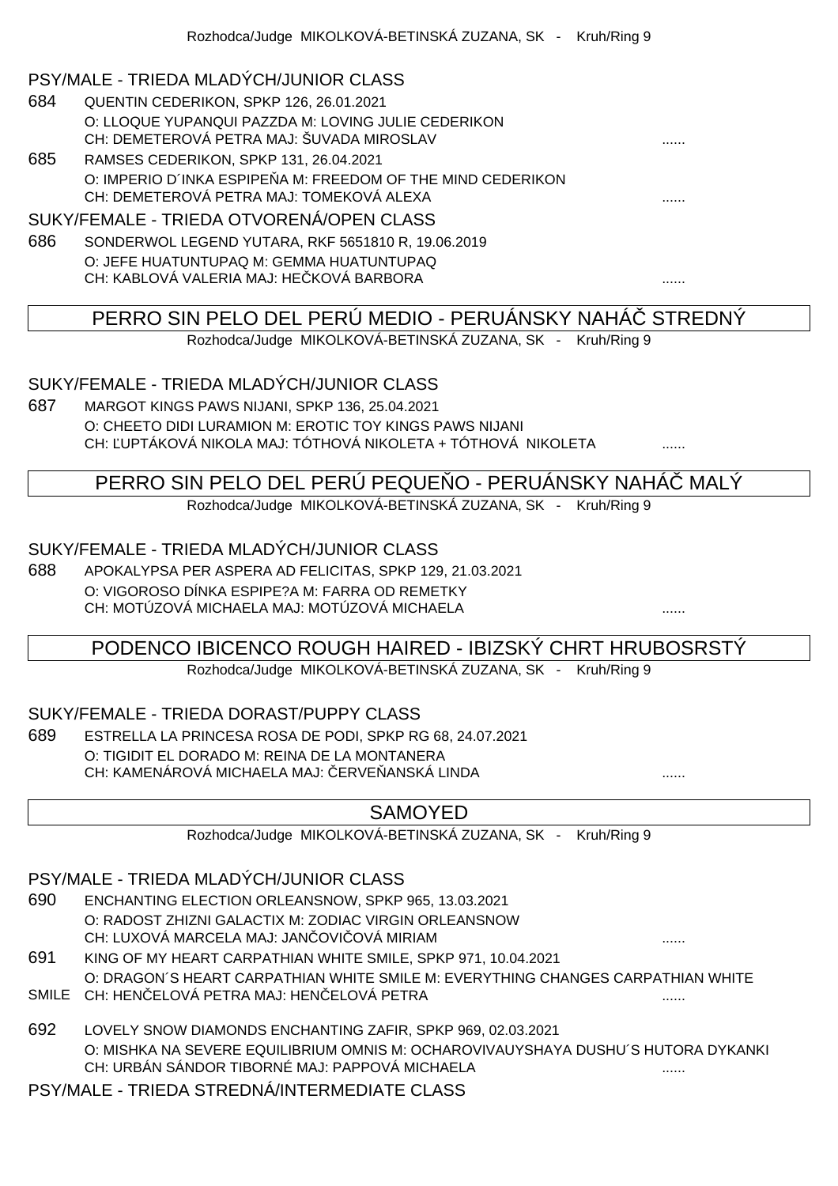Rozhodca/Judge MIKOLKOVÁ-BETINSKÁ ZUZANA, SK - Kruh/Ring 9

### PSY/MALE - TRIEDA MLADÝCH/JUNIOR CLASS

684 QUENTIN CEDERIKON, SPKP 126, 26.01.2021
O: LLOQUE YUPANQUI PAZZDA M: LOVING JULIE CEDERIKON
CH: DEMETEROVÁ PETRA MAJ: ŠUVADA MIROSLAV ......

685 RAMSES CEDERIKON, SPKP 131, 26.04.2021
O: IMPERIO D´INKA ESPIPEÑA M: FREEDOM OF THE MIND CEDERIKON
CH: DEMETEROVÁ PETRA MAJ: TOMEKOVÁ ALEXA ......

### SUKY/FEMALE - TRIEDA OTVORENÁ/OPEN CLASS

686 SONDERWOL LEGEND YUTARA, RKF 5651810 R, 19.06.2019
O: JEFE HUATUNTUPAQ M: GEMMA HUATUNTUPAQ
CH: KABLOVÁ VALERIA MAJ: HEČKOVÁ BARBORA ......

## PERRO SIN PELO DEL PERÚ MEDIO - PERUÁNSKY NAHÁČ STREDNÝ

Rozhodca/Judge MIKOLKOVÁ-BETINSKÁ ZUZANA, SK - Kruh/Ring 9

### SUKY/FEMALE - TRIEDA MLADÝCH/JUNIOR CLASS

687 MARGOT KINGS PAWS NIJANI, SPKP 136, 25.04.2021
O: CHEETO DIDI LURAMION M: EROTIC TOY KINGS PAWS NIJANI
CH: ĽUPTÁKOVÁ NIKOLA MAJ: TÓTHOVÁ NIKOLETA + TÓTHOVÁ NIKOLETA ......

## PERRO SIN PELO DEL PERÚ PEQUEÑO - PERUÁNSKY NAHÁČ MALÝ

Rozhodca/Judge MIKOLKOVÁ-BETINSKÁ ZUZANA, SK - Kruh/Ring 9

### SUKY/FEMALE - TRIEDA MLADÝCH/JUNIOR CLASS

688 APOKALYPSA PER ASPERA AD FELICITAS, SPKP 129, 21.03.2021
O: VIGOROSO DÍNKA ESPIPE?A M: FARRA OD REMETKY
CH: MOTÚZOVÁ MICHAELA MAJ: MOTÚZOVÁ MICHAELA ......

## PODENCO IBICENCO ROUGH HAIRED - IBIZSKÝ CHRT HRUBOSRSTÝ

Rozhodca/Judge MIKOLKOVÁ-BETINSKÁ ZUZANA, SK - Kruh/Ring 9

### SUKY/FEMALE - TRIEDA DORAST/PUPPY CLASS

689 ESTRELLA LA PRINCESA ROSA DE PODI, SPKP RG 68, 24.07.2021
O: TIGIDIT EL DORADO M: REINA DE LA MONTANERA
CH: KAMENÁROVÁ MICHAELA MAJ: ČERVEŇANSKÁ LINDA ......

## SAMOYED

Rozhodca/Judge MIKOLKOVÁ-BETINSKÁ ZUZANA, SK - Kruh/Ring 9

### PSY/MALE - TRIEDA MLADÝCH/JUNIOR CLASS

690 ENCHANTING ELECTION ORLEANSNOW, SPKP 965, 13.03.2021
O: RADOST ZHIZNI GALACTIX M: ZODIAC VIRGIN ORLEANSNOW
CH: LUXOVÁ MARCELA MAJ: JANČOVIČOVÁ MIRIAM ......

691 KING OF MY HEART CARPATHIAN WHITE SMILE, SPKP 971, 10.04.2021
O: DRAGON´S HEART CARPATHIAN WHITE SMILE M: EVERYTHING CHANGES CARPATHIAN WHITE SMILE CH: HENČELOVÁ PETRA MAJ: HENČELOVÁ PETRA ......

692 LOVELY SNOW DIAMONDS ENCHANTING ZAFIR, SPKP 969, 02.03.2021
O: MISHKA NA SEVERE EQUILIBRIUM OMNIS M: OCHAROVIVAUYSHAYA DUSHU´S HUTORA DYKANKI
CH: URBÁN SÁNDOR TIBORNÉ MAJ: PAPPOVÁ MICHAELA ......

### PSY/MALE - TRIEDA STREDNÁ/INTERMEDIATE CLASS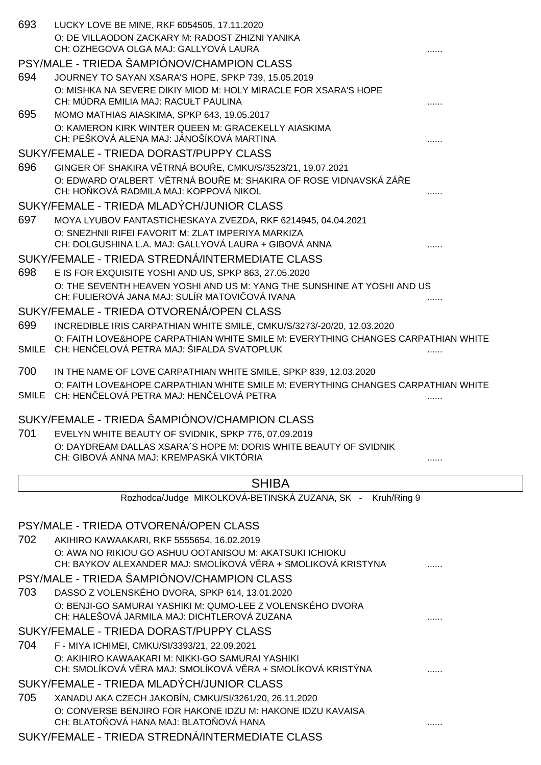693 LUCKY LOVE BE MINE, RKF 6054505, 17.11.2020
O: DE VILLAODON ZACKARY M: RADOST ZHIZNI YANIKA
CH: OZHEGOVA OLGA MAJ: GALLYOVÁ LAURA ......

## PSY/MALE - TRIEDA ŠAMPIÓNOV/CHAMPION CLASS

694 JOURNEY TO SAYAN XSARA'S HOPE, SPKP 739, 15.05.2019
O: MISHKA NA SEVERE DIKIY MIOD M: HOLY MIRACLE FOR XSARA'S HOPE
CH: MÚDRA EMILIA MAJ: RACUŁT PAULINA ......

695 MOMO MATHIAS AIASKIMA, SPKP 643, 19.05.2017
O: KAMERON KIRK WINTER QUEEN M: GRACEKELLY AIASKIMA
CH: PEŠKOVÁ ALENA MAJ: JÁNOŠÍKOVÁ MARTINA ......

## SUKY/FEMALE - TRIEDA DORAST/PUPPY CLASS

696 GINGER OF SHAKIRA VĚTRNÁ BOUŘE, CMKU/S/3523/21, 19.07.2021
O: EDWARD O'ALBERT VĚTRNÁ BOUŘE M: SHAKIRA OF ROSE VIDNAVSKÁ ZÁŘE
CH: HOŇKOVÁ RADMILA MAJ: KOPPOVÁ NIKOL ......

## SUKY/FEMALE - TRIEDA MLADÝCH/JUNIOR CLASS

697 MOYA LYUBOV FANTASTICHESKAYA ZVEZDA, RKF 6214945, 04.04.2021
O: SNEZHNII RIFEI FAVORIT M: ZLAT IMPERIYA MARKIZA
CH: DOLGUSHINA L.A. MAJ: GALLYOVÁ LAURA + GIBOVÁ ANNA ......

## SUKY/FEMALE - TRIEDA STREDNÁ/INTERMEDIATE CLASS

698 E IS FOR EXQUISITE YOSHI AND US, SPKP 863, 27.05.2020
O: THE SEVENTH HEAVEN YOSHI AND US M: YANG THE SUNSHINE AT YOSHI AND US
CH: FULIEROVÁ JANA MAJ: SULÍR MATOVIČOVÁ IVANA ......

## SUKY/FEMALE - TRIEDA OTVORENÁ/OPEN CLASS

699 INCREDIBLE IRIS CARPATHIAN WHITE SMILE, CMKU/S/3273/-20/20, 12.03.2020
O: FAITH LOVE&HOPE CARPATHIAN WHITE SMILE M: EVERYTHING CHANGES CARPATHIAN WHITE SMILE CH: HENČELOVÁ PETRA MAJ: ŠIFALDA SVATOPLUK ......

700 IN THE NAME OF LOVE CARPATHIAN WHITE SMILE, SPKP 839, 12.03.2020
O: FAITH LOVE&HOPE CARPATHIAN WHITE SMILE M: EVERYTHING CHANGES CARPATHIAN WHITE SMILE CH: HENČELOVÁ PETRA MAJ: HENČELOVÁ PETRA ......

## SUKY/FEMALE - TRIEDA ŠAMPIÓNOV/CHAMPION CLASS

701 EVELYN WHITE BEAUTY OF SVIDNIK, SPKP 776, 07.09.2019
O: DAYDREAM DALLAS XSARA´S HOPE M: DORIS WHITE BEAUTY OF SVIDNIK
CH: GIBOVÁ ANNA MAJ: KREMPASKÁ VIKTÓRIA ......

# SHIBA

Rozhodca/Judge MIKOLKOVÁ-BETINSKÁ ZUZANA, SK - Kruh/Ring 9

## PSY/MALE - TRIEDA OTVORENÁ/OPEN CLASS

702 AKIHIRO KAWAAKARI, RKF 5555654, 16.02.2019
O: AWA NO RIKIOU GO ASHUU OOTANISOU M: AKATSUKI ICHIOKU
CH: BAYKOV ALEXANDER MAJ: SMOLÍKOVÁ VĚRA + SMOLIKOVÁ KRISTYNA ......

## PSY/MALE - TRIEDA ŠAMPIÓNOV/CHAMPION CLASS

703 DASSO Z VOLENSKÉHO DVORA, SPKP 614, 13.01.2020
O: BENJI-GO SAMURAI YASHIKI M: QUMO-LEE Z VOLENSKÉHO DVORA
CH: HALEŠOVÁ JARMILA MAJ: DICHTLEROVÁ ZUZANA ......

## SUKY/FEMALE - TRIEDA DORAST/PUPPY CLASS

704 F - MIYA ICHIMEI, CMKU/SI/3393/21, 22.09.2021
O: AKIHIRO KAWAAKARI M: NIKKI-GO SAMURAI YASHIKI
CH: SMOLÍKOVÁ VĚRA MAJ: SMOLÍKOVÁ VĚRA + SMOLÍKOVÁ KRISTÝNA ......

## SUKY/FEMALE - TRIEDA MLADÝCH/JUNIOR CLASS

705 XANADU AKA CZECH JAKOBÍN, CMKU/SI/3261/20, 26.11.2020
O: CONVERSE BENJIRO FOR HAKONE IDZU M: HAKONE IDZU KAVAISA
CH: BLATOŇOVÁ HANA MAJ: BLATOŇOVÁ HANA ......

## SUKY/FEMALE - TRIEDA STREDNÁ/INTERMEDIATE CLASS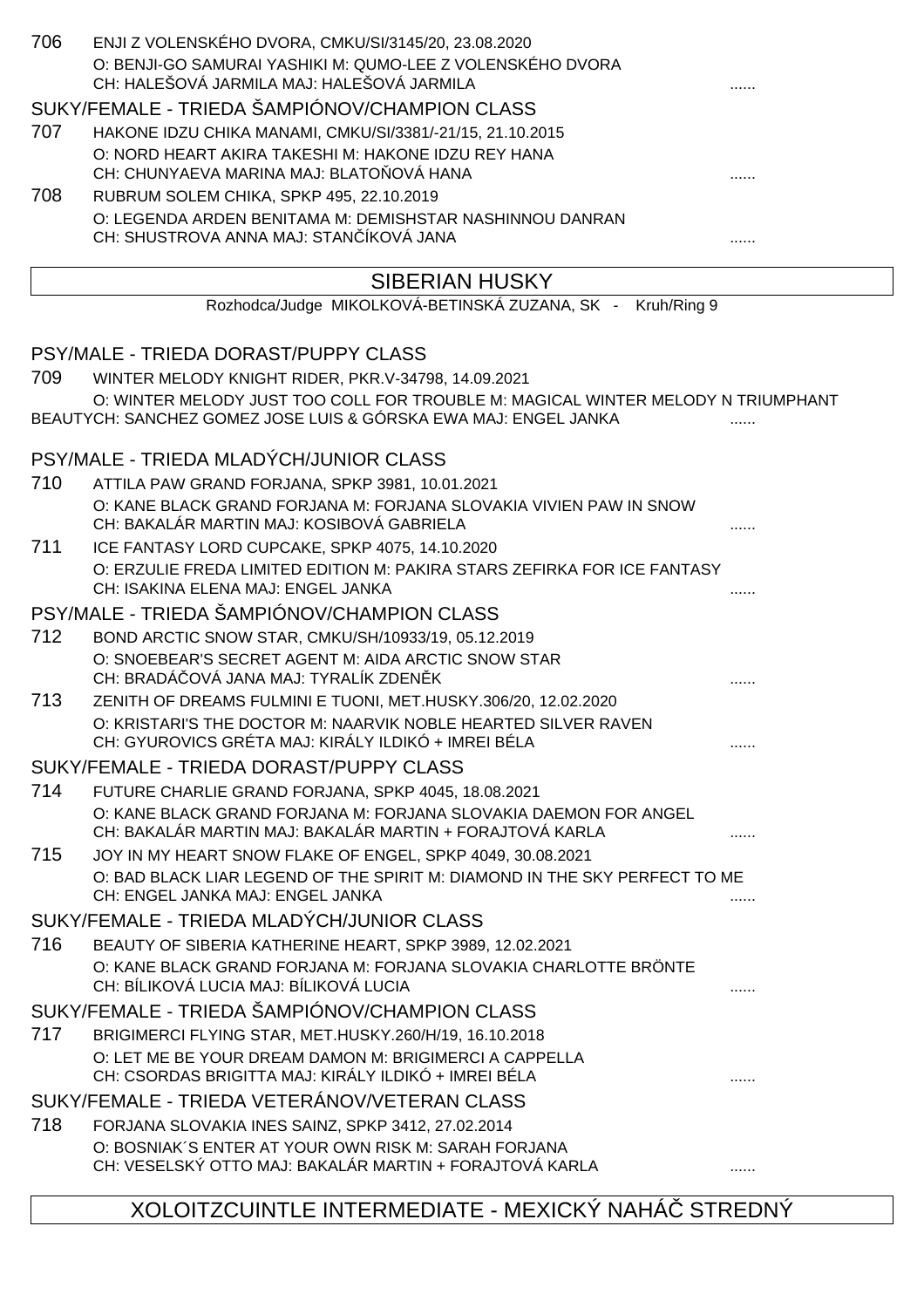706 ENJI Z VOLENSKÉHO DVORA, CMKU/SI/3145/20, 23.08.2020
O: BENJI-GO SAMURAI YASHIKI M: QUMO-LEE Z VOLENSKÉHO DVORA
CH: HALEŠOVÁ JARMILA MAJ: HALEŠOVÁ JARMILA ......

SUKY/FEMALE - TRIEDA ŠAMPIÓNOV/CHAMPION CLASS

707 HAKONE IDZU CHIKA MANAMI, CMKU/SI/3381/-21/15, 21.10.2015
O: NORD HEART AKIRA TAKESHI M: HAKONE IDZU REY HANA
CH: CHUNYAEVA MARINA MAJ: BLATOŇOVÁ HANA ......

708 RUBRUM SOLEM CHIKA, SPKP 495, 22.10.2019
O: LEGENDA ARDEN BENITAMA M: DEMISHSTAR NASHINNOU DANRAN
CH: SHUSTROVA ANNA MAJ: STANČÍKOVÁ JANA ......

## SIBERIAN HUSKY

Rozhodca/Judge MIKOLKOVÁ-BETINSKÁ ZUZANA, SK - Kruh/Ring 9

PSY/MALE - TRIEDA DORAST/PUPPY CLASS

709 WINTER MELODY KNIGHT RIDER, PKR.V-34798, 14.09.2021
O: WINTER MELODY JUST TOO COLL FOR TROUBLE M: MAGICAL WINTER MELODY N TRIUMPHANT BEAUTYCH: SANCHEZ GOMEZ JOSE LUIS & GÓRSKA EWA MAJ: ENGEL JANKA ......

PSY/MALE - TRIEDA MLADÝCH/JUNIOR CLASS

710 ATTILA PAW GRAND FORJANA, SPKP 3981, 10.01.2021
O: KANE BLACK GRAND FORJANA M: FORJANA SLOVAKIA VIVIEN PAW IN SNOW
CH: BAKALÁR MARTIN MAJ: KOSIBOVÁ GABRIELA ......

711 ICE FANTASY LORD CUPCAKE, SPKP 4075, 14.10.2020
O: ERZULIE FREDA LIMITED EDITION M: PAKIRA STARS ZEFIRKA FOR ICE FANTASY
CH: ISAKINA ELENA MAJ: ENGEL JANKA ......

PSY/MALE - TRIEDA ŠAMPIÓNOV/CHAMPION CLASS

712 BOND ARCTIC SNOW STAR, CMKU/SH/10933/19, 05.12.2019
O: SNOEBEAR'S SECRET AGENT M: AIDA ARCTIC SNOW STAR
CH: BRADÁČOVÁ JANA MAJ: TYRALÍK ZDENĚK ......

713 ZENITH OF DREAMS FULMINI E TUONI, MET.HUSKY.306/20, 12.02.2020
O: KRISTARI'S THE DOCTOR M: NAARVIK NOBLE HEARTED SILVER RAVEN
CH: GYUROVICS GRÉTA MAJ: KIRÁLY ILDIKÓ + IMREI BÉLA ......

SUKY/FEMALE - TRIEDA DORAST/PUPPY CLASS

714 FUTURE CHARLIE GRAND FORJANA, SPKP 4045, 18.08.2021
O: KANE BLACK GRAND FORJANA M: FORJANA SLOVAKIA DAEMON FOR ANGEL
CH: BAKALÁR MARTIN MAJ: BAKALÁR MARTIN + FORAJTOVÁ KARLA ......

715 JOY IN MY HEART SNOW FLAKE OF ENGEL, SPKP 4049, 30.08.2021
O: BAD BLACK LIAR LEGEND OF THE SPIRIT M: DIAMOND IN THE SKY PERFECT TO ME
CH: ENGEL JANKA MAJ: ENGEL JANKA ......

SUKY/FEMALE - TRIEDA MLADÝCH/JUNIOR CLASS

716 BEAUTY OF SIBERIA KATHERINE HEART, SPKP 3989, 12.02.2021
O: KANE BLACK GRAND FORJANA M: FORJANA SLOVAKIA CHARLOTTE BRÖNTE
CH: BÍLIKOVÁ LUCIA MAJ: BÍLIKOVÁ LUCIA ......

SUKY/FEMALE - TRIEDA ŠAMPIÓNOV/CHAMPION CLASS

717 BRIGIMERCI FLYING STAR, MET.HUSKY.260/H/19, 16.10.2018
O: LET ME BE YOUR DREAM DAMON M: BRIGIMERCI A CAPPELLA
CH: CSORDAS BRIGITTA MAJ: KIRÁLY ILDIKÓ + IMREI BÉLA ......

SUKY/FEMALE - TRIEDA VETERÁNOV/VETERAN CLASS

718 FORJANA SLOVAKIA INES SAINZ, SPKP 3412, 27.02.2014
O: BOSNIAK´S ENTER AT YOUR OWN RISK M: SARAH FORJANA
CH: VESELSKÝ OTTO MAJ: BAKALÁR MARTIN + FORAJTOVÁ KARLA ......

## XOLOITZCUINTLE INTERMEDIATE - MEXICKÝ NAHÁČ STREDNÝ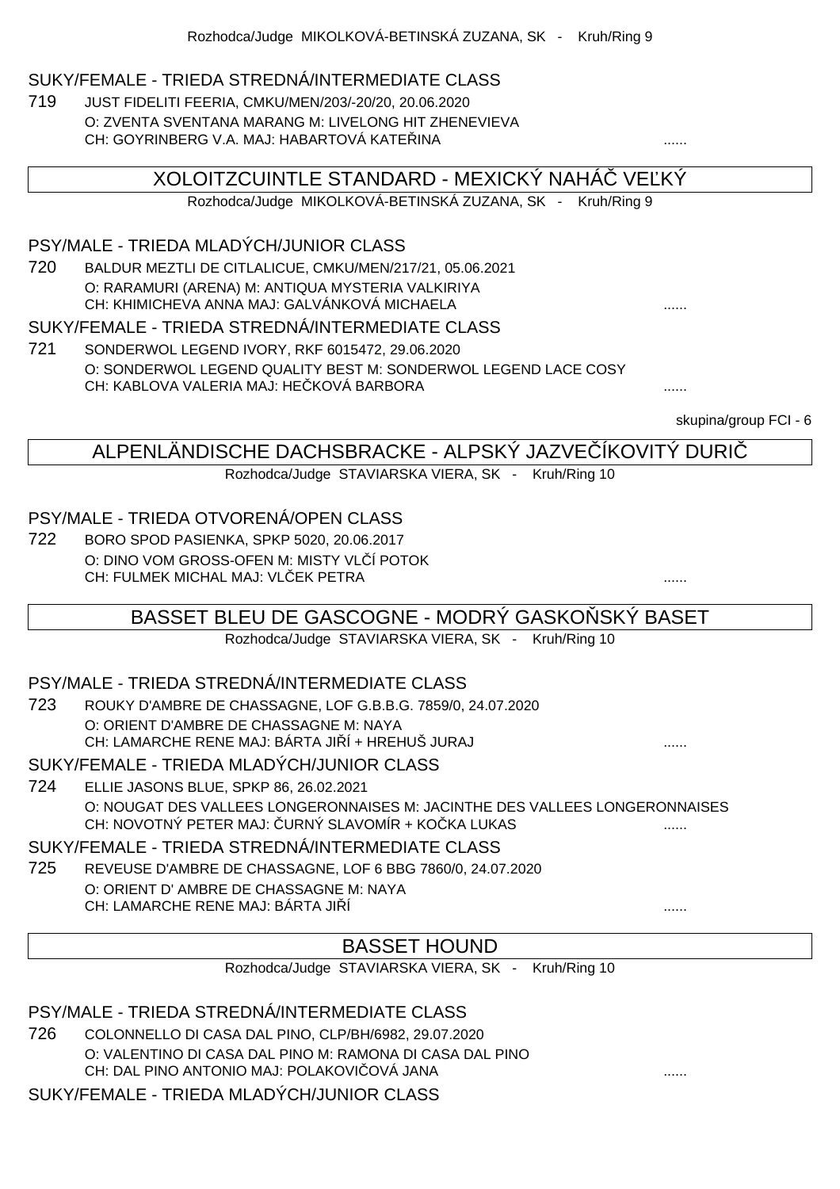Rozhodca/Judge MIKOLKOVÁ-BETINSKÁ ZUZANA, SK - Kruh/Ring 9

### SUKY/FEMALE - TRIEDA STREDNÁ/INTERMEDIATE CLASS

719 JUST FIDELITI FEERIA, CMKU/MEN/203/-20/20, 20.06.2020
O: ZVENTA SVENTANA MARANG M: LIVELONG HIT ZHENEVIEVA
CH: GOYRINBERG V.A. MAJ: HABARTOVÁ KATEŘINA ......

## XOLOITZCUINTLE STANDARD - MEXICKÝ NAHÁČ VEĽKÝ

Rozhodca/Judge MIKOLKOVÁ-BETINSKÁ ZUZANA, SK - Kruh/Ring 9

### PSY/MALE - TRIEDA MLADÝCH/JUNIOR CLASS

720 BALDUR MEZTLI DE CITLALICUE, CMKU/MEN/217/21, 05.06.2021
O: RARAMURI (ARENA) M: ANTIQUA MYSTERIA VALKIRIYA
CH: KHIMICHEVA ANNA MAJ: GALVÁNKOVÁ MICHAELA ......

### SUKY/FEMALE - TRIEDA STREDNÁ/INTERMEDIATE CLASS

721 SONDERWOL LEGEND IVORY, RKF 6015472, 29.06.2020
O: SONDERWOL LEGEND QUALITY BEST M: SONDERWOL LEGEND LACE COSY
CH: KABLOVA VALERIA MAJ: HEČKOVÁ BARBORA ......

skupina/group FCI - 6

## ALPENLÄNDISCHE DACHSBRACKE - ALPSKÝ JAZVEČÍKOVITÝ DURIČ

Rozhodca/Judge STAVIARSKA VIERA, SK - Kruh/Ring 10

### PSY/MALE - TRIEDA OTVORENÁ/OPEN CLASS

722 BORO SPOD PASIENKA, SPKP 5020, 20.06.2017
O: DINO VOM GROSS-OFEN M: MISTY VLČÍ POTOK
CH: FULMEK MICHAL MAJ: VLČEK PETRA ......

## BASSET BLEU DE GASCOGNE - MODRÝ GASKOŇSKÝ BASET

Rozhodca/Judge STAVIARSKA VIERA, SK - Kruh/Ring 10

### PSY/MALE - TRIEDA STREDNÁ/INTERMEDIATE CLASS

723 ROUKY D'AMBRE DE CHASSAGNE, LOF G.B.B.G. 7859/0, 24.07.2020
O: ORIENT D'AMBRE DE CHASSAGNE M: NAYA
CH: LAMARCHE RENE MAJ: BÁRTA JIŘÍ + HREHUŠ JURAJ ......

### SUKY/FEMALE - TRIEDA MLADÝCH/JUNIOR CLASS

724 ELLIE JASONS BLUE, SPKP 86, 26.02.2021
O: NOUGAT DES VALLEES LONGERONNAISES M: JACINTHE DES VALLEES LONGERONNAISES
CH: NOVOTNÝ PETER MAJ: ČURNÝ SLAVOMÍR + KOČKA LUKAS ......

### SUKY/FEMALE - TRIEDA STREDNÁ/INTERMEDIATE CLASS

725 REVEUSE D'AMBRE DE CHASSAGNE, LOF 6 BBG 7860/0, 24.07.2020
O: ORIENT D' AMBRE DE CHASSAGNE M: NAYA
CH: LAMARCHE RENE MAJ: BÁRTA JIŘÍ ......

## BASSET HOUND

Rozhodca/Judge STAVIARSKA VIERA, SK - Kruh/Ring 10

### PSY/MALE - TRIEDA STREDNÁ/INTERMEDIATE CLASS

726 COLONNELLO DI CASA DAL PINO, CLP/BH/6982, 29.07.2020
O: VALENTINO DI CASA DAL PINO M: RAMONA DI CASA DAL PINO
CH: DAL PINO ANTONIO MAJ: POLAKOVIČOVÁ JANA ......

### SUKY/FEMALE - TRIEDA MLADÝCH/JUNIOR CLASS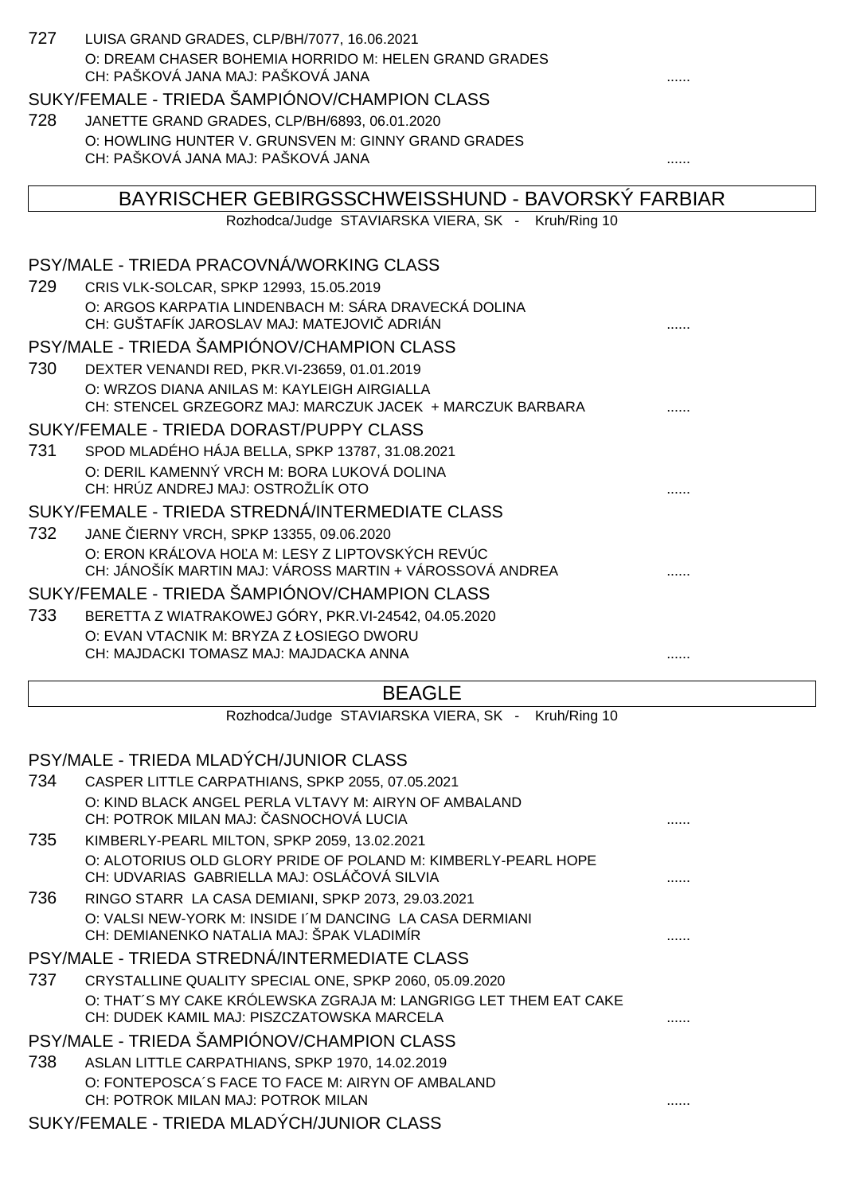727 LUISA GRAND GRADES, CLP/BH/7077, 16.06.2021
O: DREAM CHASER BOHEMIA HORRIDO M: HELEN GRAND GRADES
CH: PAŠKOVÁ JANA MAJ: PAŠKOVÁ JANA ......

SUKY/FEMALE - TRIEDA ŠAMPIÓNOV/CHAMPION CLASS

728 JANETTE GRAND GRADES, CLP/BH/6893, 06.01.2020
O: HOWLING HUNTER V. GRUNSVEN M: GINNY GRAND GRADES
CH: PAŠKOVÁ JANA MAJ: PAŠKOVÁ JANA ......

## BAYRISCHER GEBIRGSSCHWEISSHUND - BAVORSKÝ FARBIAR

Rozhodca/Judge STAVIARSKA VIERA, SK - Kruh/Ring 10

PSY/MALE - TRIEDA PRACOVNÁ/WORKING CLASS

729 CRIS VLK-SOLCAR, SPKP 12993, 15.05.2019
O: ARGOS KARPATIA LINDENBACH M: SÁRA DRAVECKÁ DOLINA
CH: GUŠTAFÍK JAROSLAV MAJ: MATEJOVIČ ADRIÁN ......

PSY/MALE - TRIEDA ŠAMPIÓNOV/CHAMPION CLASS

730 DEXTER VENANDI RED, PKR.VI-23659, 01.01.2019
O: WRZOS DIANA ANILAS M: KAYLEIGH AIRGIALLA
CH: STENCEL GRZEGORZ MAJ: MARCZUK JACEK + MARCZUK BARBARA ......

SUKY/FEMALE - TRIEDA DORAST/PUPPY CLASS

731 SPOD MLADÉHO HÁJA BELLA, SPKP 13787, 31.08.2021
O: DERIL KAMENNÝ VRCH M: BORA LUKOVÁ DOLINA
CH: HRÚZ ANDREJ MAJ: OSTROŽLÍK OTO ......

SUKY/FEMALE - TRIEDA STREDNÁ/INTERMEDIATE CLASS

732 JANE ČIERNY VRCH, SPKP 13355, 09.06.2020
O: ERON KRÁĽOVA HOĽA M: LESY Z LIPTOVSKÝCH REVÚC
CH: JÁNOŠÍK MARTIN MAJ: VÁROSS MARTIN + VÁROSSOVÁ ANDREA ......

SUKY/FEMALE - TRIEDA ŠAMPIÓNOV/CHAMPION CLASS

733 BERETTA Z WIATRAKOWEJ GÓRY, PKR.VI-24542, 04.05.2020
O: EVAN VTACNIK M: BRYZA Z ŁOSIEGO DWORU
CH: MAJDACKI TOMASZ MAJ: MAJDACKA ANNA ......

## BEAGLE

Rozhodca/Judge STAVIARSKA VIERA, SK - Kruh/Ring 10

PSY/MALE - TRIEDA MLADÝCH/JUNIOR CLASS

734 CASPER LITTLE CARPATHIANS, SPKP 2055, 07.05.2021
O: KIND BLACK ANGEL PERLA VLTAVY M: AIRYN OF AMBALAND
CH: POTROK MILAN MAJ: ČASNOCHOVÁ LUCIA ......

735 KIMBERLY-PEARL MILTON, SPKP 2059, 13.02.2021
O: ALOTORIUS OLD GLORY PRIDE OF POLAND M: KIMBERLY-PEARL HOPE
CH: UDVARIAS GABRIELLA MAJ: OSLÁČOVÁ SILVIA ......

736 RINGO STARR LA CASA DEMIANI, SPKP 2073, 29.03.2021
O: VALSI NEW-YORK M: INSIDE I´M DANCING LA CASA DERMIANI
CH: DEMIANENKO NATALIA MAJ: ŠPAK VLADIMÍR ......

PSY/MALE - TRIEDA STREDNÁ/INTERMEDIATE CLASS

737 CRYSTALLINE QUALITY SPECIAL ONE, SPKP 2060, 05.09.2020
O: THAT´S MY CAKE KRÓLEWSKA ZGRAJA M: LANGRIGG LET THEM EAT CAKE
CH: DUDEK KAMIL MAJ: PISZCZATOWSKA MARCELA ......

PSY/MALE - TRIEDA ŠAMPIÓNOV/CHAMPION CLASS

738 ASLAN LITTLE CARPATHIANS, SPKP 1970, 14.02.2019
O: FONTEPOSCA´S FACE TO FACE M: AIRYN OF AMBALAND
CH: POTROK MILAN MAJ: POTROK MILAN ......

SUKY/FEMALE - TRIEDA MLADÝCH/JUNIOR CLASS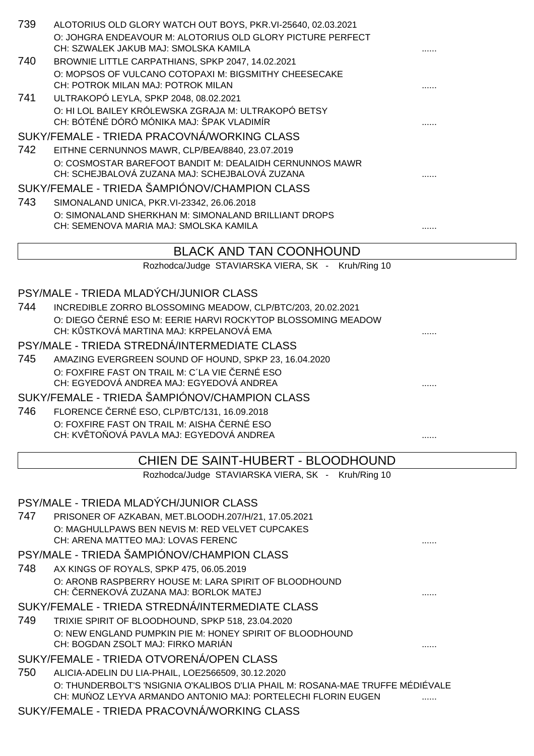739 ALOTORIUS OLD GLORY WATCH OUT BOYS, PKR.VI-25640, 02.03.2021
O: JOHGRA ENDEAVOUR M: ALOTORIUS OLD GLORY PICTURE PERFECT
CH: SZWALEK JAKUB MAJ: SMOLSKA KAMILA ......

740 BROWNIE LITTLE CARPATHIANS, SPKP 2047, 14.02.2021
O: MOPSOS OF VULCANO COTOPAXI M: BIGSMITHY CHEESECAKE
CH: POTROK MILAN MAJ: POTROK MILAN ......

741 ULTRAKOPÓ LEYLA, SPKP 2048, 08.02.2021
O: HI LOL BAILEY KRÓLEWSKA ZGRAJA M: ULTRAKOPÓ BETSY
CH: BÓTÉNÉ DÓRÓ MÓNIKA MAJ: ŠPAK VLADIMÍR ......

SUKY/FEMALE - TRIEDA PRACOVNÁ/WORKING CLASS

742 EITHNE CERNUNNOS MAWR, CLP/BEA/8840, 23.07.2019
O: COSMOSTAR BAREFOOT BANDIT M: DEALAIDH CERNUNNOS MAWR
CH: SCHEJBALOVÁ ZUZANA MAJ: SCHEJBALOVÁ ZUZANA ......

SUKY/FEMALE - TRIEDA ŠAMPIÓNOV/CHAMPION CLASS

743 SIMONALAND UNICA, PKR.VI-23342, 26.06.2018
O: SIMONALAND SHERKHAN M: SIMONALAND BRILLIANT DROPS
CH: SEMENOVA MARIA MAJ: SMOLSKA KAMILA ......

## BLACK AND TAN COONHOUND

Rozhodca/Judge STAVIARSKA VIERA, SK - Kruh/Ring 10

PSY/MALE - TRIEDA MLADÝCH/JUNIOR CLASS

744 INCREDIBLE ZORRO BLOSSOMING MEADOW, CLP/BTC/203, 20.02.2021
O: DIEGO ČERNÉ ESO M: EERIE HARVI ROCKYTOP BLOSSOMING MEADOW
CH: KŮSTKOVÁ MARTINA MAJ: KRPELANOVÁ EMA ......

PSY/MALE - TRIEDA STREDNÁ/INTERMEDIATE CLASS

745 AMAZING EVERGREEN SOUND OF HOUND, SPKP 23, 16.04.2020
O: FOXFIRE FAST ON TRAIL M: C´LA VIE ČERNÉ ESO
CH: EGYEDOVÁ ANDREA MAJ: EGYEDOVÁ ANDREA ......

SUKY/FEMALE - TRIEDA ŠAMPIÓNOV/CHAMPION CLASS

746 FLORENCE ČERNÉ ESO, CLP/BTC/131, 16.09.2018
O: FOXFIRE FAST ON TRAIL M: AISHA ČERNÉ ESO
CH: KVĚTOŇOVÁ PAVLA MAJ: EGYEDOVÁ ANDREA ......

## CHIEN DE SAINT-HUBERT - BLOODHOUND

Rozhodca/Judge STAVIARSKA VIERA, SK - Kruh/Ring 10

PSY/MALE - TRIEDA MLADÝCH/JUNIOR CLASS

747 PRISONER OF AZKABAN, MET.BLOODH.207/H/21, 17.05.2021
O: MAGHULLPAWS BEN NEVIS M: RED VELVET CUPCAKES
CH: ARENA MATTEO MAJ: LOVAS FERENC ......

PSY/MALE - TRIEDA ŠAMPIÓNOV/CHAMPION CLASS

748 AX KINGS OF ROYALS, SPKP 475, 06.05.2019
O: ARONB RASPBERRY HOUSE M: LARA SPIRIT OF BLOODHOUND
CH: ČERNEKOVÁ ZUZANA MAJ: BORLOK MATEJ ......

SUKY/FEMALE - TRIEDA STREDNÁ/INTERMEDIATE CLASS

749 TRIXIE SPIRIT OF BLOODHOUND, SPKP 518, 23.04.2020
O: NEW ENGLAND PUMPKIN PIE M: HONEY SPIRIT OF BLOODHOUND
CH: BOGDAN ZSOLT MAJ: FIRKO MARIÁN ......

SUKY/FEMALE - TRIEDA OTVORENÁ/OPEN CLASS

750 ALICIA-ADELIN DU LIA-PHAIL, LOE2566509, 30.12.2020
O: THUNDERBOLT'S 'NSIGNIA O'KALIBOS D'LIA PHAIL M: ROSANA-MAE TRUFFE MÉDIÉVALE
CH: MUŃOZ LEYVA ARMANDO ANTONIO MAJ: PORTELECHI FLORIN EUGEN ......

SUKY/FEMALE - TRIEDA PRACOVNÁ/WORKING CLASS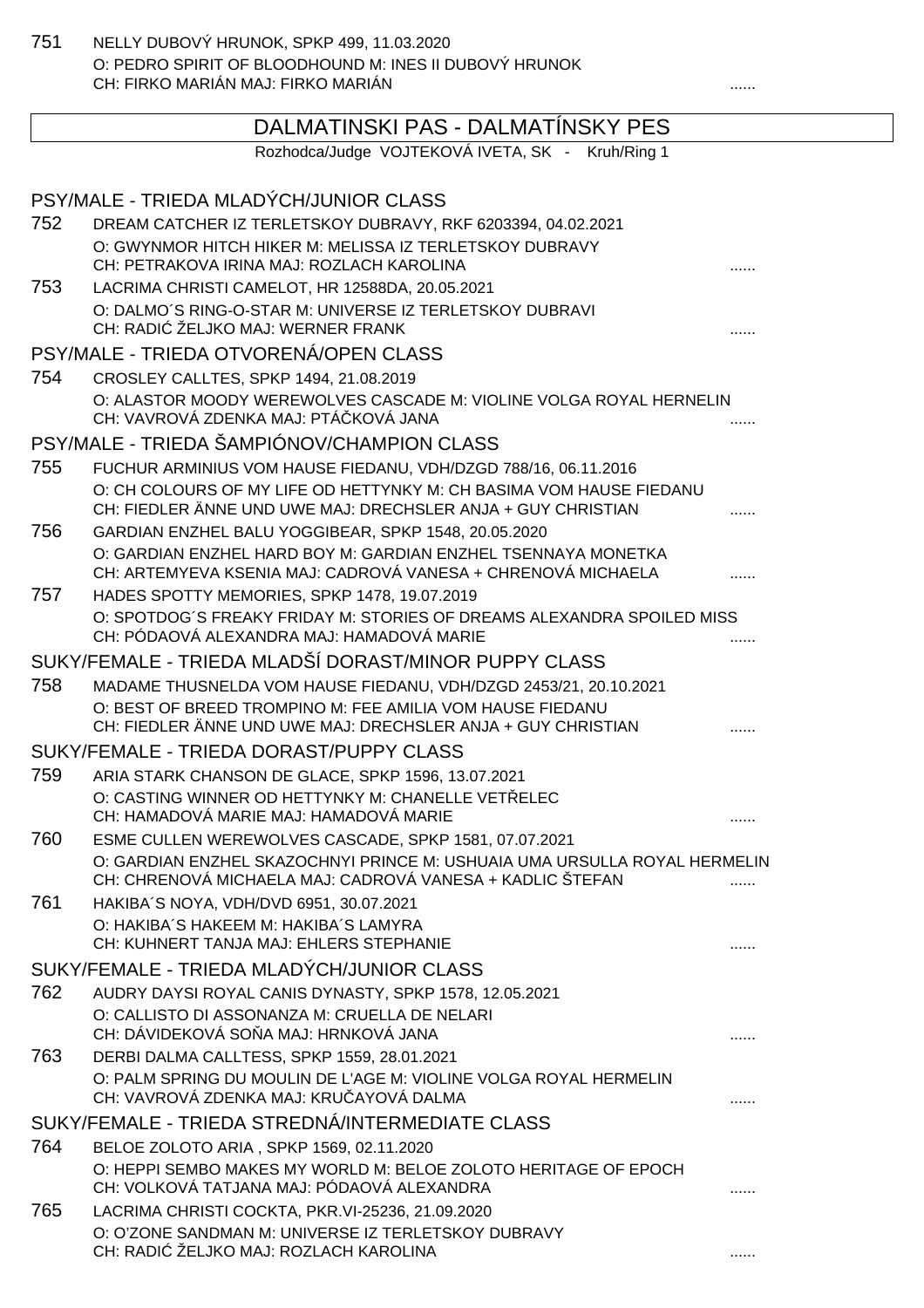751 NELLY DUBOVÝ HRUNOK, SPKP 499, 11.03.2020
O: PEDRO SPIRIT OF BLOODHOUND M: INES II DUBOVÝ HRUNOK
CH: FIRKO MARIÁN MAJ: FIRKO MARIÁN ......

## DALMATINSKI PAS - DALMATÍNSKY PES

Rozhodca/Judge VOJTEKOVÁ IVETA, SK - Kruh/Ring 1

### PSY/MALE - TRIEDA MLADÝCH/JUNIOR CLASS

752 DREAM CATCHER IZ TERLETSKOY DUBRAVY, RKF 6203394, 04.02.2021
O: GWYNMOR HITCH HIKER M: MELISSA IZ TERLETSKOY DUBRAVY
CH: PETRAKOVA IRINA MAJ: ROZLACH KAROLINA ......

753 LACRIMA CHRISTI CAMELOT, HR 12588DA, 20.05.2021
O: DALMO´S RING-O-STAR M: UNIVERSE IZ TERLETSKOY DUBRAVI
CH: RADIĆ ŽELJKO MAJ: WERNER FRANK ......

### PSY/MALE - TRIEDA OTVORENÁ/OPEN CLASS

754 CROSLEY CALLTES, SPKP 1494, 21.08.2019
O: ALASTOR MOODY WEREWOLVES CASCADE M: VIOLINE VOLGA ROYAL HERNELIN
CH: VAVROVÁ ZDENKA MAJ: PTÁČKOVÁ JANA ......

### PSY/MALE - TRIEDA ŠAMPIÓNOV/CHAMPION CLASS

755 FUCHUR ARMINIUS VOM HAUSE FIEDANU, VDH/DZGD 788/16, 06.11.2016
O: CH COLOURS OF MY LIFE OD HETTYNKY M: CH BASIMA VOM HAUSE FIEDANU
CH: FIEDLER ÄNNE UND UWE MAJ: DRECHSLER ANJA + GUY CHRISTIAN ......

756 GARDIAN ENZHEL BALU YOGGIBEAR, SPKP 1548, 20.05.2020
O: GARDIAN ENZHEL HARD BOY M: GARDIAN ENZHEL TSENNAYA MONETKA
CH: ARTEMYEVA KSENIA MAJ: CADROVÁ VANESA + CHRENOVÁ MICHAELA ......

757 HADES SPOTTY MEMORIES, SPKP 1478, 19.07.2019
O: SPOTDOG´S FREAKY FRIDAY M: STORIES OF DREAMS ALEXANDRA SPOILED MISS
CH: PÓDAOVÁ ALEXANDRA MAJ: HAMADOVÁ MARIE ......

### SUKY/FEMALE - TRIEDA MLADŠÍ DORAST/MINOR PUPPY CLASS

758 MADAME THUSNELDA VOM HAUSE FIEDANU, VDH/DZGD 2453/21, 20.10.2021
O: BEST OF BREED TROMPINO M: FEE AMILIA VOM HAUSE FIEDANU
CH: FIEDLER ÄNNE UND UWE MAJ: DRECHSLER ANJA + GUY CHRISTIAN ......

### SUKY/FEMALE - TRIEDA DORAST/PUPPY CLASS

759 ARIA STARK CHANSON DE GLACE, SPKP 1596, 13.07.2021
O: CASTING WINNER OD HETTYNKY M: CHANELLE VETŘELEC
CH: HAMADOVÁ MARIE MAJ: HAMADOVÁ MARIE ......

760 ESME CULLEN WEREWOLVES CASCADE, SPKP 1581, 07.07.2021
O: GARDIAN ENZHEL SKAZOCHNYI PRINCE M: USHUAIA UMA URSULLA ROYAL HERMELIN
CH: CHRENOVÁ MICHAELA MAJ: CADROVÁ VANESA + KADLIC ŠTEFAN ......

761 HAKIBA´S NOYA, VDH/DVD 6951, 30.07.2021
O: HAKIBA´S HAKEEM M: HAKIBA´S LAMYRA
CH: KUHNERT TANJA MAJ: EHLERS STEPHANIE ......

### SUKY/FEMALE - TRIEDA MLADÝCH/JUNIOR CLASS

762 AUDRY DAYSI ROYAL CANIS DYNASTY, SPKP 1578, 12.05.2021
O: CALLISTO DI ASSONANZA M: CRUELLA DE NELARI
CH: DÁVIDEKOVÁ SOŇA MAJ: HRNKOVÁ JANA ......

763 DERBI DALMA CALLTESS, SPKP 1559, 28.01.2021
O: PALM SPRING DU MOULIN DE L'AGE M: VIOLINE VOLGA ROYAL HERMELIN
CH: VAVROVÁ ZDENKA MAJ: KRUČAYOVÁ DALMA ......

### SUKY/FEMALE - TRIEDA STREDNÁ/INTERMEDIATE CLASS

764 BELOE ZOLOTO ARIA , SPKP 1569, 02.11.2020
O: HEPPI SEMBO MAKES MY WORLD M: BELOE ZOLOTO HERITAGE OF EPOCH
CH: VOLKOVÁ TATJANA MAJ: PÓDAOVÁ ALEXANDRA ......

765 LACRIMA CHRISTI COCKTA, PKR.VI-25236, 21.09.2020
O: O'ZONE SANDMAN M: UNIVERSE IZ TERLETSKOY DUBRAVY
CH: RADIĆ ŽELJKO MAJ: ROZLACH KAROLINA ......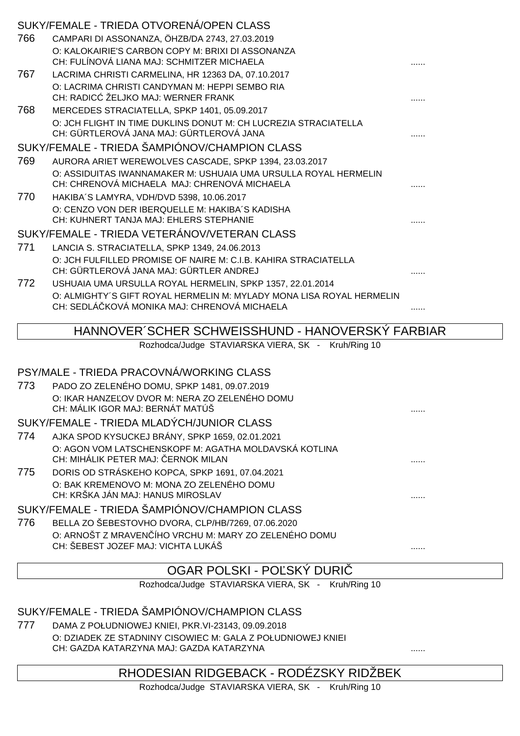### SUKY/FEMALE - TRIEDA OTVORENÁ/OPEN CLASS

766 CAMPARI DI ASSONANZA, ÖHZB/DA 2743, 27.03.2019
O: KALOKAIRIE'S CARBON COPY M: BRIXI DI ASSONANZA
CH: FULÍNOVÁ LIANA MAJ: SCHMITZER MICHAELA ......

767 LACRIMA CHRISTI CARMELINA, HR 12363 DA, 07.10.2017
O: LACRIMA CHRISTI CANDYMAN M: HEPPI SEMBO RIA
CH: RADICĆ ŽELJKO MAJ: WERNER FRANK ......

768 MERCEDES STRACIATELLA, SPKP 1401, 05.09.2017
O: JCH FLIGHT IN TIME DUKLINS DONUT M: CH LUCREZIA STRACIATELLA
CH: GÜRTLEROVÁ JANA MAJ: GÜRTLEROVÁ JANA ......

### SUKY/FEMALE - TRIEDA ŠAMPIÓNOV/CHAMPION CLASS

769 AURORA ARIET WEREWOLVES CASCADE, SPKP 1394, 23.03.2017
O: ASSIDUITAS IWANNAMAKER M: USHUAIA UMA URSULLA ROYAL HERMELIN
CH: CHRENOVÁ MICHAELA MAJ: CHRENOVÁ MICHAELA ......

770 HAKIBA´S LAMYRA, VDH/DVD 5398, 10.06.2017
O: CENZO VON DER IBERQUELLE M: HAKIBA´S KADISHA
CH: KUHNERT TANJA MAJ: EHLERS STEPHANIE ......

### SUKY/FEMALE - TRIEDA VETERÁNOV/VETERAN CLASS

771 LANCIA S. STRACIATELLA, SPKP 1349, 24.06.2013
O: JCH FULFILLED PROMISE OF NAIRE M: C.I.B. KAHIRA STRACIATELLA
CH: GÜRTLEROVÁ JANA MAJ: GÜRTLER ANDREJ ......

772 USHUAIA UMA URSULLA ROYAL HERMELIN, SPKP 1357, 22.01.2014
O: ALMIGHTY´S GIFT ROYAL HERMELIN M: MYLADY MONA LISA ROYAL HERMELIN
CH: SEDLÁČKOVÁ MONIKA MAJ: CHRENOVÁ MICHAELA ......

## HANNOVER´SCHER SCHWEISSHUND - HANOVERSKÝ FARBIAR

Rozhodca/Judge STAVIARSKA VIERA, SK - Kruh/Ring 10

### PSY/MALE - TRIEDA PRACOVNÁ/WORKING CLASS

773 PADO ZO ZELENÉHO DOMU, SPKP 1481, 09.07.2019
O: IKAR HANZEĽOV DVOR M: NERA ZO ZELENÉHO DOMU
CH: MÁLIK IGOR MAJ: BERNÁT MATÚŠ ......

### SUKY/FEMALE - TRIEDA MLADÝCH/JUNIOR CLASS

774 AJKA SPOD KYSUCKEJ BRÁNY, SPKP 1659, 02.01.2021
O: AGON VOM LATSCHENSKOPF M: AGATHA MOLDAVSKÁ KOTLINA
CH: MIHÁLIK PETER MAJ: ČERNOK MILAN ......

775 DORIS OD STRÁSKEHO KOPCA, SPKP 1691, 07.04.2021
O: BAK KREMENOVO M: MONA ZO ZELENÉHO DOMU
CH: KRŠKA JÁN MAJ: HANUS MIROSLAV ......

### SUKY/FEMALE - TRIEDA ŠAMPIÓNOV/CHAMPION CLASS

776 BELLA ZO ŠEBEŠTOVHO DVORA, CLP/HB/7269, 07.06.2020
O: ARNOŠT Z MRAVENČÍHO VRCHU M: MARY ZO ZELENÉHO DOMU
CH: ŠEBEST JOZEF MAJ: VICHTA LUKÁŠ ......

## OGAR POLSKI - POĽSKÝ DURIČ

Rozhodca/Judge STAVIARSKA VIERA, SK - Kruh/Ring 10

### SUKY/FEMALE - TRIEDA ŠAMPIÓNOV/CHAMPION CLASS

777 DAMA Z POŁUDNIOWEJ KNIEI, PKR.VI-23143, 09.09.2018
O: DZIADEK ZE STADNINY CISOWIEC M: GALA Z POŁUDNIOWEJ KNIEI
CH: GAZDA KATARZYNA MAJ: GAZDA KATARZYNA ......

## RHODESIAN RIDGEBACK - RODÉZSKY RIDŽBEK

Rozhodca/Judge STAVIARSKA VIERA, SK - Kruh/Ring 10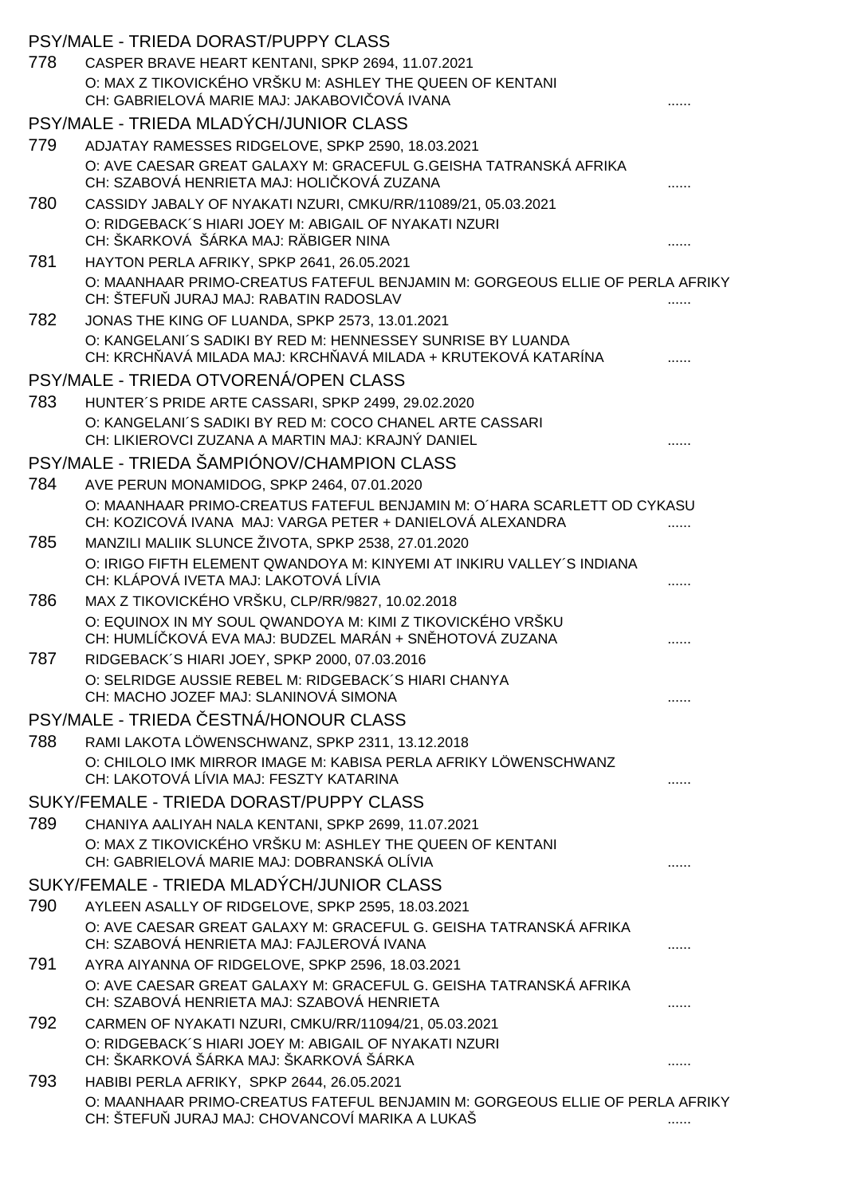## PSY/MALE - TRIEDA DORAST/PUPPY CLASS

778 CASPER BRAVE HEART KENTANI, SPKP 2694, 11.07.2021
O: MAX Z TIKOVICKÉHO VRŠKU M: ASHLEY THE QUEEN OF KENTANI
CH: GABRIELOVÁ MARIE MAJ: JAKABOVIČOVÁ IVANA ......

## PSY/MALE - TRIEDA MLADÝCH/JUNIOR CLASS

779 ADJATAY RAMESSES RIDGELOVE, SPKP 2590, 18.03.2021
O: AVE CAESAR GREAT GALAXY M: GRACEFUL G.GEISHA TATRANSKÁ AFRIKA
CH: SZABOVÁ HENRIETA MAJ: HOLIČKOVÁ ZUZANA ......

780 CASSIDY JABALY OF NYAKATI NZURI, CMKU/RR/11089/21, 05.03.2021
O: RIDGEBACK´S HIARI JOEY M: ABIGAIL OF NYAKATI NZURI
CH: ŠKARKOVÁ ŠÁRKA MAJ: RÄBIGER NINA ......

781 HAYTON PERLA AFRIKY, SPKP 2641, 26.05.2021
O: MAANHAAR PRIMO-CREATUS FATEFUL BENJAMIN M: GORGEOUS ELLIE OF PERLA AFRIKY
CH: ŠTEFUŇ JURAJ MAJ: RABATIN RADOSLAV ......

782 JONAS THE KING OF LUANDA, SPKP 2573, 13.01.2021
O: KANGELANI´S SADIKI BY RED M: HENNESSEY SUNRISE BY LUANDA
CH: KRCHŇAVÁ MILADA MAJ: KRCHŇAVÁ MILADA + KRUTEKOVÁ KATARÍNA ......

## PSY/MALE - TRIEDA OTVORENÁ/OPEN CLASS

783 HUNTER´S PRIDE ARTE CASSARI, SPKP 2499, 29.02.2020
O: KANGELANI´S SADIKI BY RED M: COCO CHANEL ARTE CASSARI
CH: LIKIEROVCI ZUZANA A MARTIN MAJ: KRAJNÝ DANIEL ......

## PSY/MALE - TRIEDA ŠAMPIÓNOV/CHAMPION CLASS

784 AVE PERUN MONAMIDOG, SPKP 2464, 07.01.2020
O: MAANHAAR PRIMO-CREATUS FATEFUL BENJAMIN M: O´HARA SCARLETT OD CYKASU
CH: KOZICOVÁ IVANA MAJ: VARGA PETER + DANIELOVÁ ALEXANDRA ......

785 MANZILI MALIIK SLUNCE ŽIVOTA, SPKP 2538, 27.01.2020
O: IRIGO FIFTH ELEMENT QWANDOYA M: KINYEMI AT INKIRU VALLEY´S INDIANA
CH: KLÁPOVÁ IVETA MAJ: LAKOTOVÁ LÍVIA ......

786 MAX Z TIKOVICKÉHO VRŠKU, CLP/RR/9827, 10.02.2018
O: EQUINOX IN MY SOUL QWANDOYA M: KIMI Z TIKOVICKÉHO VRŠKU
CH: HUMLÍČKOVÁ EVA MAJ: BUDZEL MARÁN + SNĚHOTOVÁ ZUZANA ......

787 RIDGEBACK´S HIARI JOEY, SPKP 2000, 07.03.2016
O: SELRIDGE AUSSIE REBEL M: RIDGEBACK´S HIARI CHANYA
CH: MACHO JOZEF MAJ: SLANINOVÁ SIMONA ......

## PSY/MALE - TRIEDA ČESTNÁ/HONOUR CLASS

788 RAMI LAKOTA LÖWENSCHWANZ, SPKP 2311, 13.12.2018
O: CHILOLO IMK MIRROR IMAGE M: KABISA PERLA AFRIKY LÖWENSCHWANZ
CH: LAKOTOVÁ LÍVIA MAJ: FESZTY KATARINA ......

## SUKY/FEMALE - TRIEDA DORAST/PUPPY CLASS

789 CHANIYA AALIYAH NALA KENTANI, SPKP 2699, 11.07.2021
O: MAX Z TIKOVICKÉHO VRŠKU M: ASHLEY THE QUEEN OF KENTANI
CH: GABRIELOVÁ MARIE MAJ: DOBRANSKÁ OLÍVIA ......

## SUKY/FEMALE - TRIEDA MLADÝCH/JUNIOR CLASS

790 AYLEEN ASALLY OF RIDGELOVE, SPKP 2595, 18.03.2021
O: AVE CAESAR GREAT GALAXY M: GRACEFUL G. GEISHA TATRANSKÁ AFRIKA
CH: SZABOVÁ HENRIETA MAJ: FAJLEROVÁ IVANA ......

791 AYRA AIYANNA OF RIDGELOVE, SPKP 2596, 18.03.2021
O: AVE CAESAR GREAT GALAXY M: GRACEFUL G. GEISHA TATRANSKÁ AFRIKA
CH: SZABOVÁ HENRIETA MAJ: SZABOVÁ HENRIETA ......

792 CARMEN OF NYAKATI NZURI, CMKU/RR/11094/21, 05.03.2021
O: RIDGEBACK´S HIARI JOEY M: ABIGAIL OF NYAKATI NZURI
CH: ŠKARKOVÁ ŠÁRKA MAJ: ŠKARKOVÁ ŠÁRKA ......

793 HABIBI PERLA AFRIKY, SPKP 2644, 26.05.2021
O: MAANHAAR PRIMO-CREATUS FATEFUL BENJAMIN M: GORGEOUS ELLIE OF PERLA AFRIKY
CH: ŠTEFUŇ JURAJ MAJ: CHOVANCOVÍ MARIKA A LUKAŠ ......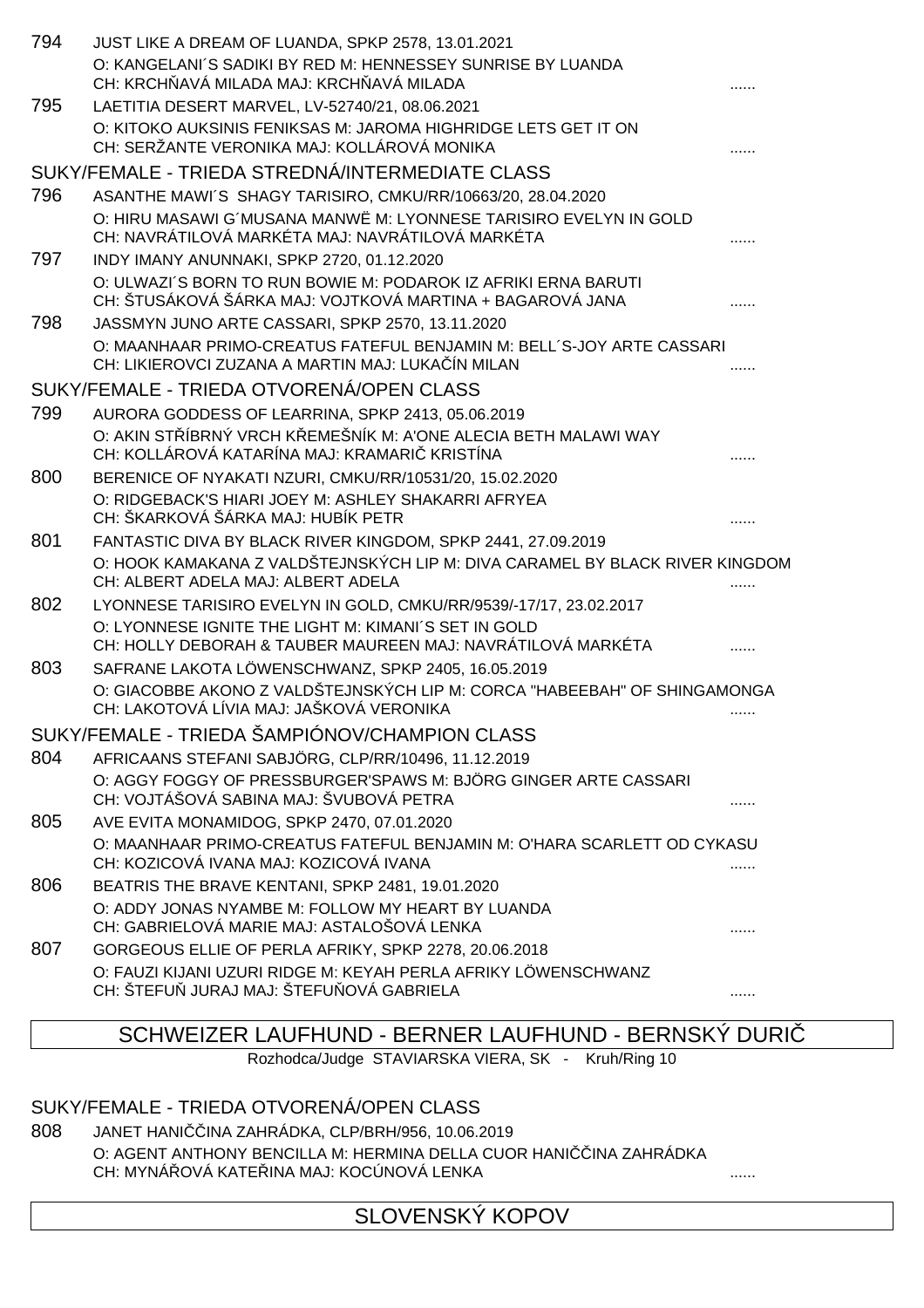794 JUST LIKE A DREAM OF LUANDA, SPKP 2578, 13.01.2021
O: KANGELANI´S SADIKI BY RED M: HENNESSEY SUNRISE BY LUANDA
CH: KRCHŇAVÁ MILADA MAJ: KRCHŇAVÁ MILADA ......

795 LAETITIA DESERT MARVEL, LV-52740/21, 08.06.2021
O: KITOKO AUKSINIS FENIKSAS M: JAROMA HIGHRIDGE LETS GET IT ON
CH: SERŽANTE VERONIKA MAJ: KOLLÁROVÁ MONIKA ......

## SUKY/FEMALE - TRIEDA STREDNÁ/INTERMEDIATE CLASS

796 ASANTHE MAWI´S SHAGY TARISIRO, CMKU/RR/10663/20, 28.04.2020
O: HIRU MASAWI G´MUSANA MANWË M: LYONNESE TARISIRO EVELYN IN GOLD
CH: NAVRÁTILOVÁ MARKÉTA MAJ: NAVRÁTILOVÁ MARKÉTA ......

797 INDY IMANY ANUNNAKI, SPKP 2720, 01.12.2020
O: ULWAZI´S BORN TO RUN BOWIE M: PODAROK IZ AFRIKI ERNA BARUTI
CH: ŠTUSÁKOVÁ ŠÁRKA MAJ: VOJTKOVÁ MARTINA + BAGAROVÁ JANA ......

798 JASSMYN JUNO ARTE CASSARI, SPKP 2570, 13.11.2020
O: MAANHAAR PRIMO-CREATUS FATEFUL BENJAMIN M: BELL´S-JOY ARTE CASSARI
CH: LIKIEROVCI ZUZANA A MARTIN MAJ: LUKAČÍN MILAN ......

## SUKY/FEMALE - TRIEDA OTVORENÁ/OPEN CLASS

799 AURORA GODDESS OF LEARRINA, SPKP 2413, 05.06.2019
O: AKIN STŘÍBRNÝ VRCH KŘEMEŠNÍK M: A'ONE ALECIA BETH MALAWI WAY
CH: KOLLÁROVÁ KATARÍNA MAJ: KRAMARIČ KRISTÍNA ......

800 BERENICE OF NYAKATI NZURI, CMKU/RR/10531/20, 15.02.2020
O: RIDGEBACK'S HIARI JOEY M: ASHLEY SHAKARRI AFRYEA
CH: ŠKARKOVÁ ŠÁRKA MAJ: HUBÍK PETR ......

801 FANTASTIC DIVA BY BLACK RIVER KINGDOM, SPKP 2441, 27.09.2019
O: HOOK KAMAKANA Z VALDŠTEJNSKÝCH LIP M: DIVA CARAMEL BY BLACK RIVER KINGDOM
CH: ALBERT ADELA MAJ: ALBERT ADELA ......

802 LYONNESE TARISIRO EVELYN IN GOLD, CMKU/RR/9539/-17/17, 23.02.2017
O: LYONNESE IGNITE THE LIGHT M: KIMANI´S SET IN GOLD
CH: HOLLY DEBORAH & TAUBER MAUREEN MAJ: NAVRÁTILOVÁ MARKÉTA ......

803 SAFRANE LAKOTA LÖWENSCHWANZ, SPKP 2405, 16.05.2019
O: GIACOBBE AKONO Z VALDŠTEJNSKÝCH LIP M: CORCA "HABEEBAH" OF SHINGAMONGA
CH: LAKOTOVÁ LÍVIA MAJ: JAŠKOVÁ VERONIKA ......

## SUKY/FEMALE - TRIEDA ŠAMPIÓNOV/CHAMPION CLASS

804 AFRICAANS STEFANI SABJÖRG, CLP/RR/10496, 11.12.2019
O: AGGY FOGGY OF PRESSBURGER'SPAWS M: BJÖRG GINGER ARTE CASSARI
CH: VOJTÁŠOVÁ SABINA MAJ: ŠVUBOVÁ PETRA ......

805 AVE EVITA MONAMIDOG, SPKP 2470, 07.01.2020
O: MAANHAAR PRIMO-CREATUS FATEFUL BENJAMIN M: O'HARA SCARLETT OD CYKASU
CH: KOZICOVÁ IVANA MAJ: KOZICOVÁ IVANA ......

806 BEATRIS THE BRAVE KENTANI, SPKP 2481, 19.01.2020
O: ADDY JONAS NYAMBE M: FOLLOW MY HEART BY LUANDA
CH: GABRIELOVÁ MARIE MAJ: ASTALOŠOVÁ LENKA ......

807 GORGEOUS ELLIE OF PERLA AFRIKY, SPKP 2278, 20.06.2018
O: FAUZI KIJANI UZURI RIDGE M: KEYAH PERLA AFRIKY LÖWENSCHWANZ
CH: ŠTEFUŇ JURAJ MAJ: ŠTEFUŇOVÁ GABRIELA ......

# SCHWEIZER LAUFHUND - BERNER LAUFHUND - BERNSKÝ DURIČ

Rozhodca/Judge STAVIARSKA VIERA, SK - Kruh/Ring 10

## SUKY/FEMALE - TRIEDA OTVORENÁ/OPEN CLASS

808 JANET HANIČČINA ZAHRÁDKA, CLP/BRH/956, 10.06.2019
O: AGENT ANTHONY BENCILLA M: HERMINA DELLA CUOR HANIČČINA ZAHRÁDKA
CH: MYNÁŘOVÁ KATEŘINA MAJ: KOCÚNOVÁ LENKA ......

# SLOVENSKÝ KOPOV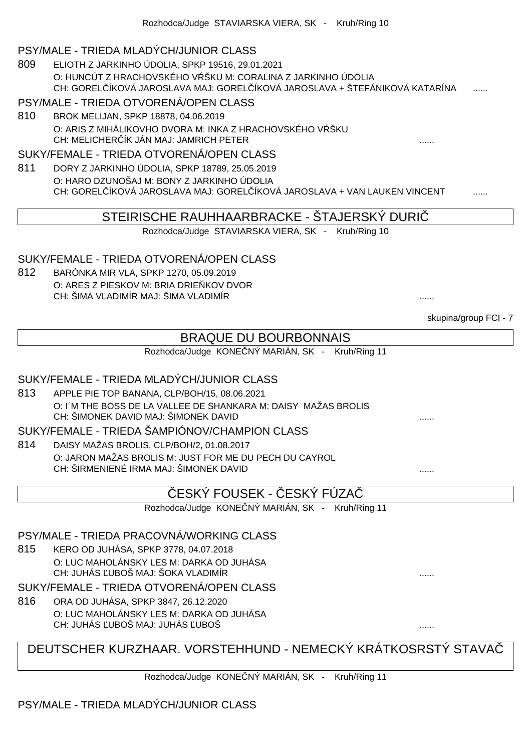Rozhodca/Judge STAVIARSKA VIERA, SK - Kruh/Ring 10

### PSY/MALE - TRIEDA MLADÝCH/JUNIOR CLASS

809 ELIOTH Z JARKINHO ÚDOLIA, SPKP 19516, 29.01.2021
O: HUNCÚT Z HRACHOVSKÉHO VŔŠKU M: CORALINA Z JARKINHO ÚDOLIA
CH: GORELČÍKOVÁ JAROSLAVA MAJ: GORELČÍKOVÁ JAROSLAVA + ŠTEFÁNIKOVÁ KATARÍNA ......

### PSY/MALE - TRIEDA OTVORENÁ/OPEN CLASS

810 BROK MELIJAN, SPKP 18878, 04.06.2019
O: ARIS Z MIHÁLIKOVHO DVORA M: INKA Z HRACHOVSKÉHO VŔŠKU
CH: MELICHERČÍK JÁN MAJ: JAMRICH PETER ......

### SUKY/FEMALE - TRIEDA OTVORENÁ/OPEN CLASS

811 DORY Z JARKINHO ÚDOLIA, SPKP 18789, 25.05.2019
O: HARO DZUNOŠAJ M: BONY Z JARKINHO ÚDOLIA
CH: GORELČÍKOVÁ JAROSLAVA MAJ: GORELČÍKOVÁ JAROSLAVA + VAN LAUKEN VINCENT ......

## STEIRISCHE RAUHHAARBRACKE - ŠTAJERSKÝ DURIČ

Rozhodca/Judge STAVIARSKA VIERA, SK - Kruh/Ring 10

### SUKY/FEMALE - TRIEDA OTVORENÁ/OPEN CLASS

812 BARÓNKA MIR VLA, SPKP 1270, 05.09.2019
O: ARES Z PIESKOV M: BRIA DRIEŇKOV DVOR
CH: ŠIMA VLADIMÍR MAJ: ŠIMA VLADIMÍR ......

skupina/group FCI - 7

## BRAQUE DU BOURBONNAIS

Rozhodca/Judge KONEČNÝ MARIÁN, SK - Kruh/Ring 11

### SUKY/FEMALE - TRIEDA MLADÝCH/JUNIOR CLASS

813 APPLE PIE TOP BANANA, CLP/BOH/15, 08.06.2021
O: I´M THE BOSS DE LA VALLEE DE SHANKARA M: DAISY MAŽAS BROLIS
CH: ŠIMONEK DAVID MAJ: ŠIMONEK DAVID ......

### SUKY/FEMALE - TRIEDA ŠAMPIÓNOV/CHAMPION CLASS

814 DAISY MAŽAS BROLIS, CLP/BOH/2, 01.08.2017
O: JARON MAŽAS BROLIS M: JUST FOR ME DU PECH DU CAYROL
CH: ŠIRMENIENÉ IRMA MAJ: ŠIMONEK DAVID ......

## ČESKÝ FOUSEK - ČESKÝ FÚZAČ

Rozhodca/Judge KONEČNÝ MARIÁN, SK - Kruh/Ring 11

### PSY/MALE - TRIEDA PRACOVNÁ/WORKING CLASS

815 KERO OD JUHÁSA, SPKP 3778, 04.07.2018
O: LUC MAHOLÁNSKY LES M: DARKA OD JUHÁSA
CH: JUHÁS ĽUBOŠ MAJ: ŠOKA VLADIMÍR ......

### SUKY/FEMALE - TRIEDA OTVORENÁ/OPEN CLASS

816 ORA OD JUHÁSA, SPKP 3847, 26.12.2020
O: LUC MAHOLÁNSKY LES M: DARKA OD JUHÁSA
CH: JUHÁS ĽUBOŠ MAJ: JUHÁS ĽUBOŠ ......

## DEUTSCHER KURZHAAR. VORSTEHHUND - NEMECKÝ KRÁTKOSRSTÝ STAVAČ

Rozhodca/Judge KONEČNÝ MARIÁN, SK - Kruh/Ring 11

### PSY/MALE - TRIEDA MLADÝCH/JUNIOR CLASS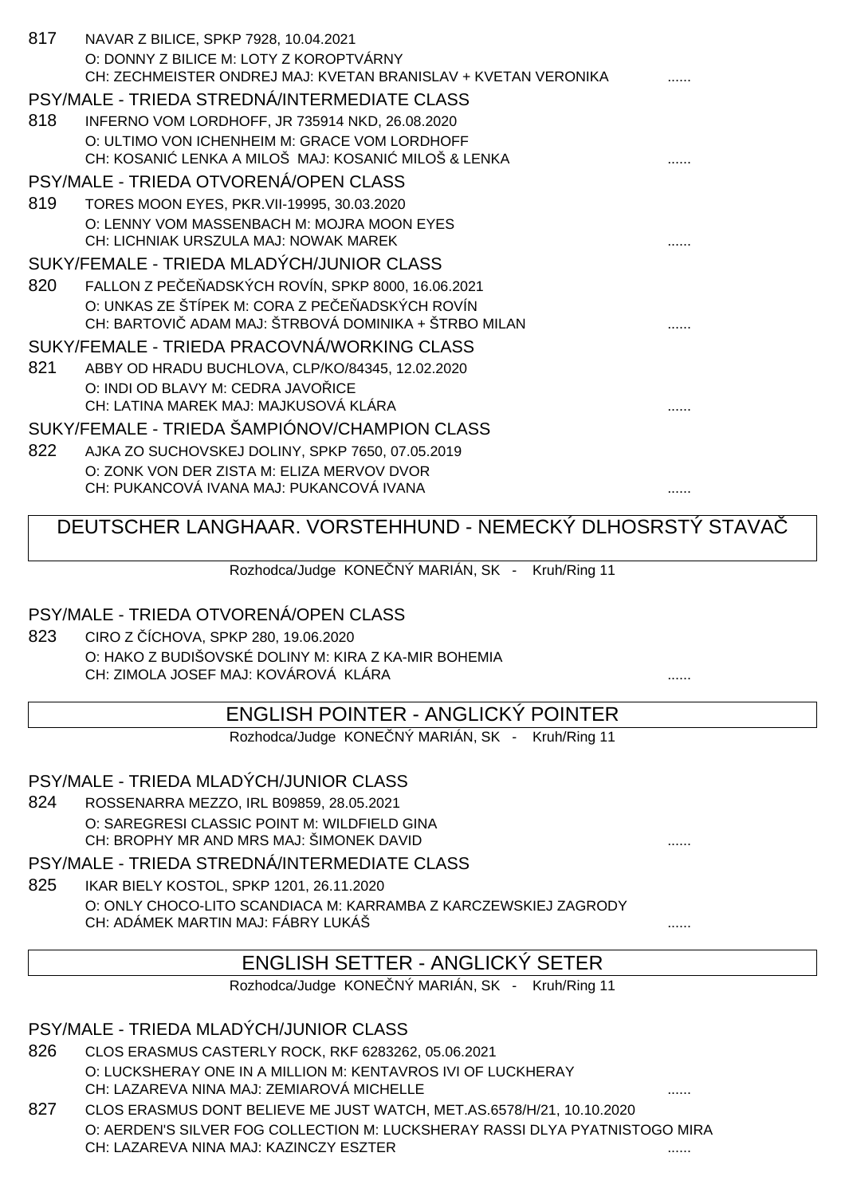817 NAVAR Z BILICE, SPKP 7928, 10.04.2021
O: DONNY Z BILICE M: LOTY Z KOROPTVÁRNY
CH: ZECHMEISTER ONDREJ MAJ: KVETAN BRANISLAV + KVETAN VERONIKA ......

PSY/MALE - TRIEDA STREDNÁ/INTERMEDIATE CLASS

818 INFERNO VOM LORDHOFF, JR 735914 NKD, 26.08.2020
O: ULTIMO VON ICHENHEIM M: GRACE VOM LORDHOFF
CH: KOSANIĆ LENKA A MILOŠ MAJ: KOSANIĆ MILOŠ & LENKA ......

PSY/MALE - TRIEDA OTVORENÁ/OPEN CLASS

819 TORES MOON EYES, PKR.VII-19995, 30.03.2020
O: LENNY VOM MASSENBACH M: MOJRA MOON EYES
CH: LICHNIAK URSZULA MAJ: NOWAK MAREK ......

SUKY/FEMALE - TRIEDA MLADÝCH/JUNIOR CLASS

820 FALLON Z PEČEŇADSKÝCH ROVÍN, SPKP 8000, 16.06.2021
O: UNKAS ZE ŠTÍPEK M: CORA Z PEČEŇADSKÝCH ROVÍN
CH: BARTOVIČ ADAM MAJ: ŠTRBOVÁ DOMINIKA + ŠTRBO MILAN ......

SUKY/FEMALE - TRIEDA PRACOVNÁ/WORKING CLASS

821 ABBY OD HRADU BUCHLOVA, CLP/KO/84345, 12.02.2020
O: INDI OD BLAVY M: CEDRA JAVOŘICE
CH: LATINA MAREK MAJ: MAJKUSOVÁ KLÁRA ......

SUKY/FEMALE - TRIEDA ŠAMPIÓNOV/CHAMPION CLASS

822 AJKA ZO SUCHOVSKEJ DOLINY, SPKP 7650, 07.05.2019
O: ZONK VON DER ZISTA M: ELIZA MERVOV DVOR
CH: PUKANCOVÁ IVANA MAJ: PUKANCOVÁ IVANA ......

## DEUTSCHER LANGHAAR. VORSTEHHUND - NEMECKÝ DLHOSRSTÝ STAVAČ

Rozhodca/Judge KONEČNÝ MARIÁN, SK - Kruh/Ring 11

PSY/MALE - TRIEDA OTVORENÁ/OPEN CLASS

823 CIRO Z ČÍCHOVA, SPKP 280, 19.06.2020
O: HAKO Z BUDIŠOVSKÉ DOLINY M: KIRA Z KA-MIR BOHEMIA
CH: ZIMOLA JOSEF MAJ: KOVÁROVÁ KLÁRA ......

## ENGLISH POINTER - ANGLICKÝ POINTER

Rozhodca/Judge KONEČNÝ MARIÁN, SK - Kruh/Ring 11

PSY/MALE - TRIEDA MLADÝCH/JUNIOR CLASS

824 ROSSENARRA MEZZO, IRL B09859, 28.05.2021
O: SAREGRESI CLASSIC POINT M: WILDFIELD GINA
CH: BROPHY MR AND MRS MAJ: ŠIMONEK DAVID ......

PSY/MALE - TRIEDA STREDNÁ/INTERMEDIATE CLASS

825 IKAR BIELY KOSTOL, SPKP 1201, 26.11.2020
O: ONLY CHOCO-LITO SCANDIACA M: KARRAMBA Z KARCZEWSKIEJ ZAGRODY
CH: ADÁMEK MARTIN MAJ: FÁBRY LUKÁŠ ......

## ENGLISH SETTER - ANGLICKÝ SETER

Rozhodca/Judge KONEČNÝ MARIÁN, SK - Kruh/Ring 11

PSY/MALE - TRIEDA MLADÝCH/JUNIOR CLASS

826 CLOS ERASMUS CASTERLY ROCK, RKF 6283262, 05.06.2021
O: LUCKSHERAY ONE IN A MILLION M: KENTAVROS IVI OF LUCKHERAY
CH: LAZAREVA NINA MAJ: ZEMIAROVÁ MICHELLE ......

827 CLOS ERASMUS DONT BELIEVE ME JUST WATCH, MET.AS.6578/H/21, 10.10.2020
O: AERDEN'S SILVER FOG COLLECTION M: LUCKSHERAY RASSI DLYA PYATNISTOGO MIRA
CH: LAZAREVA NINA MAJ: KAZINCZY ESZTER ......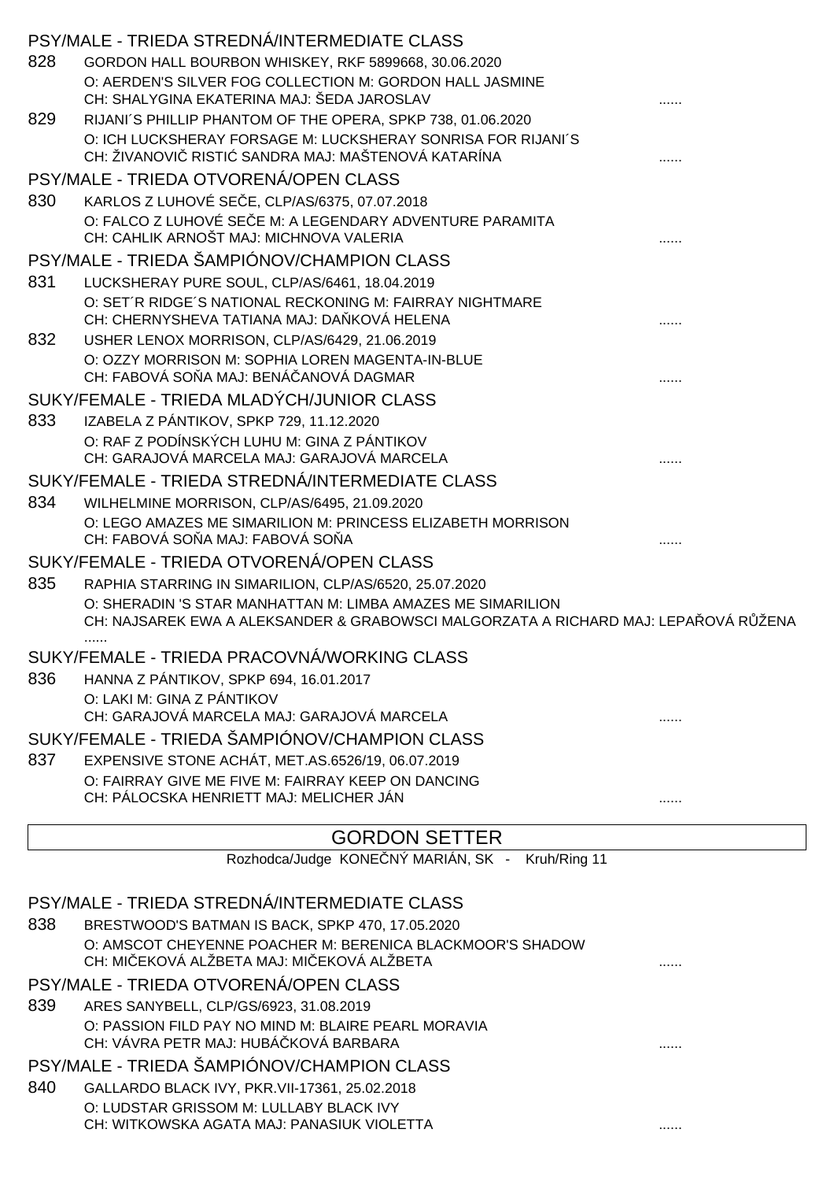## PSY/MALE - TRIEDA STREDNÁ/INTERMEDIATE CLASS

828 GORDON HALL BOURBON WHISKEY, RKF 5899668, 30.06.2020
O: AERDEN'S SILVER FOG COLLECTION M: GORDON HALL JASMINE
CH: SHALYGINA EKATERINA MAJ: ŠEDA JAROSLAV ......

829 RIJANI´S PHILLIP PHANTOM OF THE OPERA, SPKP 738, 01.06.2020
O: ICH LUCKSHERAY FORSAGE M: LUCKSHERAY SONRISA FOR RIJANI´S
CH: ŽIVANOVIČ RISTIĆ SANDRA MAJ: MAŠTENOVÁ KATARÍNA ......

## PSY/MALE - TRIEDA OTVORENÁ/OPEN CLASS

830 KARLOS Z LUHOVÉ SEČE, CLP/AS/6375, 07.07.2018
O: FALCO Z LUHOVÉ SEČE M: A LEGENDARY ADVENTURE PARAMITA
CH: CAHLIK ARNOŠT MAJ: MICHNOVA VALERIA ......

## PSY/MALE - TRIEDA ŠAMPIÓNOV/CHAMPION CLASS

831 LUCKSHERAY PURE SOUL, CLP/AS/6461, 18.04.2019
O: SET´R RIDGE´S NATIONAL RECKONING M: FAIRRAY NIGHTMARE
CH: CHERNYSHEVA TATIANA MAJ: DAŇKOVÁ HELENA ......

832 USHER LENOX MORRISON, CLP/AS/6429, 21.06.2019
O: OZZY MORRISON M: SOPHIA LOREN MAGENTA-IN-BLUE
CH: FABOVÁ SOŇA MAJ: BENÁČANOVÁ DAGMAR ......

## SUKY/FEMALE - TRIEDA MLADÝCH/JUNIOR CLASS

833 IZABELA Z PÁNTIKOV, SPKP 729, 11.12.2020
O: RAF Z PODÍNSKÝCH LUHU M: GINA Z PÁNTIKOV
CH: GARAJOVÁ MARCELA MAJ: GARAJOVÁ MARCELA ......

## SUKY/FEMALE - TRIEDA STREDNÁ/INTERMEDIATE CLASS

834 WILHELMINE MORRISON, CLP/AS/6495, 21.09.2020
O: LEGO AMAZES ME SIMARILION M: PRINCESS ELIZABETH MORRISON
CH: FABOVÁ SOŇA MAJ: FABOVÁ SOŇA ......

## SUKY/FEMALE - TRIEDA OTVORENÁ/OPEN CLASS

835 RAPHIA STARRING IN SIMARILION, CLP/AS/6520, 25.07.2020
O: SHERADIN 'S STAR MANHATTAN M: LIMBA AMAZES ME SIMARILION
CH: NAJSAREK EWA A ALEKSANDER & GRABOWSCI MALGORZATA A RICHARD MAJ: LEPAŘOVÁ RŮŽENA ......

## SUKY/FEMALE - TRIEDA PRACOVNÁ/WORKING CLASS

836 HANNA Z PÁNTIKOV, SPKP 694, 16.01.2017
O: LAKI M: GINA Z PÁNTIKOV
CH: GARAJOVÁ MARCELA MAJ: GARAJOVÁ MARCELA ......

## SUKY/FEMALE - TRIEDA ŠAMPIÓNOV/CHAMPION CLASS

837 EXPENSIVE STONE ACHÁT, MET.AS.6526/19, 06.07.2019
O: FAIRRAY GIVE ME FIVE M: FAIRRAY KEEP ON DANCING
CH: PÁLOCSKA HENRIETT MAJ: MELICHER JÁN ......

# GORDON SETTER

Rozhodca/Judge KONEČNÝ MARIÁN, SK - Kruh/Ring 11

## PSY/MALE - TRIEDA STREDNÁ/INTERMEDIATE CLASS

838 BRESTWOOD'S BATMAN IS BACK, SPKP 470, 17.05.2020
O: AMSCOT CHEYENNE POACHER M: BERENICA BLACKMOOR'S SHADOW
CH: MIČEKOVÁ ALŽBETA MAJ: MIČEKOVÁ ALŽBETA ......

## PSY/MALE - TRIEDA OTVORENÁ/OPEN CLASS

839 ARES SANYBELL, CLP/GS/6923, 31.08.2019
O: PASSION FILD PAY NO MIND M: BLAIRE PEARL MORAVIA
CH: VÁVRA PETR MAJ: HUBÁČKOVÁ BARBARA ......

## PSY/MALE - TRIEDA ŠAMPIÓNOV/CHAMPION CLASS

840 GALLARDO BLACK IVY, PKR.VII-17361, 25.02.2018
O: LUDSTAR GRISSOM M: LULLABY BLACK IVY
CH: WITKOWSKA AGATA MAJ: PANASIUK VIOLETTA ......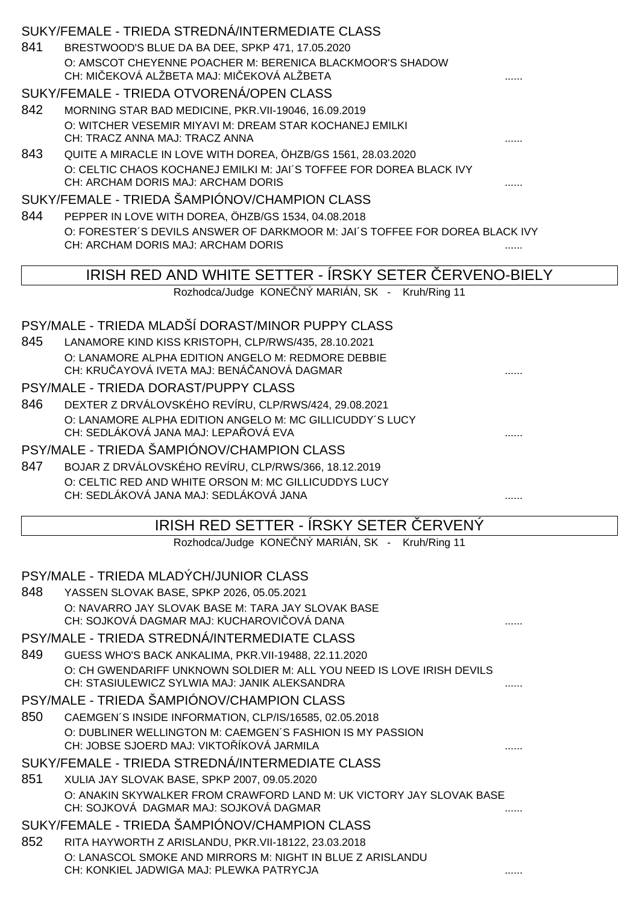### SUKY/FEMALE - TRIEDA STREDNÁ/INTERMEDIATE CLASS

841 BRESTWOOD'S BLUE DA BA DEE, SPKP 471, 17.05.2020
O: AMSCOT CHEYENNE POACHER M: BERENICA BLACKMOOR'S SHADOW
CH: MIČEKOVÁ ALŽBETA MAJ: MIČEKOVÁ ALŽBETA ......

### SUKY/FEMALE - TRIEDA OTVORENÁ/OPEN CLASS

842 MORNING STAR BAD MEDICINE, PKR.VII-19046, 16.09.2019
O: WITCHER VESEMIR MIYAVI M: DREAM STAR KOCHANEJ EMILKI
CH: TRACZ ANNA MAJ: TRACZ ANNA ......

843 QUITE A MIRACLE IN LOVE WITH DOREA, ÖHZB/GS 1561, 28.03.2020
O: CELTIC CHAOS KOCHANEJ EMILKI M: JAI´S TOFFEE FOR DOREA BLACK IVY
CH: ARCHAM DORIS MAJ: ARCHAM DORIS ......

### SUKY/FEMALE - TRIEDA ŠAMPIÓNOV/CHAMPION CLASS

844 PEPPER IN LOVE WITH DOREA, ÖHZB/GS 1534, 04.08.2018
O: FORESTER´S DEVILS ANSWER OF DARKMOOR M: JAI´S TOFFEE FOR DOREA BLACK IVY
CH: ARCHAM DORIS MAJ: ARCHAM DORIS ......

## IRISH RED AND WHITE SETTER - ÍRSKY SETER ČERVENO-BIELY

Rozhodca/Judge KONEČNÝ MARIÁN, SK - Kruh/Ring 11

### PSY/MALE - TRIEDA MLADŠÍ DORAST/MINOR PUPPY CLASS

845 LANAMORE KIND KISS KRISTOPH, CLP/RWS/435, 28.10.2021
O: LANAMORE ALPHA EDITION ANGELO M: REDMORE DEBBIE
CH: KRUČAYOVÁ IVETA MAJ: BENÁČANOVÁ DAGMAR ......

### PSY/MALE - TRIEDA DORAST/PUPPY CLASS

846 DEXTER Z DRVÁLOVSKÉHO REVÍRU, CLP/RWS/424, 29.08.2021
O: LANAMORE ALPHA EDITION ANGELO M: MC GILLICUDDY´S LUCY
CH: SEDLÁKOVÁ JANA MAJ: LEPAŘOVÁ EVA ......

### PSY/MALE - TRIEDA ŠAMPIÓNOV/CHAMPION CLASS

847 BOJAR Z DRVÁLOVSKÉHO REVÍRU, CLP/RWS/366, 18.12.2019
O: CELTIC RED AND WHITE ORSON M: MC GILLICUDDYS LUCY
CH: SEDLÁKOVÁ JANA MAJ: SEDLÁKOVÁ JANA ......

## IRISH RED SETTER - ÍRSKY SETER ČERVENÝ

Rozhodca/Judge KONEČNÝ MARIÁN, SK - Kruh/Ring 11

### PSY/MALE - TRIEDA MLADÝCH/JUNIOR CLASS

848 YASSEN SLOVAK BASE, SPKP 2026, 05.05.2021
O: NAVARRO JAY SLOVAK BASE M: TARA JAY SLOVAK BASE
CH: SOJKOVÁ DAGMAR MAJ: KUCHAROVIČOVÁ DANA ......

### PSY/MALE - TRIEDA STREDNÁ/INTERMEDIATE CLASS

849 GUESS WHO'S BACK ANKALIMA, PKR.VII-19488, 22.11.2020
O: CH GWENDARIFF UNKNOWN SOLDIER M: ALL YOU NEED IS LOVE IRISH DEVILS
CH: STASIULEWICZ SYLWIA MAJ: JANIK ALEKSANDRA ......

### PSY/MALE - TRIEDA ŠAMPIÓNOV/CHAMPION CLASS

850 CAEMGEN´S INSIDE INFORMATION, CLP/IS/16585, 02.05.2018
O: DUBLINER WELLINGTON M: CAEMGEN´S FASHION IS MY PASSION
CH: JOBSE SJOERD MAJ: VIKTOŘÍKOVÁ JARMILA ......

### SUKY/FEMALE - TRIEDA STREDNÁ/INTERMEDIATE CLASS

851 XULIA JAY SLOVAK BASE, SPKP 2007, 09.05.2020
O: ANAKIN SKYWALKER FROM CRAWFORD LAND M: UK VICTORY JAY SLOVAK BASE
CH: SOJKOVÁ DAGMAR MAJ: SOJKOVÁ DAGMAR ......

### SUKY/FEMALE - TRIEDA ŠAMPIÓNOV/CHAMPION CLASS

852 RITA HAYWORTH Z ARISLANDU, PKR.VII-18122, 23.03.2018
O: LANASCOL SMOKE AND MIRRORS M: NIGHT IN BLUE Z ARISLANDU
CH: KONKIEL JADWIGA MAJ: PLEWKA PATRYCJA ......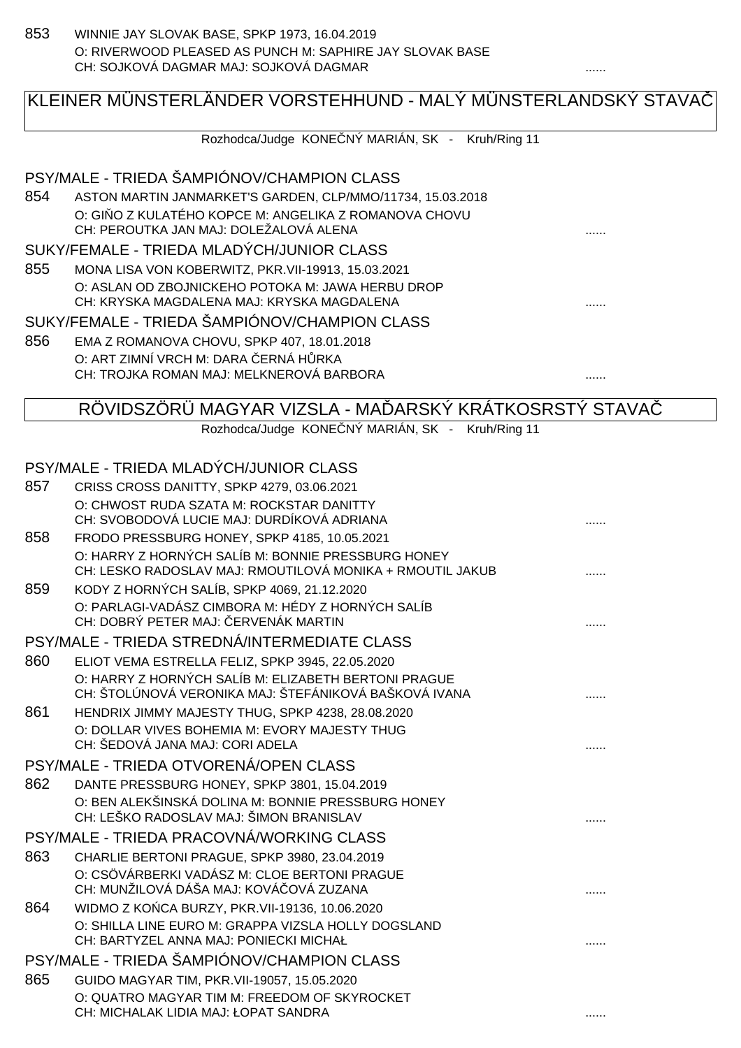853 WINNIE JAY SLOVAK BASE, SPKP 1973, 16.04.2019
O: RIVERWOOD PLEASED AS PUNCH M: SAPHIRE JAY SLOVAK BASE
CH: SOJKOVÁ DAGMAR MAJ: SOJKOVÁ DAGMAR ......

## KLEINER MÜNSTERLÄNDER VORSTEHHUND - MALÝ MÜNSTERLANDSKÝ STAVAČ

Rozhodca/Judge KONEČNÝ MARIÁN, SK - Kruh/Ring 11

### PSY/MALE - TRIEDA ŠAMPIÓNOV/CHAMPION CLASS

854 ASTON MARTIN JANMARKET'S GARDEN, CLP/MMO/11734, 15.03.2018
O: GIŇO Z KULATÉHO KOPCE M: ANGELIKA Z ROMANOVA CHOVU
CH: PEROUTKA JAN MAJ: DOLEŽALOVÁ ALENA ......

### SUKY/FEMALE - TRIEDA MLADÝCH/JUNIOR CLASS

855 MONA LISA VON KOBERWITZ, PKR.VII-19913, 15.03.2021
O: ASLAN OD ZBOJNICKEHO POTOKA M: JAWA HERBU DROP
CH: KRYSKA MAGDALENA MAJ: KRYSKA MAGDALENA ......

### SUKY/FEMALE - TRIEDA ŠAMPIÓNOV/CHAMPION CLASS

856 EMA Z ROMANOVA CHOVU, SPKP 407, 18.01.2018
O: ART ZIMNÍ VRCH M: DARA ČERNÁ HŮRKA
CH: TROJKA ROMAN MAJ: MELKNEROVÁ BARBORA ......

## RÖVIDSZÖRÜ MAGYAR VIZSLA - MAĎARSKÝ KRÁTKOSRSTÝ STAVAČ

Rozhodca/Judge KONEČNÝ MARIÁN, SK - Kruh/Ring 11

### PSY/MALE - TRIEDA MLADÝCH/JUNIOR CLASS

857 CRISS CROSS DANITTY, SPKP 4279, 03.06.2021
O: CHWOST RUDA SZATA M: ROCKSTAR DANITTY
CH: SVOBODOVÁ LUCIE MAJ: DURDÍKOVÁ ADRIANA ......

858 FRODO PRESSBURG HONEY, SPKP 4185, 10.05.2021
O: HARRY Z HORNÝCH SALÍB M: BONNIE PRESSBURG HONEY
CH: LESKO RADOSLAV MAJ: RMOUTILOVÁ MONIKA + RMOUTIL JAKUB ......

859 KODY Z HORNÝCH SALÍB, SPKP 4069, 21.12.2020
O: PARLAGI-VADÁSZ CIMBORA M: HÉDY Z HORNÝCH SALÍB
CH: DOBRÝ PETER MAJ: ČERVENÁK MARTIN ......

### PSY/MALE - TRIEDA STREDNÁ/INTERMEDIATE CLASS

860 ELIOT VEMA ESTRELLA FELIZ, SPKP 3945, 22.05.2020
O: HARRY Z HORNÝCH SALÍB M: ELIZABETH BERTONI PRAGUE
CH: ŠTOLÚNOVÁ VERONIKA MAJ: ŠTEFÁNIKOVÁ BAŠKOVÁ IVANA ......

861 HENDRIX JIMMY MAJESTY THUG, SPKP 4238, 28.08.2020
O: DOLLAR VIVES BOHEMIA M: EVORY MAJESTY THUG
CH: ŠEDOVÁ JANA MAJ: CORI ADELA ......

### PSY/MALE - TRIEDA OTVORENÁ/OPEN CLASS

862 DANTE PRESSBURG HONEY, SPKP 3801, 15.04.2019
O: BEN ALEKŠINSKÁ DOLINA M: BONNIE PRESSBURG HONEY
CH: LEŠKO RADOSLAV MAJ: ŠIMON BRANISLAV ......

### PSY/MALE - TRIEDA PRACOVNÁ/WORKING CLASS

863 CHARLIE BERTONI PRAGUE, SPKP 3980, 23.04.2019
O: CSÖVÁRBERKI VADÁSZ M: CLOE BERTONI PRAGUE
CH: MUNŽILOVÁ DÁŠA MAJ: KOVÁČOVÁ ZUZANA ......

864 WIDMO Z KOŃCA BURZY, PKR.VII-19136, 10.06.2020
O: SHILLA LINE EURO M: GRAPPA VIZSLA HOLLY DOGSLAND
CH: BARTYZEL ANNA MAJ: PONIECKI MICHAŁ ......

### PSY/MALE - TRIEDA ŠAMPIÓNOV/CHAMPION CLASS

865 GUIDO MAGYAR TIM, PKR.VII-19057, 15.05.2020
O: QUATRO MAGYAR TIM M: FREEDOM OF SKYROCKET
CH: MICHALAK LIDIA MAJ: ŁOPAT SANDRA ......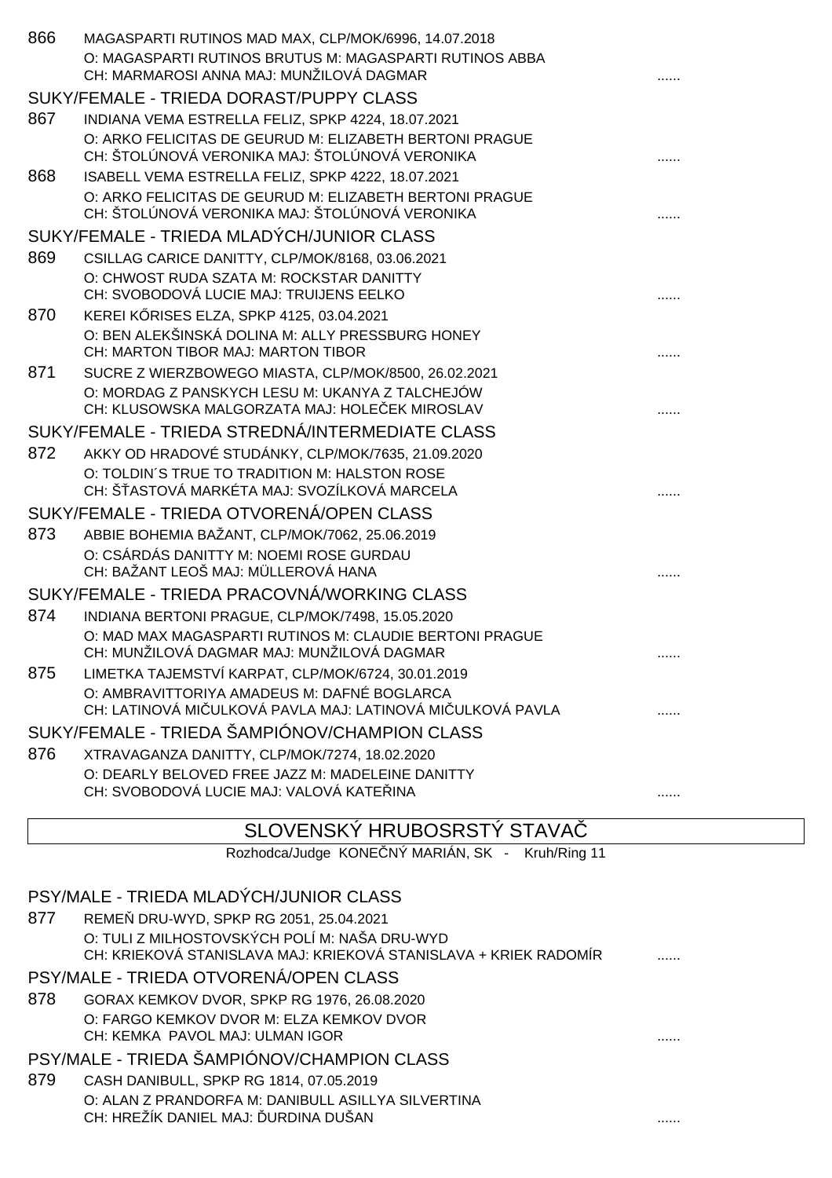866 MAGASPARTI RUTINOS MAD MAX, CLP/MOK/6996, 14.07.2018
O: MAGASPARTI RUTINOS BRUTUS M: MAGASPARTI RUTINOS ABBA
CH: MARMAROSI ANNA MAJ: MUNŽILOVÁ DAGMAR ......

SUKY/FEMALE - TRIEDA DORAST/PUPPY CLASS

867 INDIANA VEMA ESTRELLA FELIZ, SPKP 4224, 18.07.2021
O: ARKO FELICITAS DE GEURUD M: ELIZABETH BERTONI PRAGUE
CH: ŠTOLÚNOVÁ VERONIKA MAJ: ŠTOLÚNOVÁ VERONIKA ......

868 ISABELL VEMA ESTRELLA FELIZ, SPKP 4222, 18.07.2021
O: ARKO FELICITAS DE GEURUD M: ELIZABETH BERTONI PRAGUE
CH: ŠTOLÚNOVÁ VERONIKA MAJ: ŠTOLÚNOVÁ VERONIKA ......

SUKY/FEMALE - TRIEDA MLADÝCH/JUNIOR CLASS

869 CSILLAG CARICE DANITTY, CLP/MOK/8168, 03.06.2021
O: CHWOST RUDA SZATA M: ROCKSTAR DANITTY
CH: SVOBODOVÁ LUCIE MAJ: TRUIJENS EELKO ......

870 KEREI KŐRISES ELZA, SPKP 4125, 03.04.2021
O: BEN ALEKŠINSKÁ DOLINA M: ALLY PRESSBURG HONEY
CH: MARTON TIBOR MAJ: MARTON TIBOR ......

871 SUCRE Z WIERZBOWEGO MIASTA, CLP/MOK/8500, 26.02.2021
O: MORDAG Z PANSKYCH LESU M: UKANYA Z TALCHEJÓW
CH: KLUSOWSKA MALGORZATA MAJ: HOLEČEK MIROSLAV ......

SUKY/FEMALE - TRIEDA STREDNÁ/INTERMEDIATE CLASS

872 AKKY OD HRADOVÉ STUDÁNKY, CLP/MOK/7635, 21.09.2020
O: TOLDIN´S TRUE TO TRADITION M: HALSTON ROSE
CH: ŠŤASTOVÁ MARKÉTA MAJ: SVOZÍLKOVÁ MARCELA ......

SUKY/FEMALE - TRIEDA OTVORENÁ/OPEN CLASS

873 ABBIE BOHEMIA BAŽANT, CLP/MOK/7062, 25.06.2019
O: CSÁRDÁS DANITTY M: NOEMI ROSE GURDAU
CH: BAŽANT LEOŠ MAJ: MÜLLEROVÁ HANA ......

SUKY/FEMALE - TRIEDA PRACOVNÁ/WORKING CLASS

874 INDIANA BERTONI PRAGUE, CLP/MOK/7498, 15.05.2020
O: MAD MAX MAGASPARTI RUTINOS M: CLAUDIE BERTONI PRAGUE
CH: MUNŽILOVÁ DAGMAR MAJ: MUNŽILOVÁ DAGMAR ......

875 LIMETKA TAJEMSTVÍ KARPAT, CLP/MOK/6724, 30.01.2019
O: AMBRAVITTORIYA AMADEUS M: DAFNÉ BOGLARCA
CH: LATINOVÁ MIČULKOVÁ PAVLA MAJ: LATINOVÁ MIČULKOVÁ PAVLA ......

SUKY/FEMALE - TRIEDA ŠAMPIÓNOV/CHAMPION CLASS

876 XTRAVAGANZA DANITTY, CLP/MOK/7274, 18.02.2020
O: DEARLY BELOVED FREE JAZZ M: MADELEINE DANITTY
CH: SVOBODOVÁ LUCIE MAJ: VALOVÁ KATEŘINA ......

## SLOVENSKÝ HRUBOSRSTÝ STAVAČ

Rozhodca/Judge KONEČNÝ MARIÁN, SK - Kruh/Ring 11

PSY/MALE - TRIEDA MLADÝCH/JUNIOR CLASS

877 REMEŇ DRU-WYD, SPKP RG 2051, 25.04.2021
O: TULI Z MILHOSTOVSKÝCH POLÍ M: NAŠA DRU-WYD
CH: KRIEKOVÁ STANISLAVA MAJ: KRIEKOVÁ STANISLAVA + KRIEK RADOMÍR ......

PSY/MALE - TRIEDA OTVORENÁ/OPEN CLASS

878 GORAX KEMKOV DVOR, SPKP RG 1976, 26.08.2020
O: FARGO KEMKOV DVOR M: ELZA KEMKOV DVOR
CH: KEMKA PAVOL MAJ: ULMAN IGOR ......

PSY/MALE - TRIEDA ŠAMPIÓNOV/CHAMPION CLASS

879 CASH DANIBULL, SPKP RG 1814, 07.05.2019
O: ALAN Z PRANDORFA M: DANIBULL ASILLYA SILVERTINA
CH: HREŽÍK DANIEL MAJ: ĎURDINA DUŠAN ......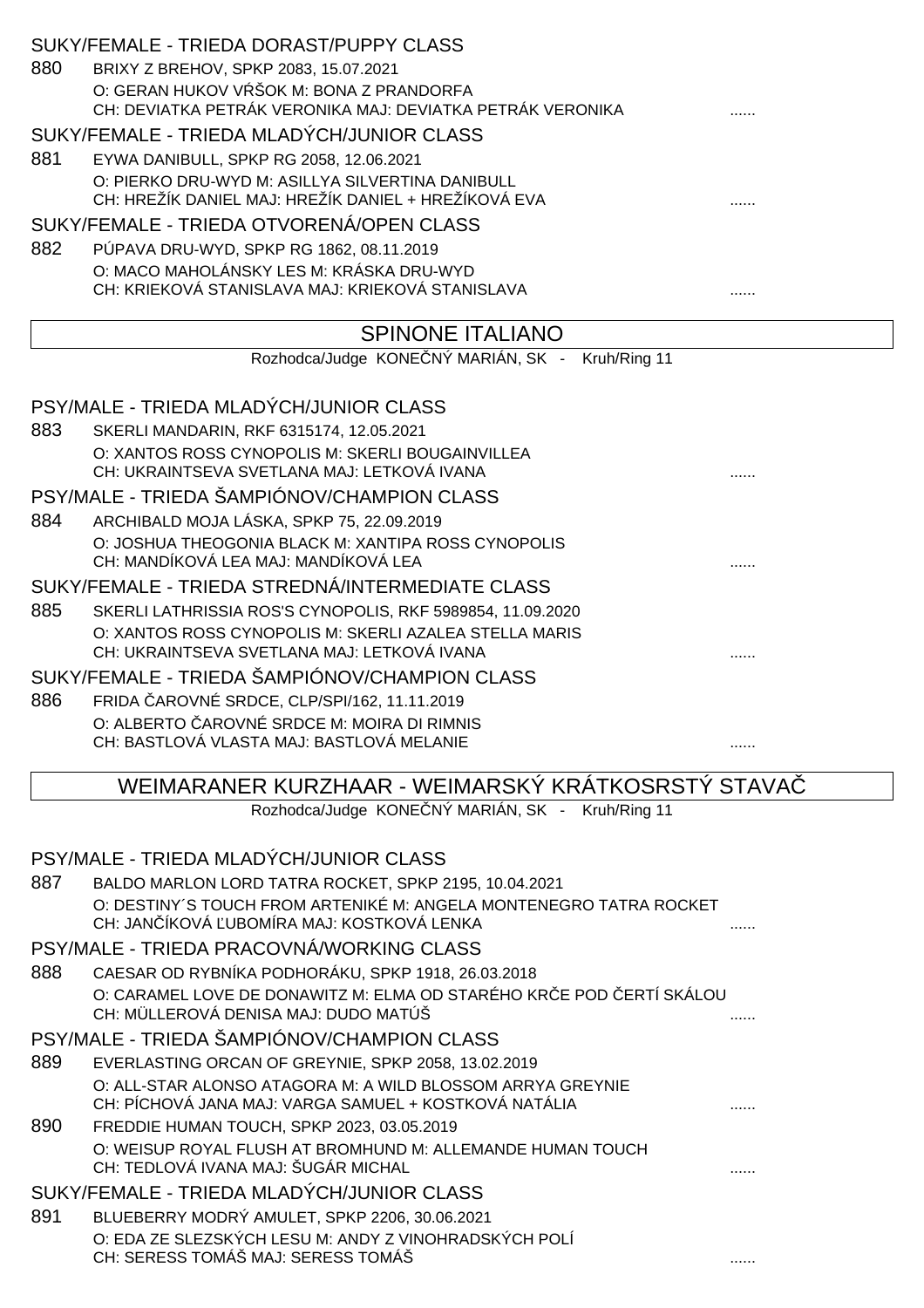SUKY/FEMALE - TRIEDA DORAST/PUPPY CLASS

880 BRIXY Z BREHOV, SPKP 2083, 15.07.2021
O: GERAN HUKOV VŔŠOK M: BONA Z PRANDORFA
CH: DEVIATKA PETRÁK VERONIKA MAJ: DEVIATKA PETRÁK VERONIKA ......

SUKY/FEMALE - TRIEDA MLADÝCH/JUNIOR CLASS

881 EYWA DANIBULL, SPKP RG 2058, 12.06.2021
O: PIERKO DRU-WYD M: ASILLYA SILVERTINA DANIBULL
CH: HREŽÍK DANIEL MAJ: HREŽÍK DANIEL + HREŽÍKOVÁ EVA ......

SUKY/FEMALE - TRIEDA OTVORENÁ/OPEN CLASS

882 PÚPAVA DRU-WYD, SPKP RG 1862, 08.11.2019
O: MACO MAHOLÁNSKY LES M: KRÁSKA DRU-WYD
CH: KRIEKOVÁ STANISLAVA MAJ: KRIEKOVÁ STANISLAVA ......

## SPINONE ITALIANO

Rozhodca/Judge KONEČNÝ MARIÁN, SK - Kruh/Ring 11

PSY/MALE - TRIEDA MLADÝCH/JUNIOR CLASS

883 SKERLI MANDARIN, RKF 6315174, 12.05.2021
O: XANTOS ROSS CYNOPOLIS M: SKERLI BOUGAINVILLEA
CH: UKRAINTSEVA SVETLANA MAJ: LETKOVÁ IVANA ......

PSY/MALE - TRIEDA ŠAMPIÓNOV/CHAMPION CLASS

884 ARCHIBALD MOJA LÁSKA, SPKP 75, 22.09.2019
O: JOSHUA THEOGONIA BLACK M: XANTIPA ROSS CYNOPOLIS
CH: MANDÍKOVÁ LEA MAJ: MANDÍKOVÁ LEA ......

SUKY/FEMALE - TRIEDA STREDNÁ/INTERMEDIATE CLASS

885 SKERLI LATHRISSIA ROS'S CYNOPOLIS, RKF 5989854, 11.09.2020
O: XANTOS ROSS CYNOPOLIS M: SKERLI AZALEA STELLA MARIS
CH: UKRAINTSEVA SVETLANA MAJ: LETKOVÁ IVANA ......

SUKY/FEMALE - TRIEDA ŠAMPIÓNOV/CHAMPION CLASS

886 FRIDA ČAROVNÉ SRDCE, CLP/SPI/162, 11.11.2019
O: ALBERTO ČAROVNÉ SRDCE M: MOIRA DI RIMNIS
CH: BASTLOVÁ VLASTA MAJ: BASTLOVÁ MELANIE ......

## WEIMARANER KURZHAAR - WEIMARSKÝ KRÁTKOSRSTÝ STAVAČ

Rozhodca/Judge KONEČNÝ MARIÁN, SK - Kruh/Ring 11

PSY/MALE - TRIEDA MLADÝCH/JUNIOR CLASS

887 BALDO MARLON LORD TATRA ROCKET, SPKP 2195, 10.04.2021
O: DESTINY´S TOUCH FROM ARTENIKÉ M: ANGELA MONTENEGRO TATRA ROCKET
CH: JANČÍKOVÁ ĽUBOMÍRA MAJ: KOSTKOVÁ LENKA ......

PSY/MALE - TRIEDA PRACOVNÁ/WORKING CLASS

888 CAESAR OD RYBNÍKA PODHORÁKU, SPKP 1918, 26.03.2018
O: CARAMEL LOVE DE DONAWITZ M: ELMA OD STARÉHO KRČE POD ČERTÍ SKÁLOU
CH: MÜLLEROVÁ DENISA MAJ: DUDO MATÚŠ ......

PSY/MALE - TRIEDA ŠAMPIÓNOV/CHAMPION CLASS

889 EVERLASTING ORCAN OF GREYNIE, SPKP 2058, 13.02.2019
O: ALL-STAR ALONSO ATAGORA M: A WILD BLOSSOM ARRYA GREYNIE
CH: PÍCHOVÁ JANA MAJ: VARGA SAMUEL + KOSTKOVÁ NATÁLIA ......

890 FREDDIE HUMAN TOUCH, SPKP 2023, 03.05.2019
O: WEISUP ROYAL FLUSH AT BROMHUND M: ALLEMANDE HUMAN TOUCH
CH: TEDLOVÁ IVANA MAJ: ŠUGÁR MICHAL ......

SUKY/FEMALE - TRIEDA MLADÝCH/JUNIOR CLASS

891 BLUEBERRY MODRÝ AMULET, SPKP 2206, 30.06.2021
O: EDA ZE SLEZSKÝCH LESU M: ANDY Z VINOHRADSKÝCH POLÍ
CH: SERESS TOMÁŠ MAJ: SERESS TOMÁŠ ......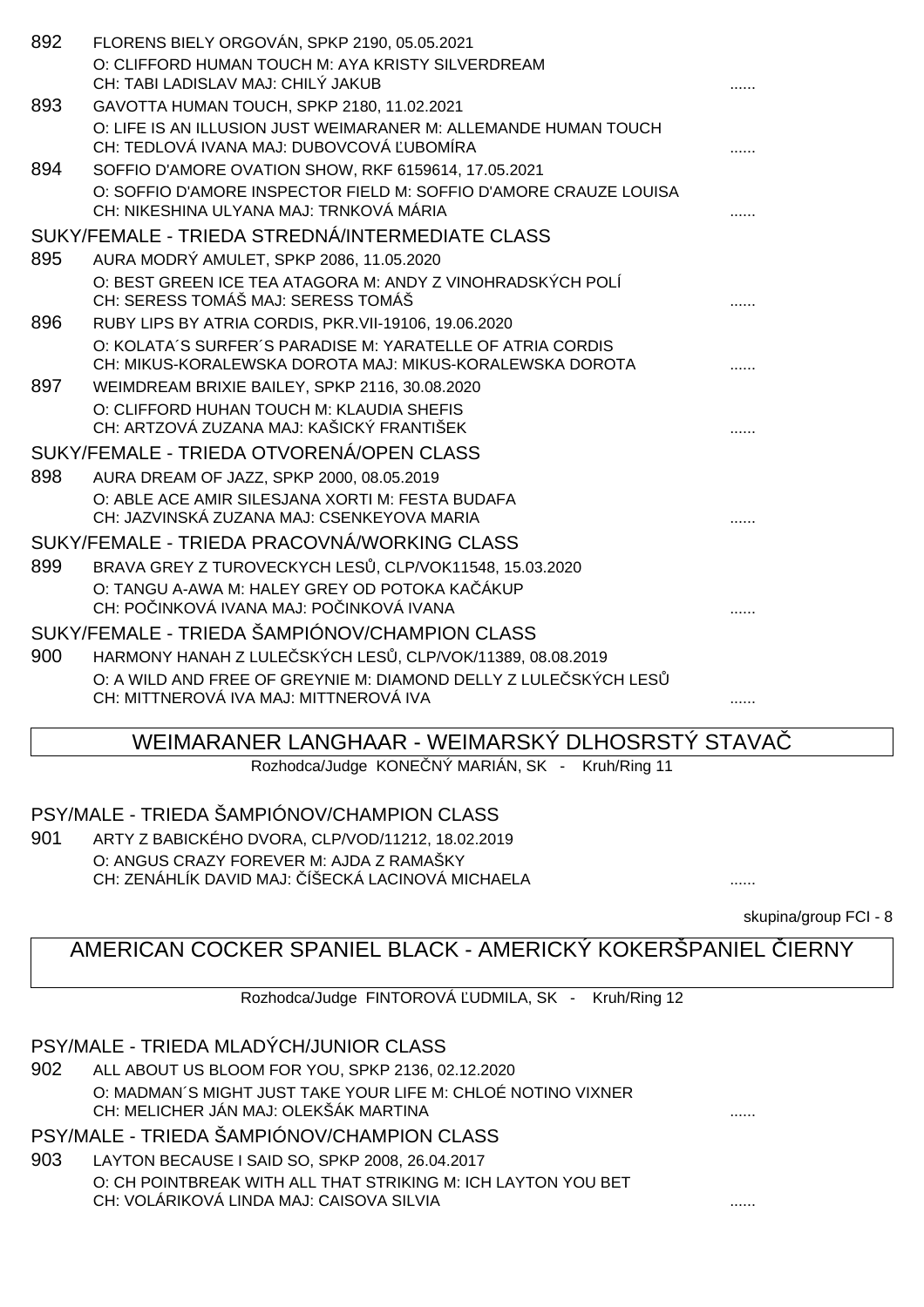892 FLORENS BIELY ORGOVÁN, SPKP 2190, 05.05.2021
O: CLIFFORD HUMAN TOUCH M: AYA KRISTY SILVERDREAM
CH: TABI LADISLAV MAJ: CHILÝ JAKUB ......

893 GAVOTTA HUMAN TOUCH, SPKP 2180, 11.02.2021
O: LIFE IS AN ILLUSION JUST WEIMARANER M: ALLEMANDE HUMAN TOUCH
CH: TEDLOVÁ IVANA MAJ: DUBOVCOVÁ ĽUBOMÍRA ......

894 SOFFIO D'AMORE OVATION SHOW, RKF 6159614, 17.05.2021
O: SOFFIO D'AMORE INSPECTOR FIELD M: SOFFIO D'AMORE CRAUZE LOUISA
CH: NIKESHINA ULYANA MAJ: TRNKOVÁ MÁRIA ......

### SUKY/FEMALE - TRIEDA STREDNÁ/INTERMEDIATE CLASS

895 AURA MODRÝ AMULET, SPKP 2086, 11.05.2020
O: BEST GREEN ICE TEA ATAGORA M: ANDY Z VINOHRADSKÝCH POLÍ
CH: SERESS TOMÁŠ MAJ: SERESS TOMÁŠ ......

896 RUBY LIPS BY ATRIA CORDIS, PKR.VII-19106, 19.06.2020
O: KOLATA´S SURFER´S PARADISE M: YARATELLE OF ATRIA CORDIS
CH: MIKUS-KORALEWSKA DOROTA MAJ: MIKUS-KORALEWSKA DOROTA ......

897 WEIMDREAM BRIXIE BAILEY, SPKP 2116, 30.08.2020
O: CLIFFORD HUHAN TOUCH M: KLAUDIA SHEFIS
CH: ARTZOVÁ ZUZANA MAJ: KAŠICKÝ FRANTIŠEK ......

### SUKY/FEMALE - TRIEDA OTVORENÁ/OPEN CLASS

898 AURA DREAM OF JAZZ, SPKP 2000, 08.05.2019
O: ABLE ACE AMIR SILESJANA XORTI M: FESTA BUDAFA
CH: JAZVINSKÁ ZUZANA MAJ: CSENKEYOVA MARIA ......

### SUKY/FEMALE - TRIEDA PRACOVNÁ/WORKING CLASS

899 BRAVA GREY Z TUROVECKYCH LESŮ, CLP/VOK11548, 15.03.2020
O: TANGU A-AWA M: HALEY GREY OD POTOKA KAČÁKUP
CH: POČINKOVÁ IVANA MAJ: POČINKOVÁ IVANA ......

### SUKY/FEMALE - TRIEDA ŠAMPIÓNOV/CHAMPION CLASS

900 HARMONY HANAH Z LULEČSKÝCH LESŮ, CLP/VOK/11389, 08.08.2019
O: A WILD AND FREE OF GREYNIE M: DIAMOND DELLY Z LULEČSKÝCH LESŮ
CH: MITTNEROVÁ IVA MAJ: MITTNEROVÁ IVA ......

## WEIMARANER LANGHAAR - WEIMARSKÝ DLHOSRSTÝ STAVAČ

Rozhodca/Judge KONEČNÝ MARIÁN, SK - Kruh/Ring 11

### PSY/MALE - TRIEDA ŠAMPIÓNOV/CHAMPION CLASS

901 ARTY Z BABICKÉHO DVORA, CLP/VOD/11212, 18.02.2019
O: ANGUS CRAZY FOREVER M: AJDA Z RAMAŠKY
CH: ZENÁHLÍK DAVID MAJ: ČÍŠECKÁ LACINOVÁ MICHAELA ......

skupina/group FCI - 8

## AMERICAN COCKER SPANIEL BLACK - AMERICKÝ KOKERŠPANIEL ČIERNY

Rozhodca/Judge FINTOROVÁ ĽUDMILA, SK - Kruh/Ring 12

### PSY/MALE - TRIEDA MLADÝCH/JUNIOR CLASS

902 ALL ABOUT US BLOOM FOR YOU, SPKP 2136, 02.12.2020
O: MADMAN´S MIGHT JUST TAKE YOUR LIFE M: CHLOÉ NOTINO VIXNER
CH: MELICHER JÁN MAJ: OLEKŠÁK MARTINA ......

### PSY/MALE - TRIEDA ŠAMPIÓNOV/CHAMPION CLASS

903 LAYTON BECAUSE I SAID SO, SPKP 2008, 26.04.2017
O: CH POINTBREAK WITH ALL THAT STRIKING M: ICH LAYTON YOU BET
CH: VOLÁRIKOVÁ LINDA MAJ: CAISOVA SILVIA ......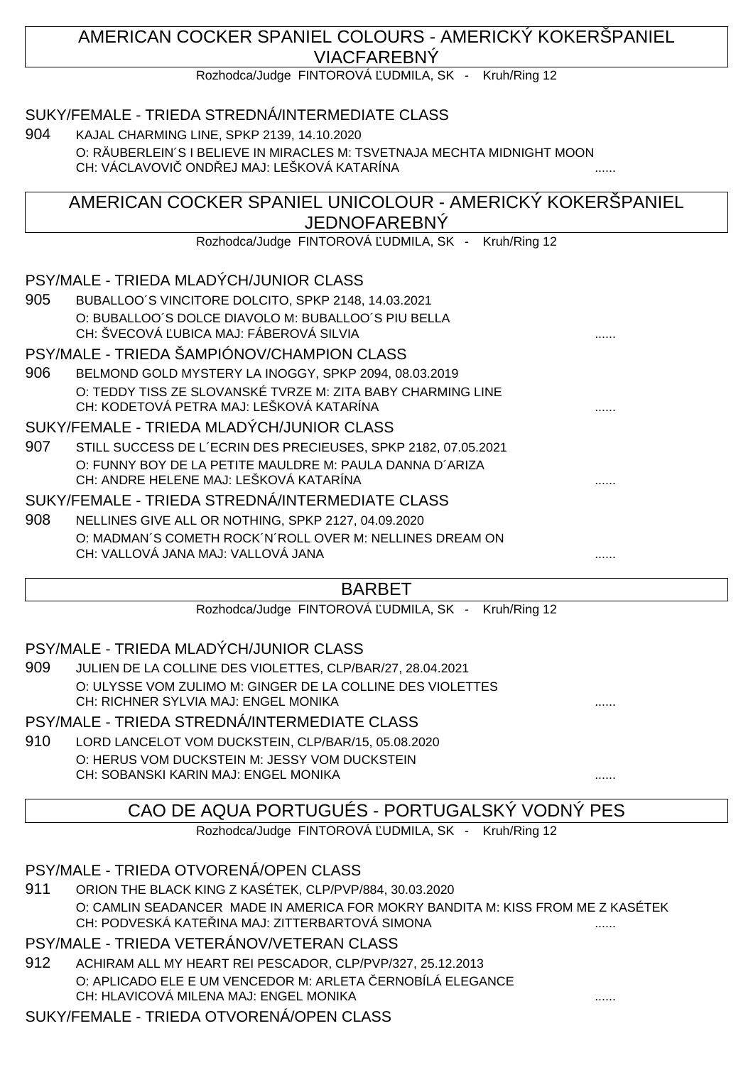## AMERICAN COCKER SPANIEL COLOURS - AMERICKÝ KOKERŠPANIEL VIACFAREBNÝ

Rozhodca/Judge FINTOROVÁ ĽUDMILA, SK - Kruh/Ring 12

### SUKY/FEMALE - TRIEDA STREDNÁ/INTERMEDIATE CLASS

904 KAJAL CHARMING LINE, SPKP 2139, 14.10.2020
O: RÄUBERLEIN´S I BELIEVE IN MIRACLES M: TSVETNAJA MECHTA MIDNIGHT MOON
CH: VÁCLAVOVIČ ONDŘEJ MAJ: LEŠKOVÁ KATARÍNA ......

## AMERICAN COCKER SPANIEL UNICOLOUR - AMERICKÝ KOKERŠPANIEL JEDNOFAREBNÝ

Rozhodca/Judge FINTOROVÁ ĽUDMILA, SK - Kruh/Ring 12

### PSY/MALE - TRIEDA MLADÝCH/JUNIOR CLASS

905 BUBALLOO´S VINCITORE DOLCITO, SPKP 2148, 14.03.2021
O: BUBALLOO´S DOLCE DIAVOLO M: BUBALLOO´S PIU BELLA
CH: ŠVECOVÁ ĽUBICA MAJ: FÁBEROVÁ SILVIA ......

### PSY/MALE - TRIEDA ŠAMPIÓNOV/CHAMPION CLASS

906 BELMOND GOLD MYSTERY LA INOGGY, SPKP 2094, 08.03.2019
O: TEDDY TISS ZE SLOVANSKÉ TVRZE M: ZITA BABY CHARMING LINE
CH: KODETOVÁ PETRA MAJ: LEŠKOVÁ KATARÍNA ......

### SUKY/FEMALE - TRIEDA MLADÝCH/JUNIOR CLASS

907 STILL SUCCESS DE L´ECRIN DES PRECIEUSES, SPKP 2182, 07.05.2021
O: FUNNY BOY DE LA PETITE MAULDRE M: PAULA DANNA D´ARIZA
CH: ANDRE HELENE MAJ: LEŠKOVÁ KATARÍNA ......

### SUKY/FEMALE - TRIEDA STREDNÁ/INTERMEDIATE CLASS

908 NELLINES GIVE ALL OR NOTHING, SPKP 2127, 04.09.2020
O: MADMAN´S COMETH ROCK´N´ROLL OVER M: NELLINES DREAM ON
CH: VALLOVÁ JANA MAJ: VALLOVÁ JANA ......

## BARBET

Rozhodca/Judge FINTOROVÁ ĽUDMILA, SK - Kruh/Ring 12

### PSY/MALE - TRIEDA MLADÝCH/JUNIOR CLASS

909 JULIEN DE LA COLLINE DES VIOLETTES, CLP/BAR/27, 28.04.2021
O: ULYSSE VOM ZULIMO M: GINGER DE LA COLLINE DES VIOLETTES
CH: RICHNER SYLVIA MAJ: ENGEL MONIKA ......

### PSY/MALE - TRIEDA STREDNÁ/INTERMEDIATE CLASS

910 LORD LANCELOT VOM DUCKSTEIN, CLP/BAR/15, 05.08.2020
O: HERUS VOM DUCKSTEIN M: JESSY VOM DUCKSTEIN
CH: SOBANSKI KARIN MAJ: ENGEL MONIKA ......

## CAO DE AQUA PORTUGUÉS - PORTUGALSKÝ VODNÝ PES

Rozhodca/Judge FINTOROVÁ ĽUDMILA, SK - Kruh/Ring 12

### PSY/MALE - TRIEDA OTVORENÁ/OPEN CLASS

911 ORION THE BLACK KING Z KASÉTEK, CLP/PVP/884, 30.03.2020
O: CAMLIN SEADANCER MADE IN AMERICA FOR MOKRY BANDITA M: KISS FROM ME Z KASÉTEK
CH: PODVESKÁ KATEŘINA MAJ: ZITTERBARTOVÁ SIMONA ......

### PSY/MALE - TRIEDA VETERÁNOV/VETERAN CLASS

912 ACHIRAM ALL MY HEART REI PESCADOR, CLP/PVP/327, 25.12.2013
O: APLICADO ELE E UM VENCEDOR M: ARLETA ČERNOBÍLÁ ELEGANCE
CH: HLAVICOVÁ MILENA MAJ: ENGEL MONIKA ......

### SUKY/FEMALE - TRIEDA OTVORENÁ/OPEN CLASS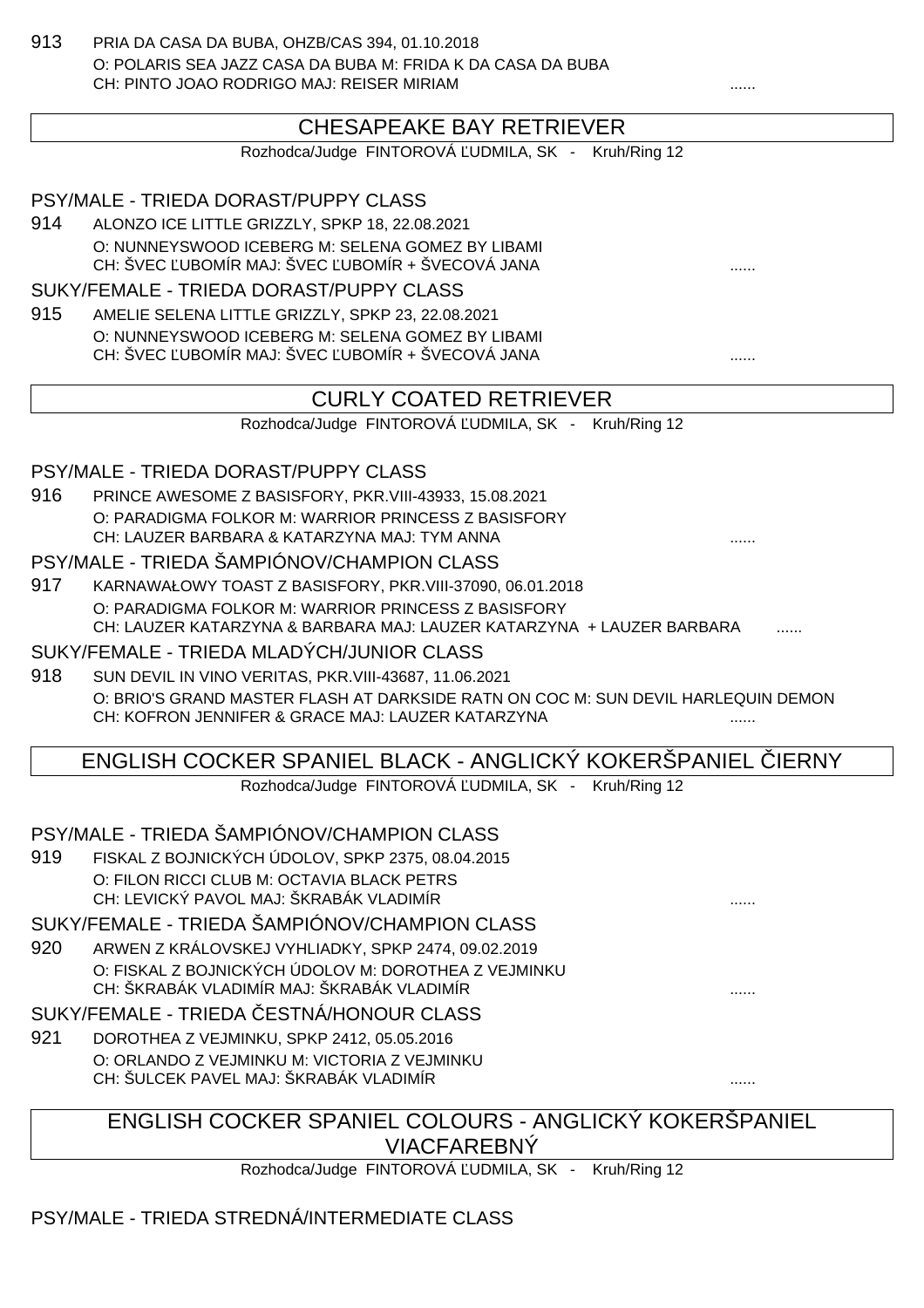913 PRIA DA CASA DA BUBA, OHZB/CAS 394, 01.10.2018
O: POLARIS SEA JAZZ CASA DA BUBA M: FRIDA K DA CASA DA BUBA
CH: PINTO JOAO RODRIGO MAJ: REISER MIRIAM ......

## CHESAPEAKE BAY RETRIEVER

Rozhodca/Judge FINTOROVÁ ĽUDMILA, SK - Kruh/Ring 12

### PSY/MALE - TRIEDA DORAST/PUPPY CLASS

914 ALONZO ICE LITTLE GRIZZLY, SPKP 18, 22.08.2021
O: NUNNEYSWOOD ICEBERG M: SELENA GOMEZ BY LIBAMI
CH: ŠVEC ĽUBOMÍR MAJ: ŠVEC ĽUBOMÍR + ŠVECOVÁ JANA ......

### SUKY/FEMALE - TRIEDA DORAST/PUPPY CLASS

915 AMELIE SELENA LITTLE GRIZZLY, SPKP 23, 22.08.2021
O: NUNNEYSWOOD ICEBERG M: SELENA GOMEZ BY LIBAMI
CH: ŠVEC ĽUBOMÍR MAJ: ŠVEC ĽUBOMÍR + ŠVECOVÁ JANA ......

## CURLY COATED RETRIEVER

Rozhodca/Judge FINTOROVÁ ĽUDMILA, SK - Kruh/Ring 12

### PSY/MALE - TRIEDA DORAST/PUPPY CLASS

916 PRINCE AWESOME Z BASISFORY, PKR.VIII-43933, 15.08.2021
O: PARADIGMA FOLKOR M: WARRIOR PRINCESS Z BASISFORY
CH: LAUZER BARBARA & KATARZYNA MAJ: TYM ANNA ......

### PSY/MALE - TRIEDA ŠAMPIÓNOV/CHAMPION CLASS

917 KARNAWAŁOWY TOAST Z BASISFORY, PKR.VIII-37090, 06.01.2018
O: PARADIGMA FOLKOR M: WARRIOR PRINCESS Z BASISFORY
CH: LAUZER KATARZYNA & BARBARA MAJ: LAUZER KATARZYNA + LAUZER BARBARA ......

### SUKY/FEMALE - TRIEDA MLADÝCH/JUNIOR CLASS

918 SUN DEVIL IN VINO VERITAS, PKR.VIII-43687, 11.06.2021
O: BRIO'S GRAND MASTER FLASH AT DARKSIDE RATN ON COC M: SUN DEVIL HARLEQUIN DEMON
CH: KOFRON JENNIFER & GRACE MAJ: LAUZER KATARZYNA ......

## ENGLISH COCKER SPANIEL BLACK - ANGLICKÝ KOKERŠPANIEL ČIERNY

Rozhodca/Judge FINTOROVÁ ĽUDMILA, SK - Kruh/Ring 12

### PSY/MALE - TRIEDA ŠAMPIÓNOV/CHAMPION CLASS

919 FISKAL Z BOJNICKÝCH ÚDOLOV, SPKP 2375, 08.04.2015
O: FILON RICCI CLUB M: OCTAVIA BLACK PETRS
CH: LEVICKÝ PAVOL MAJ: ŠKRABÁK VLADIMÍR ......

### SUKY/FEMALE - TRIEDA ŠAMPIÓNOV/CHAMPION CLASS

920 ARWEN Z KRÁLOVSKEJ VYHLIADKY, SPKP 2474, 09.02.2019
O: FISKAL Z BOJNICKÝCH ÚDOLOV M: DOROTHEA Z VEJMINKU
CH: ŠKRABÁK VLADIMÍR MAJ: ŠKRABÁK VLADIMÍR ......

### SUKY/FEMALE - TRIEDA ČESTNÁ/HONOUR CLASS

921 DOROTHEA Z VEJMINKU, SPKP 2412, 05.05.2016
O: ORLANDO Z VEJMINKU M: VICTORIA Z VEJMINKU
CH: ŠULCEK PAVEL MAJ: ŠKRABÁK VLADIMÍR ......

## ENGLISH COCKER SPANIEL COLOURS - ANGLICKÝ KOKERŠPANIEL VIACFAREBNÝ

Rozhodca/Judge FINTOROVÁ ĽUDMILA, SK - Kruh/Ring 12

### PSY/MALE - TRIEDA STREDNÁ/INTERMEDIATE CLASS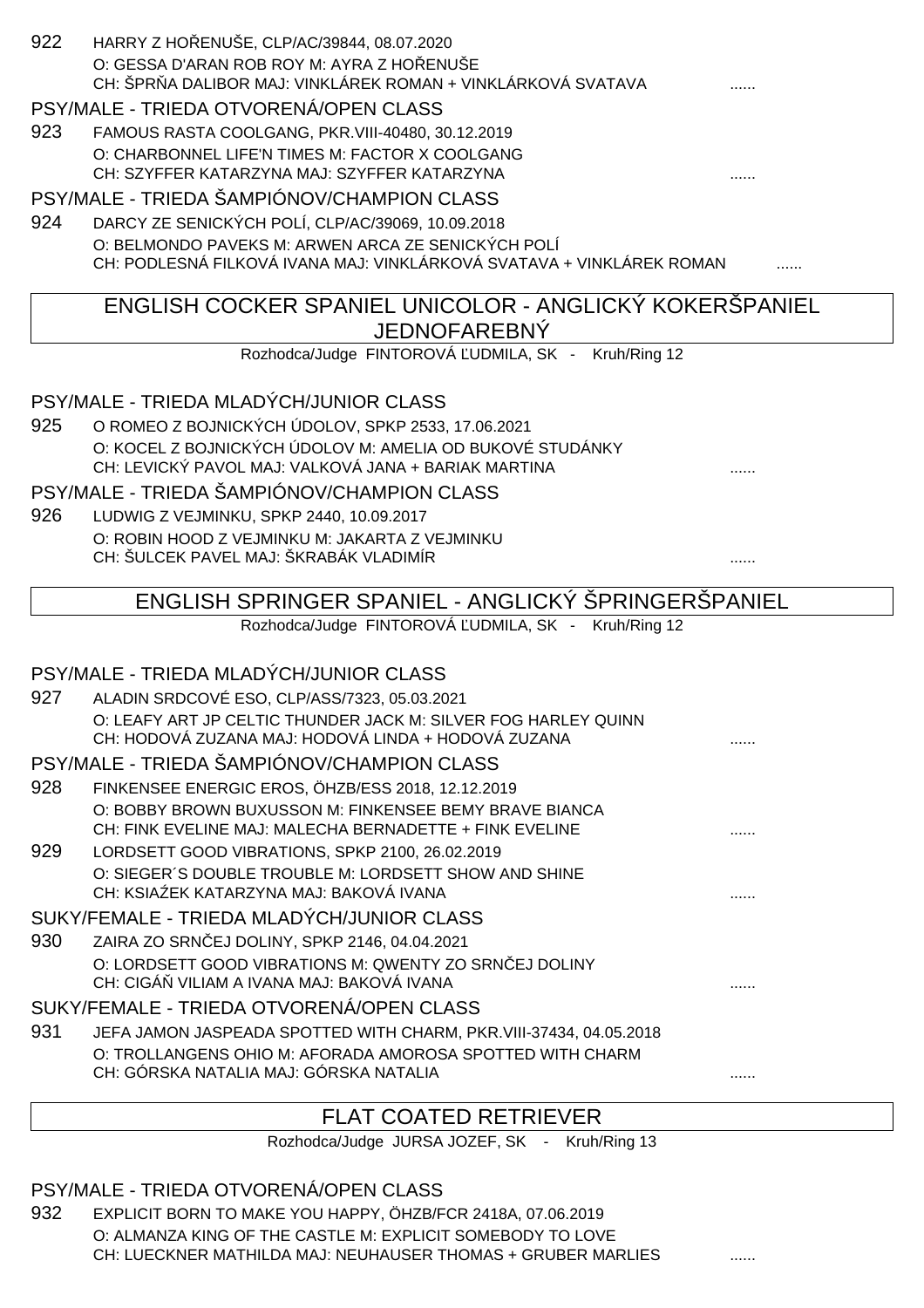922 HARRY Z HOŘENUŠE, CLP/AC/39844, 08.07.2020
O: GESSA D'ARAN ROB ROY M: AYRA Z HOŘENUŠE
CH: ŠPRŇA DALIBOR MAJ: VINKLÁREK ROMAN + VINKLÁRKOVÁ SVATAVA ......

PSY/MALE - TRIEDA OTVORENÁ/OPEN CLASS

923 FAMOUS RASTA COOLGANG, PKR.VIII-40480, 30.12.2019
O: CHARBONNEL LIFE'N TIMES M: FACTOR X COOLGANG
CH: SZYFFER KATARZYNA MAJ: SZYFFER KATARZYNA ......

PSY/MALE - TRIEDA ŠAMPIÓNOV/CHAMPION CLASS

924 DARCY ZE SENICKÝCH POLÍ, CLP/AC/39069, 10.09.2018
O: BELMONDO PAVEKS M: ARWEN ARCA ZE SENICKÝCH POLÍ
CH: PODLESNÁ FILKOVÁ IVANA MAJ: VINKLÁRKOVÁ SVATAVA + VINKLÁREK ROMAN ......

## ENGLISH COCKER SPANIEL UNICOLOR - ANGLICKÝ KOKERŠPANIEL JEDNOFAREBNÝ

Rozhodca/Judge FINTOROVÁ ĽUDMILA, SK - Kruh/Ring 12

PSY/MALE - TRIEDA MLADÝCH/JUNIOR CLASS

925 O ROMEO Z BOJNICKÝCH ÚDOLOV, SPKP 2533, 17.06.2021
O: KOCEL Z BOJNICKÝCH ÚDOLOV M: AMELIA OD BUKOVÉ STUDÁNKY
CH: LEVICKÝ PAVOL MAJ: VALKOVÁ JANA + BARIAK MARTINA ......

PSY/MALE - TRIEDA ŠAMPIÓNOV/CHAMPION CLASS

926 LUDWIG Z VEJMINKU, SPKP 2440, 10.09.2017
O: ROBIN HOOD Z VEJMINKU M: JAKARTA Z VEJMINKU
CH: ŠULCEK PAVEL MAJ: ŠKRABÁK VLADIMÍR ......

## ENGLISH SPRINGER SPANIEL - ANGLICKÝ ŠPRINGERŠPANIEL

Rozhodca/Judge FINTOROVÁ ĽUDMILA, SK - Kruh/Ring 12

PSY/MALE - TRIEDA MLADÝCH/JUNIOR CLASS

927 ALADIN SRDCOVÉ ESO, CLP/ASS/7323, 05.03.2021
O: LEAFY ART JP CELTIC THUNDER JACK M: SILVER FOG HARLEY QUINN
CH: HODOVÁ ZUZANA MAJ: HODOVÁ LINDA + HODOVÁ ZUZANA ......

PSY/MALE - TRIEDA ŠAMPIÓNOV/CHAMPION CLASS

928 FINKENSEE ENERGIC EROS, ÖHZB/ESS 2018, 12.12.2019
O: BOBBY BROWN BUXUSSON M: FINKENSEE BEMY BRAVE BIANCA
CH: FINK EVELINE MAJ: MALECHA BERNADETTE + FINK EVELINE ......

929 LORDSETT GOOD VIBRATIONS, SPKP 2100, 26.02.2019
O: SIEGER´S DOUBLE TROUBLE M: LORDSETT SHOW AND SHINE
CH: KSIAŹEK KATARZYNA MAJ: BAKOVÁ IVANA ......

SUKY/FEMALE - TRIEDA MLADÝCH/JUNIOR CLASS

930 ZAIRA ZO SRNČEJ DOLINY, SPKP 2146, 04.04.2021
O: LORDSETT GOOD VIBRATIONS M: QWENTY ZO SRNČEJ DOLINY
CH: CIGÁŇ VILIAM A IVANA MAJ: BAKOVÁ IVANA ......

SUKY/FEMALE - TRIEDA OTVORENÁ/OPEN CLASS

931 JEFA JAMON JASPEADA SPOTTED WITH CHARM, PKR.VIII-37434, 04.05.2018
O: TROLLANGENS OHIO M: AFORADA AMOROSA SPOTTED WITH CHARM
CH: GÓRSKA NATALIA MAJ: GÓRSKA NATALIA ......

## FLAT COATED RETRIEVER

Rozhodca/Judge JURSA JOZEF, SK - Kruh/Ring 13

PSY/MALE - TRIEDA OTVORENÁ/OPEN CLASS

932 EXPLICIT BORN TO MAKE YOU HAPPY, ÖHZB/FCR 2418A, 07.06.2019
O: ALMANZA KING OF THE CASTLE M: EXPLICIT SOMEBODY TO LOVE
CH: LUECKNER MATHILDA MAJ: NEUHAUSER THOMAS + GRUBER MARLIES ......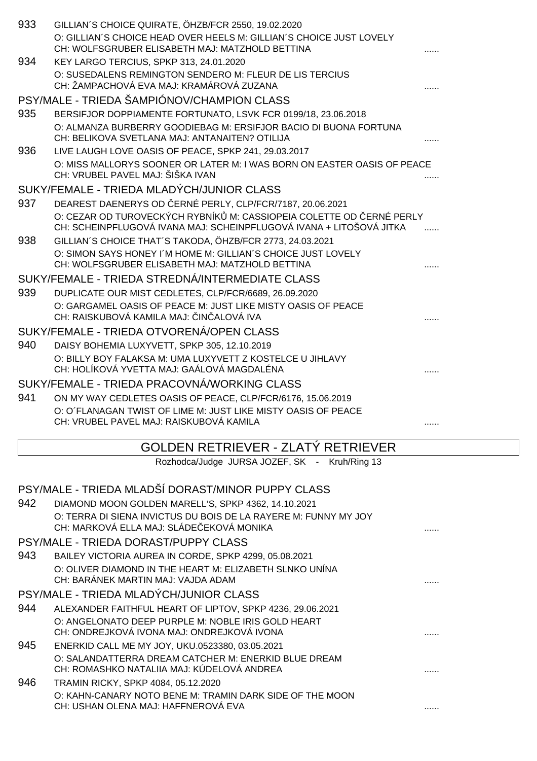933 GILLIAN´S CHOICE QUIRATE, ÖHZB/FCR 2550, 19.02.2020
O: GILLIAN´S CHOICE HEAD OVER HEELS M: GILLIAN´S CHOICE JUST LOVELY
CH: WOLFSGRUBER ELISABETH MAJ: MATZHOLD BETTINA ......

934 KEY LARGO TERCIUS, SPKP 313, 24.01.2020
O: SUSEDALENS REMINGTON SENDERO M: FLEUR DE LIS TERCIUS
CH: ŽAMPACHOVÁ EVA MAJ: KRAMÁROVÁ ZUZANA ......

### PSY/MALE - TRIEDA ŠAMPIÓNOV/CHAMPION CLASS

935 BERSIFJOR DOPPIAMENTE FORTUNATO, LSVK FCR 0199/18, 23.06.2018
O: ALMANZA BURBERRY GOODIEBAG M: ERSIFJOR BACIO DI BUONA FORTUNA
CH: BELIKOVA SVETLANA MAJ: ANTANAITEN? OTILIJA ......

936 LIVE LAUGH LOVE OASIS OF PEACE, SPKP 241, 29.03.2017
O: MISS MALLORYS SOONER OR LATER M: I WAS BORN ON EASTER OASIS OF PEACE
CH: VRUBEL PAVEL MAJ: ŠIŠKA IVAN ......

### SUKY/FEMALE - TRIEDA MLADÝCH/JUNIOR CLASS

937 DEAREST DAENERYS OD ČERNÉ PERLY, CLP/FCR/7187, 20.06.2021
O: CEZAR OD TUROVECKÝCH RYBNÍKŮ M: CASSIOPEIA COLETTE OD ČERNÉ PERLY
CH: SCHEINPFLUGOVÁ IVANA MAJ: SCHEINPFLUGOVÁ IVANA + LITOŠOVÁ JITKA ......

938 GILLIAN´S CHOICE THAT´S TAKODA, ÖHZB/FCR 2773, 24.03.2021
O: SIMON SAYS HONEY I´M HOME M: GILLIAN´S CHOICE JUST LOVELY
CH: WOLFSGRUBER ELISABETH MAJ: MATZHOLD BETTINA ......

### SUKY/FEMALE - TRIEDA STREDNÁ/INTERMEDIATE CLASS

939 DUPLICATE OUR MIST CEDLETES, CLP/FCR/6689, 26.09.2020
O: GARGAMEL OASIS OF PEACE M: JUST LIKE MISTY OASIS OF PEACE
CH: RAISKUBOVÁ KAMILA MAJ: ČINČALOVÁ IVA ......

### SUKY/FEMALE - TRIEDA OTVORENÁ/OPEN CLASS

940 DAISY BOHEMIA LUXYVETT, SPKP 305, 12.10.2019
O: BILLY BOY FALAKSA M: UMA LUXYVETT Z KOSTELCE U JIHLAVY
CH: HOLÍKOVÁ YVETTA MAJ: GAÁLOVÁ MAGDALÉNA ......

### SUKY/FEMALE - TRIEDA PRACOVNÁ/WORKING CLASS

941 ON MY WAY CEDLETES OASIS OF PEACE, CLP/FCR/6176, 15.06.2019
O: O´FLANAGAN TWIST OF LIME M: JUST LIKE MISTY OASIS OF PEACE
CH: VRUBEL PAVEL MAJ: RAISKUBOVÁ KAMILA ......

## GOLDEN RETRIEVER - ZLATÝ RETRIEVER

Rozhodca/Judge JURSA JOZEF, SK - Kruh/Ring 13

### PSY/MALE - TRIEDA MLADŠÍ DORAST/MINOR PUPPY CLASS

942 DIAMOND MOON GOLDEN MARELL'S, SPKP 4362, 14.10.2021
O: TERRA DI SIENA INVICTUS DU BOIS DE LA RAYERE M: FUNNY MY JOY
CH: MARKOVÁ ELLA MAJ: SLÁDEČEKOVÁ MONIKA ......

### PSY/MALE - TRIEDA DORAST/PUPPY CLASS

943 BAILEY VICTORIA AUREA IN CORDE, SPKP 4299, 05.08.2021
O: OLIVER DIAMOND IN THE HEART M: ELIZABETH SLNKO UNÍNA
CH: BARÁNEK MARTIN MAJ: VAJDA ADAM ......

### PSY/MALE - TRIEDA MLADÝCH/JUNIOR CLASS

944 ALEXANDER FAITHFUL HEART OF LIPTOV, SPKP 4236, 29.06.2021
O: ANGELONATO DEEP PURPLE M: NOBLE IRIS GOLD HEART
CH: ONDREJKOVÁ IVONA MAJ: ONDREJKOVÁ IVONA ......

945 ENERKID CALL ME MY JOY, UKU.0523380, 03.05.2021
O: SALANDATTERRA DREAM CATCHER M: ENERKID BLUE DREAM
CH: ROMASHKO NATALIIA MAJ: KÚDELOVÁ ANDREA ......

946 TRAMIN RICKY, SPKP 4084, 05.12.2020
O: KAHN-CANARY NOTO BENE M: TRAMIN DARK SIDE OF THE MOON
CH: USHAN OLENA MAJ: HAFFNEROVÁ EVA ......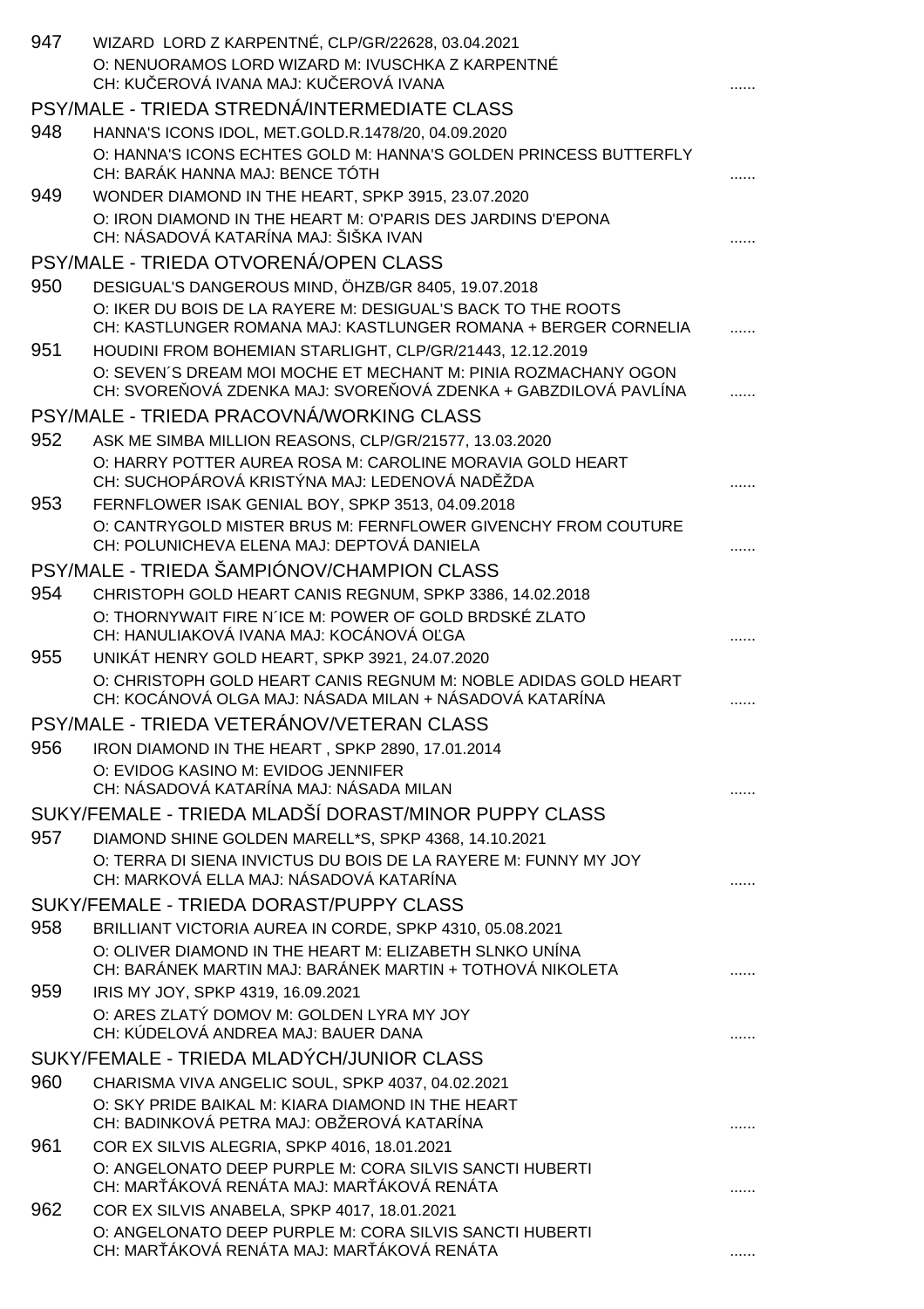947 WIZARD LORD Z KARPENTNÉ, CLP/GR/22628, 03.04.2021
O: NENUORAMOS LORD WIZARD M: IVUSCHKA Z KARPENTNÉ
CH: KUČEROVÁ IVANA MAJ: KUČEROVÁ IVANA ......

## PSY/MALE - TRIEDA STREDNÁ/INTERMEDIATE CLASS

948 HANNA'S ICONS IDOL, MET.GOLD.R.1478/20, 04.09.2020
O: HANNA'S ICONS ECHTES GOLD M: HANNA'S GOLDEN PRINCESS BUTTERFLY
CH: BARÁK HANNA MAJ: BENCE TÓTH ......

949 WONDER DIAMOND IN THE HEART, SPKP 3915, 23.07.2020
O: IRON DIAMOND IN THE HEART M: O'PARIS DES JARDINS D'EPONA
CH: NÁSADOVÁ KATARÍNA MAJ: ŠIŠKA IVAN ......

## PSY/MALE - TRIEDA OTVORENÁ/OPEN CLASS

950 DESIGUAL'S DANGEROUS MIND, ÖHZB/GR 8405, 19.07.2018
O: IKER DU BOIS DE LA RAYERE M: DESIGUAL'S BACK TO THE ROOTS
CH: KASTLUNGER ROMANA MAJ: KASTLUNGER ROMANA + BERGER CORNELIA ......

951 HOUDINI FROM BOHEMIAN STARLIGHT, CLP/GR/21443, 12.12.2019
O: SEVEN´S DREAM MOI MOCHE ET MECHANT M: PINIA ROZMACHANY OGON
CH: SVOREŇOVÁ ZDENKA MAJ: SVOREŇOVÁ ZDENKA + GABZDILOVÁ PAVLÍNA ......

## PSY/MALE - TRIEDA PRACOVNÁ/WORKING CLASS

952 ASK ME SIMBA MILLION REASONS, CLP/GR/21577, 13.03.2020
O: HARRY POTTER AUREA ROSA M: CAROLINE MORAVIA GOLD HEART
CH: SUCHOPÁROVÁ KRISTÝNA MAJ: LEDENOVÁ NADĚŽDA ......

953 FERNFLOWER ISAK GENIAL BOY, SPKP 3513, 04.09.2018
O: CANTRYGOLD MISTER BRUS M: FERNFLOWER GIVENCHY FROM COUTURE
CH: POLUNICHEVA ELENA MAJ: DEPTOVÁ DANIELA ......

## PSY/MALE - TRIEDA ŠAMPIÓNOV/CHAMPION CLASS

954 CHRISTOPH GOLD HEART CANIS REGNUM, SPKP 3386, 14.02.2018
O: THORNYWAIT FIRE N´ICE M: POWER OF GOLD BRDSKÉ ZLATO
CH: HANULIAKOVÁ IVANA MAJ: KOCÁNOVÁ OĽGA ......

955 UNIKÁT HENRY GOLD HEART, SPKP 3921, 24.07.2020
O: CHRISTOPH GOLD HEART CANIS REGNUM M: NOBLE ADIDAS GOLD HEART
CH: KOCÁNOVÁ OLGA MAJ: NÁSADA MILAN + NÁSADOVÁ KATARÍNA ......

## PSY/MALE - TRIEDA VETERÁNOV/VETERAN CLASS

956 IRON DIAMOND IN THE HEART , SPKP 2890, 17.01.2014
O: EVIDOG KASINO M: EVIDOG JENNIFER
CH: NÁSADOVÁ KATARÍNA MAJ: NÁSADA MILAN ......

## SUKY/FEMALE - TRIEDA MLADŠÍ DORAST/MINOR PUPPY CLASS

957 DIAMOND SHINE GOLDEN MARELL*S, SPKP 4368, 14.10.2021
O: TERRA DI SIENA INVICTUS DU BOIS DE LA RAYERE M: FUNNY MY JOY
CH: MARKOVÁ ELLA MAJ: NÁSADOVÁ KATARÍNA ......

## SUKY/FEMALE - TRIEDA DORAST/PUPPY CLASS

958 BRILLIANT VICTORIA AUREA IN CORDE, SPKP 4310, 05.08.2021
O: OLIVER DIAMOND IN THE HEART M: ELIZABETH SLNKO UNÍNA
CH: BARÁNEK MARTIN MAJ: BARÁNEK MARTIN + TOTHOVÁ NIKOLETA ......

959 IRIS MY JOY, SPKP 4319, 16.09.2021
O: ARES ZLATÝ DOMOV M: GOLDEN LYRA MY JOY
CH: KÚDELOVÁ ANDREA MAJ: BAUER DANA ......

## SUKY/FEMALE - TRIEDA MLADÝCH/JUNIOR CLASS

960 CHARISMA VIVA ANGELIC SOUL, SPKP 4037, 04.02.2021
O: SKY PRIDE BAIKAL M: KIARA DIAMOND IN THE HEART
CH: BADINKOVÁ PETRA MAJ: OBŽEROVÁ KATARÍNA ......

961 COR EX SILVIS ALEGRIA, SPKP 4016, 18.01.2021
O: ANGELONATO DEEP PURPLE M: CORA SILVIS SANCTI HUBERTI
CH: MARŤÁKOVÁ RENÁTA MAJ: MARŤÁKOVÁ RENÁTA ......

962 COR EX SILVIS ANABELA, SPKP 4017, 18.01.2021
O: ANGELONATO DEEP PURPLE M: CORA SILVIS SANCTI HUBERTI
CH: MARŤÁKOVÁ RENÁTA MAJ: MARŤÁKOVÁ RENÁTA ......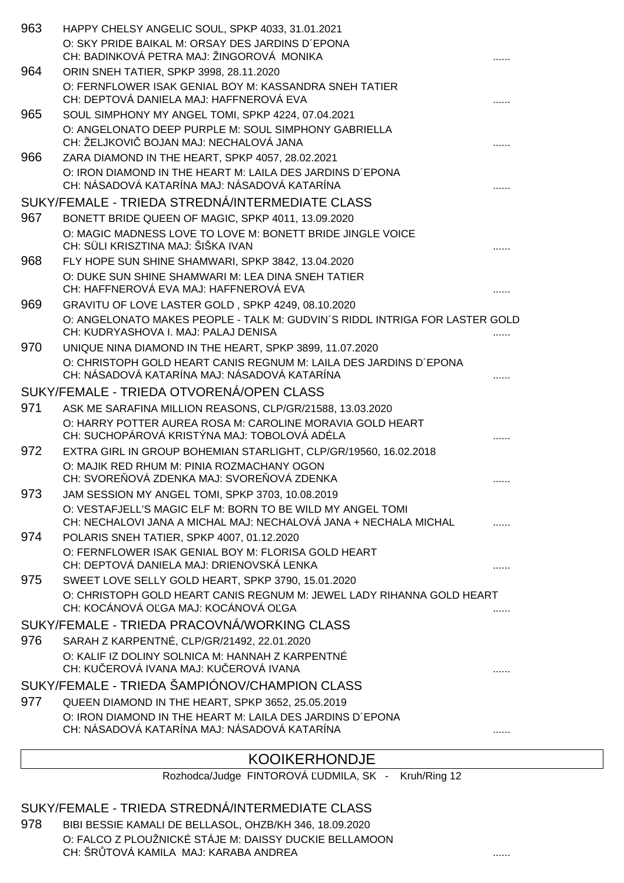963 HAPPY CHELSY ANGELIC SOUL, SPKP 4033, 31.01.2021
O: SKY PRIDE BAIKAL M: ORSAY DES JARDINS D´EPONA
CH: BADINKOVÁ PETRA MAJ: ŽINGOROVÁ MONIKA ......

964 ORIN SNEH TATIER, SPKP 3998, 28.11.2020
O: FERNFLOWER ISAK GENIAL BOY M: KASSANDRA SNEH TATIER
CH: DEPTOVÁ DANIELA MAJ: HAFFNEROVÁ EVA ......

965 SOUL SIMPHONY MY ANGEL TOMI, SPKP 4224, 07.04.2021
O: ANGELONATO DEEP PURPLE M: SOUL SIMPHONY GABRIELLA
CH: ŽELJKOVIČ BOJAN MAJ: NECHALOVÁ JANA ......

966 ZARA DIAMOND IN THE HEART, SPKP 4057, 28.02.2021
O: IRON DIAMOND IN THE HEART M: LAILA DES JARDINS D´EPONA
CH: NÁSADOVÁ KATARÍNA MAJ: NÁSADOVÁ KATARÍNA ......

## SUKY/FEMALE - TRIEDA STREDNÁ/INTERMEDIATE CLASS

967 BONETT BRIDE QUEEN OF MAGIC, SPKP 4011, 13.09.2020
O: MAGIC MADNESS LOVE TO LOVE M: BONETT BRIDE JINGLE VOICE
CH: SÜLI KRISZTINA MAJ: ŠIŠKA IVAN ......

968 FLY HOPE SUN SHINE SHAMWARI, SPKP 3842, 13.04.2020
O: DUKE SUN SHINE SHAMWARI M: LEA DINA SNEH TATIER
CH: HAFFNEROVÁ EVA MAJ: HAFFNEROVÁ EVA ......

969 GRAVITU OF LOVE LASTER GOLD , SPKP 4249, 08.10.2020
O: ANGELONATO MAKES PEOPLE - TALK M: GUDVIN´S RIDDL INTRIGA FOR LASTER GOLD
CH: KUDRYASHOVA I. MAJ: PALAJ DENISA ......

970 UNIQUE NINA DIAMOND IN THE HEART, SPKP 3899, 11.07.2020
O: CHRISTOPH GOLD HEART CANIS REGNUM M: LAILA DES JARDINS D´EPONA
CH: NÁSADOVÁ KATARÍNA MAJ: NÁSADOVÁ KATARÍNA ......

## SUKY/FEMALE - TRIEDA OTVORENÁ/OPEN CLASS

971 ASK ME SARAFINA MILLION REASONS, CLP/GR/21588, 13.03.2020
O: HARRY POTTER AUREA ROSA M: CAROLINE MORAVIA GOLD HEART
CH: SUCHOPÁROVÁ KRISTÝNA MAJ: TOBOLOVÁ ADÉLA ......

972 EXTRA GIRL IN GROUP BOHEMIAN STARLIGHT, CLP/GR/19560, 16.02.2018
O: MAJIK RED RHUM M: PINIA ROZMACHANY OGON
CH: SVOREŇOVÁ ZDENKA MAJ: SVOREŇOVÁ ZDENKA ......

973 JAM SESSION MY ANGEL TOMI, SPKP 3703, 10.08.2019
O: VESTAFJELL'S MAGIC ELF M: BORN TO BE WILD MY ANGEL TOMI
CH: NECHALOVI JANA A MICHAL MAJ: NECHALOVÁ JANA + NECHALA MICHAL ......

974 POLARIS SNEH TATIER, SPKP 4007, 01.12.2020
O: FERNFLOWER ISAK GENIAL BOY M: FLORISA GOLD HEART
CH: DEPTOVÁ DANIELA MAJ: DRIENOVSKÁ LENKA ......

975 SWEET LOVE SELLY GOLD HEART, SPKP 3790, 15.01.2020
O: CHRISTOPH GOLD HEART CANIS REGNUM M: JEWEL LADY RIHANNA GOLD HEART
CH: KOCÁNOVÁ OĽGA MAJ: KOCÁNOVÁ OĽGA ......

## SUKY/FEMALE - TRIEDA PRACOVNÁ/WORKING CLASS

976 SARAH Z KARPENTNÉ, CLP/GR/21492, 22.01.2020
O: KALIF IZ DOLINY SOLNICA M: HANNAH Z KARPENTNÉ
CH: KUČEROVÁ IVANA MAJ: KUČEROVÁ IVANA ......

## SUKY/FEMALE - TRIEDA ŠAMPIÓNOV/CHAMPION CLASS

977 QUEEN DIAMOND IN THE HEART, SPKP 3652, 25.05.2019
O: IRON DIAMOND IN THE HEART M: LAILA DES JARDINS D´EPONA
CH: NÁSADOVÁ KATARÍNA MAJ: NÁSADOVÁ KATARÍNA ......

# KOOIKERHONDJE

Rozhodca/Judge FINTOROVÁ ĽUDMILA, SK - Kruh/Ring 12

## SUKY/FEMALE - TRIEDA STREDNÁ/INTERMEDIATE CLASS

978 BIBI BESSIE KAMALI DE BELLASOL, OHZB/KH 346, 18.09.2020
O: FALCO Z PLOUŽNICKÉ STÁJE M: DAISSY DUCKIE BELLAMOON
CH: ŠRŮTOVÁ KAMILA MAJ: KARABA ANDREA ......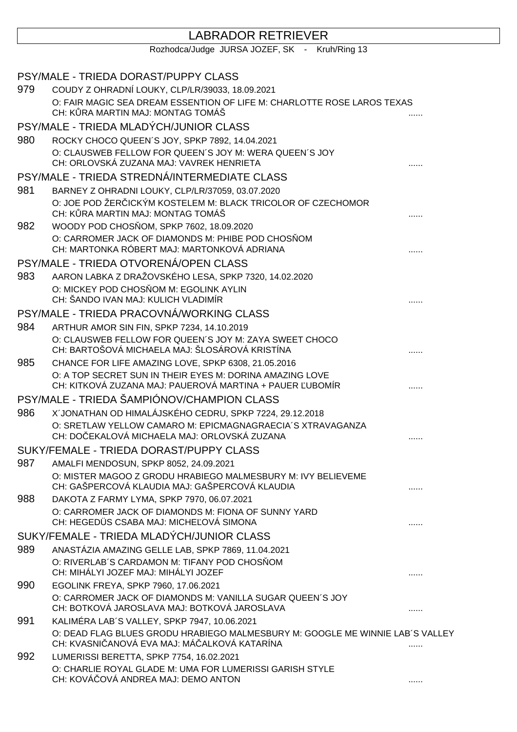# LABRADOR RETRIEVER

Rozhodca/Judge JURSA JOZEF, SK - Kruh/Ring 13

## PSY/MALE - TRIEDA DORAST/PUPPY CLASS

**979** COUDY Z OHRADNÍ LOUKY, CLP/LR/39033, 18.09.2021
O: FAIR MAGIC SEA DREAM ESSENTION OF LIFE M: CHARLOTTE ROSE LAROS TEXAS
CH: KŮRA MARTIN MAJ: MONTAG TOMÁŠ ......

## PSY/MALE - TRIEDA MLADÝCH/JUNIOR CLASS

**980** ROCKY CHOCO QUEEN´S JOY, SPKP 7892, 14.04.2021
O: CLAUSWEB FELLOW FOR QUEEN´S JOY M: WERA QUEEN´S JOY
CH: ORLOVSKÁ ZUZANA MAJ: VAVREK HENRIETA ......

## PSY/MALE - TRIEDA STREDNÁ/INTERMEDIATE CLASS

**981** BARNEY Z OHRADNI LOUKY, CLP/LR/37059, 03.07.2020
O: JOE POD ŽERČICKÝM KOSTELEM M: BLACK TRICOLOR OF CZECHOMOR
CH: KŮRA MARTIN MAJ: MONTAG TOMÁŠ ......

**982** WOODY POD CHOSŇOM, SPKP 7602, 18.09.2020
O: CARROMER JACK OF DIAMONDS M: PHIBE POD CHOSŇOM
CH: MARTONKA RÓBERT MAJ: MARTONKOVÁ ADRIANA ......

## PSY/MALE - TRIEDA OTVORENÁ/OPEN CLASS

**983** AARON LABKA Z DRAŽOVSKÉHO LESA, SPKP 7320, 14.02.2020
O: MICKEY POD CHOSŇOM M: EGOLINK AYLIN
CH: ŠANDO IVAN MAJ: KULICH VLADIMÍR ......

## PSY/MALE - TRIEDA PRACOVNÁ/WORKING CLASS

**984** ARTHUR AMOR SIN FIN, SPKP 7234, 14.10.2019
O: CLAUSWEB FELLOW FOR QUEEN´S JOY M: ZAYA SWEET CHOCO
CH: BARTOŠOVÁ MICHAELA MAJ: ŠLOSÁROVÁ KRISTÍNA ......

**985** CHANCE FOR LIFE AMAZING LOVE, SPKP 6308, 21.05.2016
O: A TOP SECRET SUN IN THEIR EYES M: DORINA AMAZING LOVE
CH: KITKOVÁ ZUZANA MAJ: PAUEROVÁ MARTINA + PAUER ĽUBOMÍR ......

## PSY/MALE - TRIEDA ŠAMPIÓNOV/CHAMPION CLASS

**986** X´JONATHAN OD HIMALÁJSKÉHO CEDRU, SPKP 7224, 29.12.2018
O: SRETLAW YELLOW CAMARO M: EPICMAGNAGRAECIA´S XTRAVAGANZA
CH: DOČEKALOVÁ MICHAELA MAJ: ORLOVSKÁ ZUZANA ......

## SUKY/FEMALE - TRIEDA DORAST/PUPPY CLASS

**987** AMALFI MENDOSUN, SPKP 8052, 24.09.2021
O: MISTER MAGOO Z GRODU HRABIEGO MALMESBURY M: IVY BELIEVEME
CH: GAŠPERCOVÁ KLAUDIA MAJ: GAŠPERCOVÁ KLAUDIA ......

**988** DAKOTA Z FARMY LYMA, SPKP 7970, 06.07.2021
O: CARROMER JACK OF DIAMONDS M: FIONA OF SUNNY YARD
CH: HEGEDÜS CSABA MAJ: MICHEĽOVÁ SIMONA ......

## SUKY/FEMALE - TRIEDA MLADÝCH/JUNIOR CLASS

**989** ANASTÁZIA AMAZING GELLE LAB, SPKP 7869, 11.04.2021
O: RIVERLAB´S CARDAMON M: TIFANY POD CHOSŇOM
CH: MIHÁLYI JOZEF MAJ: MIHÁLYI JOZEF ......

**990** EGOLINK FREYA, SPKP 7960, 17.06.2021
O: CARROMER JACK OF DIAMONDS M: VANILLA SUGAR QUEEN´S JOY
CH: BOTKOVÁ JAROSLAVA MAJ: BOTKOVÁ JAROSLAVA ......

**991** KALIMÉRA LAB´S VALLEY, SPKP 7947, 10.06.2021
O: DEAD FLAG BLUES GRODU HRABIEGO MALMESBURY M: GOOGLE ME WINNIE LAB´S VALLEY
CH: KVASNIČANOVÁ EVA MAJ: MÁČALKOVÁ KATARÍNA ......

**992** LUMERISSI BERETTA, SPKP 7754, 16.02.2021
O: CHARLIE ROYAL GLADE M: UMA FOR LUMERISSI GARISH STYLE
CH: KOVÁČOVÁ ANDREA MAJ: DEMO ANTON ......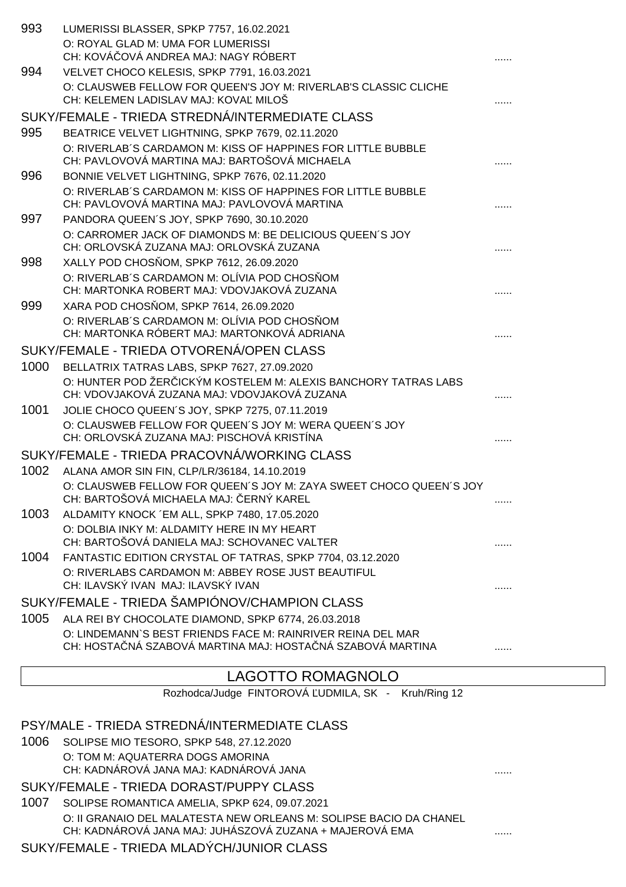993 LUMERISSI BLASSER, SPKP 7757, 16.02.2021
O: ROYAL GLAD M: UMA FOR LUMERISSI
CH: KOVÁČOVÁ ANDREA MAJ: NAGY RÓBERT ......

994 VELVET CHOCO KELESIS, SPKP 7791, 16.03.2021
O: CLAUSWEB FELLOW FOR QUEEN'S JOY M: RIVERLAB'S CLASSIC CLICHE
CH: KELEMEN LADISLAV MAJ: KOVAĽ MILOŠ ......

SUKY/FEMALE - TRIEDA STREDNÁ/INTERMEDIATE CLASS

995 BEATRICE VELVET LIGHTNING, SPKP 7679, 02.11.2020
O: RIVERLAB´S CARDAMON M: KISS OF HAPPINES FOR LITTLE BUBBLE
CH: PAVLOVOVÁ MARTINA MAJ: BARTOŠOVÁ MICHAELA ......

996 BONNIE VELVET LIGHTNING, SPKP 7676, 02.11.2020
O: RIVERLAB´S CARDAMON M: KISS OF HAPPINES FOR LITTLE BUBBLE
CH: PAVLOVOVÁ MARTINA MAJ: PAVLOVOVÁ MARTINA ......

997 PANDORA QUEEN´S JOY, SPKP 7690, 30.10.2020
O: CARROMER JACK OF DIAMONDS M: BE DELICIOUS QUEEN´S JOY
CH: ORLOVSKÁ ZUZANA MAJ: ORLOVSKÁ ZUZANA ......

998 XALLY POD CHOSŇOM, SPKP 7612, 26.09.2020
O: RIVERLAB´S CARDAMON M: OLÍVIA POD CHOSŇOM
CH: MARTONKA ROBERT MAJ: VDOVJAKOVÁ ZUZANA ......

999 XARA POD CHOSŇOM, SPKP 7614, 26.09.2020
O: RIVERLAB´S CARDAMON M: OLÍVIA POD CHOSŇOM
CH: MARTONKA RÓBERT MAJ: MARTONKOVÁ ADRIANA ......

SUKY/FEMALE - TRIEDA OTVORENÁ/OPEN CLASS

1000 BELLATRIX TATRAS LABS, SPKP 7627, 27.09.2020
O: HUNTER POD ŽERČICKÝM KOSTELEM M: ALEXIS BANCHORY TATRAS LABS
CH: VDOVJAKOVÁ ZUZANA MAJ: VDOVJAKOVÁ ZUZANA ......

1001 JOLIE CHOCO QUEEN´S JOY, SPKP 7275, 07.11.2019
O: CLAUSWEB FELLOW FOR QUEEN´S JOY M: WERA QUEEN´S JOY
CH: ORLOVSKÁ ZUZANA MAJ: PISCHOVÁ KRISTÍNA ......

SUKY/FEMALE - TRIEDA PRACOVNÁ/WORKING CLASS

1002 ALANA AMOR SIN FIN, CLP/LR/36184, 14.10.2019
O: CLAUSWEB FELLOW FOR QUEEN´S JOY M: ZAYA SWEET CHOCO QUEEN´S JOY
CH: BARTOŠOVÁ MICHAELA MAJ: ČERNÝ KAREL ......

1003 ALDAMITY KNOCK ´EM ALL, SPKP 7480, 17.05.2020
O: DOLBIA INKY M: ALDAMITY HERE IN MY HEART
CH: BARTOŠOVÁ DANIELA MAJ: SCHOVANEC VALTER ......

1004 FANTASTIC EDITION CRYSTAL OF TATRAS, SPKP 7704, 03.12.2020
O: RIVERLABS CARDAMON M: ABBEY ROSE JUST BEAUTIFUL
CH: ILAVSKÝ IVAN MAJ: ILAVSKÝ IVAN ......

SUKY/FEMALE - TRIEDA ŠAMPIÓNOV/CHAMPION CLASS

1005 ALA REI BY CHOCOLATE DIAMOND, SPKP 6774, 26.03.2018
O: LINDEMANN`S BEST FRIENDS FACE M: RAINRIVER REINA DEL MAR
CH: HOSTAČNÁ SZABOVÁ MARTINA MAJ: HOSTAČNÁ SZABOVÁ MARTINA ......

## LAGOTTO ROMAGNOLO

Rozhodca/Judge FINTOROVÁ ĽUDMILA, SK - Kruh/Ring 12

PSY/MALE - TRIEDA STREDNÁ/INTERMEDIATE CLASS

1006 SOLIPSE MIO TESORO, SPKP 548, 27.12.2020
O: TOM M: AQUATERRA DOGS AMORINA
CH: KADNÁROVÁ JANA MAJ: KADNÁROVÁ JANA ......

SUKY/FEMALE - TRIEDA DORAST/PUPPY CLASS

1007 SOLIPSE ROMANTICA AMELIA, SPKP 624, 09.07.2021
O: II GRANAIO DEL MALATESTA NEW ORLEANS M: SOLIPSE BACIO DA CHANEL
CH: KADNÁROVÁ JANA MAJ: JUHÁSZOVÁ ZUZANA + MAJEROVÁ EMA ......

SUKY/FEMALE - TRIEDA MLADÝCH/JUNIOR CLASS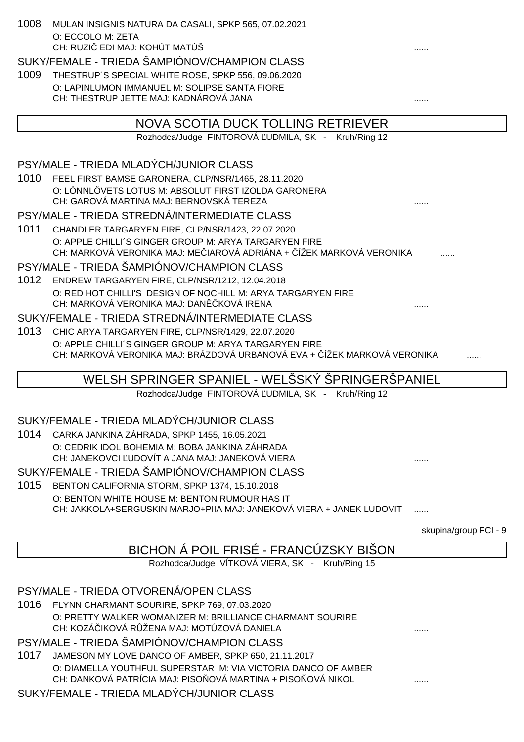1008 MULAN INSIGNIS NATURA DA CASALI, SPKP 565, 07.02.2021
O: ECCOLO M: ZETA
CH: RUZIČ EDI MAJ: KOHÚT MATÚŠ ......

SUKY/FEMALE - TRIEDA ŠAMPIÓNOV/CHAMPION CLASS

1009 THESTRUP´S SPECIAL WHITE ROSE, SPKP 556, 09.06.2020
O: LAPINLUMON IMMANUEL M: SOLIPSE SANTA FIORE
CH: THESTRUP JETTE MAJ: KADNÁROVÁ JANA ......

## NOVA SCOTIA DUCK TOLLING RETRIEVER

Rozhodca/Judge FINTOROVÁ ĽUDMILA, SK - Kruh/Ring 12

PSY/MALE - TRIEDA MLADÝCH/JUNIOR CLASS

1010 FEEL FIRST BAMSE GARONERA, CLP/NSR/1465, 28.11.2020
O: LÖNNLÖVETS LOTUS M: ABSOLUT FIRST IZOLDA GARONERA
CH: GAROVÁ MARTINA MAJ: BERNOVSKÁ TEREZA ......

PSY/MALE - TRIEDA STREDNÁ/INTERMEDIATE CLASS

1011 CHANDLER TARGARYEN FIRE, CLP/NSR/1423, 22.07.2020
O: APPLE CHILLI´S GINGER GROUP M: ARYA TARGARYEN FIRE
CH: MARKOVÁ VERONIKA MAJ: MEČIAROVÁ ADRIÁNA + ČÍŽEK MARKOVÁ VERONIKA ......

PSY/MALE - TRIEDA ŠAMPIÓNOV/CHAMPION CLASS

1012 ENDREW TARGARYEN FIRE, CLP/NSR/1212, 12.04.2018
O: RED HOT CHILLI'S DESIGN OF NOCHILL M: ARYA TARGARYEN FIRE
CH: MARKOVÁ VERONIKA MAJ: DANĚČKOVÁ IRENA ......

SUKY/FEMALE - TRIEDA STREDNÁ/INTERMEDIATE CLASS

1013 CHIC ARYA TARGARYEN FIRE, CLP/NSR/1429, 22.07.2020
O: APPLE CHILLI´S GINGER GROUP M: ARYA TARGARYEN FIRE
CH: MARKOVÁ VERONIKA MAJ: BRÁZDOVÁ URBANOVÁ EVA + ČÍŽEK MARKOVÁ VERONIKA ......

## WELSH SPRINGER SPANIEL - WELŠSKÝ ŠPRINGERŠPANIEL

Rozhodca/Judge FINTOROVÁ ĽUDMILA, SK - Kruh/Ring 12

SUKY/FEMALE - TRIEDA MLADÝCH/JUNIOR CLASS

1014 CARKA JANKINA ZÁHRADA, SPKP 1455, 16.05.2021
O: CEDRIK IDOL BOHEMIA M: BOBA JANKINA ZÁHRADA
CH: JANEKOVCI ĽUDOVÍT A JANA MAJ: JANEKOVÁ VIERA ......

SUKY/FEMALE - TRIEDA ŠAMPIÓNOV/CHAMPION CLASS

1015 BENTON CALIFORNIA STORM, SPKP 1374, 15.10.2018
O: BENTON WHITE HOUSE M: BENTON RUMOUR HAS IT
CH: JAKKOLA+SERGUSKIN MARJO+PIIA MAJ: JANEKOVÁ VIERA + JANEK LUDOVIT ......

skupina/group FCI - 9

## BICHON Á POIL FRISÉ - FRANCÚZSKY BIŠON

Rozhodca/Judge VÍTKOVÁ VIERA, SK - Kruh/Ring 15

PSY/MALE - TRIEDA OTVORENÁ/OPEN CLASS

1016 FLYNN CHARMANT SOURIRE, SPKP 769, 07.03.2020
O: PRETTY WALKER WOMANIZER M: BRILLIANCE CHARMANT SOURIRE
CH: KOZÁČIKOVÁ RŮŽENA MAJ: MOTÚZOVÁ DANIELA ......

PSY/MALE - TRIEDA ŠAMPIÓNOV/CHAMPION CLASS

1017 JAMESON MY LOVE DANCO OF AMBER, SPKP 650, 21.11.2017
O: DIAMELLA YOUTHFUL SUPERSTAR M: VIA VICTORIA DANCO OF AMBER
CH: DANKOVÁ PATRÍCIA MAJ: PISOŇOVÁ MARTINA + PISOŇOVÁ NIKOL ......

SUKY/FEMALE - TRIEDA MLADÝCH/JUNIOR CLASS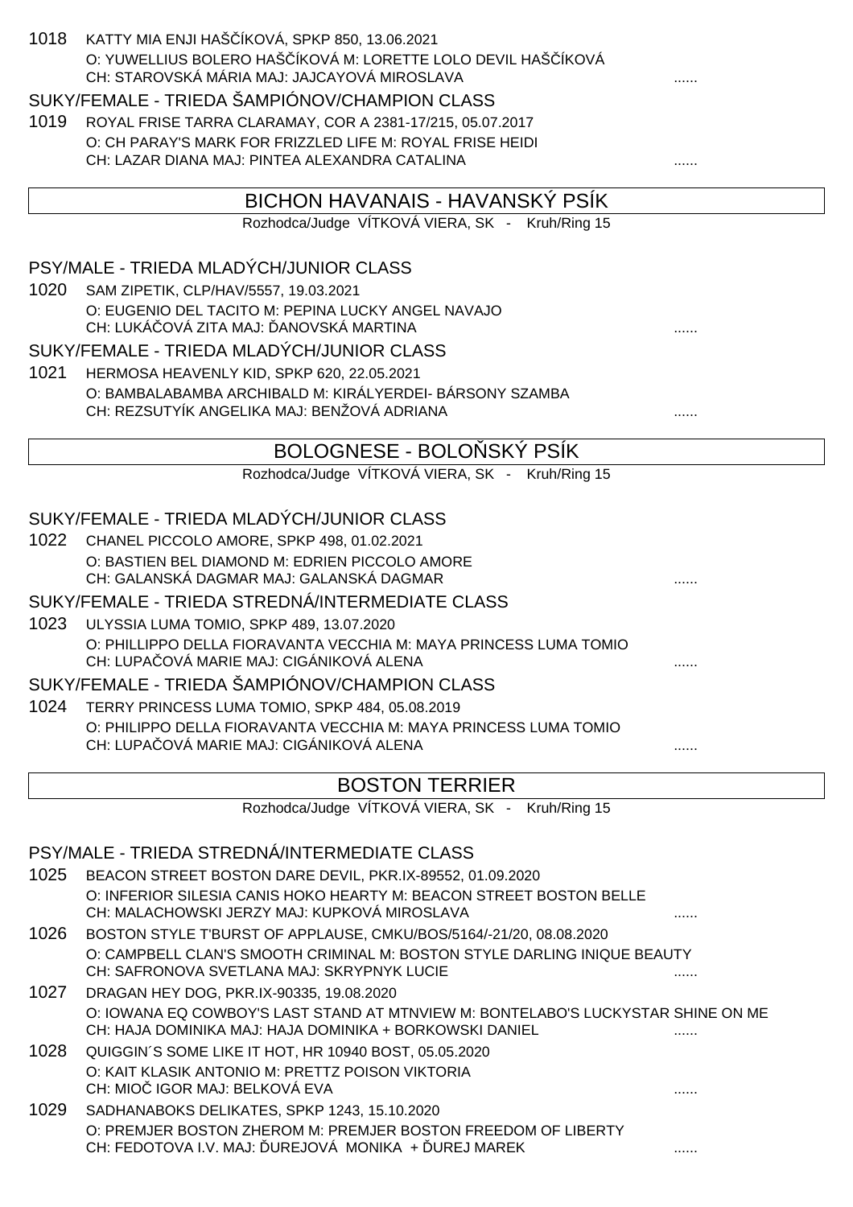1018 KATTY MIA ENJI HAŠČÍKOVÁ, SPKP 850, 13.06.2021
O: YUWELLIUS BOLERO HAŠČÍKOVÁ M: LORETTE LOLO DEVIL HAŠČÍKOVÁ
CH: STAROVSKÁ MÁRIA MAJ: JAJCAYOVÁ MIROSLAVA ......

SUKY/FEMALE - TRIEDA ŠAMPIÓNOV/CHAMPION CLASS

1019 ROYAL FRISE TARRA CLARAMAY, COR A 2381-17/215, 05.07.2017
O: CH PARAY'S MARK FOR FRIZZLED LIFE M: ROYAL FRISE HEIDI
CH: LAZAR DIANA MAJ: PINTEA ALEXANDRA CATALINA ......

## BICHON HAVANAIS - HAVANSKÝ PSÍK

Rozhodca/Judge VÍTKOVÁ VIERA, SK - Kruh/Ring 15

PSY/MALE - TRIEDA MLADÝCH/JUNIOR CLASS

1020 SAM ZIPETIK, CLP/HAV/5557, 19.03.2021
O: EUGENIO DEL TACITO M: PEPINA LUCKY ANGEL NAVAJO
CH: LUKÁČOVÁ ZITA MAJ: ĎANOVSKÁ MARTINA ......

SUKY/FEMALE - TRIEDA MLADÝCH/JUNIOR CLASS

1021 HERMOSA HEAVENLY KID, SPKP 620, 22.05.2021
O: BAMBALABAMBA ARCHIBALD M: KIRÁLYERDEI- BÁRSONY SZAMBA
CH: REZSUTYÍK ANGELIKA MAJ: BENŽOVÁ ADRIANA ......

## BOLOGNESE - BOLOŇSKÝ PSÍK

Rozhodca/Judge VÍTKOVÁ VIERA, SK - Kruh/Ring 15

SUKY/FEMALE - TRIEDA MLADÝCH/JUNIOR CLASS

1022 CHANEL PICCOLO AMORE, SPKP 498, 01.02.2021
O: BASTIEN BEL DIAMOND M: EDRIEN PICCOLO AMORE
CH: GALANSKÁ DAGMAR MAJ: GALANSKÁ DAGMAR ......

SUKY/FEMALE - TRIEDA STREDNÁ/INTERMEDIATE CLASS

1023 ULYSSIA LUMA TOMIO, SPKP 489, 13.07.2020
O: PHILLIPPO DELLA FIORAVANTA VECCHIA M: MAYA PRINCESS LUMA TOMIO
CH: LUPAČOVÁ MARIE MAJ: CIGÁNIKOVÁ ALENA ......

SUKY/FEMALE - TRIEDA ŠAMPIÓNOV/CHAMPION CLASS

1024 TERRY PRINCESS LUMA TOMIO, SPKP 484, 05.08.2019
O: PHILIPPO DELLA FIORAVANTA VECCHIA M: MAYA PRINCESS LUMA TOMIO
CH: LUPAČOVÁ MARIE MAJ: CIGÁNIKOVÁ ALENA ......

## BOSTON TERRIER

Rozhodca/Judge VÍTKOVÁ VIERA, SK - Kruh/Ring 15

PSY/MALE - TRIEDA STREDNÁ/INTERMEDIATE CLASS

1025 BEACON STREET BOSTON DARE DEVIL, PKR.IX-89552, 01.09.2020
O: INFERIOR SILESIA CANIS HOKO HEARTY M: BEACON STREET BOSTON BELLE
CH: MALACHOWSKI JERZY MAJ: KUPKOVÁ MIROSLAVA ......

1026 BOSTON STYLE T'BURST OF APPLAUSE, CMKU/BOS/5164/-21/20, 08.08.2020
O: CAMPBELL CLAN'S SMOOTH CRIMINAL M: BOSTON STYLE DARLING INIQUE BEAUTY
CH: SAFRONOVA SVETLANA MAJ: SKRYPNYK LUCIE ......

1027 DRAGAN HEY DOG, PKR.IX-90335, 19.08.2020
O: IOWANA EQ COWBOY'S LAST STAND AT MTNVIEW M: BONTELABO'S LUCKYSTAR SHINE ON ME
CH: HAJA DOMINIKA MAJ: HAJA DOMINIKA + BORKOWSKI DANIEL ......

1028 QUIGGIN´S SOME LIKE IT HOT, HR 10940 BOST, 05.05.2020
O: KAIT KLASIK ANTONIO M: PRETTZ POISON VIKTORIA
CH: MIOČ IGOR MAJ: BELKOVÁ EVA ......

1029 SADHANABOKS DELIKATES, SPKP 1243, 15.10.2020
O: PREMJER BOSTON ZHEROM M: PREMJER BOSTON FREEDOM OF LIBERTY
CH: FEDOTOVA I.V. MAJ: ĎUREJOVÁ MONIKA + ĎUREJ MAREK ......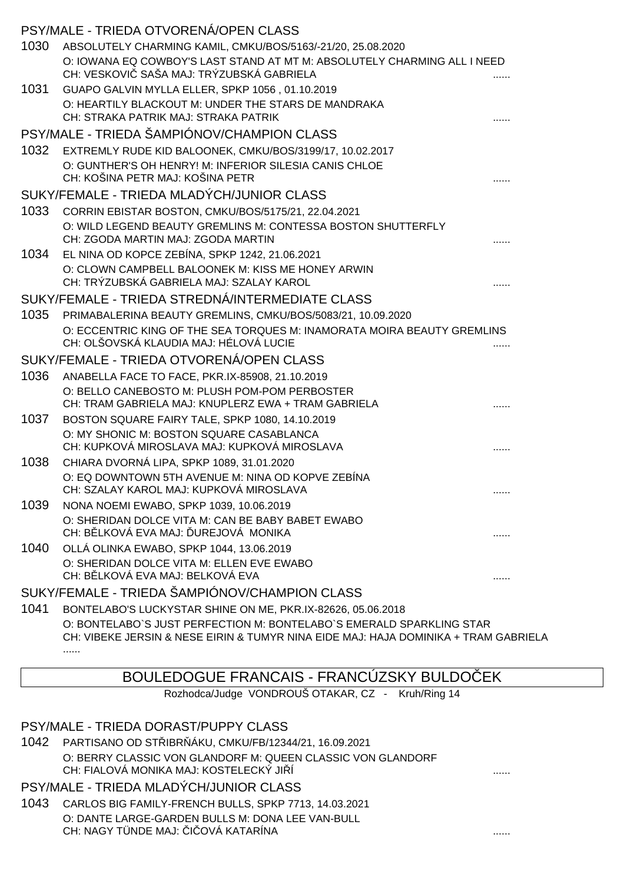PSY/MALE - TRIEDA OTVORENÁ/OPEN CLASS

1030 ABSOLUTELY CHARMING KAMIL, CMKU/BOS/5163/-21/20, 25.08.2020
O: IOWANA EQ COWBOY'S LAST STAND AT MT M: ABSOLUTELY CHARMING ALL I NEED
CH: VESKOVIČ SAŠA MAJ: TRÝZUBSKÁ GABRIELA ......

1031 GUAPO GALVIN MYLLA ELLER, SPKP 1056 , 01.10.2019
O: HEARTILY BLACKOUT M: UNDER THE STARS DE MANDRAKA
CH: STRAKA PATRIK MAJ: STRAKA PATRIK ......

PSY/MALE - TRIEDA ŠAMPIÓNOV/CHAMPION CLASS

1032 EXTREMLY RUDE KID BALOONEK, CMKU/BOS/3199/17, 10.02.2017
O: GUNTHER'S OH HENRY! M: INFERIOR SILESIA CANIS CHLOE
CH: KOŠINA PETR MAJ: KOŠINA PETR ......

SUKY/FEMALE - TRIEDA MLADÝCH/JUNIOR CLASS

1033 CORRIN EBISTAR BOSTON, CMKU/BOS/5175/21, 22.04.2021
O: WILD LEGEND BEAUTY GREMLINS M: CONTESSA BOSTON SHUTTERFLY
CH: ZGODA MARTIN MAJ: ZGODA MARTIN ......

1034 EL NINA OD KOPCE ZEBÍNA, SPKP 1242, 21.06.2021
O: CLOWN CAMPBELL BALOONEK M: KISS ME HONEY ARWIN
CH: TRÝZUBSKÁ GABRIELA MAJ: SZALAY KAROL ......

SUKY/FEMALE - TRIEDA STREDNÁ/INTERMEDIATE CLASS

1035 PRIMABALERINA BEAUTY GREMLINS, CMKU/BOS/5083/21, 10.09.2020
O: ECCENTRIC KING OF THE SEA TORQUES M: INAMORATA MOIRA BEAUTY GREMLINS
CH: OLŠOVSKÁ KLAUDIA MAJ: HÉLOVÁ LUCIE ......

SUKY/FEMALE - TRIEDA OTVORENÁ/OPEN CLASS

1036 ANABELLA FACE TO FACE, PKR.IX-85908, 21.10.2019
O: BELLO CANEBOSTO M: PLUSH POM-POM PERBOSTER
CH: TRAM GABRIELA MAJ: KNUPLERZ EWA + TRAM GABRIELA ......

1037 BOSTON SQUARE FAIRY TALE, SPKP 1080, 14.10.2019
O: MY SHONIC M: BOSTON SQUARE CASABLANCA
CH: KUPKOVÁ MIROSLAVA MAJ: KUPKOVÁ MIROSLAVA ......

1038 CHIARA DVORNÁ LIPA, SPKP 1089, 31.01.2020
O: EQ DOWNTOWN 5TH AVENUE M: NINA OD KOPVE ZEBÍNA
CH: SZALAY KAROL MAJ: KUPKOVÁ MIROSLAVA ......

1039 NONA NOEMI EWABO, SPKP 1039, 10.06.2019
O: SHERIDAN DOLCE VITA M: CAN BE BABY BABET EWABO
CH: BĚLKOVÁ EVA MAJ: ĎUREJOVÁ MONIKA ......

1040 OLLÁ OLINKA EWABO, SPKP 1044, 13.06.2019
O: SHERIDAN DOLCE VITA M: ELLEN EVE EWABO
CH: BĚLKOVÁ EVA MAJ: BELKOVÁ EVA ......

SUKY/FEMALE - TRIEDA ŠAMPIÓNOV/CHAMPION CLASS

1041 BONTELABO'S LUCKYSTAR SHINE ON ME, PKR.IX-82626, 05.06.2018
O: BONTELABO`S JUST PERFECTION M: BONTELABO`S EMERALD SPARKLING STAR
CH: VIBEKE JERSIN & NESE EIRIN & TUMYR NINA EIDE MAJ: HAJA DOMINIKA + TRAM GABRIELA
......

## BOULEDOGUE FRANCAIS - FRANCÚZSKY BULDOČEK

Rozhodca/Judge VONDROUŠ OTAKAR, CZ - Kruh/Ring 14

PSY/MALE - TRIEDA DORAST/PUPPY CLASS

1042 PARTISANO OD STŘIBRŇÁKU, CMKU/FB/12344/21, 16.09.2021
O: BERRY CLASSIC VON GLANDORF M: QUEEN CLASSIC VON GLANDORF
CH: FIALOVÁ MONIKA MAJ: KOSTELECKÝ JIŘÍ ......

PSY/MALE - TRIEDA MLADÝCH/JUNIOR CLASS

1043 CARLOS BIG FAMILY-FRENCH BULLS, SPKP 7713, 14.03.2021
O: DANTE LARGE-GARDEN BULLS M: DONA LEE VAN-BULL
CH: NAGY TÜNDE MAJ: ČIČOVÁ KATARÍNA ......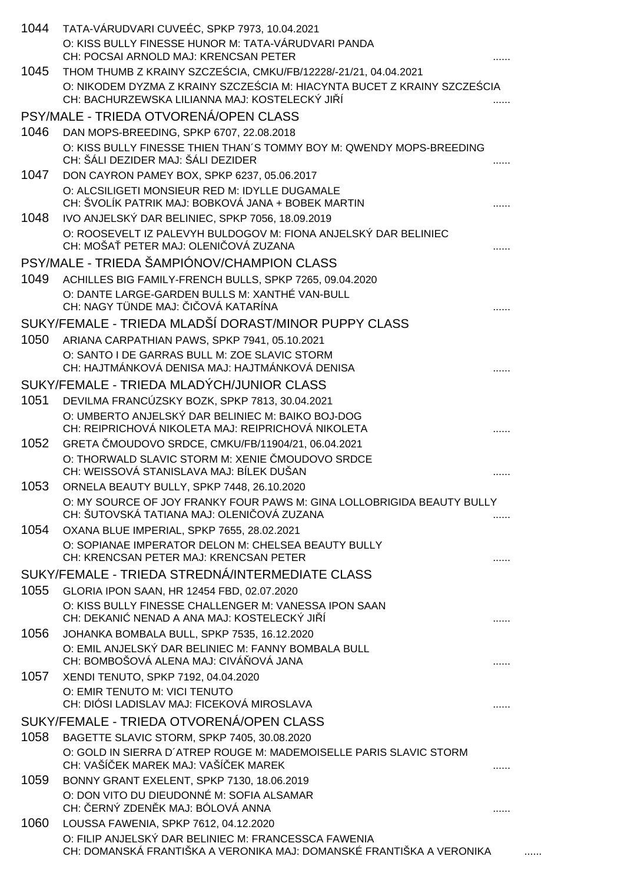1044 TATA-VÁRUDVARI CUVEÉC, SPKP 7973, 10.04.2021
O: KISS BULLY FINESSE HUNOR M: TATA-VÁRUDVARI PANDA
CH: POCSAI ARNOLD MAJ: KRENCSAN PETER ......

1045 THOM THUMB Z KRAINY SZCZEŚCIA, CMKU/FB/12228/-21/21, 04.04.2021
O: NIKODEM DYZMA Z KRAINY SZCZEŚCIA M: HIACYNTA BUCET Z KRAINY SZCZEŚCIA
CH: BACHURZEWSKA LILIANNA MAJ: KOSTELECKÝ JIŘÍ ......

## PSY/MALE - TRIEDA OTVORENÁ/OPEN CLASS

1046 DAN MOPS-BREEDING, SPKP 6707, 22.08.2018
O: KISS BULLY FINESSE THIEN THAN´S TOMMY BOY M: QWENDY MOPS-BREEDING
CH: ŠÁLI DEZIDER MAJ: ŠÁLI DEZIDER ......

1047 DON CAYRON PAMEY BOX, SPKP 6237, 05.06.2017
O: ALCSILIGETI MONSIEUR RED M: IDYLLE DUGAMALE
CH: ŠVOLÍK PATRIK MAJ: BOBKOVÁ JANA + BOBEK MARTIN ......

1048 IVO ANJELSKÝ DAR BELINIEC, SPKP 7056, 18.09.2019
O: ROOSEVELT IZ PALEVYH BULDOGOV M: FIONA ANJELSKÝ DAR BELINIEC
CH: MOŠAŤ PETER MAJ: OLENIČOVÁ ZUZANA ......

## PSY/MALE - TRIEDA ŠAMPIÓNOV/CHAMPION CLASS

1049 ACHILLES BIG FAMILY-FRENCH BULLS, SPKP 7265, 09.04.2020
O: DANTE LARGE-GARDEN BULLS M: XANTHÉ VAN-BULL
CH: NAGY TÜNDE MAJ: ČIČOVÁ KATARÍNA ......

## SUKY/FEMALE - TRIEDA MLADŠÍ DORAST/MINOR PUPPY CLASS

1050 ARIANA CARPATHIAN PAWS, SPKP 7941, 05.10.2021
O: SANTO I DE GARRAS BULL M: ZOE SLAVIC STORM
CH: HAJTMÁNKOVÁ DENISA MAJ: HAJTMÁNKOVÁ DENISA ......

## SUKY/FEMALE - TRIEDA MLADÝCH/JUNIOR CLASS

1051 DEVILMA FRANCÚZSKY BOZK, SPKP 7813, 30.04.2021
O: UMBERTO ANJELSKÝ DAR BELINIEC M: BAIKO BOJ-DOG
CH: REIPRICHOVÁ NIKOLETA MAJ: REIPRICHOVÁ NIKOLETA ......

1052 GRETA ČMOUDOVO SRDCE, CMKU/FB/11904/21, 06.04.2021
O: THORWALD SLAVIC STORM M: XENIE ČMOUDOVO SRDCE
CH: WEISSOVÁ STANISLAVA MAJ: BÍLEK DUŠAN ......

1053 ORNELA BEAUTY BULLY, SPKP 7448, 26.10.2020
O: MY SOURCE OF JOY FRANKY FOUR PAWS M: GINA LOLLOBRIGIDA BEAUTY BULLY
CH: ŠUTOVSKÁ TATIANA MAJ: OLENIČOVÁ ZUZANA ......

1054 OXANA BLUE IMPERIAL, SPKP 7655, 28.02.2021
O: SOPIANAE IMPERATOR DELON M: CHELSEA BEAUTY BULLY
CH: KRENCSAN PETER MAJ: KRENCSAN PETER ......

## SUKY/FEMALE - TRIEDA STREDNÁ/INTERMEDIATE CLASS

1055 GLORIA IPON SAAN, HR 12454 FBD, 02.07.2020
O: KISS BULLY FINESSE CHALLENGER M: VANESSA IPON SAAN
CH: DEKANIĆ NENAD A ANA MAJ: KOSTELECKÝ JIŘÍ ......

1056 JOHANKA BOMBALA BULL, SPKP 7535, 16.12.2020
O: EMIL ANJELSKÝ DAR BELINIEC M: FANNY BOMBALA BULL
CH: BOMBOŠOVÁ ALENA MAJ: CIVÁŇOVÁ JANA ......

1057 XENDI TENUTO, SPKP 7192, 04.04.2020
O: EMIR TENUTO M: VICI TENUTO
CH: DIÓSI LADISLAV MAJ: FICEKOVÁ MIROSLAVA ......

## SUKY/FEMALE - TRIEDA OTVORENÁ/OPEN CLASS

1058 BAGETTE SLAVIC STORM, SPKP 7405, 30.08.2020
O: GOLD IN SIERRA D´ATREP ROUGE M: MADEMOISELLE PARIS SLAVIC STORM
CH: VAŠÍČEK MAREK MAJ: VAŠÍČEK MAREK ......

1059 BONNY GRANT EXELENT, SPKP 7130, 18.06.2019
O: DON VITO DU DIEUDONNÉ M: SOFIA ALSAMAR
CH: ČERNÝ ZDENĚK MAJ: BÓLOVÁ ANNA ......

1060 LOUSSA FAWENIA, SPKP 7612, 04.12.2020
O: FILIP ANJELSKÝ DAR BELINIEC M: FRANCESSCA FAWENIA
CH: DOMANSKÁ FRANTIŠKA A VERONIKA MAJ: DOMANSKÉ FRANTIŠKA A VERONIKA ......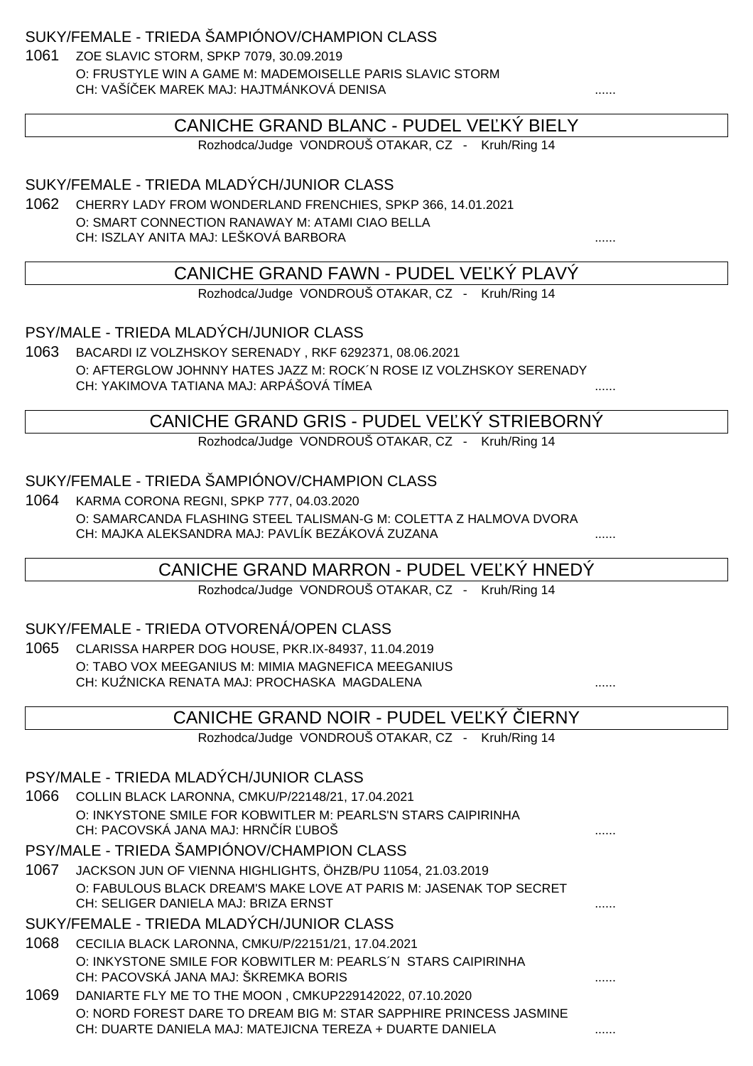SUKY/FEMALE - TRIEDA ŠAMPIÓNOV/CHAMPION CLASS

1061 ZOE SLAVIC STORM, SPKP 7079, 30.09.2019
O: FRUSTYLE WIN A GAME M: MADEMOISELLE PARIS SLAVIC STORM
CH: VAŠÍČEK MAREK MAJ: HAJTMÁNKOVÁ DENISA ......

## CANICHE GRAND BLANC - PUDEL VEĽKÝ BIELY

Rozhodca/Judge VONDROUŠ OTAKAR, CZ - Kruh/Ring 14

SUKY/FEMALE - TRIEDA MLADÝCH/JUNIOR CLASS

1062 CHERRY LADY FROM WONDERLAND FRENCHIES, SPKP 366, 14.01.2021
O: SMART CONNECTION RANAWAY M: ATAMI CIAO BELLA
CH: ISZLAY ANITA MAJ: LEŠKOVÁ BARBORA ......

## CANICHE GRAND FAWN - PUDEL VEĽKÝ PLAVÝ

Rozhodca/Judge VONDROUŠ OTAKAR, CZ - Kruh/Ring 14

PSY/MALE - TRIEDA MLADÝCH/JUNIOR CLASS

1063 BACARDI IZ VOLZHSKOY SERENADY , RKF 6292371, 08.06.2021
O: AFTERGLOW JOHNNY HATES JAZZ M: ROCK´N ROSE IZ VOLZHSKOY SERENADY
CH: YAKIMOVA TATIANA MAJ: ARPÁŠOVÁ TÍMEA ......

## CANICHE GRAND GRIS - PUDEL VEĽKÝ STRIEBORNÝ

Rozhodca/Judge VONDROUŠ OTAKAR, CZ - Kruh/Ring 14

SUKY/FEMALE - TRIEDA ŠAMPIÓNOV/CHAMPION CLASS

1064 KARMA CORONA REGNI, SPKP 777, 04.03.2020
O: SAMARCANDA FLASHING STEEL TALISMAN-G M: COLETTA Z HALMOVA DVORA
CH: MAJKA ALEKSANDRA MAJ: PAVLÍK BEZÁKOVÁ ZUZANA ......

## CANICHE GRAND MARRON - PUDEL VEĽKÝ HNEDÝ

Rozhodca/Judge VONDROUŠ OTAKAR, CZ - Kruh/Ring 14

SUKY/FEMALE - TRIEDA OTVORENÁ/OPEN CLASS

1065 CLARISSA HARPER DOG HOUSE, PKR.IX-84937, 11.04.2019
O: TABO VOX MEEGANIUS M: MIMIA MAGNEFICA MEEGANIUS
CH: KUŹNICKA RENATA MAJ: PROCHASKA MAGDALENA ......

## CANICHE GRAND NOIR - PUDEL VEĽKÝ ČIERNY

Rozhodca/Judge VONDROUŠ OTAKAR, CZ - Kruh/Ring 14

PSY/MALE - TRIEDA MLADÝCH/JUNIOR CLASS

1066 COLLIN BLACK LARONNA, CMKU/P/22148/21, 17.04.2021
O: INKYSTONE SMILE FOR KOBWITLER M: PEARLS'N STARS CAIPIRINHA
CH: PACOVSKÁ JANA MAJ: HRNČÍR ĽUBOŠ ......

PSY/MALE - TRIEDA ŠAMPIÓNOV/CHAMPION CLASS

1067 JACKSON JUN OF VIENNA HIGHLIGHTS, ÖHZB/PU 11054, 21.03.2019
O: FABULOUS BLACK DREAM'S MAKE LOVE AT PARIS M: JASENAK TOP SECRET
CH: SELIGER DANIELA MAJ: BRIZA ERNST ......

SUKY/FEMALE - TRIEDA MLADÝCH/JUNIOR CLASS

1068 CECILIA BLACK LARONNA, CMKU/P/22151/21, 17.04.2021
O: INKYSTONE SMILE FOR KOBWITLER M: PEARLS´N STARS CAIPIRINHA
CH: PACOVSKÁ JANA MAJ: ŠKREMKA BORIS ......

1069 DANIARTE FLY ME TO THE MOON , CMKUP229142022, 07.10.2020
O: NORD FOREST DARE TO DREAM BIG M: STAR SAPPHIRE PRINCESS JASMINE
CH: DUARTE DANIELA MAJ: MATEJICNA TEREZA + DUARTE DANIELA ......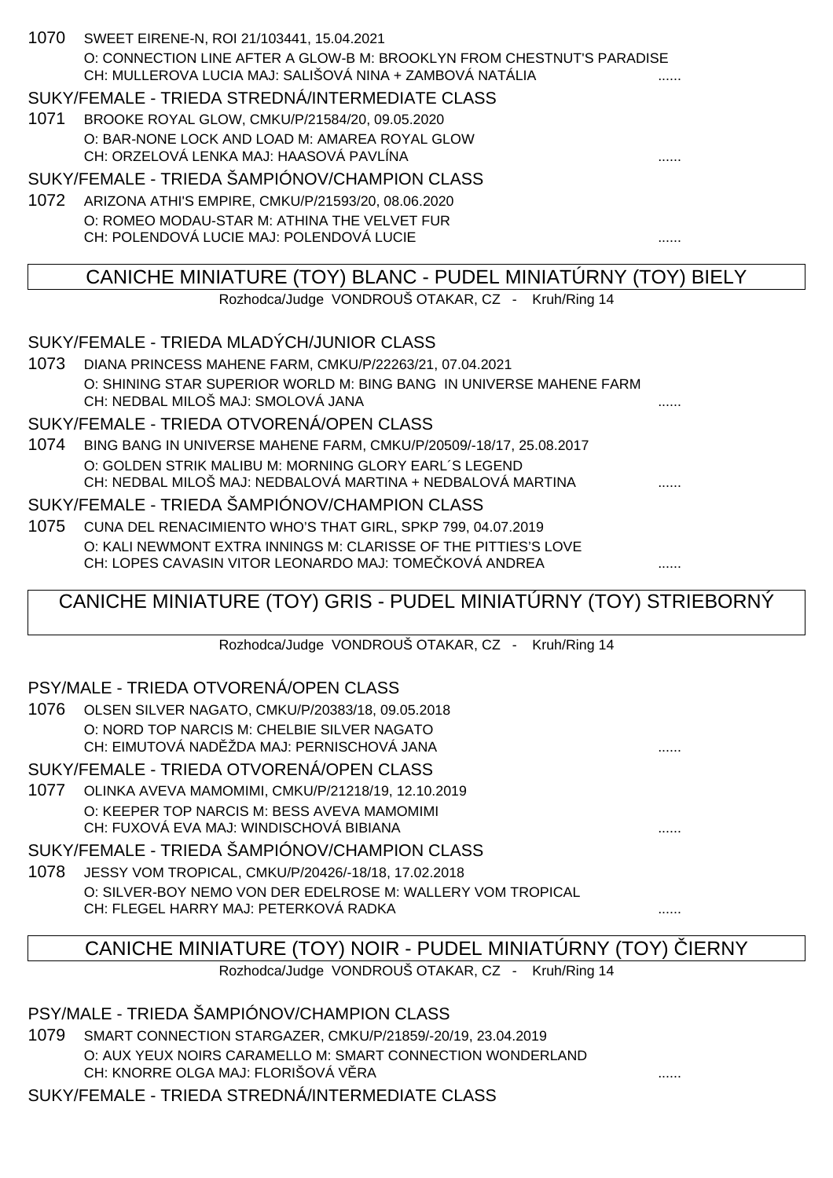1070 SWEET EIRENE-N, ROI 21/103441, 15.04.2021
O: CONNECTION LINE AFTER A GLOW-B M: BROOKLYN FROM CHESTNUT'S PARADISE
CH: MULLEROVA LUCIA MAJ: SALIŠOVÁ NINA + ZAMBOVÁ NATÁLIA ......

SUKY/FEMALE - TRIEDA STREDNÁ/INTERMEDIATE CLASS

1071 BROOKE ROYAL GLOW, CMKU/P/21584/20, 09.05.2020
O: BAR-NONE LOCK AND LOAD M: AMAREA ROYAL GLOW
CH: ORZELOVÁ LENKA MAJ: HAASOVÁ PAVLÍNA ......

SUKY/FEMALE - TRIEDA ŠAMPIÓNOV/CHAMPION CLASS

1072 ARIZONA ATHI'S EMPIRE, CMKU/P/21593/20, 08.06.2020
O: ROMEO MODAU-STAR M: ATHINA THE VELVET FUR
CH: POLENDOVÁ LUCIE MAJ: POLENDOVÁ LUCIE ......

## CANICHE MINIATURE (TOY) BLANC - PUDEL MINIATÚRNY (TOY) BIELY

Rozhodca/Judge VONDROUŠ OTAKAR, CZ - Kruh/Ring 14

SUKY/FEMALE - TRIEDA MLADÝCH/JUNIOR CLASS

1073 DIANA PRINCESS MAHENE FARM, CMKU/P/22263/21, 07.04.2021
O: SHINING STAR SUPERIOR WORLD M: BING BANG IN UNIVERSE MAHENE FARM
CH: NEDBAL MILOŠ MAJ: SMOLOVÁ JANA ......

SUKY/FEMALE - TRIEDA OTVORENÁ/OPEN CLASS

1074 BING BANG IN UNIVERSE MAHENE FARM, CMKU/P/20509/-18/17, 25.08.2017
O: GOLDEN STRIK MALIBU M: MORNING GLORY EARL´S LEGEND
CH: NEDBAL MILOŠ MAJ: NEDBALOVÁ MARTINA + NEDBALOVÁ MARTINA ......

SUKY/FEMALE - TRIEDA ŠAMPIÓNOV/CHAMPION CLASS

1075 CUNA DEL RENACIMIENTO WHO'S THAT GIRL, SPKP 799, 04.07.2019
O: KALI NEWMONT EXTRA INNINGS M: CLARISSE OF THE PITTIES'S LOVE
CH: LOPES CAVASIN VITOR LEONARDO MAJ: TOMEČKOVÁ ANDREA ......

## CANICHE MINIATURE (TOY) GRIS - PUDEL MINIATÚRNY (TOY) STRIEBORNÝ

Rozhodca/Judge VONDROUŠ OTAKAR, CZ - Kruh/Ring 14

PSY/MALE - TRIEDA OTVORENÁ/OPEN CLASS

1076 OLSEN SILVER NAGATO, CMKU/P/20383/18, 09.05.2018
O: NORD TOP NARCIS M: CHELBIE SILVER NAGATO
CH: EIMUTOVÁ NADĚŽDA MAJ: PERNISCHOVÁ JANA ......

SUKY/FEMALE - TRIEDA OTVORENÁ/OPEN CLASS

1077 OLINKA AVEVA MAMOMIMI, CMKU/P/21218/19, 12.10.2019
O: KEEPER TOP NARCIS M: BESS AVEVA MAMOMIMI
CH: FUXOVÁ EVA MAJ: WINDISCHOVÁ BIBIANA ......

SUKY/FEMALE - TRIEDA ŠAMPIÓNOV/CHAMPION CLASS

1078 JESSY VOM TROPICAL, CMKU/P/20426/-18/18, 17.02.2018
O: SILVER-BOY NEMO VON DER EDELROSE M: WALLERY VOM TROPICAL
CH: FLEGEL HARRY MAJ: PETERKOVÁ RADKA ......

## CANICHE MINIATURE (TOY) NOIR - PUDEL MINIATÚRNY (TOY) ČIERNY

Rozhodca/Judge VONDROUŠ OTAKAR, CZ - Kruh/Ring 14

PSY/MALE - TRIEDA ŠAMPIÓNOV/CHAMPION CLASS

1079 SMART CONNECTION STARGAZER, CMKU/P/21859/-20/19, 23.04.2019
O: AUX YEUX NOIRS CARAMELLO M: SMART CONNECTION WONDERLAND
CH: KNORRE OLGA MAJ: FLORIŠOVÁ VĚRA ......

SUKY/FEMALE - TRIEDA STREDNÁ/INTERMEDIATE CLASS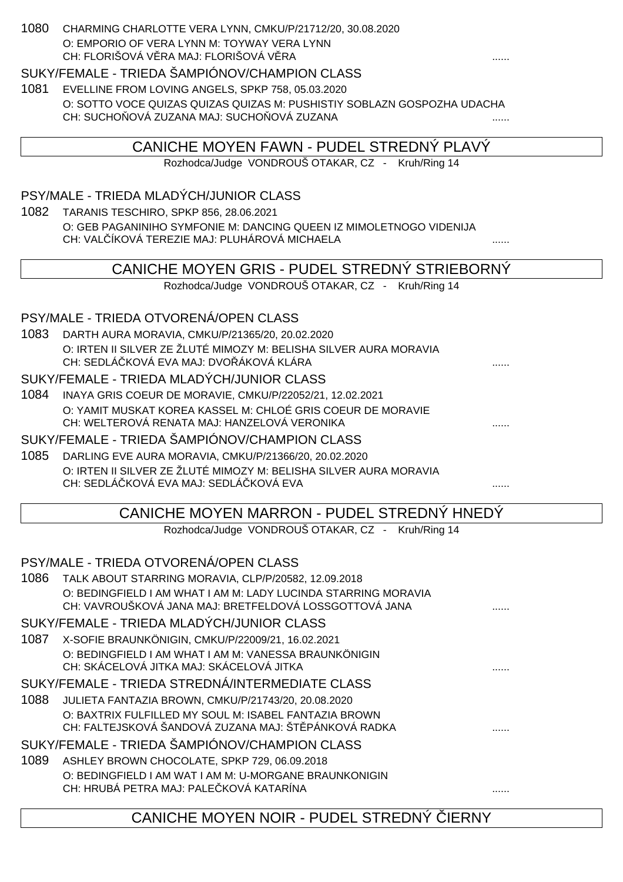1080 CHARMING CHARLOTTE VERA LYNN, CMKU/P/21712/20, 30.08.2020
O: EMPORIO OF VERA LYNN M: TOYWAY VERA LYNN
CH: FLORIŠOVÁ VĚRA MAJ: FLORIŠOVÁ VĚRA ......

SUKY/FEMALE - TRIEDA ŠAMPIÓNOV/CHAMPION CLASS

1081 EVELLINE FROM LOVING ANGELS, SPKP 758, 05.03.2020
O: SOTTO VOCE QUIZAS QUIZAS QUIZAS M: PUSHISTIY SOBLAZN GOSPOZHA UDACHA
CH: SUCHOŇOVÁ ZUZANA MAJ: SUCHOŇOVÁ ZUZANA ......

## CANICHE MOYEN FAWN - PUDEL STREDNÝ PLAVÝ

Rozhodca/Judge VONDROUŠ OTAKAR, CZ - Kruh/Ring 14

PSY/MALE - TRIEDA MLADÝCH/JUNIOR CLASS

1082 TARANIS TESCHIRO, SPKP 856, 28.06.2021
O: GEB PAGANINIHO SYMFONIE M: DANCING QUEEN IZ MIMOLETNOGO VIDENIJA
CH: VALČÍKOVÁ TEREZIE MAJ: PLUHÁROVÁ MICHAELA ......

## CANICHE MOYEN GRIS - PUDEL STREDNÝ STRIEBORNÝ

Rozhodca/Judge VONDROUŠ OTAKAR, CZ - Kruh/Ring 14

PSY/MALE - TRIEDA OTVORENÁ/OPEN CLASS

1083 DARTH AURA MORAVIA, CMKU/P/21365/20, 20.02.2020
O: IRTEN II SILVER ZE ŽLUTÉ MIMOZY M: BELISHA SILVER AURA MORAVIA
CH: SEDLÁČKOVÁ EVA MAJ: DVOŘÁKOVÁ KLÁRA ......

SUKY/FEMALE - TRIEDA MLADÝCH/JUNIOR CLASS

1084 INAYA GRIS COEUR DE MORAVIE, CMKU/P/22052/21, 12.02.2021
O: YAMIT MUSKAT KOREA KASSEL M: CHLOÉ GRIS COEUR DE MORAVIE
CH: WELTEROVÁ RENATA MAJ: HANZELOVÁ VERONIKA ......

SUKY/FEMALE - TRIEDA ŠAMPIÓNOV/CHAMPION CLASS

1085 DARLING EVE AURA MORAVIA, CMKU/P/21366/20, 20.02.2020
O: IRTEN II SILVER ZE ŽLUTÉ MIMOZY M: BELISHA SILVER AURA MORAVIA
CH: SEDLÁČKOVÁ EVA MAJ: SEDLÁČKOVÁ EVA ......

## CANICHE MOYEN MARRON - PUDEL STREDNÝ HNEDÝ

Rozhodca/Judge VONDROUŠ OTAKAR, CZ - Kruh/Ring 14

PSY/MALE - TRIEDA OTVORENÁ/OPEN CLASS

1086 TALK ABOUT STARRING MORAVIA, CLP/P/20582, 12.09.2018
O: BEDINGFIELD I AM WHAT I AM M: LADY LUCINDA STARRING MORAVIA
CH: VAVROUŠKOVÁ JANA MAJ: BRETFELDOVÁ LOSSGOTTOVÁ JANA ......

SUKY/FEMALE - TRIEDA MLADÝCH/JUNIOR CLASS

1087 X-SOFIE BRAUNKÖNIGIN, CMKU/P/22009/21, 16.02.2021
O: BEDINGFIELD I AM WHAT I AM M: VANESSA BRAUNKÖNIGIN
CH: SKÁCELOVÁ JITKA MAJ: SKÁCELOVÁ JITKA ......

SUKY/FEMALE - TRIEDA STREDNÁ/INTERMEDIATE CLASS

1088 JULIETA FANTAZIA BROWN, CMKU/P/21743/20, 20.08.2020
O: BAXTRIX FULFILLED MY SOUL M: ISABEL FANTAZIA BROWN
CH: FALTEJSKOVÁ ŠANDOVÁ ZUZANA MAJ: ŠTĚPÁNKOVÁ RADKA ......

SUKY/FEMALE - TRIEDA ŠAMPIÓNOV/CHAMPION CLASS

1089 ASHLEY BROWN CHOCOLATE, SPKP 729, 06.09.2018
O: BEDINGFIELD I AM WAT I AM M: U-MORGANE BRAUNKONIGIN
CH: HRUBÁ PETRA MAJ: PALEČKOVÁ KATARÍNA ......

## CANICHE MOYEN NOIR - PUDEL STREDNÝ ČIERNY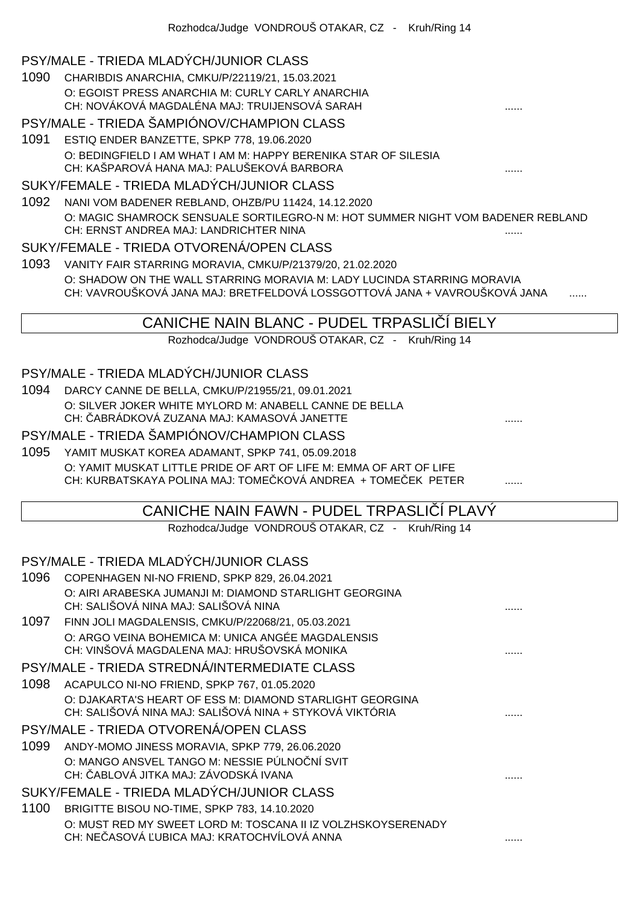Rozhodca/Judge VONDROUŠ OTAKAR, CZ - Kruh/Ring 14

### PSY/MALE - TRIEDA MLADÝCH/JUNIOR CLASS

1090 CHARIBDIS ANARCHIA, CMKU/P/22119/21, 15.03.2021
O: EGOIST PRESS ANARCHIA M: CURLY CARLY ANARCHIA
CH: NOVÁKOVÁ MAGDALÉNA MAJ: TRUIJENSOVÁ SARAH ......

### PSY/MALE - TRIEDA ŠAMPIÓNOV/CHAMPION CLASS

1091 ESTIQ ENDER BANZETTE, SPKP 778, 19.06.2020
O: BEDINGFIELD I AM WHAT I AM M: HAPPY BERENIKA STAR OF SILESIA
CH: KAŠPAROVÁ HANA MAJ: PALUŠEKOVÁ BARBORA ......

### SUKY/FEMALE - TRIEDA MLADÝCH/JUNIOR CLASS

1092 NANI VOM BADENER REBLAND, OHZB/PU 11424, 14.12.2020
O: MAGIC SHAMROCK SENSUALE SORTILEGRO-N M: HOT SUMMER NIGHT VOM BADENER REBLAND
CH: ERNST ANDREA MAJ: LANDRICHTER NINA ......

### SUKY/FEMALE - TRIEDA OTVORENÁ/OPEN CLASS

1093 VANITY FAIR STARRING MORAVIA, CMKU/P/21379/20, 21.02.2020
O: SHADOW ON THE WALL STARRING MORAVIA M: LADY LUCINDA STARRING MORAVIA
CH: VAVROUŠKOVÁ JANA MAJ: BRETFELDOVÁ LOSSGOTTOVÁ JANA + VAVROUŠKOVÁ JANA ......

## CANICHE NAIN BLANC - PUDEL TRPASLIČÍ BIELY

Rozhodca/Judge VONDROUŠ OTAKAR, CZ - Kruh/Ring 14

### PSY/MALE - TRIEDA MLADÝCH/JUNIOR CLASS

1094 DARCY CANNE DE BELLA, CMKU/P/21955/21, 09.01.2021
O: SILVER JOKER WHITE MYLORD M: ANABELL CANNE DE BELLA
CH: ČABRÁDKOVÁ ZUZANA MAJ: KAMASOVÁ JANETTE ......

### PSY/MALE - TRIEDA ŠAMPIÓNOV/CHAMPION CLASS

1095 YAMIT MUSKAT KOREA ADAMANT, SPKP 741, 05.09.2018
O: YAMIT MUSKAT LITTLE PRIDE OF ART OF LIFE M: EMMA OF ART OF LIFE
CH: KURBATSKAYA POLINA MAJ: TOMEČKOVÁ ANDREA + TOMEČEK PETER ......

## CANICHE NAIN FAWN - PUDEL TRPASLIČÍ PLAVÝ

Rozhodca/Judge VONDROUŠ OTAKAR, CZ - Kruh/Ring 14

### PSY/MALE - TRIEDA MLADÝCH/JUNIOR CLASS

1096 COPENHAGEN NI-NO FRIEND, SPKP 829, 26.04.2021
O: AIRI ARABESKA JUMANJI M: DIAMOND STARLIGHT GEORGINA
CH: SALIŠOVÁ NINA MAJ: SALIŠOVÁ NINA ......

1097 FINN JOLI MAGDALENSIS, CMKU/P/22068/21, 05.03.2021
O: ARGO VEINA BOHEMICA M: UNICA ANGÉE MAGDALENSIS
CH: VINŠOVÁ MAGDALENA MAJ: HRUŠOVSKÁ MONIKA ......

### PSY/MALE - TRIEDA STREDNÁ/INTERMEDIATE CLASS

1098 ACAPULCO NI-NO FRIEND, SPKP 767, 01.05.2020
O: DJAKARTA'S HEART OF ESS M: DIAMOND STARLIGHT GEORGINA
CH: SALIŠOVÁ NINA MAJ: SALIŠOVÁ NINA + STYKOVÁ VIKTÓRIA ......

### PSY/MALE - TRIEDA OTVORENÁ/OPEN CLASS

1099 ANDY-MOMO JINESS MORAVIA, SPKP 779, 26.06.2020
O: MANGO ANSVEL TANGO M: NESSIE PÚLNOČNÍ SVIT
CH: ČABLOVÁ JITKA MAJ: ZÁVODSKÁ IVANA ......

### SUKY/FEMALE - TRIEDA MLADÝCH/JUNIOR CLASS

1100 BRIGITTE BISOU NO-TIME, SPKP 783, 14.10.2020
O: MUST RED MY SWEET LORD M: TOSCANA II IZ VOLZHSKOYSERENADY
CH: NEČASOVÁ ĽUBICA MAJ: KRATOCHVÍLOVÁ ANNA ......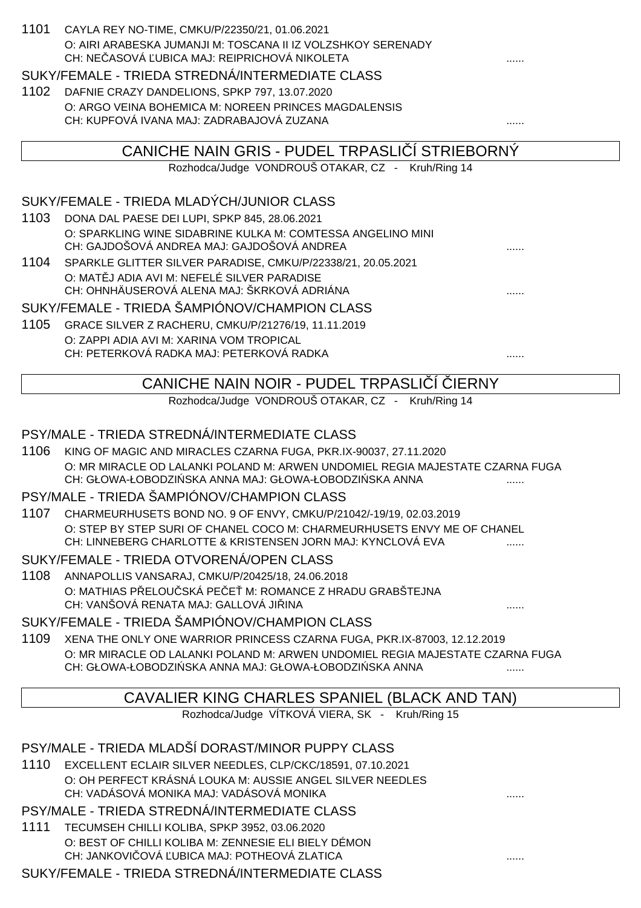1101 CAYLA REY NO-TIME, CMKU/P/22350/21, 01.06.2021
O: AIRI ARABESKA JUMANJI M: TOSCANA II IZ VOLZSHKOY SERENADY
CH: NEČASOVÁ ĽUBICA MAJ: REIPRICHOVÁ NIKOLETA ......

SUKY/FEMALE - TRIEDA STREDNÁ/INTERMEDIATE CLASS

1102 DAFNIE CRAZY DANDELIONS, SPKP 797, 13.07.2020
O: ARGO VEINA BOHEMICA M: NOREEN PRINCES MAGDALENSIS
CH: KUPFOVÁ IVANA MAJ: ZADRABAJOVÁ ZUZANA ......

## CANICHE NAIN GRIS - PUDEL TRPASLIČÍ STRIEBORNÝ

Rozhodca/Judge VONDROUŠ OTAKAR, CZ - Kruh/Ring 14

SUKY/FEMALE - TRIEDA MLADÝCH/JUNIOR CLASS

1103 DONA DAL PAESE DEI LUPI, SPKP 845, 28.06.2021
O: SPARKLING WINE SIDABRINE KULKA M: COMTESSA ANGELINO MINI
CH: GAJDOŠOVÁ ANDREA MAJ: GAJDOŠOVÁ ANDREA ......

1104 SPARKLE GLITTER SILVER PARADISE, CMKU/P/22338/21, 20.05.2021
O: MATĚJ ADIA AVI M: NEFELÉ SILVER PARADISE
CH: OHNHÄUSEROVÁ ALENA MAJ: ŠKRKOVÁ ADRIÁNA ......

SUKY/FEMALE - TRIEDA ŠAMPIÓNOV/CHAMPION CLASS

1105 GRACE SILVER Z RACHERU, CMKU/P/21276/19, 11.11.2019
O: ZAPPI ADIA AVI M: XARINA VOM TROPICAL
CH: PETERKOVÁ RADKA MAJ: PETERKOVÁ RADKA ......

## CANICHE NAIN NOIR - PUDEL TRPASLIČÍ ČIERNY

Rozhodca/Judge VONDROUŠ OTAKAR, CZ - Kruh/Ring 14

PSY/MALE - TRIEDA STREDNÁ/INTERMEDIATE CLASS

1106 KING OF MAGIC AND MIRACLES CZARNA FUGA, PKR.IX-90037, 27.11.2020
O: MR MIRACLE OD LALANKI POLAND M: ARWEN UNDOMIEL REGIA MAJESTATE CZARNA FUGA
CH: GŁOWA-ŁOBODZIŃSKA ANNA MAJ: GŁOWA-ŁOBODZIŃSKA ANNA ......

PSY/MALE - TRIEDA ŠAMPIÓNOV/CHAMPION CLASS

1107 CHARMEURHUSETS BOND NO. 9 OF ENVY, CMKU/P/21042/-19/19, 02.03.2019
O: STEP BY STEP SURI OF CHANEL COCO M: CHARMEURHUSETS ENVY ME OF CHANEL
CH: LINNEBERG CHARLOTTE & KRISTENSEN JORN MAJ: KYNCLOVÁ EVA ......

SUKY/FEMALE - TRIEDA OTVORENÁ/OPEN CLASS

1108 ANNAPOLLIS VANSARAJ, CMKU/P/20425/18, 24.06.2018
O: MATHIAS PŘELOUČSKÁ PEČEŤ M: ROMANCE Z HRADU GRABŠTEJNA
CH: VANŠOVÁ RENATA MAJ: GALLOVÁ JIŘINA ......

SUKY/FEMALE - TRIEDA ŠAMPIÓNOV/CHAMPION CLASS

1109 XENA THE ONLY ONE WARRIOR PRINCESS CZARNA FUGA, PKR.IX-87003, 12.12.2019
O: MR MIRACLE OD LALANKI POLAND M: ARWEN UNDOMIEL REGIA MAJESTATE CZARNA FUGA
CH: GŁOWA-ŁOBODZIŃSKA ANNA MAJ: GŁOWA-ŁOBODZIŃSKA ANNA ......

## CAVALIER KING CHARLES SPANIEL (BLACK AND TAN)

Rozhodca/Judge VÍTKOVÁ VIERA, SK - Kruh/Ring 15

PSY/MALE - TRIEDA MLADŠÍ DORAST/MINOR PUPPY CLASS

1110 EXCELLENT ECLAIR SILVER NEEDLES, CLP/CKC/18591, 07.10.2021
O: OH PERFECT KRÁSNÁ LOUKA M: AUSSIE ANGEL SILVER NEEDLES
CH: VADÁSOVÁ MONIKA MAJ: VADÁSOVÁ MONIKA ......

PSY/MALE - TRIEDA STREDNÁ/INTERMEDIATE CLASS

1111 TECUMSEH CHILLI KOLIBA, SPKP 3952, 03.06.2020
O: BEST OF CHILLI KOLIBA M: ZENNESIE ELI BIELY DÉMON
CH: JANKOVIČOVÁ ĽUBICA MAJ: POTHEOVÁ ZLATICA ......

SUKY/FEMALE - TRIEDA STREDNÁ/INTERMEDIATE CLASS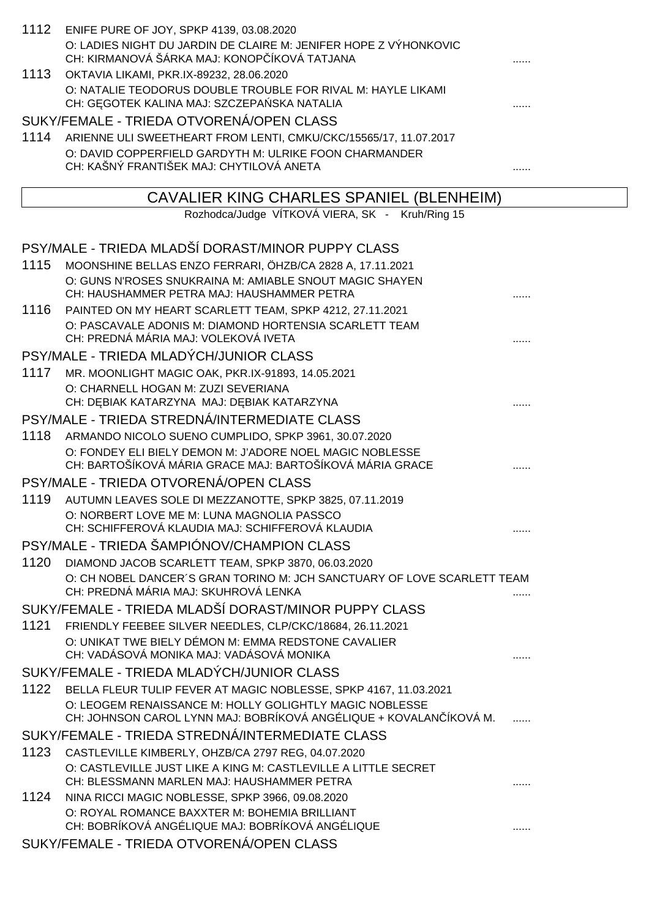1112 ENIFE PURE OF JOY, SPKP 4139, 03.08.2020
O: LADIES NIGHT DU JARDIN DE CLAIRE M: JENIFER HOPE Z VÝHONKOVIC
CH: KIRMANOVÁ ŠÁRKA MAJ: KONOPČÍKOVÁ TATJANA ......

1113 OKTAVIA LIKAMI, PKR.IX-89232, 28.06.2020
O: NATALIE TEODORUS DOUBLE TROUBLE FOR RIVAL M: HAYLE LIKAMI
CH: GĘGOTEK KALINA MAJ: SZCZEPAŃSKA NATALIA ......

SUKY/FEMALE - TRIEDA OTVORENÁ/OPEN CLASS

1114 ARIENNE ULI SWEETHEART FROM LENTI, CMKU/CKC/15565/17, 11.07.2017
O: DAVID COPPERFIELD GARDYTH M: ULRIKE FOON CHARMANDER
CH: KAŠNÝ FRANTIŠEK MAJ: CHYTILOVÁ ANETA ......

## CAVALIER KING CHARLES SPANIEL (BLENHEIM)

Rozhodca/Judge VÍTKOVÁ VIERA, SK - Kruh/Ring 15

PSY/MALE - TRIEDA MLADŠÍ DORAST/MINOR PUPPY CLASS

1115 MOONSHINE BELLAS ENZO FERRARI, ÖHZB/CA 2828 A, 17.11.2021
O: GUNS N'ROSES SNUKRAINA M: AMIABLE SNOUT MAGIC SHAYEN
CH: HAUSHAMMER PETRA MAJ: HAUSHAMMER PETRA ......

1116 PAINTED ON MY HEART SCARLETT TEAM, SPKP 4212, 27.11.2021
O: PASCAVALE ADONIS M: DIAMOND HORTENSIA SCARLETT TEAM
CH: PREDNÁ MÁRIA MAJ: VOLEKOVÁ IVETA ......

PSY/MALE - TRIEDA MLADÝCH/JUNIOR CLASS

1117 MR. MOONLIGHT MAGIC OAK, PKR.IX-91893, 14.05.2021
O: CHARNELL HOGAN M: ZUZI SEVERIANA
CH: DĘBIAK KATARZYNA MAJ: DĘBIAK KATARZYNA ......

PSY/MALE - TRIEDA STREDNÁ/INTERMEDIATE CLASS

1118 ARMANDO NICOLO SUENO CUMPLIDO, SPKP 3961, 30.07.2020
O: FONDEY ELI BIELY DEMON M: J'ADORE NOEL MAGIC NOBLESSE
CH: BARTOŠÍKOVÁ MÁRIA GRACE MAJ: BARTOŠÍKOVÁ MÁRIA GRACE ......

PSY/MALE - TRIEDA OTVORENÁ/OPEN CLASS

1119 AUTUMN LEAVES SOLE DI MEZZANOTTE, SPKP 3825, 07.11.2019
O: NORBERT LOVE ME M: LUNA MAGNOLIA PASSCO
CH: SCHIFFEROVÁ KLAUDIA MAJ: SCHIFFEROVÁ KLAUDIA ......

PSY/MALE - TRIEDA ŠAMPIÓNOV/CHAMPION CLASS

1120 DIAMOND JACOB SCARLETT TEAM, SPKP 3870, 06.03.2020
O: CH NOBEL DANCER´S GRAN TORINO M: JCH SANCTUARY OF LOVE SCARLETT TEAM
CH: PREDNÁ MÁRIA MAJ: SKUHROVÁ LENKA ......

SUKY/FEMALE - TRIEDA MLADŠÍ DORAST/MINOR PUPPY CLASS

1121 FRIENDLY FEEBEE SILVER NEEDLES, CLP/CKC/18684, 26.11.2021
O: UNIKAT TWE BIELY DÉMON M: EMMA REDSTONE CAVALIER
CH: VADÁSOVÁ MONIKA MAJ: VADÁSOVÁ MONIKA ......

SUKY/FEMALE - TRIEDA MLADÝCH/JUNIOR CLASS

1122 BELLA FLEUR TULIP FEVER AT MAGIC NOBLESSE, SPKP 4167, 11.03.2021
O: LEOGEM RENAISSANCE M: HOLLY GOLIGHTLY MAGIC NOBLESSE
CH: JOHNSON CAROL LYNN MAJ: BOBRÍKOVÁ ANGÉLIQUE + KOVALANČÍKOVÁ M. ......

SUKY/FEMALE - TRIEDA STREDNÁ/INTERMEDIATE CLASS

1123 CASTLEVILLE KIMBERLY, OHZB/CA 2797 REG, 04.07.2020
O: CASTLEVILLE JUST LIKE A KING M: CASTLEVILLE A LITTLE SECRET
CH: BLESSMANN MARLEN MAJ: HAUSHAMMER PETRA ......

1124 NINA RICCI MAGIC NOBLESSE, SPKP 3966, 09.08.2020
O: ROYAL ROMANCE BAXXTER M: BOHEMIA BRILLIANT
CH: BOBRÍKOVÁ ANGÉLIQUE MAJ: BOBRÍKOVÁ ANGÉLIQUE ......

SUKY/FEMALE - TRIEDA OTVORENÁ/OPEN CLASS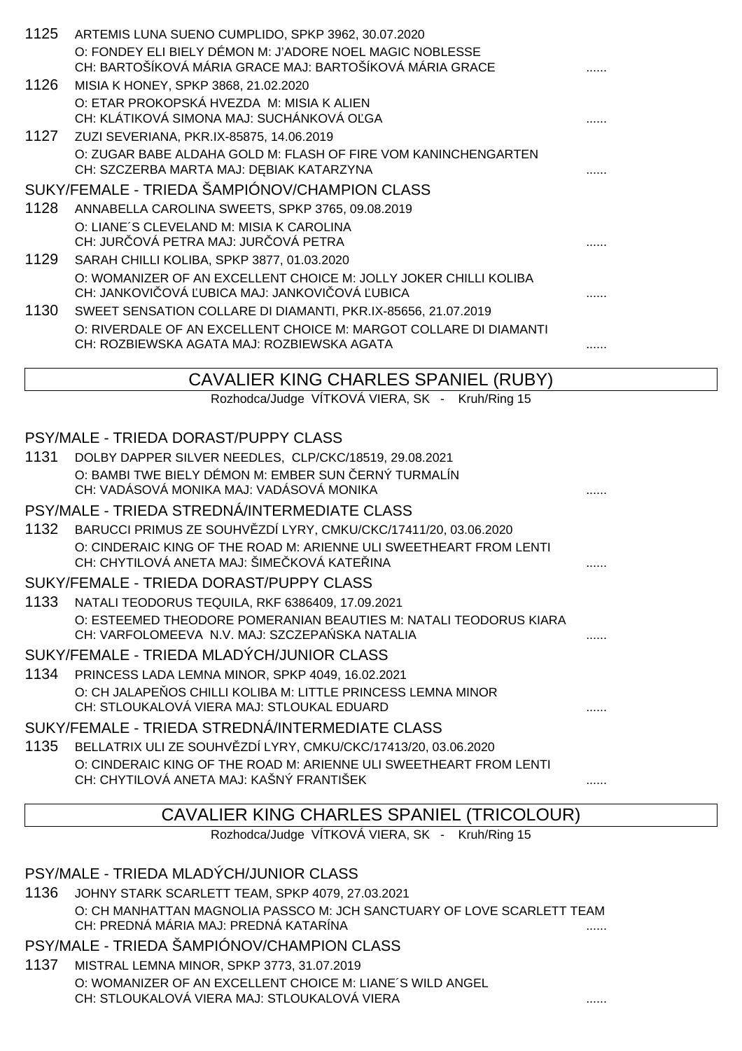1125 ARTEMIS LUNA SUENO CUMPLIDO, SPKP 3962, 30.07.2020
O: FONDEY ELI BIELY DÉMON M: J'ADORE NOEL MAGIC NOBLESSE
CH: BARTOŠÍKOVÁ MÁRIA GRACE MAJ: BARTOŠÍKOVÁ MÁRIA GRACE ......

1126 MISIA K HONEY, SPKP 3868, 21.02.2020
O: ETAR PROKOPSKÁ HVEZDA M: MISIA K ALIEN
CH: KLÁTIKOVÁ SIMONA MAJ: SUCHÁNKOVÁ OĽGA ......

1127 ZUZI SEVERIANA, PKR.IX-85875, 14.06.2019
O: ZUGAR BABE ALDAHA GOLD M: FLASH OF FIRE VOM KANINCHENGARTEN
CH: SZCZERBA MARTA MAJ: DĘBIAK KATARZYNA ......

SUKY/FEMALE - TRIEDA ŠAMPIÓNOV/CHAMPION CLASS

1128 ANNABELLA CAROLINA SWEETS, SPKP 3765, 09.08.2019
O: LIANE´S CLEVELAND M: MISIA K CAROLINA
CH: JURČOVÁ PETRA MAJ: JURČOVÁ PETRA ......

1129 SARAH CHILLI KOLIBA, SPKP 3877, 01.03.2020
O: WOMANIZER OF AN EXCELLENT CHOICE M: JOLLY JOKER CHILLI KOLIBA
CH: JANKOVIČOVÁ ĽUBICA MAJ: JANKOVIČOVÁ ĽUBICA ......

1130 SWEET SENSATION COLLARE DI DIAMANTI, PKR.IX-85656, 21.07.2019
O: RIVERDALE OF AN EXCELLENT CHOICE M: MARGOT COLLARE DI DIAMANTI
CH: ROZBIEWSKA AGATA MAJ: ROZBIEWSKA AGATA ......

## CAVALIER KING CHARLES SPANIEL (RUBY)

Rozhodca/Judge VÍTKOVÁ VIERA, SK - Kruh/Ring 15

PSY/MALE - TRIEDA DORAST/PUPPY CLASS

1131 DOLBY DAPPER SILVER NEEDLES, CLP/CKC/18519, 29.08.2021
O: BAMBI TWE BIELY DÉMON M: EMBER SUN ČERNÝ TURMALÍN
CH: VADÁSOVÁ MONIKA MAJ: VADÁSOVÁ MONIKA ......

PSY/MALE - TRIEDA STREDNÁ/INTERMEDIATE CLASS

1132 BARUCCI PRIMUS ZE SOUHVĚZDÍ LYRY, CMKU/CKC/17411/20, 03.06.2020
O: CINDERAIC KING OF THE ROAD M: ARIENNE ULI SWEETHEART FROM LENTI
CH: CHYTILOVÁ ANETA MAJ: ŠIMEČKOVÁ KATEŘINA ......

SUKY/FEMALE - TRIEDA DORAST/PUPPY CLASS

1133 NATALI TEODORUS TEQUILA, RKF 6386409, 17.09.2021
O: ESTEEMED THEODORE POMERANIAN BEAUTIES M: NATALI TEODORUS KIARA
CH: VARFOLOMEEVA N.V. MAJ: SZCZEPAŃSKA NATALIA ......

SUKY/FEMALE - TRIEDA MLADÝCH/JUNIOR CLASS

1134 PRINCESS LADA LEMNA MINOR, SPKP 4049, 16.02.2021
O: CH JALAPEŇOS CHILLI KOLIBA M: LITTLE PRINCESS LEMNA MINOR
CH: STLOUKALOVÁ VIERA MAJ: STLOUKAL EDUARD ......

SUKY/FEMALE - TRIEDA STREDNÁ/INTERMEDIATE CLASS

1135 BELLATRIX ULI ZE SOUHVĚZDÍ LYRY, CMKU/CKC/17413/20, 03.06.2020
O: CINDERAIC KING OF THE ROAD M: ARIENNE ULI SWEETHEART FROM LENTI
CH: CHYTILOVÁ ANETA MAJ: KAŠNÝ FRANTIŠEK ......

## CAVALIER KING CHARLES SPANIEL (TRICOLOUR)

Rozhodca/Judge VÍTKOVÁ VIERA, SK - Kruh/Ring 15

PSY/MALE - TRIEDA MLADÝCH/JUNIOR CLASS

1136 JOHNY STARK SCARLETT TEAM, SPKP 4079, 27.03.2021
O: CH MANHATTAN MAGNOLIA PASSCO M: JCH SANCTUARY OF LOVE SCARLETT TEAM
CH: PREDNÁ MÁRIA MAJ: PREDNÁ KATARÍNA ......

PSY/MALE - TRIEDA ŠAMPIÓNOV/CHAMPION CLASS

1137 MISTRAL LEMNA MINOR, SPKP 3773, 31.07.2019
O: WOMANIZER OF AN EXCELLENT CHOICE M: LIANE´S WILD ANGEL
CH: STLOUKALOVÁ VIERA MAJ: STLOUKALOVÁ VIERA ......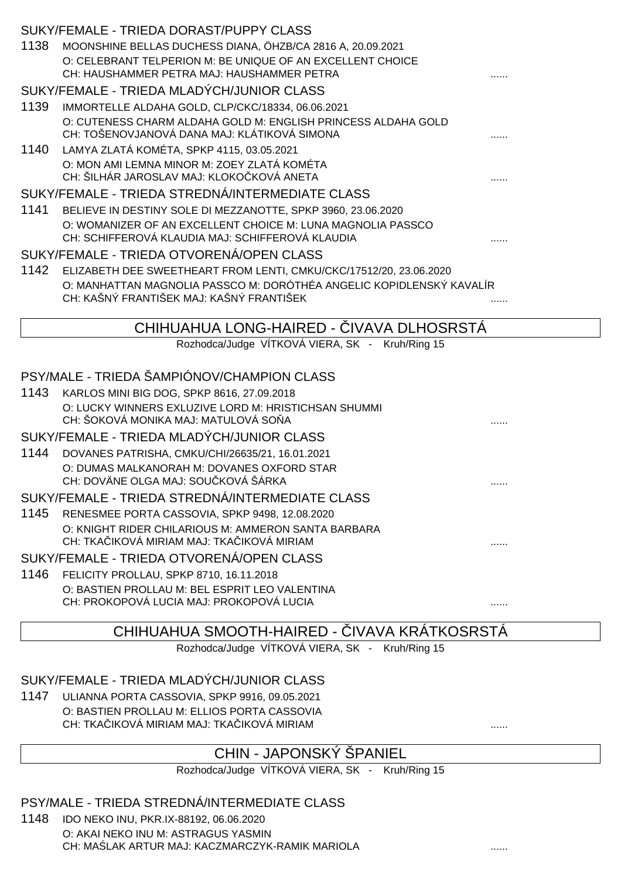### SUKY/FEMALE - TRIEDA DORAST/PUPPY CLASS

1138 MOONSHINE BELLAS DUCHESS DIANA, ÖHZB/CA 2816 A, 20.09.2021
O: CELEBRANT TELPERION M: BE UNIQUE OF AN EXCELLENT CHOICE
CH: HAUSHAMMER PETRA MAJ: HAUSHAMMER PETRA ......

### SUKY/FEMALE - TRIEDA MLADÝCH/JUNIOR CLASS

1139 IMMORTELLE ALDAHA GOLD, CLP/CKC/18334, 06.06.2021
O: CUTENESS CHARM ALDAHA GOLD M: ENGLISH PRINCESS ALDAHA GOLD
CH: TOŠENOVJANOVÁ DANA MAJ: KLÁTIKOVÁ SIMONA ......

1140 LAMYA ZLATÁ KOMÉTA, SPKP 4115, 03.05.2021
O: MON AMI LEMNA MINOR M: ZOEY ZLATÁ KOMÉTA
CH: ŠILHÁR JAROSLAV MAJ: KLOKOČKOVÁ ANETA ......

### SUKY/FEMALE - TRIEDA STREDNÁ/INTERMEDIATE CLASS

1141 BELIEVE IN DESTINY SOLE DI MEZZANOTTE, SPKP 3960, 23.06.2020
O: WOMANIZER OF AN EXCELLENT CHOICE M: LUNA MAGNOLIA PASSCO
CH: SCHIFFEROVÁ KLAUDIA MAJ: SCHIFFEROVÁ KLAUDIA ......

### SUKY/FEMALE - TRIEDA OTVORENÁ/OPEN CLASS

1142 ELIZABETH DEE SWEETHEART FROM LENTI, CMKU/CKC/17512/20, 23.06.2020
O: MANHATTAN MAGNOLIA PASSCO M: DORÓTHÉA ANGELIC KOPIDLENSKÝ KAVALÍR
CH: KAŠNÝ FRANTIŠEK MAJ: KAŠNÝ FRANTIŠEK ......

## CHIHUAHUA LONG-HAIRED - ČIVAVA DLHOSRSTÁ

Rozhodca/Judge VÍTKOVÁ VIERA, SK - Kruh/Ring 15

### PSY/MALE - TRIEDA ŠAMPIÓNOV/CHAMPION CLASS

1143 KARLOS MINI BIG DOG, SPKP 8616, 27.09.2018
O: LUCKY WINNERS EXLUZIVE LORD M: HRISTICHSAN SHUMMI
CH: ŠOKOVÁ MONIKA MAJ: MATULOVÁ SOŇA ......

### SUKY/FEMALE - TRIEDA MLADÝCH/JUNIOR CLASS

1144 DOVANES PATRISHA, CMKU/CHI/26635/21, 16.01.2021
O: DUMAS MALKANORAH M: DOVANES OXFORD STAR
CH: DOVÄNE OLGA MAJ: SOUČKOVÁ ŠÁRKA ......

### SUKY/FEMALE - TRIEDA STREDNÁ/INTERMEDIATE CLASS

1145 RENESMEE PORTA CASSOVIA, SPKP 9498, 12.08.2020
O: KNIGHT RIDER CHILARIOUS M: AMMERON SANTA BARBARA
CH: TKAČIKOVÁ MIRIAM MAJ: TKAČIKOVÁ MIRIAM ......

### SUKY/FEMALE - TRIEDA OTVORENÁ/OPEN CLASS

1146 FELICITY PROLLAU, SPKP 8710, 16.11.2018
O: BASTIEN PROLLAU M: BEL ESPRIT LEO VALENTINA
CH: PROKOPOVÁ LUCIA MAJ: PROKOPOVÁ LUCIA ......

## CHIHUAHUA SMOOTH-HAIRED - ČIVAVA KRÁTKOSRSTÁ

Rozhodca/Judge VÍTKOVÁ VIERA, SK - Kruh/Ring 15

### SUKY/FEMALE - TRIEDA MLADÝCH/JUNIOR CLASS

1147 ULIANNA PORTA CASSOVIA, SPKP 9916, 09.05.2021
O: BASTIEN PROLLAU M: ELLIOS PORTA CASSOVIA
CH: TKAČIKOVÁ MIRIAM MAJ: TKAČIKOVÁ MIRIAM ......

## CHIN - JAPONSKÝ ŠPANIEL

Rozhodca/Judge VÍTKOVÁ VIERA, SK - Kruh/Ring 15

### PSY/MALE - TRIEDA STREDNÁ/INTERMEDIATE CLASS

1148 IDO NEKO INU, PKR.IX-88192, 06.06.2020
O: AKAI NEKO INU M: ASTRAGUS YASMIN
CH: MAŚLAK ARTUR MAJ: KACZMARCZYK-RAMIK MARIOLA ......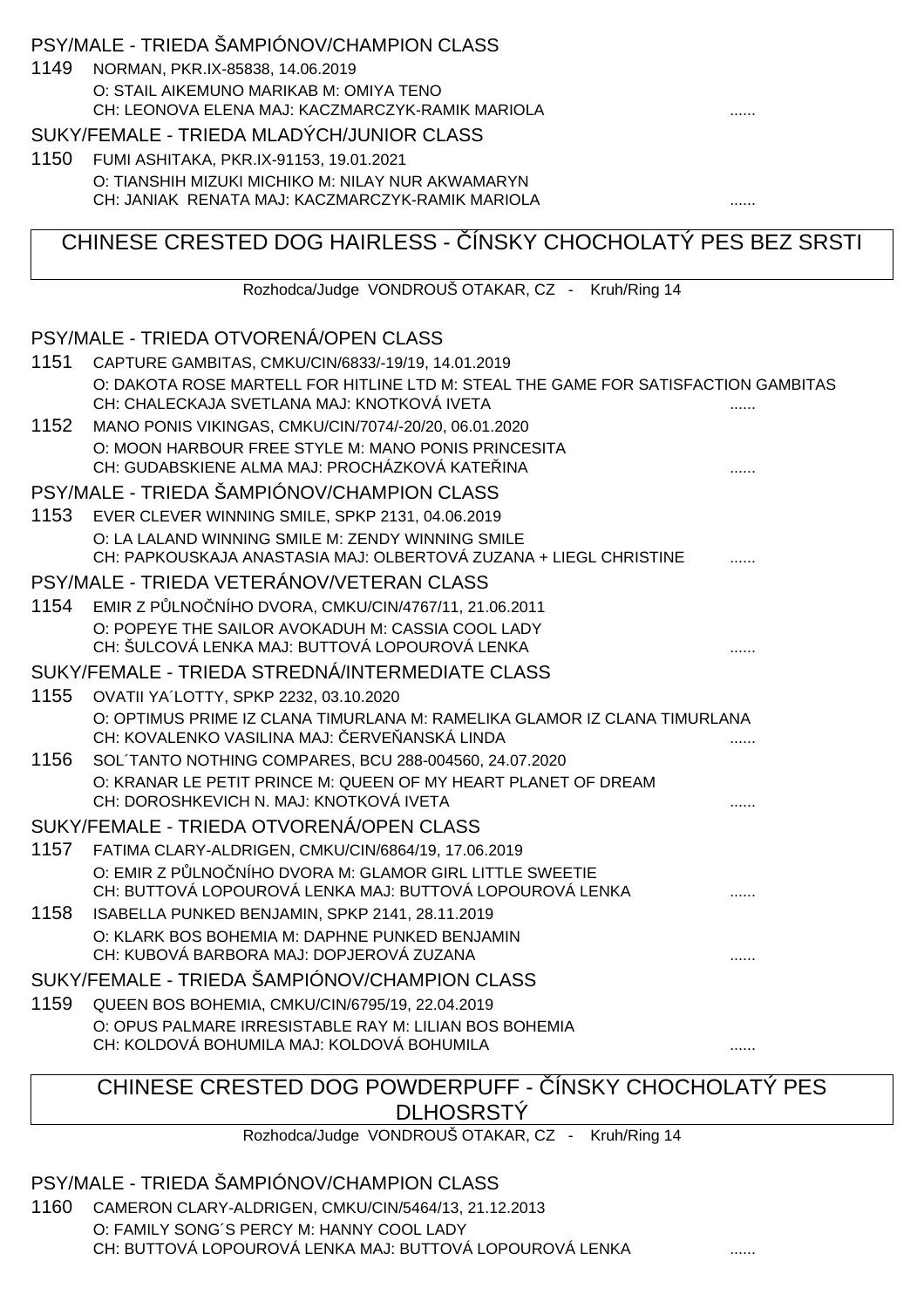PSY/MALE - TRIEDA ŠAMPIÓNOV/CHAMPION CLASS

1149 NORMAN, PKR.IX-85838, 14.06.2019
O: STAIL AIKEMUNO MARIKAB M: OMIYA TENO
CH: LEONOVA ELENA MAJ: KACZMARCZYK-RAMIK MARIOLA ......

SUKY/FEMALE - TRIEDA MLADÝCH/JUNIOR CLASS

1150 FUMI ASHITAKA, PKR.IX-91153, 19.01.2021
O: TIANSHIH MIZUKI MICHIKO M: NILAY NUR AKWAMARYN
CH: JANIAK RENATA MAJ: KACZMARCZYK-RAMIK MARIOLA ......

## CHINESE CRESTED DOG HAIRLESS - ČÍNSKY CHOCHOLATÝ PES BEZ SRSTI

Rozhodca/Judge VONDROUŠ OTAKAR, CZ - Kruh/Ring 14

PSY/MALE - TRIEDA OTVORENÁ/OPEN CLASS

1151 CAPTURE GAMBITAS, CMKU/CIN/6833/-19/19, 14.01.2019
O: DAKOTA ROSE MARTELL FOR HITLINE LTD M: STEAL THE GAME FOR SATISFACTION GAMBITAS
CH: CHALECKAJA SVETLANA MAJ: KNOTKOVÁ IVETA ......

1152 MANO PONIS VIKINGAS, CMKU/CIN/7074/-20/20, 06.01.2020
O: MOON HARBOUR FREE STYLE M: MANO PONIS PRINCESITA
CH: GUDABSKIENE ALMA MAJ: PROCHÁZKOVÁ KATEŘINA ......

PSY/MALE - TRIEDA ŠAMPIÓNOV/CHAMPION CLASS

1153 EVER CLEVER WINNING SMILE, SPKP 2131, 04.06.2019
O: LA LALAND WINNING SMILE M: ZENDY WINNING SMILE
CH: PAPKOUSKAJA ANASTASIA MAJ: OLBERTOVÁ ZUZANA + LIEGL CHRISTINE ......

PSY/MALE - TRIEDA VETERÁNOV/VETERAN CLASS

1154 EMIR Z PŮLNOČNÍHO DVORA, CMKU/CIN/4767/11, 21.06.2011
O: POPEYE THE SAILOR AVOKADUH M: CASSIA COOL LADY
CH: ŠULCOVÁ LENKA MAJ: BUTTOVÁ LOPOUROVÁ LENKA ......

SUKY/FEMALE - TRIEDA STREDNÁ/INTERMEDIATE CLASS

1155 OVATII YA´LOTTY, SPKP 2232, 03.10.2020
O: OPTIMUS PRIME IZ CLANA TIMURLANA M: RAMELIKA GLAMOR IZ CLANA TIMURLANA
CH: KOVALENKO VASILINA MAJ: ČERVEŇANSKÁ LINDA ......

1156 SOL´TANTO NOTHING COMPARES, BCU 288-004560, 24.07.2020
O: KRANAR LE PETIT PRINCE M: QUEEN OF MY HEART PLANET OF DREAM
CH: DOROSHKEVICH N. MAJ: KNOTKOVÁ IVETA ......

SUKY/FEMALE - TRIEDA OTVORENÁ/OPEN CLASS

1157 FATIMA CLARY-ALDRIGEN, CMKU/CIN/6864/19, 17.06.2019
O: EMIR Z PŮLNOČNÍHO DVORA M: GLAMOR GIRL LITTLE SWEETIE
CH: BUTTOVÁ LOPOUROVÁ LENKA MAJ: BUTTOVÁ LOPOUROVÁ LENKA ......

1158 ISABELLA PUNKED BENJAMIN, SPKP 2141, 28.11.2019
O: KLARK BOS BOHEMIA M: DAPHNE PUNKED BENJAMIN
CH: KUBOVÁ BARBORA MAJ: DOPJEROVÁ ZUZANA ......

SUKY/FEMALE - TRIEDA ŠAMPIÓNOV/CHAMPION CLASS

1159 QUEEN BOS BOHEMIA, CMKU/CIN/6795/19, 22.04.2019
O: OPUS PALMARE IRRESISTABLE RAY M: LILIAN BOS BOHEMIA
CH: KOLDOVÁ BOHUMILA MAJ: KOLDOVÁ BOHUMILA ......

## CHINESE CRESTED DOG POWDERPUFF - ČÍNSKY CHOCHOLATÝ PES DLHOSRSTÝ

Rozhodca/Judge VONDROUŠ OTAKAR, CZ - Kruh/Ring 14

PSY/MALE - TRIEDA ŠAMPIÓNOV/CHAMPION CLASS

1160 CAMERON CLARY-ALDRIGEN, CMKU/CIN/5464/13, 21.12.2013
O: FAMILY SONG´S PERCY M: HANNY COOL LADY
CH: BUTTOVÁ LOPOUROVÁ LENKA MAJ: BUTTOVÁ LOPOUROVÁ LENKA ......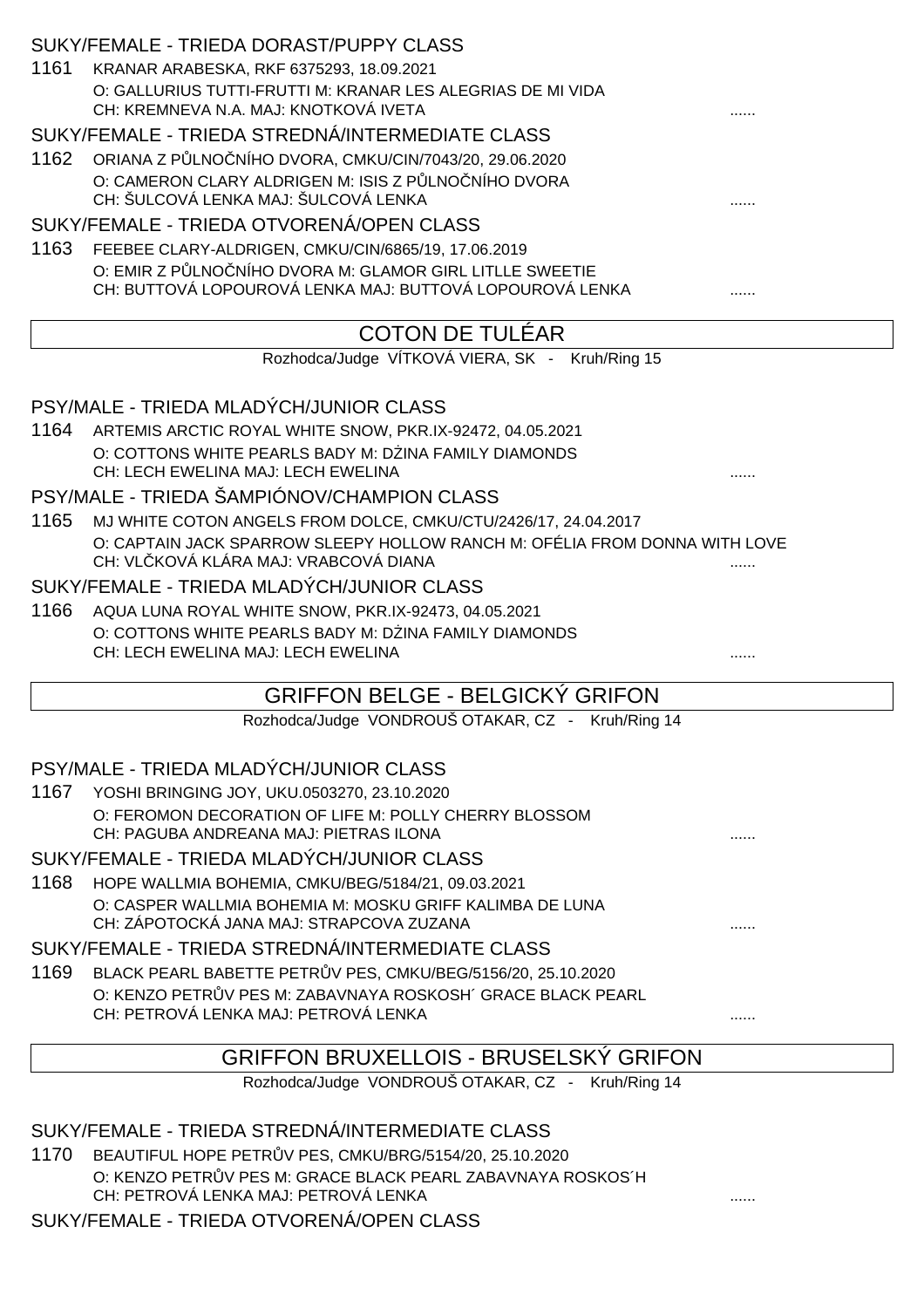SUKY/FEMALE - TRIEDA DORAST/PUPPY CLASS

1161 KRANAR ARABESKA, RKF 6375293, 18.09.2021
O: GALLURIUS TUTTI-FRUTTI M: KRANAR LES ALEGRIAS DE MI VIDA
CH: KREMNEVA N.A. MAJ: KNOTKOVÁ IVETA ......

SUKY/FEMALE - TRIEDA STREDNÁ/INTERMEDIATE CLASS

1162 ORIANA Z PŮLNOČNÍHO DVORA, CMKU/CIN/7043/20, 29.06.2020
O: CAMERON CLARY ALDRIGEN M: ISIS Z PŮLNOČNÍHO DVORA
CH: ŠULCOVÁ LENKA MAJ: ŠULCOVÁ LENKA ......

SUKY/FEMALE - TRIEDA OTVORENÁ/OPEN CLASS

1163 FEEBEE CLARY-ALDRIGEN, CMKU/CIN/6865/19, 17.06.2019
O: EMIR Z PŮLNOČNÍHO DVORA M: GLAMOR GIRL LITLLE SWEETIE
CH: BUTTOVÁ LOPOUROVÁ LENKA MAJ: BUTTOVÁ LOPOUROVÁ LENKA ......

## COTON DE TULÉAR

Rozhodca/Judge VÍTKOVÁ VIERA, SK - Kruh/Ring 15

PSY/MALE - TRIEDA MLADÝCH/JUNIOR CLASS

1164 ARTEMIS ARCTIC ROYAL WHITE SNOW, PKR.IX-92472, 04.05.2021
O: COTTONS WHITE PEARLS BADY M: DŻINA FAMILY DIAMONDS
CH: LECH EWELINA MAJ: LECH EWELINA ......

PSY/MALE - TRIEDA ŠAMPIÓNOV/CHAMPION CLASS

1165 MJ WHITE COTON ANGELS FROM DOLCE, CMKU/CTU/2426/17, 24.04.2017
O: CAPTAIN JACK SPARROW SLEEPY HOLLOW RANCH M: OFÉLIA FROM DONNA WITH LOVE
CH: VLČKOVÁ KLÁRA MAJ: VRABCOVÁ DIANA ......

SUKY/FEMALE - TRIEDA MLADÝCH/JUNIOR CLASS

1166 AQUA LUNA ROYAL WHITE SNOW, PKR.IX-92473, 04.05.2021
O: COTTONS WHITE PEARLS BADY M: DŻINA FAMILY DIAMONDS
CH: LECH EWELINA MAJ: LECH EWELINA ......

## GRIFFON BELGE - BELGICKÝ GRIFON

Rozhodca/Judge VONDROUŠ OTAKAR, CZ - Kruh/Ring 14

PSY/MALE - TRIEDA MLADÝCH/JUNIOR CLASS

1167 YOSHI BRINGING JOY, UKU.0503270, 23.10.2020
O: FEROMON DECORATION OF LIFE M: POLLY CHERRY BLOSSOM
CH: PAGUBA ANDREANA MAJ: PIETRAS ILONA ......

SUKY/FEMALE - TRIEDA MLADÝCH/JUNIOR CLASS

1168 HOPE WALLMIA BOHEMIA, CMKU/BEG/5184/21, 09.03.2021
O: CASPER WALLMIA BOHEMIA M: MOSKU GRIFF KALIMBA DE LUNA
CH: ZÁPOTOCKÁ JANA MAJ: STRAPCOVA ZUZANA ......

SUKY/FEMALE - TRIEDA STREDNÁ/INTERMEDIATE CLASS

1169 BLACK PEARL BABETTE PETRŮV PES, CMKU/BEG/5156/20, 25.10.2020
O: KENZO PETRŮV PES M: ZABAVNAYA ROSKOSH´ GRACE BLACK PEARL
CH: PETROVÁ LENKA MAJ: PETROVÁ LENKA ......

## GRIFFON BRUXELLOIS - BRUSELSKÝ GRIFON

Rozhodca/Judge VONDROUŠ OTAKAR, CZ - Kruh/Ring 14

SUKY/FEMALE - TRIEDA STREDNÁ/INTERMEDIATE CLASS

1170 BEAUTIFUL HOPE PETRŮV PES, CMKU/BRG/5154/20, 25.10.2020
O: KENZO PETRŮV PES M: GRACE BLACK PEARL ZABAVNAYA ROSKOS´H
CH: PETROVÁ LENKA MAJ: PETROVÁ LENKA ......

SUKY/FEMALE - TRIEDA OTVORENÁ/OPEN CLASS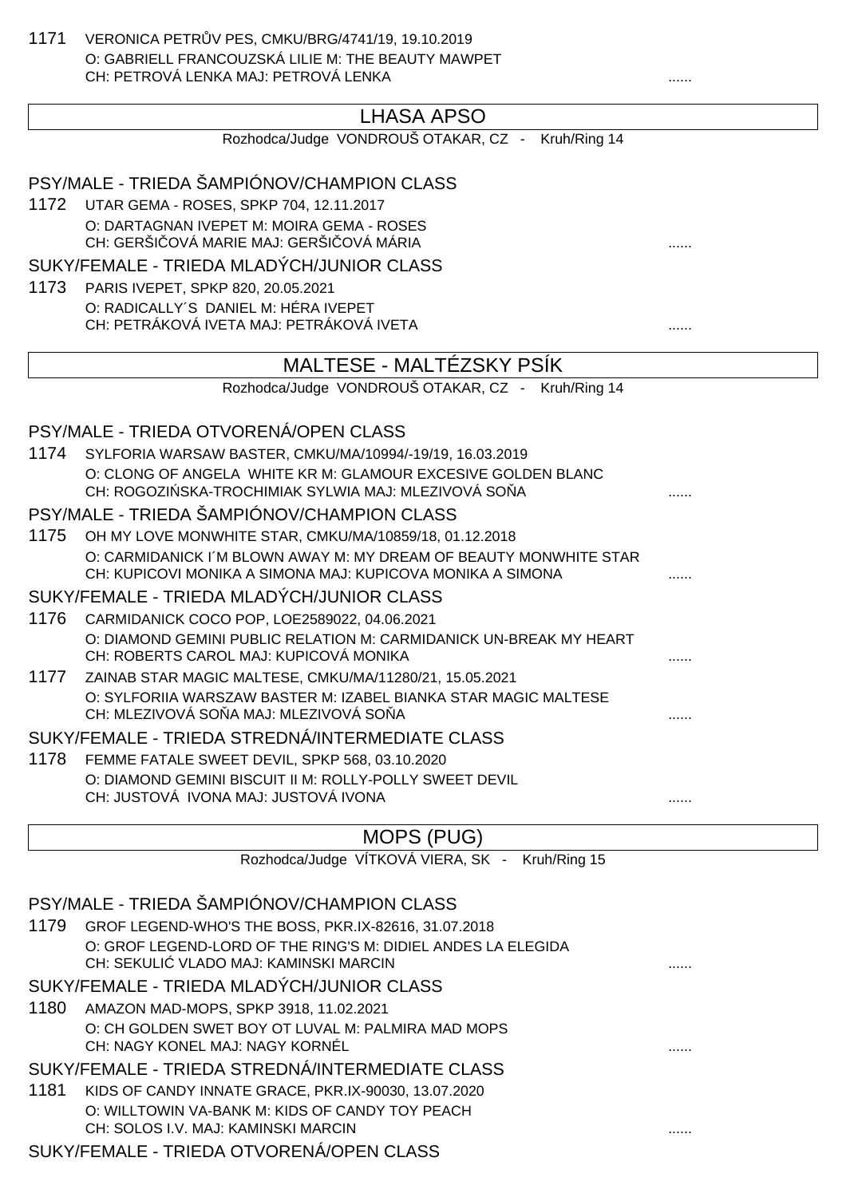1171 VERONICA PETRŮV PES, CMKU/BRG/4741/19, 19.10.2019
O: GABRIELL FRANCOUZSKÁ LILIE M: THE BEAUTY MAWPET
CH: PETROVÁ LENKA MAJ: PETROVÁ LENKA ......

## LHASA APSO

Rozhodca/Judge VONDROUŠ OTAKAR, CZ - Kruh/Ring 14

### PSY/MALE - TRIEDA ŠAMPIÓNOV/CHAMPION CLASS

1172 UTAR GEMA - ROSES, SPKP 704, 12.11.2017
O: DARTAGNAN IVEPET M: MOIRA GEMA - ROSES
CH: GERŠIČOVÁ MARIE MAJ: GERŠIČOVÁ MÁRIA ......

### SUKY/FEMALE - TRIEDA MLADÝCH/JUNIOR CLASS

1173 PARIS IVEPET, SPKP 820, 20.05.2021
O: RADICALLY´S DANIEL M: HÉRA IVEPET
CH: PETRÁKOVÁ IVETA MAJ: PETRÁKOVÁ IVETA ......

## MALTESE - MALTÉZSKY PSÍK

Rozhodca/Judge VONDROUŠ OTAKAR, CZ - Kruh/Ring 14

### PSY/MALE - TRIEDA OTVORENÁ/OPEN CLASS

1174 SYLFORIA WARSAW BASTER, CMKU/MA/10994/-19/19, 16.03.2019
O: CLONG OF ANGELA WHITE KR M: GLAMOUR EXCESIVE GOLDEN BLANC
CH: ROGOZIŃSKA-TROCHIMIAK SYLWIA MAJ: MLEZIVOVÁ SOŇA ......

### PSY/MALE - TRIEDA ŠAMPIÓNOV/CHAMPION CLASS

1175 OH MY LOVE MONWHITE STAR, CMKU/MA/10859/18, 01.12.2018
O: CARMIDANICK I´M BLOWN AWAY M: MY DREAM OF BEAUTY MONWHITE STAR
CH: KUPICOVI MONIKA A SIMONA MAJ: KUPICOVA MONIKA A SIMONA ......

### SUKY/FEMALE - TRIEDA MLADÝCH/JUNIOR CLASS

1176 CARMIDANICK COCO POP, LOE2589022, 04.06.2021
O: DIAMOND GEMINI PUBLIC RELATION M: CARMIDANICK UN-BREAK MY HEART
CH: ROBERTS CAROL MAJ: KUPICOVÁ MONIKA ......

1177 ZAINAB STAR MAGIC MALTESE, CMKU/MA/11280/21, 15.05.2021
O: SYLFORIIA WARSZAW BASTER M: IZABEL BIANKA STAR MAGIC MALTESE
CH: MLEZIVOVÁ SOŇA MAJ: MLEZIVOVÁ SOŇA ......

### SUKY/FEMALE - TRIEDA STREDNÁ/INTERMEDIATE CLASS

1178 FEMME FATALE SWEET DEVIL, SPKP 568, 03.10.2020
O: DIAMOND GEMINI BISCUIT II M: ROLLY-POLLY SWEET DEVIL
CH: JUSTOVÁ IVONA MAJ: JUSTOVÁ IVONA ......

## MOPS (PUG)

Rozhodca/Judge VÍTKOVÁ VIERA, SK - Kruh/Ring 15

### PSY/MALE - TRIEDA ŠAMPIÓNOV/CHAMPION CLASS

1179 GROF LEGEND-WHO'S THE BOSS, PKR.IX-82616, 31.07.2018
O: GROF LEGEND-LORD OF THE RING'S M: DIDIEL ANDES LA ELEGIDA
CH: SEKULIĆ VLADO MAJ: KAMINSKI MARCIN ......

### SUKY/FEMALE - TRIEDA MLADÝCH/JUNIOR CLASS

1180 AMAZON MAD-MOPS, SPKP 3918, 11.02.2021
O: CH GOLDEN SWET BOY OT LUVAL M: PALMIRA MAD MOPS
CH: NAGY KONEL MAJ: NAGY KORNÉL ......

### SUKY/FEMALE - TRIEDA STREDNÁ/INTERMEDIATE CLASS

1181 KIDS OF CANDY INNATE GRACE, PKR.IX-90030, 13.07.2020
O: WILLTOWIN VA-BANK M: KIDS OF CANDY TOY PEACH
CH: SOLOS I.V. MAJ: KAMINSKI MARCIN ......

### SUKY/FEMALE - TRIEDA OTVORENÁ/OPEN CLASS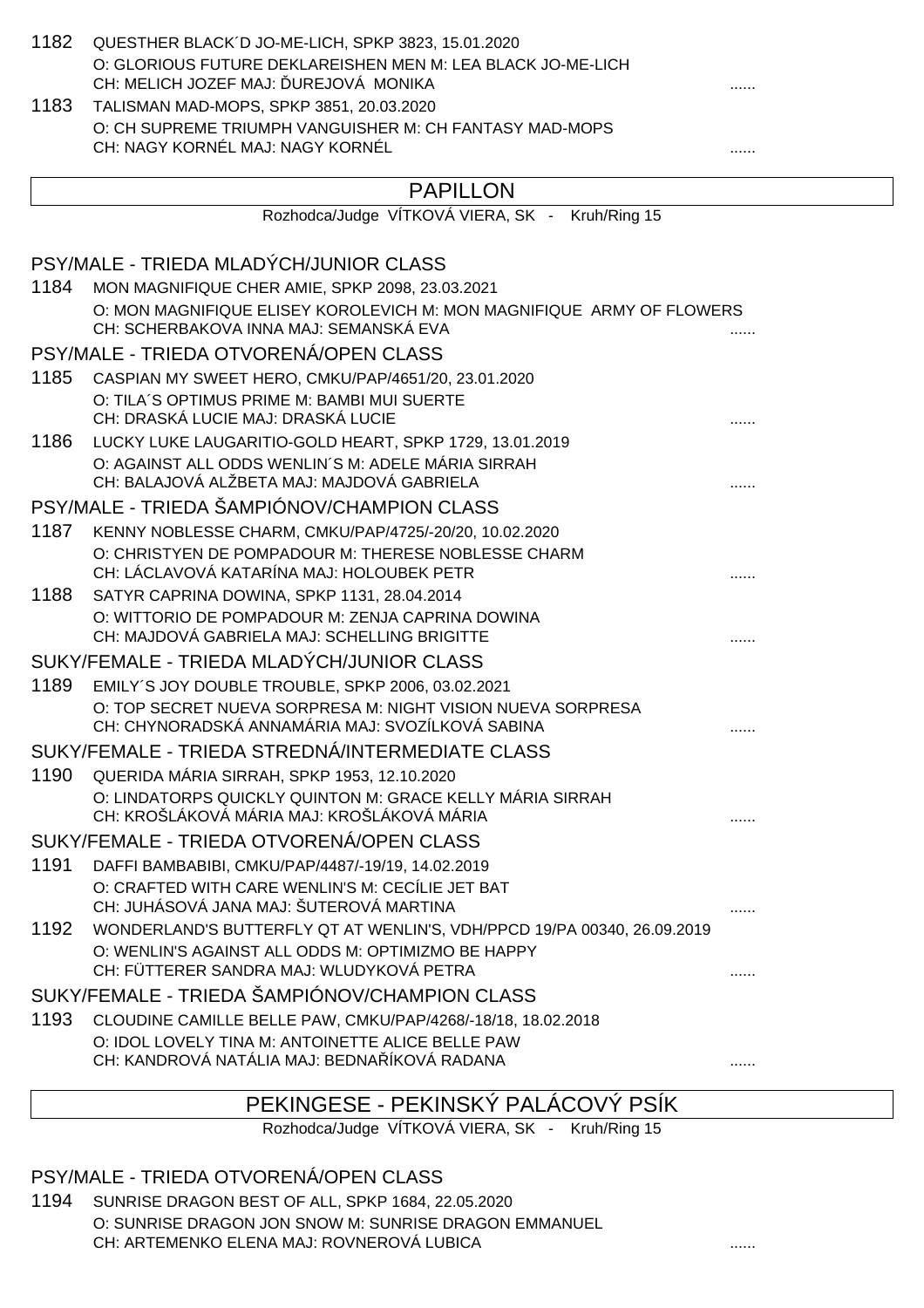1182 QUESTHER BLACK´D JO-ME-LICH, SPKP 3823, 15.01.2020
O: GLORIOUS FUTURE DEKLAREISHEN MEN M: LEA BLACK JO-ME-LICH
CH: MELICH JOZEF MAJ: ĎUREJOVÁ MONIKA ......

1183 TALISMAN MAD-MOPS, SPKP 3851, 20.03.2020
O: CH SUPREME TRIUMPH VANGUISHER M: CH FANTASY MAD-MOPS
CH: NAGY KORNÉL MAJ: NAGY KORNÉL ......

## PAPILLON

Rozhodca/Judge VÍTKOVÁ VIERA, SK - Kruh/Ring 15

### PSY/MALE - TRIEDA MLADÝCH/JUNIOR CLASS

1184 MON MAGNIFIQUE CHER AMIE, SPKP 2098, 23.03.2021
O: MON MAGNIFIQUE ELISEY KOROLEVICH M: MON MAGNIFIQUE ARMY OF FLOWERS
CH: SCHERBAKOVA INNA MAJ: SEMANSKÁ EVA ......

### PSY/MALE - TRIEDA OTVORENÁ/OPEN CLASS

1185 CASPIAN MY SWEET HERO, CMKU/PAP/4651/20, 23.01.2020
O: TILA´S OPTIMUS PRIME M: BAMBI MUI SUERTE
CH: DRASKÁ LUCIE MAJ: DRASKÁ LUCIE ......

1186 LUCKY LUKE LAUGARITIO-GOLD HEART, SPKP 1729, 13.01.2019
O: AGAINST ALL ODDS WENLIN´S M: ADELE MÁRIA SIRRAH
CH: BALAJOVÁ ALŽBETA MAJ: MAJDOVÁ GABRIELA ......

### PSY/MALE - TRIEDA ŠAMPIÓNOV/CHAMPION CLASS

1187 KENNY NOBLESSE CHARM, CMKU/PAP/4725/-20/20, 10.02.2020
O: CHRISTYEN DE POMPADOUR M: THERESE NOBLESSE CHARM
CH: LÁCLAVOVÁ KATARÍNA MAJ: HOLOUBEK PETR ......

1188 SATYR CAPRINA DOWINA, SPKP 1131, 28.04.2014
O: WITTORIO DE POMPADOUR M: ZENJA CAPRINA DOWINA
CH: MAJDOVÁ GABRIELA MAJ: SCHELLING BRIGITTE ......

### SUKY/FEMALE - TRIEDA MLADÝCH/JUNIOR CLASS

1189 EMILY´S JOY DOUBLE TROUBLE, SPKP 2006, 03.02.2021
O: TOP SECRET NUEVA SORPRESA M: NIGHT VISION NUEVA SORPRESA
CH: CHYNORADSKÁ ANNAMÁRIA MAJ: SVOZÍLKOVÁ SABINA ......

### SUKY/FEMALE - TRIEDA STREDNÁ/INTERMEDIATE CLASS

1190 QUERIDA MÁRIA SIRRAH, SPKP 1953, 12.10.2020
O: LINDATORPS QUICKLY QUINTON M: GRACE KELLY MÁRIA SIRRAH
CH: KROŠLÁKOVÁ MÁRIA MAJ: KROŠLÁKOVÁ MÁRIA ......

### SUKY/FEMALE - TRIEDA OTVORENÁ/OPEN CLASS

1191 DAFFI BAMBABIBI, CMKU/PAP/4487/-19/19, 14.02.2019
O: CRAFTED WITH CARE WENLIN'S M: CECÍLIE JET BAT
CH: JUHÁSOVÁ JANA MAJ: ŠUTEROVÁ MARTINA ......

1192 WONDERLAND'S BUTTERFLY QT AT WENLIN'S, VDH/PPCD 19/PA 00340, 26.09.2019
O: WENLIN'S AGAINST ALL ODDS M: OPTIMIZMO BE HAPPY
CH: FÜTTERER SANDRA MAJ: WLUDYKOVÁ PETRA ......

### SUKY/FEMALE - TRIEDA ŠAMPIÓNOV/CHAMPION CLASS

1193 CLOUDINE CAMILLE BELLE PAW, CMKU/PAP/4268/-18/18, 18.02.2018
O: IDOL LOVELY TINA M: ANTOINETTE ALICE BELLE PAW
CH: KANDROVÁ NATÁLIA MAJ: BEDNAŘÍKOVÁ RADANA ......

## PEKINGESE - PEKINSKÝ PALÁCOVÝ PSÍK

Rozhodca/Judge VÍTKOVÁ VIERA, SK - Kruh/Ring 15

### PSY/MALE - TRIEDA OTVORENÁ/OPEN CLASS

1194 SUNRISE DRAGON BEST OF ALL, SPKP 1684, 22.05.2020
O: SUNRISE DRAGON JON SNOW M: SUNRISE DRAGON EMMANUEL
CH: ARTEMENKO ELENA MAJ: ROVNEROVÁ LUBICA ......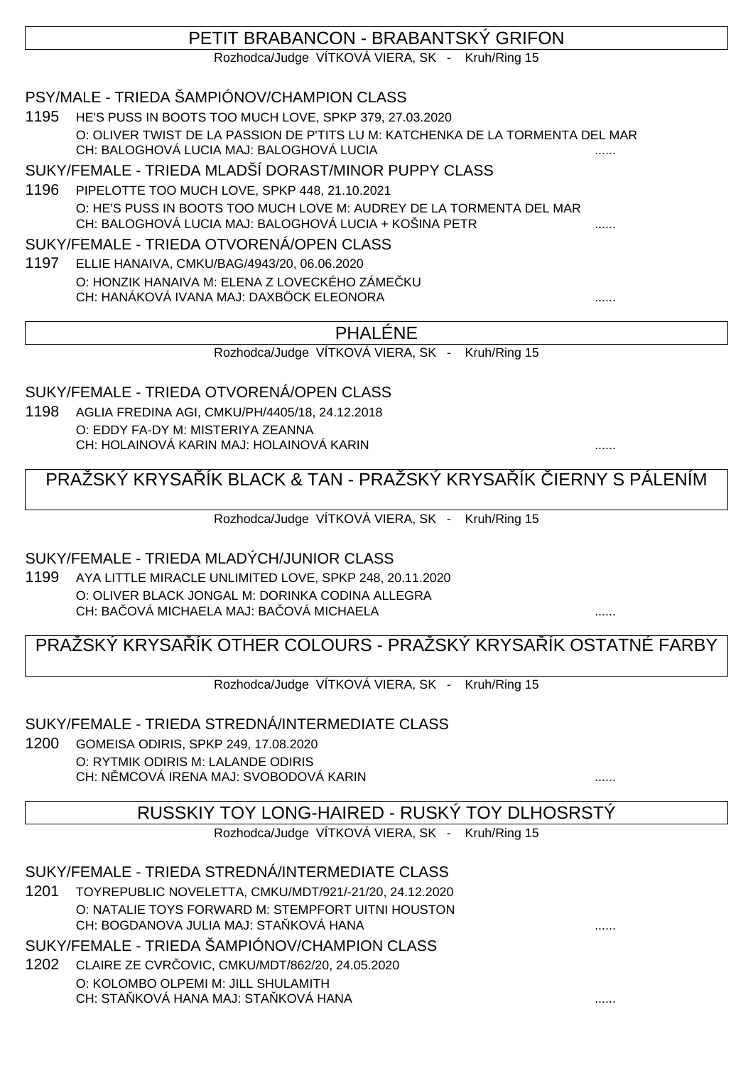## PETIT BRABANCON - BRABANTSKÝ GRIFON

Rozhodca/Judge VÍTKOVÁ VIERA, SK - Kruh/Ring 15

### PSY/MALE - TRIEDA ŠAMPIÓNOV/CHAMPION CLASS

1195 HE'S PUSS IN BOOTS TOO MUCH LOVE, SPKP 379, 27.03.2020
O: OLIVER TWIST DE LA PASSION DE P'TITS LU M: KATCHENKA DE LA TORMENTA DEL MAR
CH: BALOGHOVÁ LUCIA MAJ: BALOGHOVÁ LUCIA ......

### SUKY/FEMALE - TRIEDA MLADŠÍ DORAST/MINOR PUPPY CLASS

1196 PIPELOTTE TOO MUCH LOVE, SPKP 448, 21.10.2021
O: HE'S PUSS IN BOOTS TOO MUCH LOVE M: AUDREY DE LA TORMENTA DEL MAR
CH: BALOGHOVÁ LUCIA MAJ: BALOGHOVÁ LUCIA + KOŠINA PETR ......

### SUKY/FEMALE - TRIEDA OTVORENÁ/OPEN CLASS

1197 ELLIE HANAIVA, CMKU/BAG/4943/20, 06.06.2020
O: HONZIK HANAIVA M: ELENA Z LOVECKÉHO ZÁMEČKU
CH: HANÁKOVÁ IVANA MAJ: DAXBÖCK ELEONORA ......

## PHALÉNE

Rozhodca/Judge VÍTKOVÁ VIERA, SK - Kruh/Ring 15

### SUKY/FEMALE - TRIEDA OTVORENÁ/OPEN CLASS

1198 AGLIA FREDINA AGI, CMKU/PH/4405/18, 24.12.2018
O: EDDY FA-DY M: MISTERIYA ZEANNA
CH: HOLAINOVÁ KARIN MAJ: HOLAINOVÁ KARIN ......

## PRAŽSKÝ KRYSAŘÍK BLACK & TAN - PRAŽSKÝ KRYSAŘÍK ČIERNY S PÁLENÍM

Rozhodca/Judge VÍTKOVÁ VIERA, SK - Kruh/Ring 15

### SUKY/FEMALE - TRIEDA MLADÝCH/JUNIOR CLASS

1199 AYA LITTLE MIRACLE UNLIMITED LOVE, SPKP 248, 20.11.2020
O: OLIVER BLACK JONGAL M: DORINKA CODINA ALLEGRA
CH: BAČOVÁ MICHAELA MAJ: BAČOVÁ MICHAELA ......

## PRAŽSKÝ KRYSAŘÍK OTHER COLOURS - PRAŽSKÝ KRYSAŘÍK OSTATNÉ FARBY

Rozhodca/Judge VÍTKOVÁ VIERA, SK - Kruh/Ring 15

### SUKY/FEMALE - TRIEDA STREDNÁ/INTERMEDIATE CLASS

1200 GOMEISA ODIRIS, SPKP 249, 17.08.2020
O: RYTMIK ODIRIS M: LALANDE ODIRIS
CH: NĚMCOVÁ IRENA MAJ: SVOBODOVÁ KARIN ......

## RUSSKIY TOY LONG-HAIRED - RUSKÝ TOY DLHOSRSTÝ

Rozhodca/Judge VÍTKOVÁ VIERA, SK - Kruh/Ring 15

### SUKY/FEMALE - TRIEDA STREDNÁ/INTERMEDIATE CLASS

1201 TOYREPUBLIC NOVELETTA, CMKU/MDT/921/-21/20, 24.12.2020
O: NATALIE TOYS FORWARD M: STEMPFORT UITNI HOUSTON
CH: BOGDANOVA JULIA MAJ: STAŇKOVÁ HANA ......

### SUKY/FEMALE - TRIEDA ŠAMPIÓNOV/CHAMPION CLASS

1202 CLAIRE ZE CVRČOVIC, CMKU/MDT/862/20, 24.05.2020
O: KOLOMBO OLPEMI M: JILL SHULAMITH
CH: STAŇKOVÁ HANA MAJ: STAŇKOVÁ HANA ......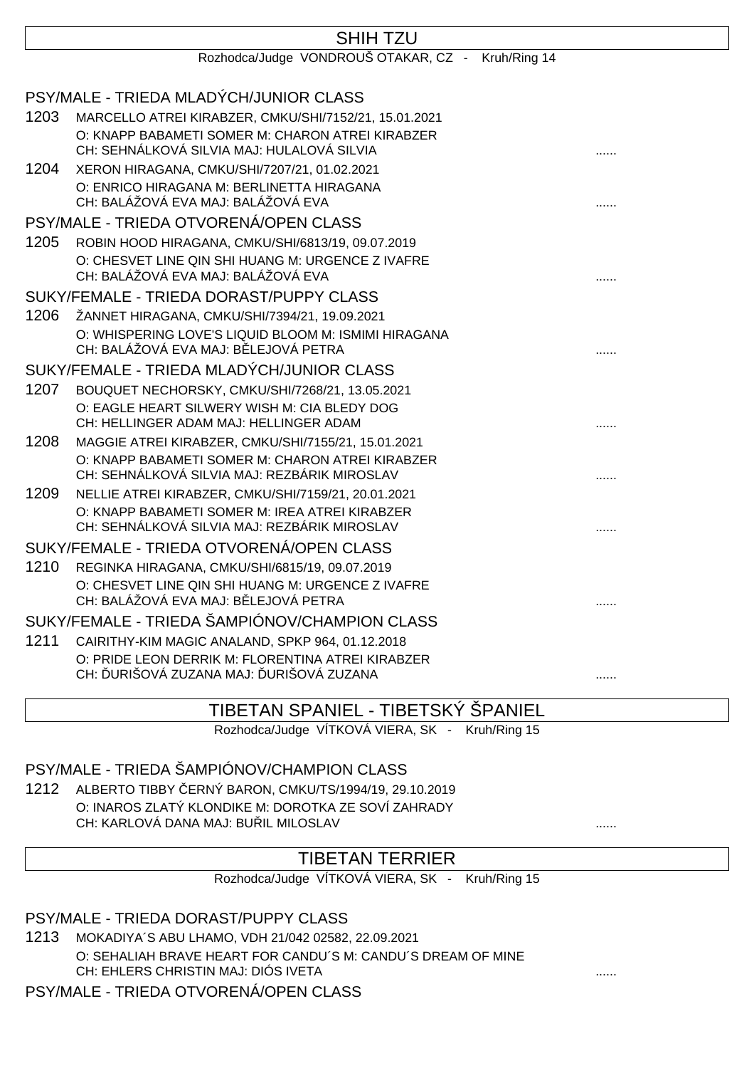## SHIH TZU

Rozhodca/Judge VONDROUŠ OTAKAR, CZ - Kruh/Ring 14

### PSY/MALE - TRIEDA MLADÝCH/JUNIOR CLASS

1203 MARCELLO ATREI KIRABZER, CMKU/SHI/7152/21, 15.01.2021
O: KNAPP BABAMETI SOMER M: CHARON ATREI KIRABZER
CH: SEHNÁLKOVÁ SILVIA MAJ: HULALOVÁ SILVIA ......

1204 XERON HIRAGANA, CMKU/SHI/7207/21, 01.02.2021
O: ENRICO HIRAGANA M: BERLINETTA HIRAGANA
CH: BALÁŽOVÁ EVA MAJ: BALÁŽOVÁ EVA ......

### PSY/MALE - TRIEDA OTVORENÁ/OPEN CLASS

1205 ROBIN HOOD HIRAGANA, CMKU/SHI/6813/19, 09.07.2019
O: CHESVET LINE QIN SHI HUANG M: URGENCE Z IVAFRE
CH: BALÁŽOVÁ EVA MAJ: BALÁŽOVÁ EVA ......

### SUKY/FEMALE - TRIEDA DORAST/PUPPY CLASS

1206 ŽANNET HIRAGANA, CMKU/SHI/7394/21, 19.09.2021
O: WHISPERING LOVE'S LIQUID BLOOM M: ISMIMI HIRAGANA
CH: BALÁŽOVÁ EVA MAJ: BĚLEJOVÁ PETRA ......

### SUKY/FEMALE - TRIEDA MLADÝCH/JUNIOR CLASS

1207 BOUQUET NECHORSKY, CMKU/SHI/7268/21, 13.05.2021
O: EAGLE HEART SILWERY WISH M: CIA BLEDY DOG
CH: HELLINGER ADAM MAJ: HELLINGER ADAM ......

1208 MAGGIE ATREI KIRABZER, CMKU/SHI/7155/21, 15.01.2021
O: KNAPP BABAMETI SOMER M: CHARON ATREI KIRABZER
CH: SEHNÁLKOVÁ SILVIA MAJ: REZBÁRIK MIROSLAV ......

1209 NELLIE ATREI KIRABZER, CMKU/SHI/7159/21, 20.01.2021
O: KNAPP BABAMETI SOMER M: IREA ATREI KIRABZER
CH: SEHNÁLKOVÁ SILVIA MAJ: REZBÁRIK MIROSLAV ......

### SUKY/FEMALE - TRIEDA OTVORENÁ/OPEN CLASS

1210 REGINKA HIRAGANA, CMKU/SHI/6815/19, 09.07.2019
O: CHESVET LINE QIN SHI HUANG M: URGENCE Z IVAFRE
CH: BALÁŽOVÁ EVA MAJ: BĚLEJOVÁ PETRA ......

### SUKY/FEMALE - TRIEDA ŠAMPIÓNOV/CHAMPION CLASS

1211 CAIRITHY-KIM MAGIC ANALAND, SPKP 964, 01.12.2018
O: PRIDE LEON DERRIK M: FLORENTINA ATREI KIRABZER
CH: ĎURIŠOVÁ ZUZANA MAJ: ĎURIŠOVÁ ZUZANA ......

## TIBETAN SPANIEL - TIBETSKÝ ŠPANIEL

Rozhodca/Judge VÍTKOVÁ VIERA, SK - Kruh/Ring 15

### PSY/MALE - TRIEDA ŠAMPIÓNOV/CHAMPION CLASS

1212 ALBERTO TIBBY ČERNÝ BARON, CMKU/TS/1994/19, 29.10.2019
O: INAROS ZLATÝ KLONDIKE M: DOROTKA ZE SOVÍ ZAHRADY
CH: KARLOVÁ DANA MAJ: BUŘIL MILOSLAV ......

## TIBETAN TERRIER

Rozhodca/Judge VÍTKOVÁ VIERA, SK - Kruh/Ring 15

### PSY/MALE - TRIEDA DORAST/PUPPY CLASS

1213 MOKADIYA´S ABU LHAMO, VDH 21/042 02582, 22.09.2021
O: SEHALIAH BRAVE HEART FOR CANDU´S M: CANDU´S DREAM OF MINE
CH: EHLERS CHRISTIN MAJ: DIÓS IVETA ......

### PSY/MALE - TRIEDA OTVORENÁ/OPEN CLASS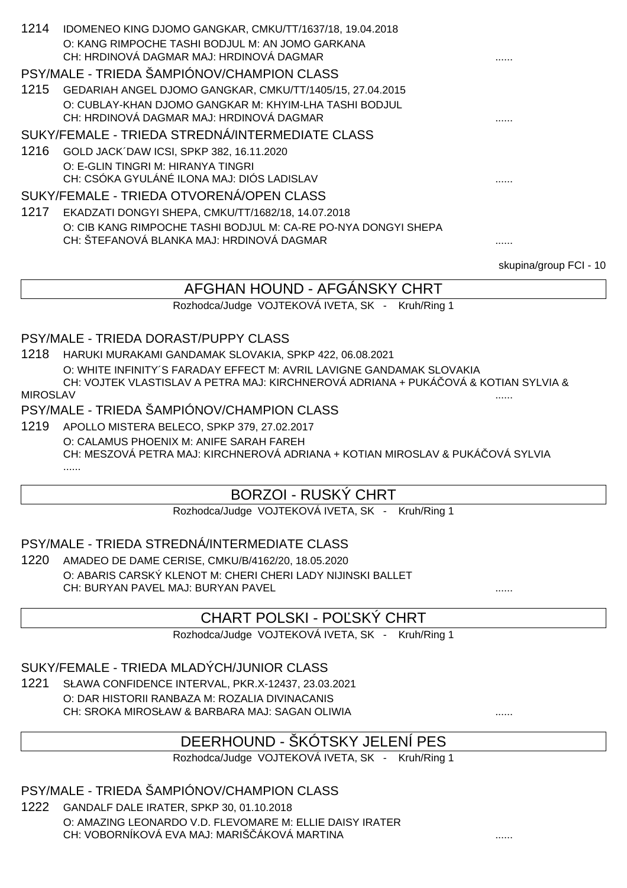1214 IDOMENEO KING DJOMO GANGKAR, CMKU/TT/1637/18, 19.04.2018
O: KANG RIMPOCHE TASHI BODJUL M: AN JOMO GARKANA
CH: HRDINOVÁ DAGMAR MAJ: HRDINOVÁ DAGMAR ......

### PSY/MALE - TRIEDA ŠAMPIÓNOV/CHAMPION CLASS

1215 GEDARIAH ANGEL DJOMO GANGKAR, CMKU/TT/1405/15, 27.04.2015
O: CUBLAY-KHAN DJOMO GANGKAR M: KHYIM-LHA TASHI BODJUL
CH: HRDINOVÁ DAGMAR MAJ: HRDINOVÁ DAGMAR ......

### SUKY/FEMALE - TRIEDA STREDNÁ/INTERMEDIATE CLASS

1216 GOLD JACK´DAW ICSI, SPKP 382, 16.11.2020
O: E-GLIN TINGRI M: HIRANYA TINGRI
CH: CSÓKA GYULÁNÉ ILONA MAJ: DIÓS LADISLAV ......

### SUKY/FEMALE - TRIEDA OTVORENÁ/OPEN CLASS

1217 EKADZATI DONGYI SHEPA, CMKU/TT/1682/18, 14.07.2018
O: CIB KANG RIMPOCHE TASHI BODJUL M: CA-RE PO-NYA DONGYI SHEPA
CH: ŠTEFANOVÁ BLANKA MAJ: HRDINOVÁ DAGMAR ......

skupina/group FCI - 10

## AFGHAN HOUND - AFGÁNSKY CHRT

Rozhodca/Judge VOJTEKOVÁ IVETA, SK - Kruh/Ring 1

### PSY/MALE - TRIEDA DORAST/PUPPY CLASS

1218 HARUKI MURAKAMI GANDAMAK SLOVAKIA, SPKP 422, 06.08.2021
O: WHITE INFINITY´S FARADAY EFFECT M: AVRIL LAVIGNE GANDAMAK SLOVAKIA
CH: VOJTEK VLASTISLAV A PETRA MAJ: KIRCHNEROVÁ ADRIANA + PUKÁČOVÁ & KOTIAN SYLVIA & MIROSLAV ......

### PSY/MALE - TRIEDA ŠAMPIÓNOV/CHAMPION CLASS

1219 APOLLO MISTERA BELECO, SPKP 379, 27.02.2017
O: CALAMUS PHOENIX M: ANIFE SARAH FAREH
CH: MESZOVÁ PETRA MAJ: KIRCHNEROVÁ ADRIANA + KOTIAN MIROSLAV & PUKÁČOVÁ SYLVIA
......

## BORZOI - RUSKÝ CHRT

Rozhodca/Judge VOJTEKOVÁ IVETA, SK - Kruh/Ring 1

### PSY/MALE - TRIEDA STREDNÁ/INTERMEDIATE CLASS

1220 AMADEO DE DAME CERISE, CMKU/B/4162/20, 18.05.2020
O: ABARIS CARSKÝ KLENOT M: CHERI CHERI LADY NIJINSKI BALLET
CH: BURYAN PAVEL MAJ: BURYAN PAVEL ......

## CHART POLSKI - POĽSKÝ CHRT

Rozhodca/Judge VOJTEKOVÁ IVETA, SK - Kruh/Ring 1

### SUKY/FEMALE - TRIEDA MLADÝCH/JUNIOR CLASS

1221 SŁAWA CONFIDENCE INTERVAL, PKR.X-12437, 23.03.2021
O: DAR HISTORII RANBAZA M: ROZALIA DIVINACANIS
CH: SROKA MIROSŁAW & BARBARA MAJ: SAGAN OLIWIA ......

## DEERHOUND - ŠKÓTSKY JELENÍ PES

Rozhodca/Judge VOJTEKOVÁ IVETA, SK - Kruh/Ring 1

### PSY/MALE - TRIEDA ŠAMPIÓNOV/CHAMPION CLASS

1222 GANDALF DALE IRATER, SPKP 30, 01.10.2018
O: AMAZING LEONARDO V.D. FLEVOMARE M: ELLIE DAISY IRATER
CH: VOBORNÍKOVÁ EVA MAJ: MARIŠČÁKOVÁ MARTINA ......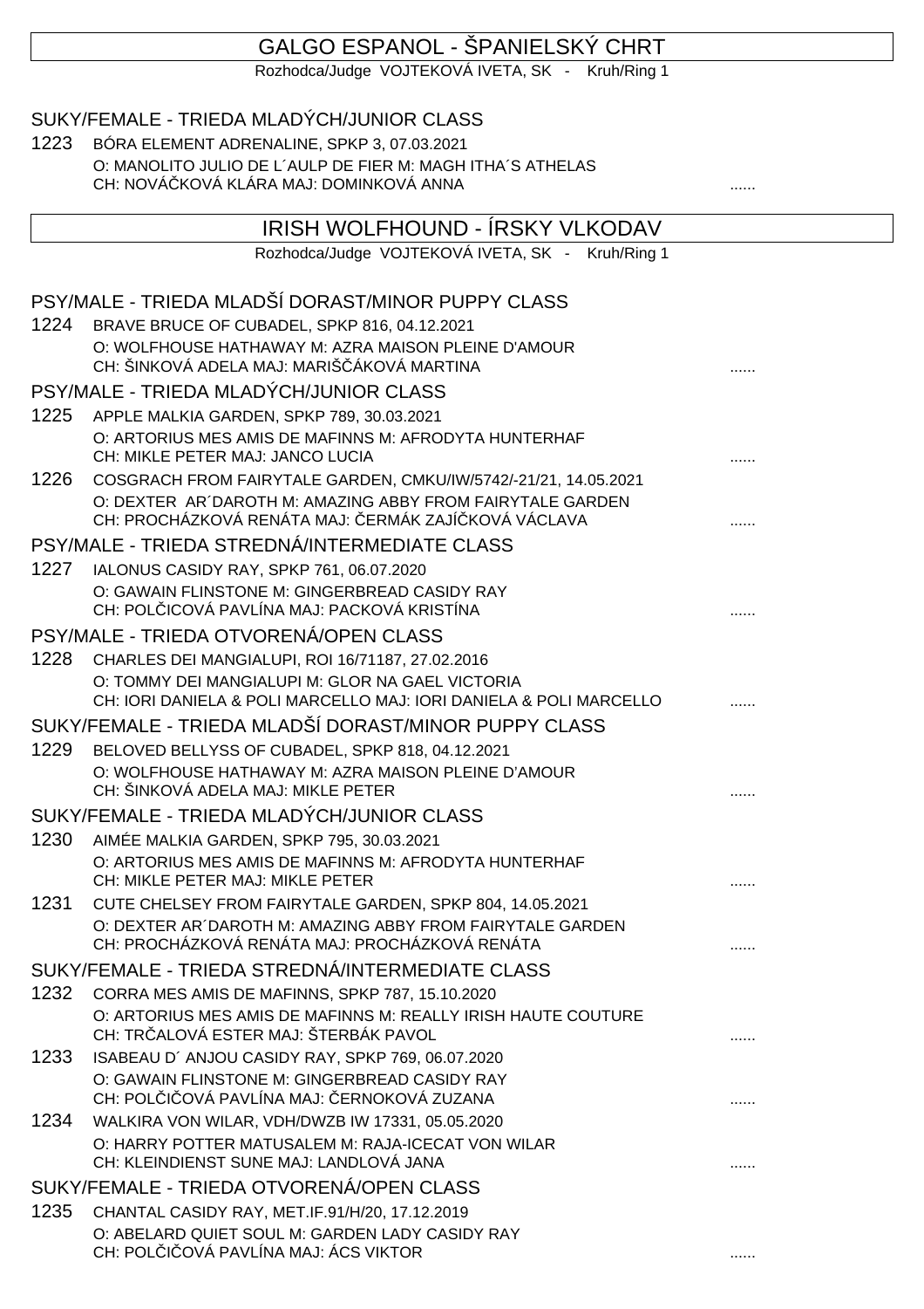## GALGO ESPANOL - ŠPANIELSKÝ CHRT

Rozhodca/Judge VOJTEKOVÁ IVETA, SK - Kruh/Ring 1

### SUKY/FEMALE - TRIEDA MLADÝCH/JUNIOR CLASS

1223 BÓRA ELEMENT ADRENALINE, SPKP 3, 07.03.2021
O: MANOLITO JULIO DE L´AULP DE FIER M: MAGH ITHA´S ATHELAS
CH: NOVÁČKOVÁ KLÁRA MAJ: DOMINKOVÁ ANNA ......

## IRISH WOLFHOUND - ÍRSKY VLKODAV

Rozhodca/Judge VOJTEKOVÁ IVETA, SK - Kruh/Ring 1

### PSY/MALE - TRIEDA MLADŠÍ DORAST/MINOR PUPPY CLASS

1224 BRAVE BRUCE OF CUBADEL, SPKP 816, 04.12.2021
O: WOLFHOUSE HATHAWAY M: AZRA MAISON PLEINE D'AMOUR
CH: ŠINKOVÁ ADELA MAJ: MARIŠČÁKOVÁ MARTINA ......

### PSY/MALE - TRIEDA MLADÝCH/JUNIOR CLASS

1225 APPLE MALKIA GARDEN, SPKP 789, 30.03.2021
O: ARTORIUS MES AMIS DE MAFINNS M: AFRODYTA HUNTERHAF
CH: MIKLE PETER MAJ: JANCO LUCIA ......

1226 COSGRACH FROM FAIRYTALE GARDEN, CMKU/IW/5742/-21/21, 14.05.2021
O: DEXTER AR´DAROTH M: AMAZING ABBY FROM FAIRYTALE GARDEN
CH: PROCHÁZKOVÁ RENÁTA MAJ: ČERMÁK ZAJÍČKOVÁ VÁCLAVA ......

### PSY/MALE - TRIEDA STREDNÁ/INTERMEDIATE CLASS

1227 IALONUS CASIDY RAY, SPKP 761, 06.07.2020
O: GAWAIN FLINSTONE M: GINGERBREAD CASIDY RAY
CH: POLČICOVÁ PAVLÍNA MAJ: PACKOVÁ KRISTÍNA ......

### PSY/MALE - TRIEDA OTVORENÁ/OPEN CLASS

1228 CHARLES DEI MANGIALUPI, ROI 16/71187, 27.02.2016
O: TOMMY DEI MANGIALUPI M: GLOR NA GAEL VICTORIA
CH: IORI DANIELA & POLI MARCELLO MAJ: IORI DANIELA & POLI MARCELLO ......

### SUKY/FEMALE - TRIEDA MLADŠÍ DORAST/MINOR PUPPY CLASS

1229 BELOVED BELLYSS OF CUBADEL, SPKP 818, 04.12.2021
O: WOLFHOUSE HATHAWAY M: AZRA MAISON PLEINE D'AMOUR
CH: ŠINKOVÁ ADELA MAJ: MIKLE PETER ......

### SUKY/FEMALE - TRIEDA MLADÝCH/JUNIOR CLASS

1230 AIMÉE MALKIA GARDEN, SPKP 795, 30.03.2021
O: ARTORIUS MES AMIS DE MAFINNS M: AFRODYTA HUNTERHAF
CH: MIKLE PETER MAJ: MIKLE PETER ......

1231 CUTE CHELSEY FROM FAIRYTALE GARDEN, SPKP 804, 14.05.2021
O: DEXTER AR´DAROTH M: AMAZING ABBY FROM FAIRYTALE GARDEN
CH: PROCHÁZKOVÁ RENÁTA MAJ: PROCHÁZKOVÁ RENÁTA ......

### SUKY/FEMALE - TRIEDA STREDNÁ/INTERMEDIATE CLASS

1232 CORRA MES AMIS DE MAFINNS, SPKP 787, 15.10.2020
O: ARTORIUS MES AMIS DE MAFINNS M: REALLY IRISH HAUTE COUTURE
CH: TRČALOVÁ ESTER MAJ: ŠTERBÁK PAVOL ......

1233 ISABEAU D´ ANJOU CASIDY RAY, SPKP 769, 06.07.2020
O: GAWAIN FLINSTONE M: GINGERBREAD CASIDY RAY
CH: POLČIČOVÁ PAVLÍNA MAJ: ČERNOKOVÁ ZUZANA ......

1234 WALKIRA VON WILAR, VDH/DWZB IW 17331, 05.05.2020
O: HARRY POTTER MATUSALEM M: RAJA-ICECAT VON WILAR
CH: KLEINDIENST SUNE MAJ: LANDLOVÁ JANA ......

### SUKY/FEMALE - TRIEDA OTVORENÁ/OPEN CLASS

1235 CHANTAL CASIDY RAY, MET.IF.91/H/20, 17.12.2019
O: ABELARD QUIET SOUL M: GARDEN LADY CASIDY RAY
CH: POLČIČOVÁ PAVLÍNA MAJ: ÁCS VIKTOR ......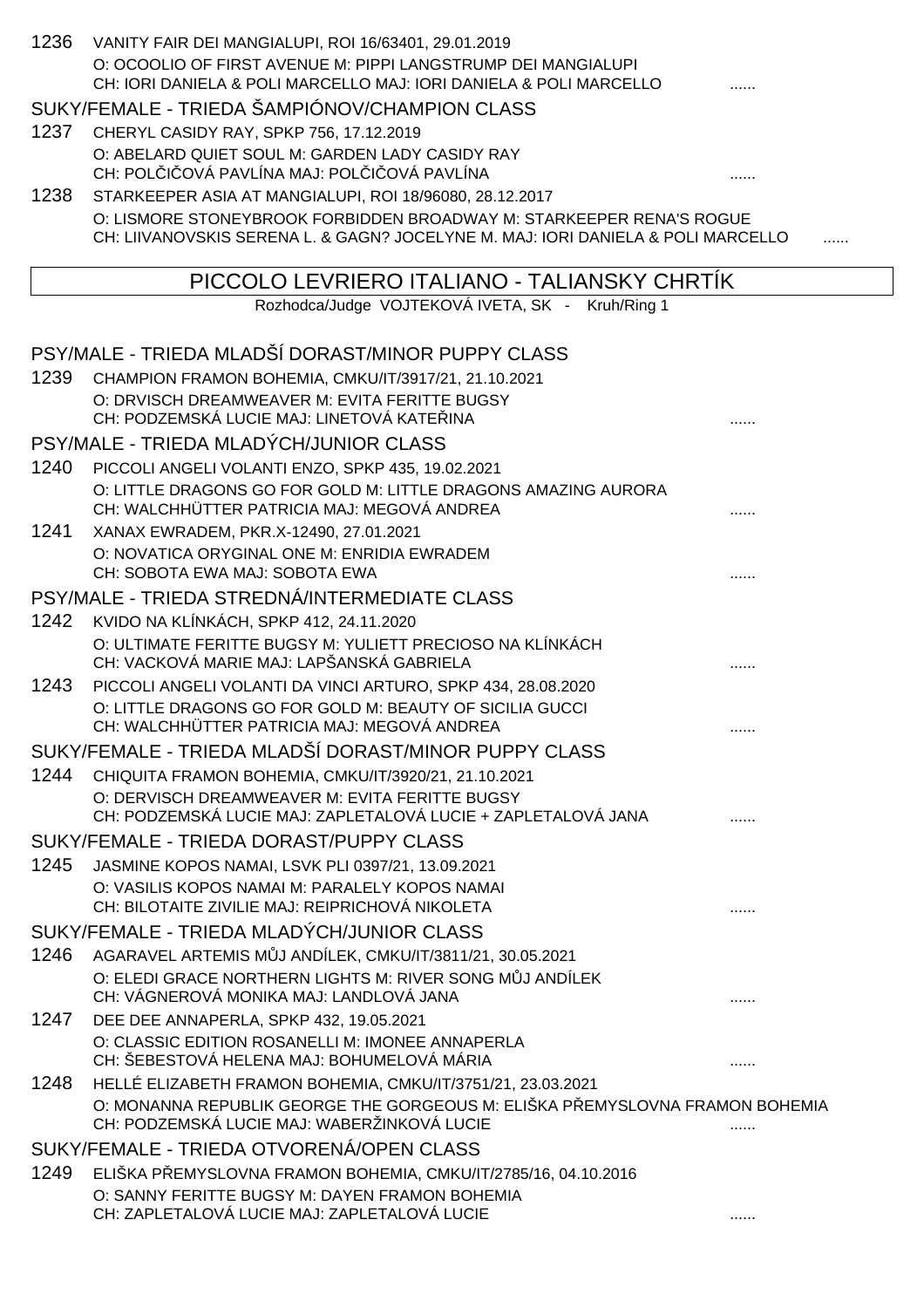1236 VANITY FAIR DEI MANGIALUPI, ROI 16/63401, 29.01.2019
O: OCOOLIO OF FIRST AVENUE M: PIPPI LANGSTRUMP DEI MANGIALUPI
CH: IORI DANIELA & POLI MARCELLO MAJ: IORI DANIELA & POLI MARCELLO ......

SUKY/FEMALE - TRIEDA ŠAMPIÓNOV/CHAMPION CLASS

1237 CHERYL CASIDY RAY, SPKP 756, 17.12.2019
O: ABELARD QUIET SOUL M: GARDEN LADY CASIDY RAY
CH: POLČIČOVÁ PAVLÍNA MAJ: POLČIČOVÁ PAVLÍNA ......

1238 STARKEEPER ASIA AT MANGIALUPI, ROI 18/96080, 28.12.2017
O: LISMORE STONEYBROOK FORBIDDEN BROADWAY M: STARKEEPER RENA'S ROGUE
CH: LIIVANOVSKIS SERENA L. & GAGN? JOCELYNE M. MAJ: IORI DANIELA & POLI MARCELLO ......

## PICCOLO LEVRIERO ITALIANO - TALIANSKY CHRTÍK

Rozhodca/Judge VOJTEKOVÁ IVETA, SK - Kruh/Ring 1

PSY/MALE - TRIEDA MLADŠÍ DORAST/MINOR PUPPY CLASS

1239 CHAMPION FRAMON BOHEMIA, CMKU/IT/3917/21, 21.10.2021
O: DRVISCH DREAMWEAVER M: EVITA FERITTE BUGSY
CH: PODZEMSKÁ LUCIE MAJ: LINETOVÁ KATEŘINA ......

PSY/MALE - TRIEDA MLADÝCH/JUNIOR CLASS

1240 PICCOLI ANGELI VOLANTI ENZO, SPKP 435, 19.02.2021
O: LITTLE DRAGONS GO FOR GOLD M: LITTLE DRAGONS AMAZING AURORA
CH: WALCHHÜTTER PATRICIA MAJ: MEGOVÁ ANDREA ......

1241 XANAX EWRADEM, PKR.X-12490, 27.01.2021
O: NOVATICA ORYGINAL ONE M: ENRIDIA EWRADEM
CH: SOBOTA EWA MAJ: SOBOTA EWA ......

PSY/MALE - TRIEDA STREDNÁ/INTERMEDIATE CLASS

1242 KVIDO NA KLÍNKÁCH, SPKP 412, 24.11.2020
O: ULTIMATE FERITTE BUGSY M: YULIETT PRECIOSO NA KLÍNKÁCH
CH: VACKOVÁ MARIE MAJ: LAPŠANSKÁ GABRIELA ......

1243 PICCOLI ANGELI VOLANTI DA VINCI ARTURO, SPKP 434, 28.08.2020
O: LITTLE DRAGONS GO FOR GOLD M: BEAUTY OF SICILIA GUCCI
CH: WALCHHÜTTER PATRICIA MAJ: MEGOVÁ ANDREA ......

SUKY/FEMALE - TRIEDA MLADŠÍ DORAST/MINOR PUPPY CLASS

1244 CHIQUITA FRAMON BOHEMIA, CMKU/IT/3920/21, 21.10.2021
O: DERVISCH DREAMWEAVER M: EVITA FERITTE BUGSY
CH: PODZEMSKÁ LUCIE MAJ: ZAPLETALOVÁ LUCIE + ZAPLETALOVÁ JANA ......

SUKY/FEMALE - TRIEDA DORAST/PUPPY CLASS

1245 JASMINE KOPOS NAMAI, LSVK PLI 0397/21, 13.09.2021
O: VASILIS KOPOS NAMAI M: PARALELY KOPOS NAMAI
CH: BILOTAITE ZIVILIE MAJ: REIPRICHOVÁ NIKOLETA ......

SUKY/FEMALE - TRIEDA MLADÝCH/JUNIOR CLASS

1246 AGARAVEL ARTEMIS MŮJ ANDÍLEK, CMKU/IT/3811/21, 30.05.2021
O: ELEDI GRACE NORTHERN LIGHTS M: RIVER SONG MŮJ ANDÍLEK
CH: VÁGNEROVÁ MONIKA MAJ: LANDLOVÁ JANA ......

1247 DEE DEE ANNAPERLA, SPKP 432, 19.05.2021
O: CLASSIC EDITION ROSANELLI M: IMONEE ANNAPERLA
CH: ŠEBESTOVÁ HELENA MAJ: BOHUMELOVÁ MÁRIA ......

1248 HELLÉ ELIZABETH FRAMON BOHEMIA, CMKU/IT/3751/21, 23.03.2021
O: MONANNA REPUBLIK GEORGE THE GORGEOUS M: ELIŠKA PŘEMYSLOVNA FRAMON BOHEMIA
CH: PODZEMSKÁ LUCIE MAJ: WABERŽINKOVÁ LUCIE ......

SUKY/FEMALE - TRIEDA OTVORENÁ/OPEN CLASS

1249 ELIŠKA PŘEMYSLOVNA FRAMON BOHEMIA, CMKU/IT/2785/16, 04.10.2016
O: SANNY FERITTE BUGSY M: DAYEN FRAMON BOHEMIA
CH: ZAPLETALOVÁ LUCIE MAJ: ZAPLETALOVÁ LUCIE ......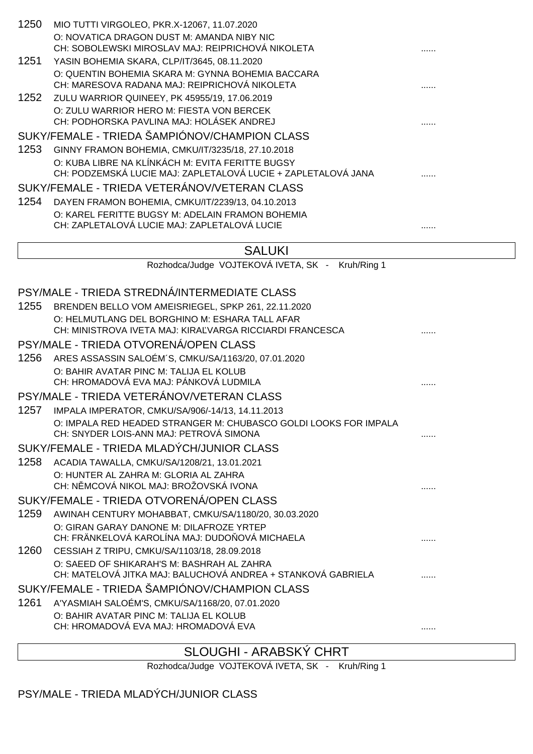1250 MIO TUTTI VIRGOLEO, PKR.X-12067, 11.07.2020
O: NOVATICA DRAGON DUST M: AMANDA NIBY NIC
CH: SOBOLEWSKI MIROSLAV MAJ: REIPRICHOVÁ NIKOLETA ......

1251 YASIN BOHEMIA SKARA, CLP/IT/3645, 08.11.2020
O: QUENTIN BOHEMIA SKARA M: GYNNA BOHEMIA BACCARA
CH: MARESOVA RADANA MAJ: REIPRICHOVÁ NIKOLETA ......

1252 ZULU WARRIOR QUINEEY, PK 45955/19, 17.06.2019
O: ZULU WARRIOR HERO M: FIESTA VON BERCEK
CH: PODHORSKA PAVLINA MAJ: HOLÁSEK ANDREJ ......

SUKY/FEMALE - TRIEDA ŠAMPIÓNOV/CHAMPION CLASS

1253 GINNY FRAMON BOHEMIA, CMKU/IT/3235/18, 27.10.2018
O: KUBA LIBRE NA KLÍNKÁCH M: EVITA FERITTE BUGSY
CH: PODZEMSKÁ LUCIE MAJ: ZAPLETALOVÁ LUCIE + ZAPLETALOVÁ JANA ......

SUKY/FEMALE - TRIEDA VETERÁNOV/VETERAN CLASS

1254 DAYEN FRAMON BOHEMIA, CMKU/IT/2239/13, 04.10.2013
O: KAREL FERITTE BUGSY M: ADELAIN FRAMON BOHEMIA
CH: ZAPLETALOVÁ LUCIE MAJ: ZAPLETALOVÁ LUCIE ......

## SALUKI

Rozhodca/Judge VOJTEKOVÁ IVETA, SK - Kruh/Ring 1

PSY/MALE - TRIEDA STREDNÁ/INTERMEDIATE CLASS

1255 BRENDEN BELLO VOM AMEISRIEGEL, SPKP 261, 22.11.2020
O: HELMUTLANG DEL BORGHINO M: ESHARA TALL AFAR
CH: MINISTROVA IVETA MAJ: KIRAĽVARGA RICCIARDI FRANCESCA ......

PSY/MALE - TRIEDA OTVORENÁ/OPEN CLASS

1256 ARES ASSASSIN SALOÉM´S, CMKU/SA/1163/20, 07.01.2020
O: BAHIR AVATAR PINC M: TALIJA EL KOLUB
CH: HROMADOVÁ EVA MAJ: PÁNKOVÁ LUDMILA ......

PSY/MALE - TRIEDA VETERÁNOV/VETERAN CLASS

1257 IMPALA IMPERATOR, CMKU/SA/906/-14/13, 14.11.2013
O: IMPALA RED HEADED STRANGER M: CHUBASCO GOLDI LOOKS FOR IMPALA
CH: SNYDER LOIS-ANN MAJ: PETROVÁ SIMONA ......

SUKY/FEMALE - TRIEDA MLADÝCH/JUNIOR CLASS

1258 ACADIA TAWALLA, CMKU/SA/1208/21, 13.01.2021
O: HUNTER AL ZAHRA M: GLORIA AL ZAHRA
CH: NĚMCOVÁ NIKOL MAJ: BROŽOVSKÁ IVONA ......

SUKY/FEMALE - TRIEDA OTVORENÁ/OPEN CLASS

1259 AWINAH CENTURY MOHABBAT, CMKU/SA/1180/20, 30.03.2020
O: GIRAN GARAY DANONE M: DILAFROZE YRTEP
CH: FRÄNKELOVÁ KAROLÍNA MAJ: DUDOŇOVÁ MICHAELA ......

1260 CESSIAH Z TRIPU, CMKU/SA/1103/18, 28.09.2018
O: SAEED OF SHIKARAH'S M: BASHRAH AL ZAHRA
CH: MATELOVÁ JITKA MAJ: BALUCHOVÁ ANDREA + STANKOVÁ GABRIELA ......

SUKY/FEMALE - TRIEDA ŠAMPIÓNOV/CHAMPION CLASS

1261 A'YASMIAH SALOÉM'S, CMKU/SA/1168/20, 07.01.2020
O: BAHIR AVATAR PINC M: TALIJA EL KOLUB
CH: HROMADOVÁ EVA MAJ: HROMADOVÁ EVA ......

## SLOUGHI - ARABSKÝ CHRT

Rozhodca/Judge VOJTEKOVÁ IVETA, SK - Kruh/Ring 1

PSY/MALE - TRIEDA MLADÝCH/JUNIOR CLASS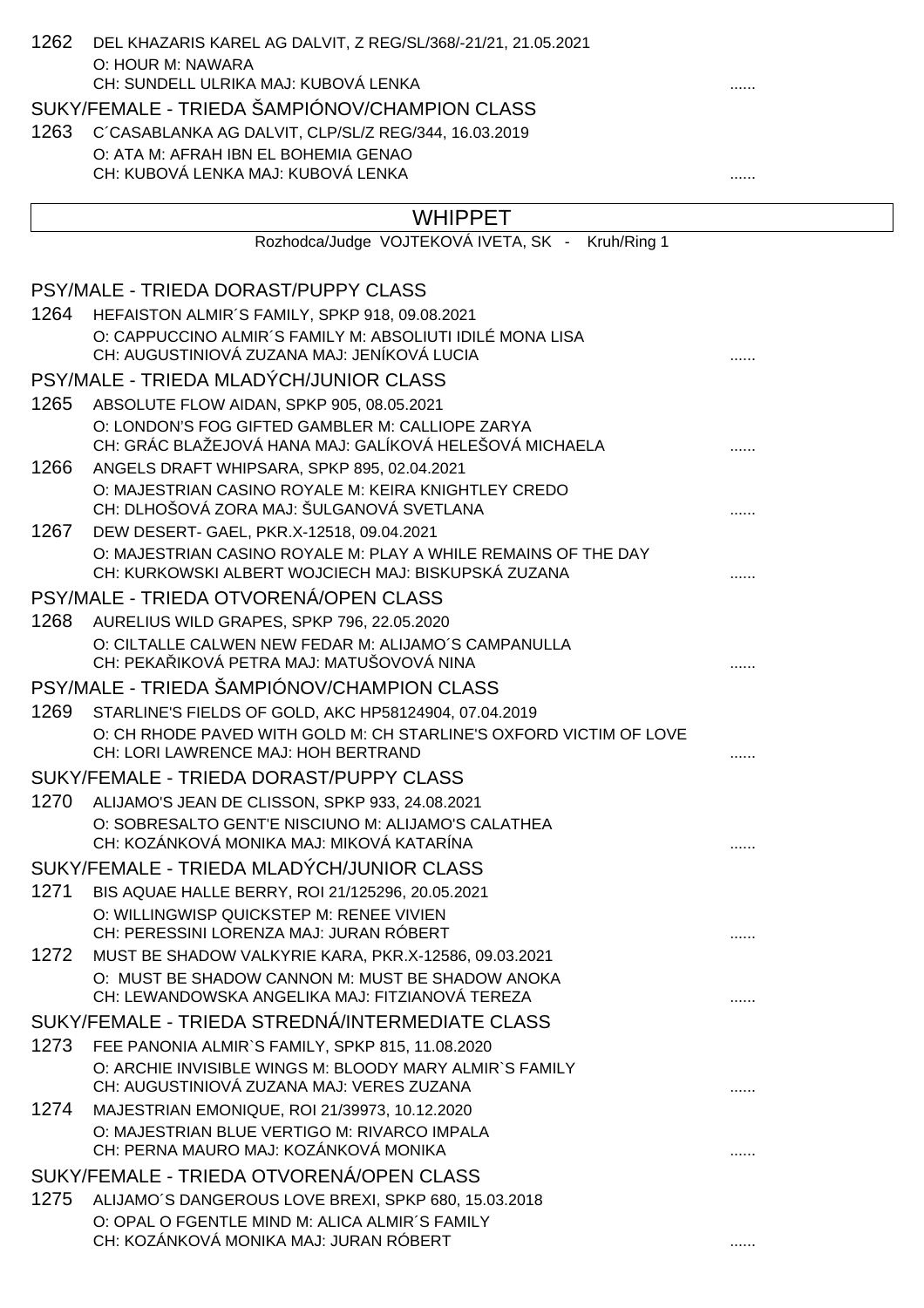1262 DEL KHAZARIS KAREL AG DALVIT, Z REG/SL/368/-21/21, 21.05.2021
O: HOUR M: NAWARA
CH: SUNDELL ULRIKA MAJ: KUBOVÁ LENKA ......

SUKY/FEMALE - TRIEDA ŠAMPIÓNOV/CHAMPION CLASS

1263 C´CASABLANKA AG DALVIT, CLP/SL/Z REG/344, 16.03.2019
O: ATA M: AFRAH IBN EL BOHEMIA GENAO
CH: KUBOVÁ LENKA MAJ: KUBOVÁ LENKA ......

## WHIPPET

Rozhodca/Judge VOJTEKOVÁ IVETA, SK - Kruh/Ring 1

PSY/MALE - TRIEDA DORAST/PUPPY CLASS

1264 HEFAISTON ALMIR´S FAMILY, SPKP 918, 09.08.2021
O: CAPPUCCINO ALMIR´S FAMILY M: ABSOLIUTI IDILÉ MONA LISA
CH: AUGUSTINIOVÁ ZUZANA MAJ: JENÍKOVÁ LUCIA ......

PSY/MALE - TRIEDA MLADÝCH/JUNIOR CLASS

1265 ABSOLUTE FLOW AIDAN, SPKP 905, 08.05.2021
O: LONDON'S FOG GIFTED GAMBLER M: CALLIOPE ZARYA
CH: GRÁC BLAŽEJOVÁ HANA MAJ: GALÍKOVÁ HELEŠOVÁ MICHAELA ......

1266 ANGELS DRAFT WHIPSARA, SPKP 895, 02.04.2021
O: MAJESTRIAN CASINO ROYALE M: KEIRA KNIGHTLEY CREDO
CH: DLHOŠOVÁ ZORA MAJ: ŠULGANOVÁ SVETLANA ......

1267 DEW DESERT- GAEL, PKR.X-12518, 09.04.2021
O: MAJESTRIAN CASINO ROYALE M: PLAY A WHILE REMAINS OF THE DAY
CH: KURKOWSKI ALBERT WOJCIECH MAJ: BISKUPSKÁ ZUZANA ......

PSY/MALE - TRIEDA OTVORENÁ/OPEN CLASS

1268 AURELIUS WILD GRAPES, SPKP 796, 22.05.2020
O: CILTALLE CALWEN NEW FEDAR M: ALIJAMO´S CAMPANULLA
CH: PEKAŘIKOVÁ PETRA MAJ: MATUŠOVOVÁ NINA ......

PSY/MALE - TRIEDA ŠAMPIÓNOV/CHAMPION CLASS

1269 STARLINE'S FIELDS OF GOLD, AKC HP58124904, 07.04.2019
O: CH RHODE PAVED WITH GOLD M: CH STARLINE'S OXFORD VICTIM OF LOVE
CH: LORI LAWRENCE MAJ: HOH BERTRAND ......

SUKY/FEMALE - TRIEDA DORAST/PUPPY CLASS

1270 ALIJAMO'S JEAN DE CLISSON, SPKP 933, 24.08.2021
O: SOBRESALTO GENT'E NISCIUNO M: ALIJAMO'S CALATHEA
CH: KOZÁNKOVÁ MONIKA MAJ: MIKOVÁ KATARÍNA ......

SUKY/FEMALE - TRIEDA MLADÝCH/JUNIOR CLASS

1271 BIS AQUAE HALLE BERRY, ROI 21/125296, 20.05.2021
O: WILLINGWISP QUICKSTEP M: RENEE VIVIEN
CH: PERESSINI LORENZA MAJ: JURAN RÓBERT ......

1272 MUST BE SHADOW VALKYRIE KARA, PKR.X-12586, 09.03.2021
O: MUST BE SHADOW CANNON M: MUST BE SHADOW ANOKA
CH: LEWANDOWSKA ANGELIKA MAJ: FITZIANOVÁ TEREZA ......

SUKY/FEMALE - TRIEDA STREDNÁ/INTERMEDIATE CLASS

1273 FEE PANONIA ALMIR`S FAMILY, SPKP 815, 11.08.2020
O: ARCHIE INVISIBLE WINGS M: BLOODY MARY ALMIR`S FAMILY
CH: AUGUSTINIOVÁ ZUZANA MAJ: VERES ZUZANA ......

1274 MAJESTRIAN EMONIQUE, ROI 21/39973, 10.12.2020
O: MAJESTRIAN BLUE VERTIGO M: RIVARCO IMPALA
CH: PERNA MAURO MAJ: KOZÁNKOVÁ MONIKA ......

SUKY/FEMALE - TRIEDA OTVORENÁ/OPEN CLASS

1275 ALIJAMO´S DANGEROUS LOVE BREXI, SPKP 680, 15.03.2018
O: OPAL O FGENTLE MIND M: ALICA ALMIR´S FAMILY
CH: KOZÁNKOVÁ MONIKA MAJ: JURAN RÓBERT ......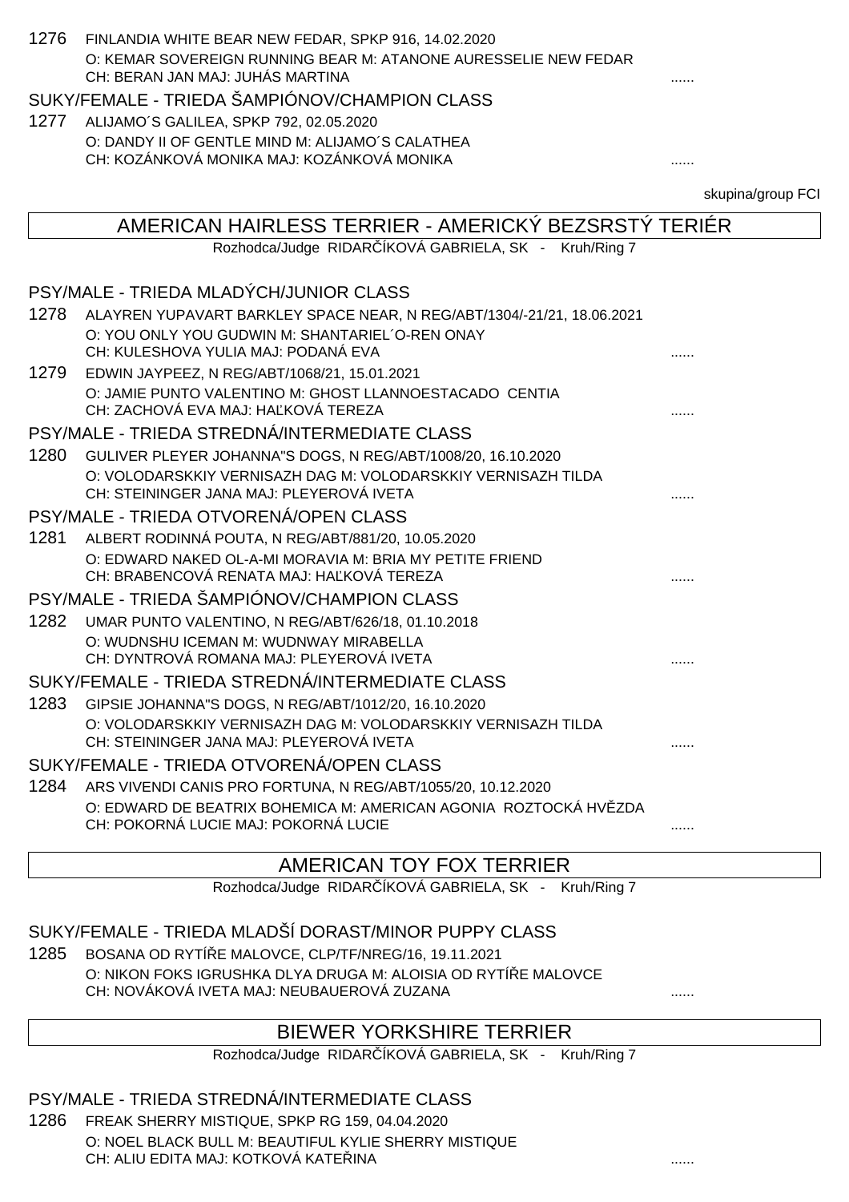1276 FINLANDIA WHITE BEAR NEW FEDAR, SPKP 916, 14.02.2020
O: KEMAR SOVEREIGN RUNNING BEAR M: ATANONE AURESSELIE NEW FEDAR
CH: BERAN JAN MAJ: JUHÁS MARTINA ......

SUKY/FEMALE - TRIEDA ŠAMPIÓNOV/CHAMPION CLASS

1277 ALIJAMO´S GALILEA, SPKP 792, 02.05.2020
O: DANDY II OF GENTLE MIND M: ALIJAMO´S CALATHEA
CH: KOZÁNKOVÁ MONIKA MAJ: KOZÁNKOVÁ MONIKA ......

skupina/group FCI

## AMERICAN HAIRLESS TERRIER - AMERICKÝ BEZSRSTÝ TERIÉR

Rozhodca/Judge RIDARČÍKOVÁ GABRIELA, SK - Kruh/Ring 7

PSY/MALE - TRIEDA MLADÝCH/JUNIOR CLASS

1278 ALAYREN YUPAVART BARKLEY SPACE NEAR, N REG/ABT/1304/-21/21, 18.06.2021
O: YOU ONLY YOU GUDWIN M: SHANTARIEL´O-REN ONAY
CH: KULESHOVA YULIA MAJ: PODANÁ EVA ......

1279 EDWIN JAYPEEZ, N REG/ABT/1068/21, 15.01.2021
O: JAMIE PUNTO VALENTINO M: GHOST LLANNOESTACADO CENTIA
CH: ZACHOVÁ EVA MAJ: HAĽKOVÁ TEREZA ......

PSY/MALE - TRIEDA STREDNÁ/INTERMEDIATE CLASS

1280 GULIVER PLEYER JOHANNA"S DOGS, N REG/ABT/1008/20, 16.10.2020
O: VOLODARSKKIY VERNISAZH DAG M: VOLODARSKKIY VERNISAZH TILDA
CH: STEININGER JANA MAJ: PLEYEROVÁ IVETA ......

PSY/MALE - TRIEDA OTVORENÁ/OPEN CLASS

1281 ALBERT RODINNÁ POUTA, N REG/ABT/881/20, 10.05.2020
O: EDWARD NAKED OL-A-MI MORAVIA M: BRIA MY PETITE FRIEND
CH: BRABENCOVÁ RENATA MAJ: HAĽKOVÁ TEREZA ......

PSY/MALE - TRIEDA ŠAMPIÓNOV/CHAMPION CLASS

1282 UMAR PUNTO VALENTINO, N REG/ABT/626/18, 01.10.2018
O: WUDNSHU ICEMAN M: WUDNWAY MIRABELLA
CH: DYNTROVÁ ROMANA MAJ: PLEYEROVÁ IVETA ......

SUKY/FEMALE - TRIEDA STREDNÁ/INTERMEDIATE CLASS

1283 GIPSIE JOHANNA"S DOGS, N REG/ABT/1012/20, 16.10.2020
O: VOLODARSKKIY VERNISAZH DAG M: VOLODARSKKIY VERNISAZH TILDA
CH: STEININGER JANA MAJ: PLEYEROVÁ IVETA ......

SUKY/FEMALE - TRIEDA OTVORENÁ/OPEN CLASS

1284 ARS VIVENDI CANIS PRO FORTUNA, N REG/ABT/1055/20, 10.12.2020
O: EDWARD DE BEATRIX BOHEMICA M: AMERICAN AGONIA ROZTOCKÁ HVĚZDA
CH: POKORNÁ LUCIE MAJ: POKORNÁ LUCIE ......

## AMERICAN TOY FOX TERRIER

Rozhodca/Judge RIDARČÍKOVÁ GABRIELA, SK - Kruh/Ring 7

SUKY/FEMALE - TRIEDA MLADŠÍ DORAST/MINOR PUPPY CLASS

1285 BOSANA OD RYTÍŘE MALOVCE, CLP/TF/NREG/16, 19.11.2021
O: NIKON FOKS IGRUSHKA DLYA DRUGA M: ALOISIA OD RYTÍŘE MALOVCE
CH: NOVÁKOVÁ IVETA MAJ: NEUBAUEROVÁ ZUZANA ......

## BIEWER YORKSHIRE TERRIER

Rozhodca/Judge RIDARČÍKOVÁ GABRIELA, SK - Kruh/Ring 7

PSY/MALE - TRIEDA STREDNÁ/INTERMEDIATE CLASS

1286 FREAK SHERRY MISTIQUE, SPKP RG 159, 04.04.2020
O: NOEL BLACK BULL M: BEAUTIFUL KYLIE SHERRY MISTIQUE
CH: ALIU EDITA MAJ: KOTKOVÁ KATEŘINA ......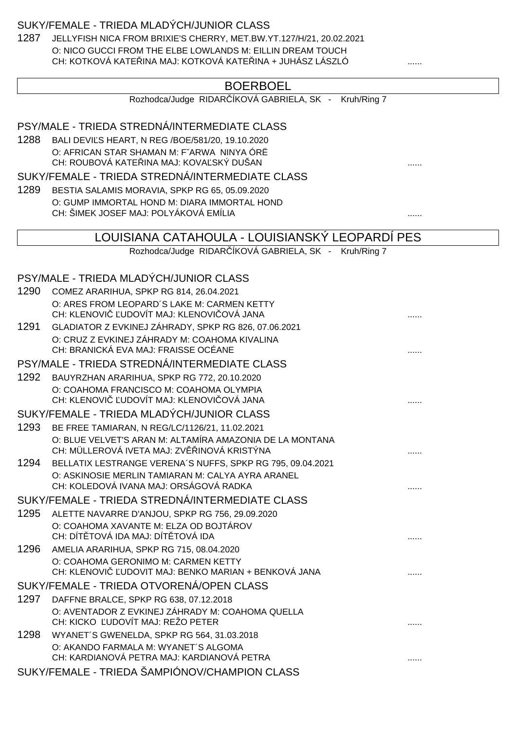SUKY/FEMALE - TRIEDA MLADÝCH/JUNIOR CLASS

1287 JELLYFISH NICA FROM BRIXIE'S CHERRY, MET.BW.YT.127/H/21, 20.02.2021
O: NICO GUCCI FROM THE ELBE LOWLANDS M: EILLIN DREAM TOUCH
CH: KOTKOVÁ KATEŘINA MAJ: KOTKOVÁ KATEŘINA + JUHÁSZ LÁSZLÓ ......

## BOERBOEL

Rozhodca/Judge RIDARČÍKOVÁ GABRIELA, SK - Kruh/Ring 7

PSY/MALE - TRIEDA STREDNÁ/INTERMEDIATE CLASS

1288 BALI DEVIĽS HEART, N REG /BOE/581/20, 19.10.2020
O: AFRICAN STAR SHAMAN M: F˘ARWA NINYA ÓRË
CH: ROUBOVÁ KATEŘINA MAJ: KOVAĽSKÝ DUŠAN ......

SUKY/FEMALE - TRIEDA STREDNÁ/INTERMEDIATE CLASS

1289 BESTIA SALAMIS MORAVIA, SPKP RG 65, 05.09.2020
O: GUMP IMMORTAL HOND M: DIARA IMMORTAL HOND
CH: ŠIMEK JOSEF MAJ: POLYÁKOVÁ EMÍLIA ......

## LOUISIANA CATAHOULA - LOUISIANSKÝ LEOPARDÍ PES

Rozhodca/Judge RIDARČÍKOVÁ GABRIELA, SK - Kruh/Ring 7

PSY/MALE - TRIEDA MLADÝCH/JUNIOR CLASS

1290 COMEZ ARARIHUA, SPKP RG 814, 26.04.2021
O: ARES FROM LEOPARD´S LAKE M: CARMEN KETTY
CH: KLENOVIČ ĽUDOVÍT MAJ: KLENOVIČOVÁ JANA ......

1291 GLADIATOR Z EVKINEJ ZÁHRADY, SPKP RG 826, 07.06.2021
O: CRUZ Z EVKINEJ ZÁHRADY M: COAHOMA KIVALINA
CH: BRANICKÁ EVA MAJ: FRAISSE OCÉANE ......

PSY/MALE - TRIEDA STREDNÁ/INTERMEDIATE CLASS

1292 BAUYRZHAN ARARIHUA, SPKP RG 772, 20.10.2020
O: COAHOMA FRANCISCO M: COAHOMA OLYMPIA
CH: KLENOVIČ ĽUDOVÍT MAJ: KLENOVIČOVÁ JANA ......

SUKY/FEMALE - TRIEDA MLADÝCH/JUNIOR CLASS

1293 BE FREE TAMIARAN, N REG/LC/1126/21, 11.02.2021
O: BLUE VELVET'S ARAN M: ALTAMÍRA AMAZONIA DE LA MONTANA
CH: MÜLLEROVÁ IVETA MAJ: ZVĚŘINOVÁ KRISTÝNA ......

1294 BELLATIX LESTRANGE VERENA´S NUFFS, SPKP RG 795, 09.04.2021
O: ASKINOSIE MERLIN TAMIARAN M: CALYA AYRA ARANEL
CH: KOLEDOVÁ IVANA MAJ: ORSÁGOVÁ RADKA ......

SUKY/FEMALE - TRIEDA STREDNÁ/INTERMEDIATE CLASS

1295 ALETTE NAVARRE D'ANJOU, SPKP RG 756, 29.09.2020
O: COAHOMA XAVANTE M: ELZA OD BOJTÁROV
CH: DÍTĚTOVÁ IDA MAJ: DÍTĚTOVÁ IDA ......

1296 AMELIA ARARIHUA, SPKP RG 715, 08.04.2020
O: COAHOMA GERONIMO M: CARMEN KETTY
CH: KLENOVIČ ĽUDOVIT MAJ: BENKO MARIAN + BENKOVÁ JANA ......

SUKY/FEMALE - TRIEDA OTVORENÁ/OPEN CLASS

1297 DAFFNE BRALCE, SPKP RG 638, 07.12.2018
O: AVENTADOR Z EVKINEJ ZÁHRADY M: COAHOMA QUELLA
CH: KICKO ĽUDOVÍT MAJ: REŽO PETER ......

1298 WYANET´S GWENELDA, SPKP RG 564, 31.03.2018
O: AKANDO FARMALA M: WYANET´S ALGOMA
CH: KARDIANOVÁ PETRA MAJ: KARDIANOVÁ PETRA ......

SUKY/FEMALE - TRIEDA ŠAMPIÓNOV/CHAMPION CLASS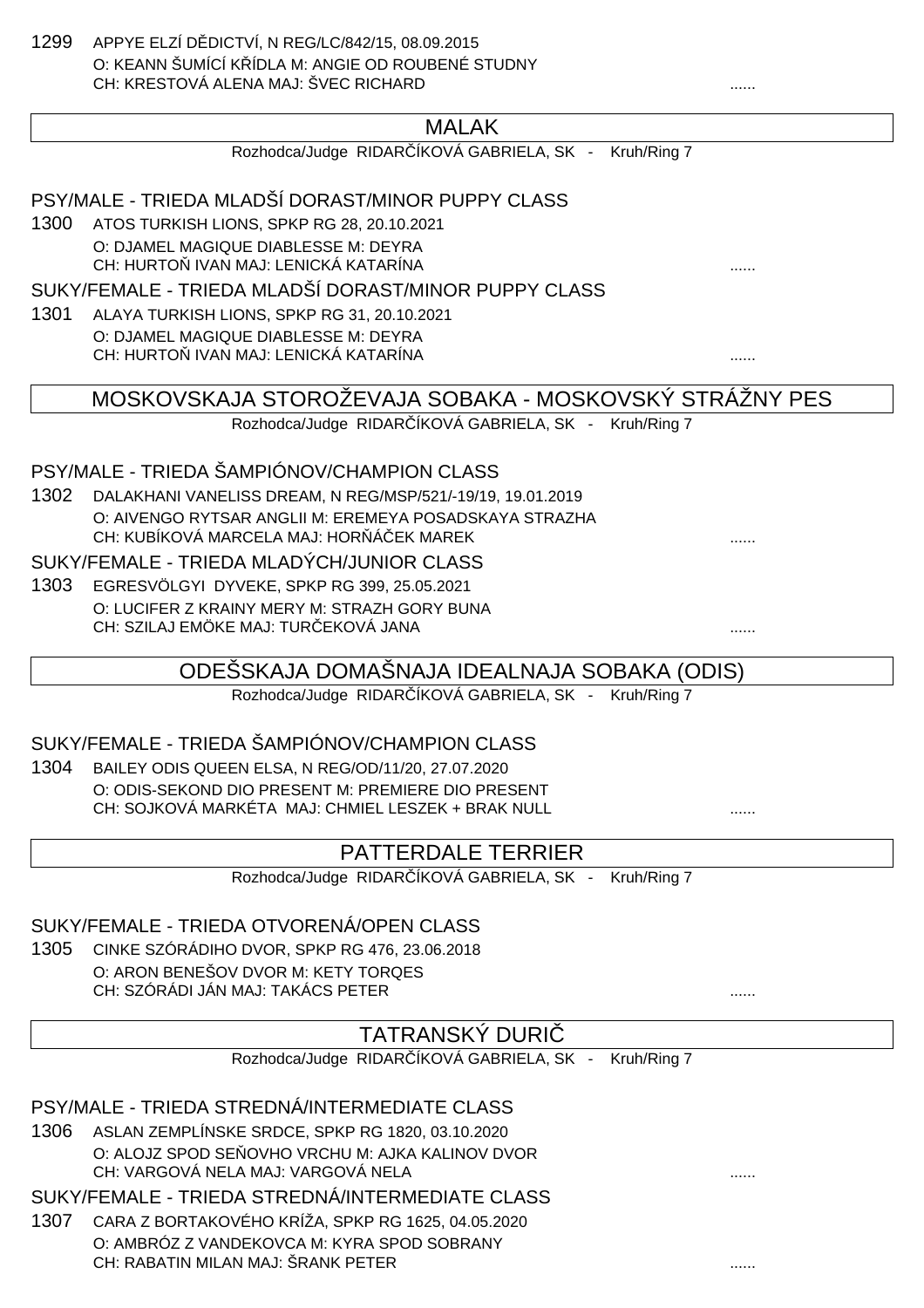1299 APPYE ELZÍ DĚDICTVÍ, N REG/LC/842/15, 08.09.2015
O: KEANN ŠUMÍCÍ KŘÍDLA M: ANGIE OD ROUBENÉ STUDNY
CH: KRESTOVÁ ALENA MAJ: ŠVEC RICHARD ......

## MALAK

Rozhodca/Judge RIDARČÍKOVÁ GABRIELA, SK - Kruh/Ring 7

### PSY/MALE - TRIEDA MLADŠÍ DORAST/MINOR PUPPY CLASS

1300 ATOS TURKISH LIONS, SPKP RG 28, 20.10.2021
O: DJAMEL MAGIQUE DIABLESSE M: DEYRA
CH: HURTOŇ IVAN MAJ: LENICKÁ KATARÍNA ......

### SUKY/FEMALE - TRIEDA MLADŠÍ DORAST/MINOR PUPPY CLASS

1301 ALAYA TURKISH LIONS, SPKP RG 31, 20.10.2021
O: DJAMEL MAGIQUE DIABLESSE M: DEYRA
CH: HURTOŇ IVAN MAJ: LENICKÁ KATARÍNA ......

## MOSKOVSKAJA STOROŽEVAJA SOBAKA - MOSKOVSKÝ STRÁŽNY PES

Rozhodca/Judge RIDARČÍKOVÁ GABRIELA, SK - Kruh/Ring 7

### PSY/MALE - TRIEDA ŠAMPIÓNOV/CHAMPION CLASS

1302 DALAKHANI VANELISS DREAM, N REG/MSP/521/-19/19, 19.01.2019
O: AIVENGO RYTSAR ANGLII M: EREMEYA POSADSKAYA STRAZHA
CH: KUBÍKOVÁ MARCELA MAJ: HORŇÁČEK MAREK ......

### SUKY/FEMALE - TRIEDA MLADÝCH/JUNIOR CLASS

1303 EGRESVÖLGYI DYVEKE, SPKP RG 399, 25.05.2021
O: LUCIFER Z KRAINY MERY M: STRAZH GORY BUNA
CH: SZILAJ EMÖKE MAJ: TURČEKOVÁ JANA ......

## ODEŠSKAJA DOMAŠNAJA IDEALNAJA SOBAKA (ODIS)

Rozhodca/Judge RIDARČÍKOVÁ GABRIELA, SK - Kruh/Ring 7

### SUKY/FEMALE - TRIEDA ŠAMPIÓNOV/CHAMPION CLASS

1304 BAILEY ODIS QUEEN ELSA, N REG/OD/11/20, 27.07.2020
O: ODIS-SEKOND DIO PRESENT M: PREMIERE DIO PRESENT
CH: SOJKOVÁ MARKÉTA MAJ: CHMIEL LESZEK + BRAK NULL ......

## PATTERDALE TERRIER

Rozhodca/Judge RIDARČÍKOVÁ GABRIELA, SK - Kruh/Ring 7

### SUKY/FEMALE - TRIEDA OTVORENÁ/OPEN CLASS

1305 CINKE SZÓRÁDIHO DVOR, SPKP RG 476, 23.06.2018
O: ARON BENEŠOV DVOR M: KETY TORQES
CH: SZÓRÁDI JÁN MAJ: TAKÁCS PETER ......

## TATRANSKÝ DURIČ

Rozhodca/Judge RIDARČÍKOVÁ GABRIELA, SK - Kruh/Ring 7

### PSY/MALE - TRIEDA STREDNÁ/INTERMEDIATE CLASS

1306 ASLAN ZEMPLÍNSKE SRDCE, SPKP RG 1820, 03.10.2020
O: ALOJZ SPOD SEŇOVHO VRCHU M: AJKA KALINOV DVOR
CH: VARGOVÁ NELA MAJ: VARGOVÁ NELA ......

### SUKY/FEMALE - TRIEDA STREDNÁ/INTERMEDIATE CLASS

1307 CARA Z BORTAKOVÉHO KRÍŽA, SPKP RG 1625, 04.05.2020
O: AMBRÓZ Z VANDEKOVCA M: KYRA SPOD SOBRANY
CH: RABATIN MILAN MAJ: ŠRANK PETER ......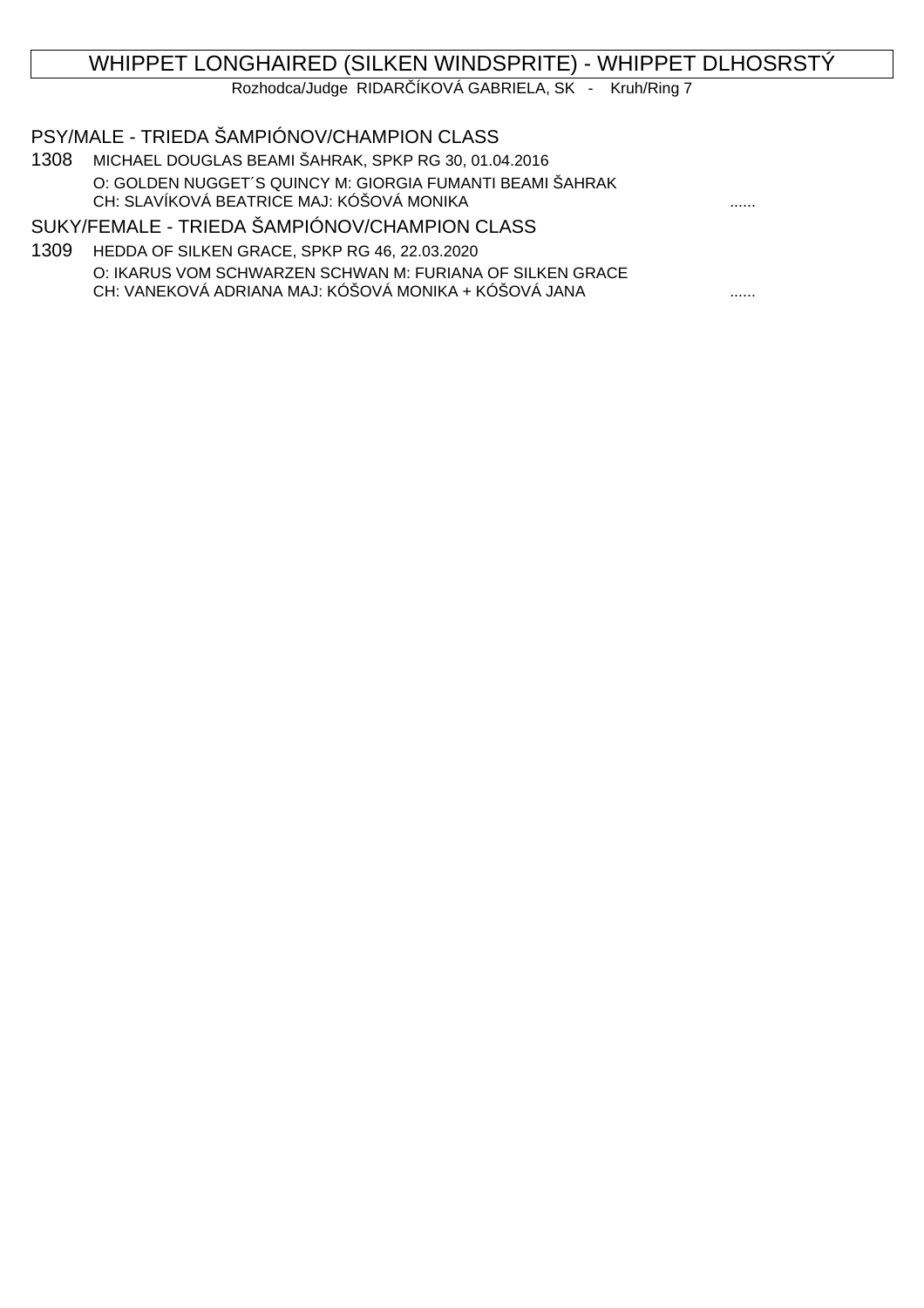# WHIPPET LONGHAIRED (SILKEN WINDSPRITE) - WHIPPET DLHOSRSTÝ

Rozhodca/Judge RIDARČÍKOVÁ GABRIELA, SK - Kruh/Ring 7

## PSY/MALE - TRIEDA ŠAMPIÓNOV/CHAMPION CLASS

1308 MICHAEL DOUGLAS BEAMI ŠAHRAK, SPKP RG 30, 01.04.2016
O: GOLDEN NUGGET´S QUINCY M: GIORGIA FUMANTI BEAMI ŠAHRAK
CH: SLAVÍKOVÁ BEATRICE MAJ: KÓŠOVÁ MONIKA ......

## SUKY/FEMALE - TRIEDA ŠAMPIÓNOV/CHAMPION CLASS

1309 HEDDA OF SILKEN GRACE, SPKP RG 46, 22.03.2020
O: IKARUS VOM SCHWARZEN SCHWAN M: FURIANA OF SILKEN GRACE
CH: VANEKOVÁ ADRIANA MAJ: KÓŠOVÁ MONIKA + KÓŠOVÁ JANA ......